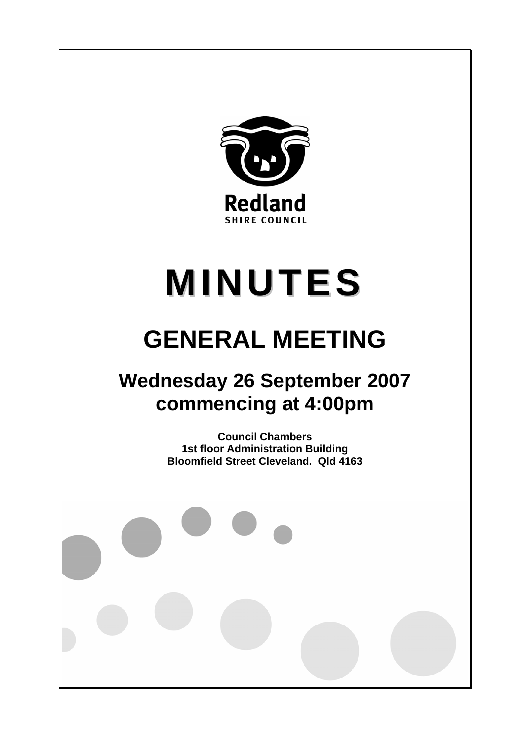Redland

SHIRE COUNCIL

# MINUTES

# GENERAL MEETING

## Wednesday 26 September 2007 commencing at 4:00pm

**Council Chambers**
**1st floor Administration Building**
**Bloomfield Street Cleveland. Qld 4163**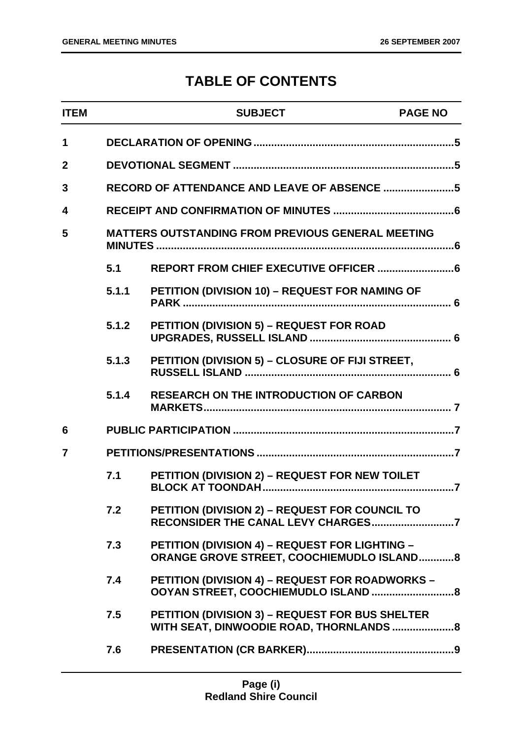# TABLE OF CONTENTS

| ITEM | | SUBJECT | PAGE NO |
|---|---|---|---|
| 1 | | DECLARATION OF OPENING | 5 |
| 2 | | DEVOTIONAL SEGMENT | 5 |
| 3 | | RECORD OF ATTENDANCE AND LEAVE OF ABSENCE | 5 |
| 4 | | RECEIPT AND CONFIRMATION OF MINUTES | 6 |
| 5 | | MATTERS OUTSTANDING FROM PREVIOUS GENERAL MEETING MINUTES | 6 |
| | 5.1 | REPORT FROM CHIEF EXECUTIVE OFFICER | 6 |
| | 5.1.1 | PETITION (DIVISION 10) – REQUEST FOR NAMING OF PARK | 6 |
| | 5.1.2 | PETITION (DIVISION 5) – REQUEST FOR ROAD UPGRADES, RUSSELL ISLAND | 6 |
| | 5.1.3 | PETITION (DIVISION 5) – CLOSURE OF FIJI STREET, RUSSELL ISLAND | 6 |
| | 5.1.4 | RESEARCH ON THE INTRODUCTION OF CARBON MARKETS | 7 |
| 6 | | PUBLIC PARTICIPATION | 7 |
| 7 | | PETITIONS/PRESENTATIONS | 7 |
| | 7.1 | PETITION (DIVISION 2) – REQUEST FOR NEW TOILET BLOCK AT TOONDAH | 7 |
| | 7.2 | PETITION (DIVISION 2) – REQUEST FOR COUNCIL TO RECONSIDER THE CANAL LEVY CHARGES | 7 |
| | 7.3 | PETITION (DIVISION 4) – REQUEST FOR LIGHTING – ORANGE GROVE STREET, COOCHIEMUDLO ISLAND | 8 |
| | 7.4 | PETITION (DIVISION 4) – REQUEST FOR ROADWORKS – OOYAN STREET, COOCHIEMUDLO ISLAND | 8 |
| | 7.5 | PETITION (DIVISION 3) – REQUEST FOR BUS SHELTER WITH SEAT, DINWOODIE ROAD, THORNLANDS | 8 |
| | 7.6 | PRESENTATION (CR BARKER) | 9 |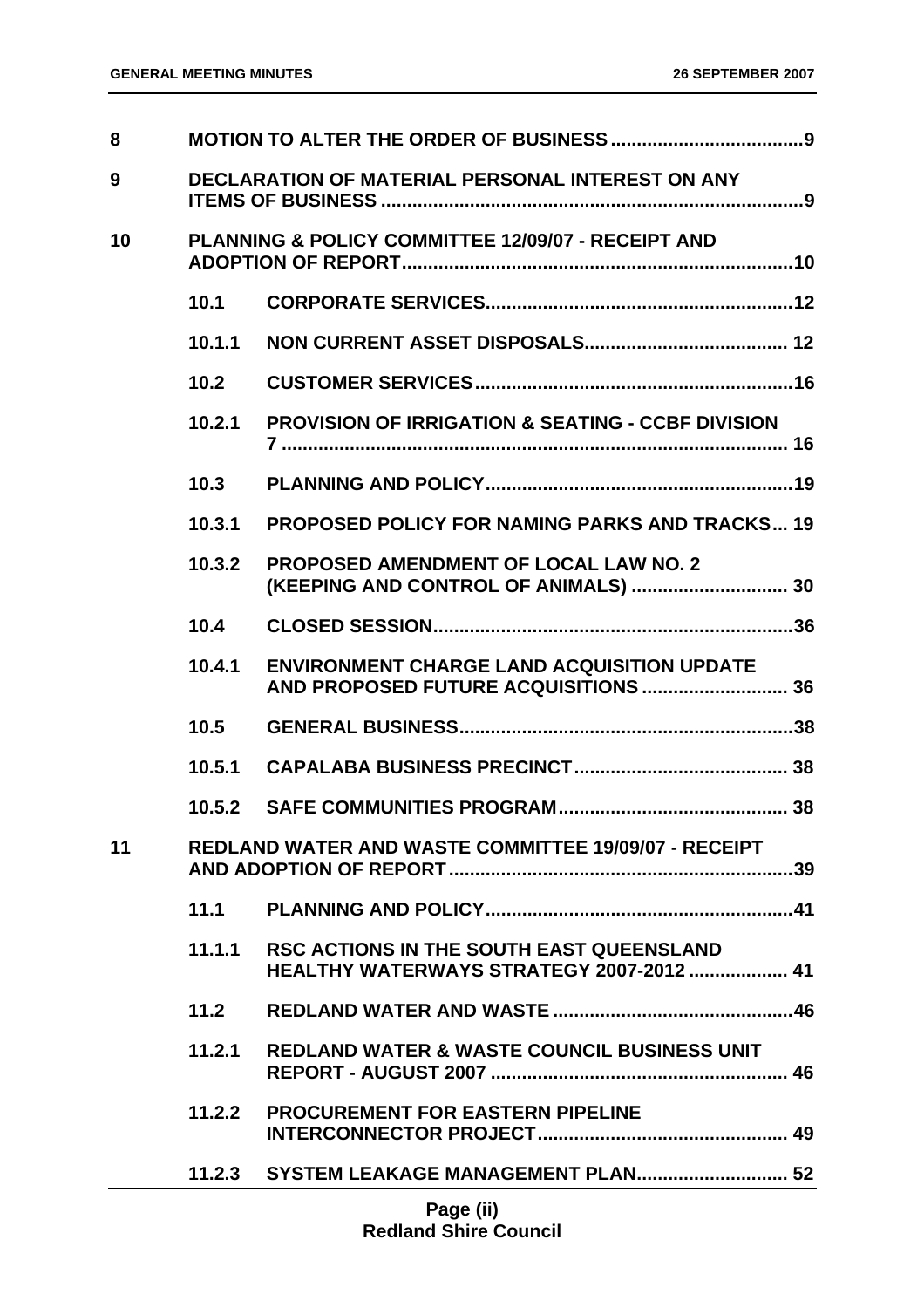| | | |
|---|---|---|
| **8** | **MOTION TO ALTER THE ORDER OF BUSINESS.....................................9** | |
| **9** | **DECLARATION OF MATERIAL PERSONAL INTEREST ON ANY ITEMS OF BUSINESS .................................................................................9** | |
| **10** | **PLANNING & POLICY COMMITTEE 12/09/07 - RECEIPT AND ADOPTION OF REPORT...........................................................................10** | |
| | **10.1** | **CORPORATE SERVICES..........................................................12** |
| | **10.1.1** | **NON CURRENT ASSET DISPOSALS...................................... 12** |
| | **10.2** | **CUSTOMER SERVICES............................................................16** |
| | **10.2.1** | **PROVISION OF IRRIGATION & SEATING - CCBF DIVISION 7 ................................................................................................ 16** |
| | **10.3** | **PLANNING AND POLICY...........................................................19** |
| | **10.3.1** | **PROPOSED POLICY FOR NAMING PARKS AND TRACKS... 19** |
| | **10.3.2** | **PROPOSED AMENDMENT OF LOCAL LAW NO. 2 (KEEPING AND CONTROL OF ANIMALS) .............................. 30** |
| | **10.4** | **CLOSED SESSION.....................................................................36** |
| | **10.4.1** | **ENVIRONMENT CHARGE LAND ACQUISITION UPDATE AND PROPOSED FUTURE ACQUISITIONS ............................ 36** |
| | **10.5** | **GENERAL BUSINESS................................................................38** |
| | **10.5.1** | **CAPALABA BUSINESS PRECINCT......................................... 38** |
| | **10.5.2** | **SAFE COMMUNITIES PROGRAM............................................ 38** |
| **11** | **REDLAND WATER AND WASTE COMMITTEE 19/09/07 - RECEIPT AND ADOPTION OF REPORT.................................................................39** | |
| | **11.1** | **PLANNING AND POLICY...........................................................41** |
| | **11.1.1** | **RSC ACTIONS IN THE SOUTH EAST QUEENSLAND HEALTHY WATERWAYS STRATEGY 2007-2012 ................... 41** |
| | **11.2** | **REDLAND WATER AND WASTE ..............................................46** |
| | **11.2.1** | **REDLAND WATER & WASTE COUNCIL BUSINESS UNIT REPORT - AUGUST 2007 ......................................................... 46** |
| | **11.2.2** | **PROCUREMENT FOR EASTERN PIPELINE INTERCONNECTOR PROJECT................................................ 49** |
| | **11.2.3** | **SYSTEM LEAKAGE MANAGEMENT PLAN............................. 52** |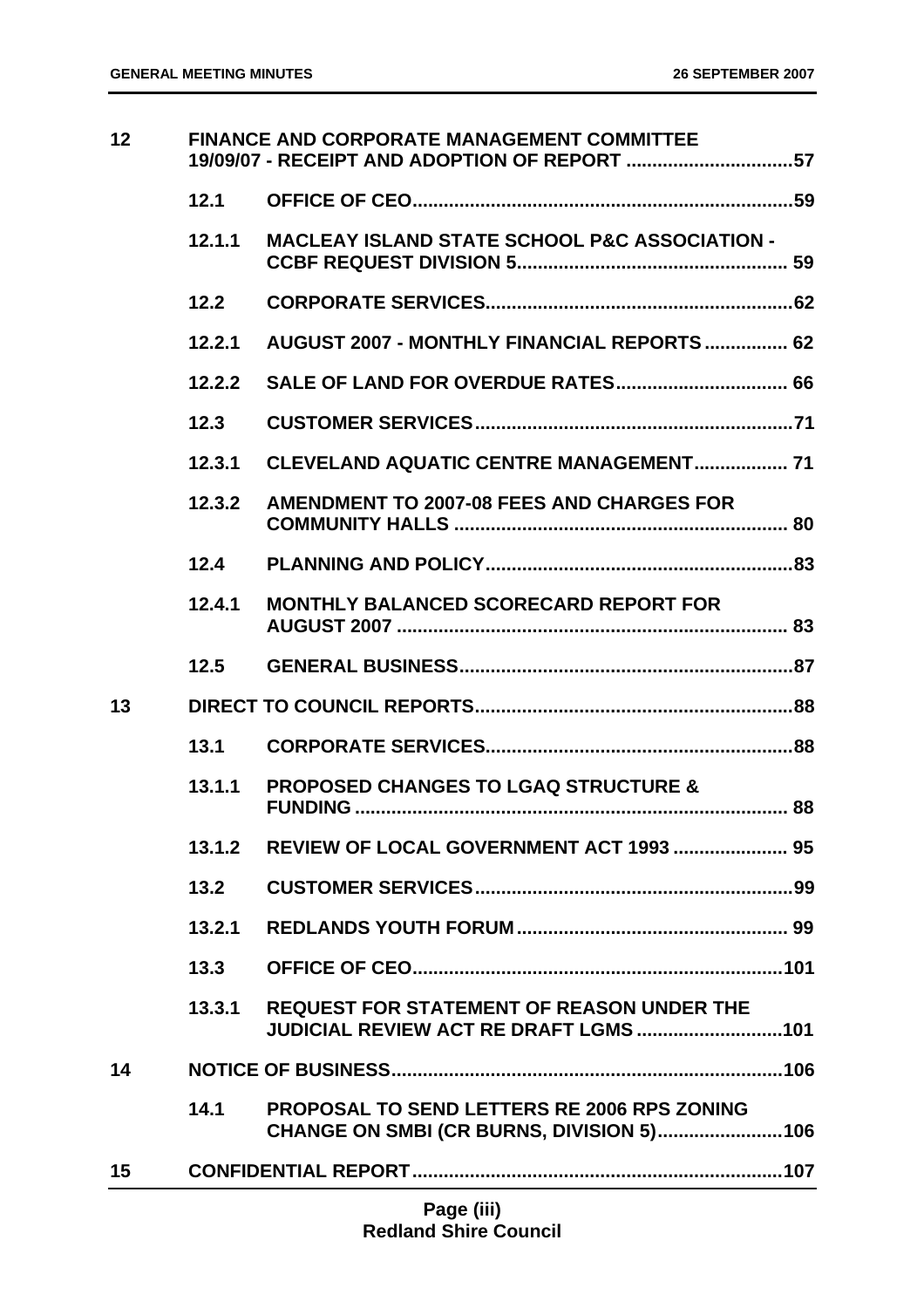| | | | |
|---|---|---|---|
| **12** | **FINANCE AND CORPORATE MANAGEMENT COMMITTEE 19/09/07 - RECEIPT AND ADOPTION OF REPORT** | | **57** |
| | **12.1** | **OFFICE OF CEO** | **59** |
| | **12.1.1** | **MACLEAY ISLAND STATE SCHOOL P&C ASSOCIATION - CCBF REQUEST DIVISION 5** | **59** |
| | **12.2** | **CORPORATE SERVICES** | **62** |
| | **12.2.1** | **AUGUST 2007 - MONTHLY FINANCIAL REPORTS** | **62** |
| | **12.2.2** | **SALE OF LAND FOR OVERDUE RATES** | **66** |
| | **12.3** | **CUSTOMER SERVICES** | **71** |
| | **12.3.1** | **CLEVELAND AQUATIC CENTRE MANAGEMENT** | **71** |
| | **12.3.2** | **AMENDMENT TO 2007-08 FEES AND CHARGES FOR COMMUNITY HALLS** | **80** |
| | **12.4** | **PLANNING AND POLICY** | **83** |
| | **12.4.1** | **MONTHLY BALANCED SCORECARD REPORT FOR AUGUST 2007** | **83** |
| | **12.5** | **GENERAL BUSINESS** | **87** |
| **13** | **DIRECT TO COUNCIL REPORTS** | | **88** |
| | **13.1** | **CORPORATE SERVICES** | **88** |
| | **13.1.1** | **PROPOSED CHANGES TO LGAQ STRUCTURE & FUNDING** | **88** |
| | **13.1.2** | **REVIEW OF LOCAL GOVERNMENT ACT 1993** | **95** |
| | **13.2** | **CUSTOMER SERVICES** | **99** |
| | **13.2.1** | **REDLANDS YOUTH FORUM** | **99** |
| | **13.3** | **OFFICE OF CEO** | **101** |
| | **13.3.1** | **REQUEST FOR STATEMENT OF REASON UNDER THE JUDICIAL REVIEW ACT RE DRAFT LGMS** | **101** |
| **14** | **NOTICE OF BUSINESS** | | **106** |
| | **14.1** | **PROPOSAL TO SEND LETTERS RE 2006 RPS ZONING CHANGE ON SMBI (CR BURNS, DIVISION 5)** | **106** |
| **15** | **CONFIDENTIAL REPORT** | | **107** |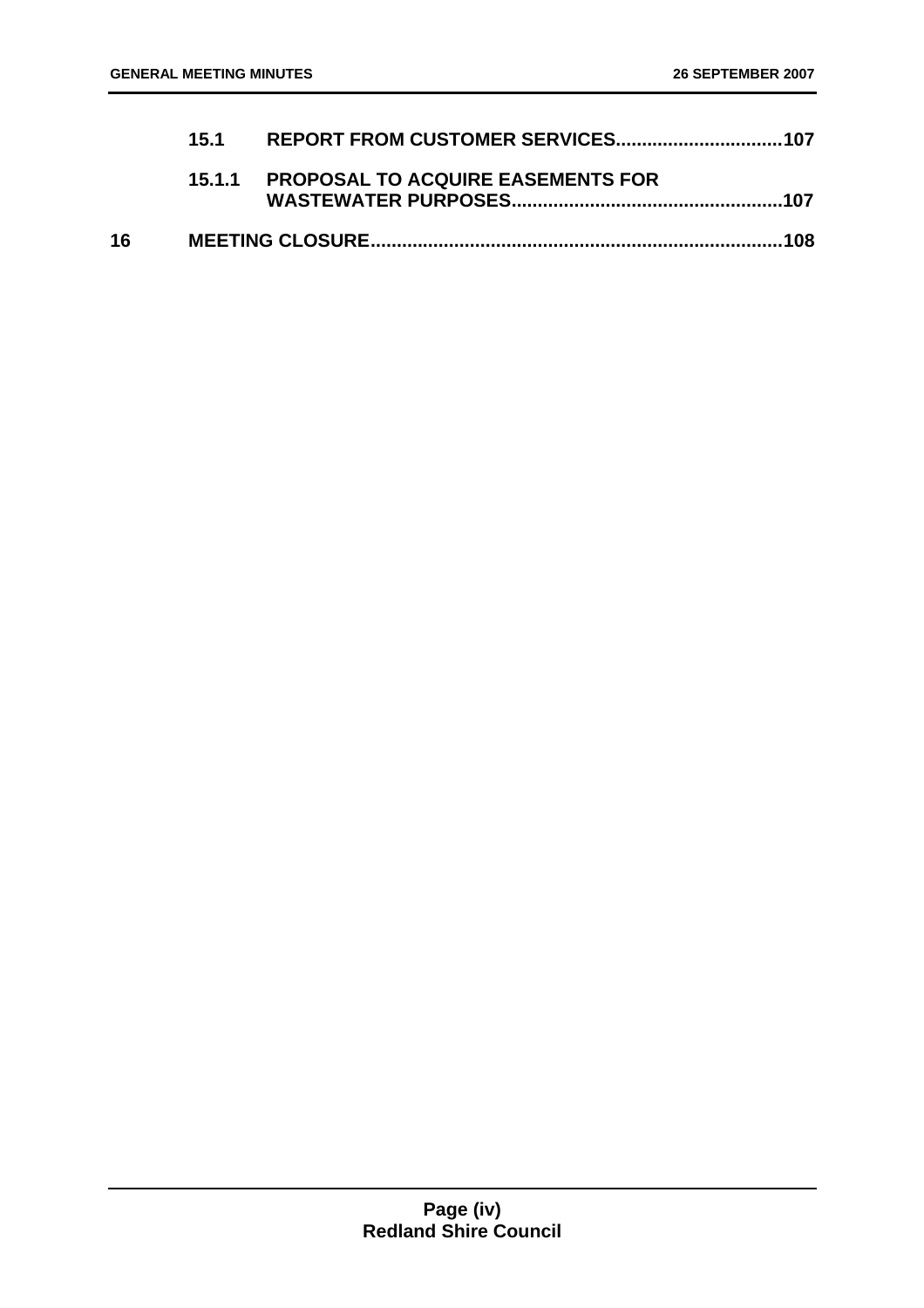**15.1 REPORT FROM CUSTOMER SERVICES................................107**

**15.1.1 PROPOSAL TO ACQUIRE EASEMENTS FOR WASTEWATER PURPOSES....................................................107**

**16 MEETING CLOSURE...............................................................................108**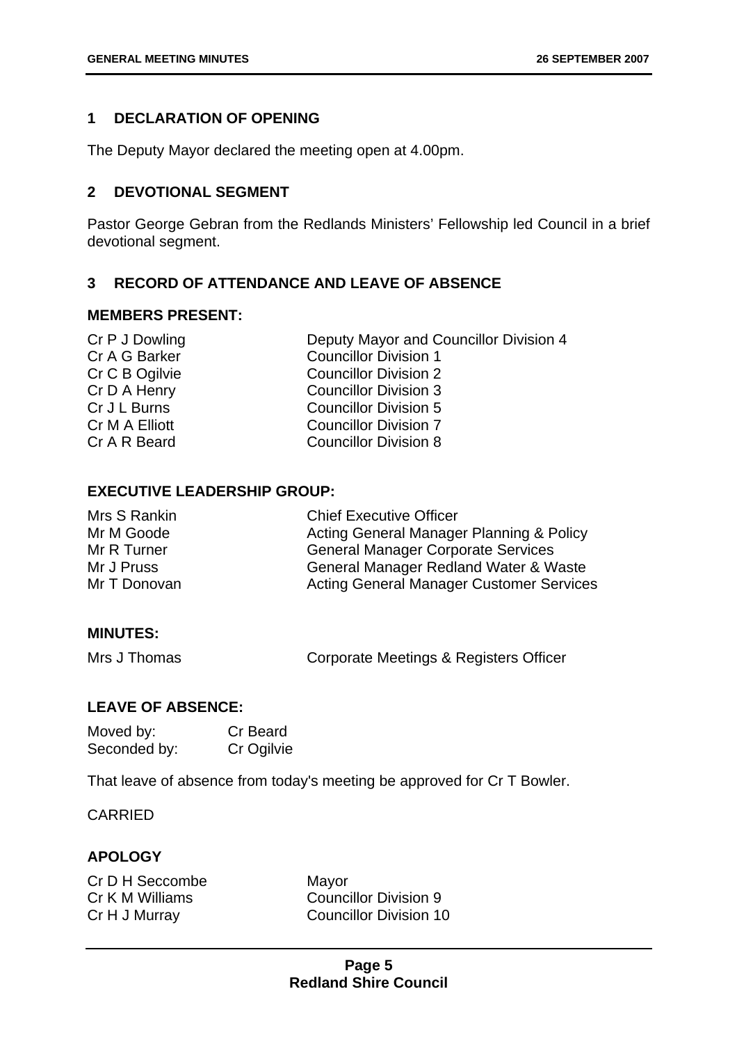## 1 DECLARATION OF OPENING

The Deputy Mayor declared the meeting open at 4.00pm.

## 2 DEVOTIONAL SEGMENT

Pastor George Gebran from the Redlands Ministers' Fellowship led Council in a brief devotional segment.

## 3 RECORD OF ATTENDANCE AND LEAVE OF ABSENCE

### MEMBERS PRESENT:

| | |
|---|---|
| Cr P J Dowling | Deputy Mayor and Councillor Division 4 |
| Cr A G Barker | Councillor Division 1 |
| Cr C B Ogilvie | Councillor Division 2 |
| Cr D A Henry | Councillor Division 3 |
| Cr J L Burns | Councillor Division 5 |
| Cr M A Elliott | Councillor Division 7 |
| Cr A R Beard | Councillor Division 8 |

### EXECUTIVE LEADERSHIP GROUP:

| | |
|---|---|
| Mrs S Rankin | Chief Executive Officer |
| Mr M Goode | Acting General Manager Planning & Policy |
| Mr R Turner | General Manager Corporate Services |
| Mr J Pruss | General Manager Redland Water & Waste |
| Mr T Donovan | Acting General Manager Customer Services |

### MINUTES:

| | |
|---|---|
| Mrs J Thomas | Corporate Meetings & Registers Officer |

### LEAVE OF ABSENCE:

| | |
|---|---|
| Moved by: | Cr Beard |
| Seconded by: | Cr Ogilvie |

That leave of absence from today's meeting be approved for Cr T Bowler.

CARRIED

### APOLOGY

| | |
|---|---|
| Cr D H Seccombe | Mayor |
| Cr K M Williams | Councillor Division 9 |
| Cr H J Murray | Councillor Division 10 |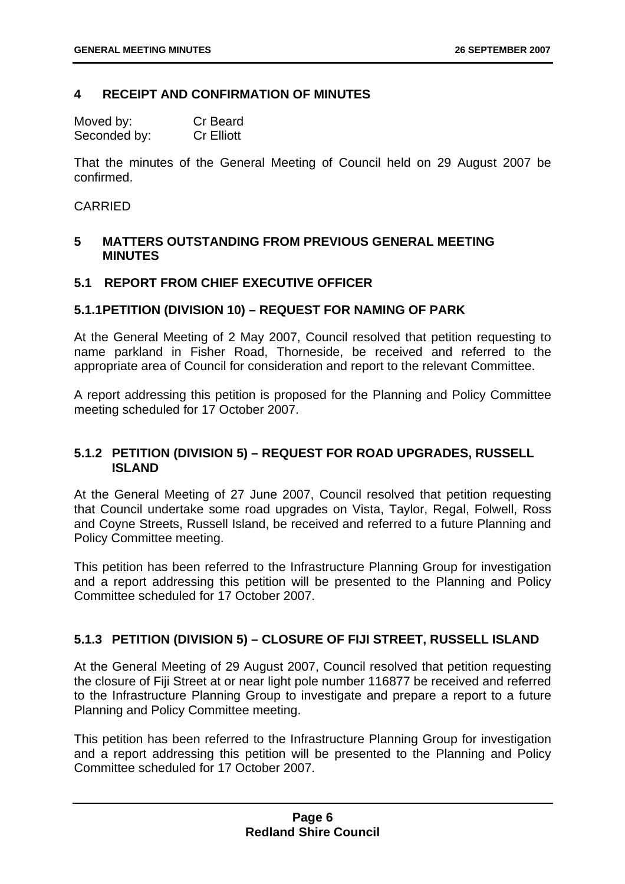## 4 RECEIPT AND CONFIRMATION OF MINUTES

| | |
|---|---|
| Moved by: | Cr Beard |
| Seconded by: | Cr Elliott |

That the minutes of the General Meeting of Council held on 29 August 2007 be confirmed.

CARRIED

## 5 MATTERS OUTSTANDING FROM PREVIOUS GENERAL MEETING MINUTES

### 5.1 REPORT FROM CHIEF EXECUTIVE OFFICER

#### 5.1.1 PETITION (DIVISION 10) – REQUEST FOR NAMING OF PARK

At the General Meeting of 2 May 2007, Council resolved that petition requesting to name parkland in Fisher Road, Thorneside, be received and referred to the appropriate area of Council for consideration and report to the relevant Committee.

A report addressing this petition is proposed for the Planning and Policy Committee meeting scheduled for 17 October 2007.

#### 5.1.2 PETITION (DIVISION 5) – REQUEST FOR ROAD UPGRADES, RUSSELL ISLAND

At the General Meeting of 27 June 2007, Council resolved that petition requesting that Council undertake some road upgrades on Vista, Taylor, Regal, Folwell, Ross and Coyne Streets, Russell Island, be received and referred to a future Planning and Policy Committee meeting.

This petition has been referred to the Infrastructure Planning Group for investigation and a report addressing this petition will be presented to the Planning and Policy Committee scheduled for 17 October 2007.

#### 5.1.3 PETITION (DIVISION 5) – CLOSURE OF FIJI STREET, RUSSELL ISLAND

At the General Meeting of 29 August 2007, Council resolved that petition requesting the closure of Fiji Street at or near light pole number 116877 be received and referred to the Infrastructure Planning Group to investigate and prepare a report to a future Planning and Policy Committee meeting.

This petition has been referred to the Infrastructure Planning Group for investigation and a report addressing this petition will be presented to the Planning and Policy Committee scheduled for 17 October 2007.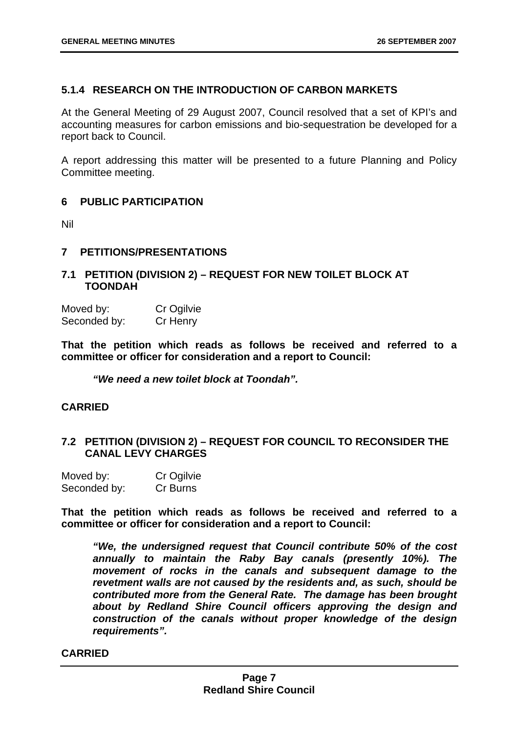### 5.1.4 RESEARCH ON THE INTRODUCTION OF CARBON MARKETS

At the General Meeting of 29 August 2007, Council resolved that a set of KPI's and accounting measures for carbon emissions and bio-sequestration be developed for a report back to Council.

A report addressing this matter will be presented to a future Planning and Policy Committee meeting.

## 6 PUBLIC PARTICIPATION

Nil

## 7 PETITIONS/PRESENTATIONS

### 7.1 PETITION (DIVISION 2) – REQUEST FOR NEW TOILET BLOCK AT TOONDAH

Moved by: Cr Ogilvie
Seconded by: Cr Henry

**That the petition which reads as follows be received and referred to a committee or officer for consideration and a report to Council:**

> ***"We need a new toilet block at Toondah".***

**CARRIED**

### 7.2 PETITION (DIVISION 2) – REQUEST FOR COUNCIL TO RECONSIDER THE CANAL LEVY CHARGES

Moved by: Cr Ogilvie
Seconded by: Cr Burns

**That the petition which reads as follows be received and referred to a committee or officer for consideration and a report to Council:**

> ***"We, the undersigned request that Council contribute 50% of the cost annually to maintain the Raby Bay canals (presently 10%). The movement of rocks in the canals and subsequent damage to the revetment walls are not caused by the residents and, as such, should be contributed more from the General Rate. The damage has been brought about by Redland Shire Council officers approving the design and construction of the canals without proper knowledge of the design requirements".***

**CARRIED**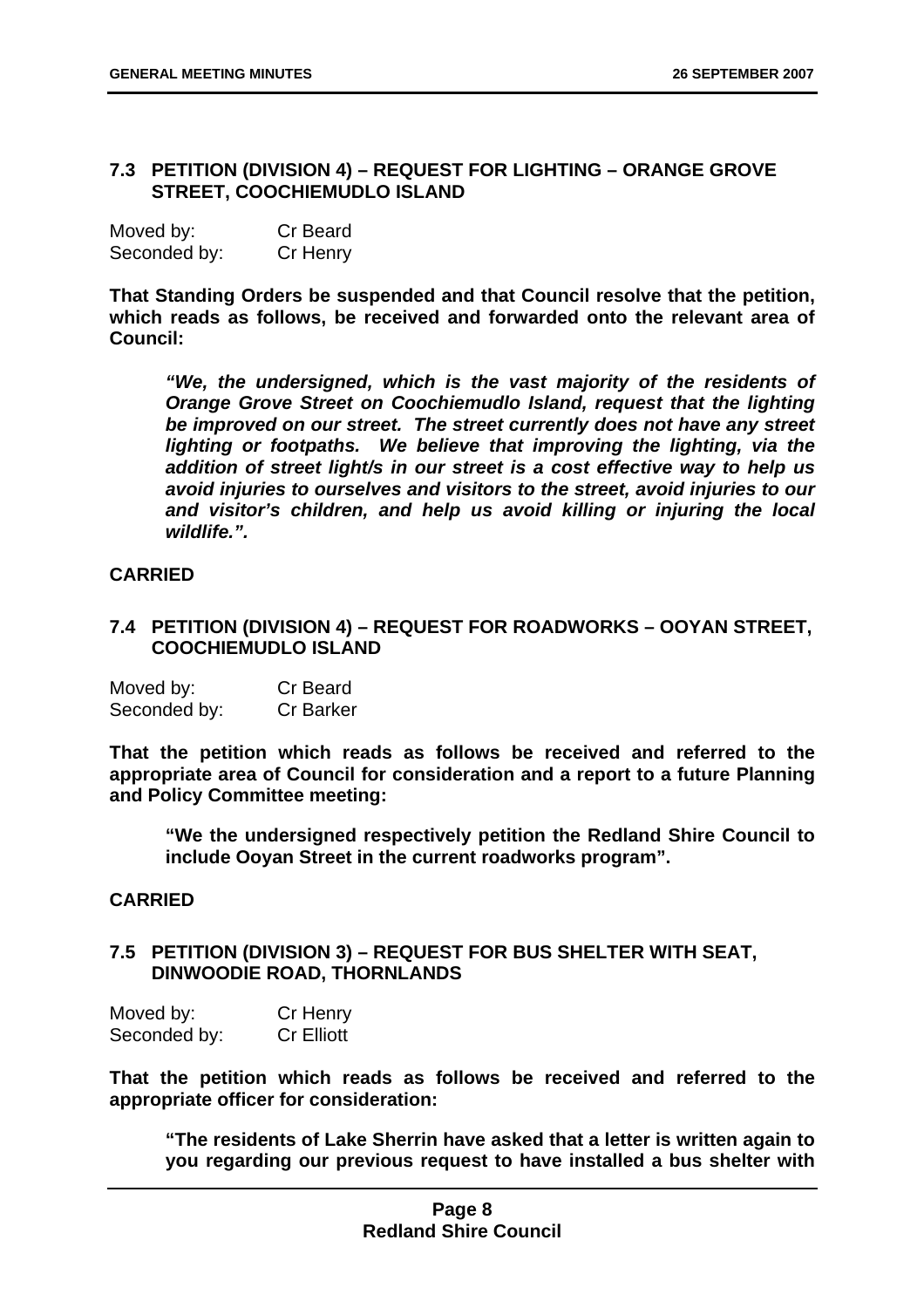### 7.3 PETITION (DIVISION 4) – REQUEST FOR LIGHTING – ORANGE GROVE STREET, COOCHIEMUDLO ISLAND

| | |
|---|---|
| Moved by: | Cr Beard |
| Seconded by: | Cr Henry |

**That Standing Orders be suspended and that Council resolve that the petition, which reads as follows, be received and forwarded onto the relevant area of Council:**

> ***"We, the undersigned, which is the vast majority of the residents of Orange Grove Street on Coochiemudlo Island, request that the lighting be improved on our street. The street currently does not have any street lighting or footpaths. We believe that improving the lighting, via the addition of street light/s in our street is a cost effective way to help us avoid injuries to ourselves and visitors to the street, avoid injuries to our and visitor's children, and help us avoid killing or injuring the local wildlife.".***

**CARRIED**

### 7.4 PETITION (DIVISION 4) – REQUEST FOR ROADWORKS – OOYAN STREET, COOCHIEMUDLO ISLAND

| | |
|---|---|
| Moved by: | Cr Beard |
| Seconded by: | Cr Barker |

**That the petition which reads as follows be received and referred to the appropriate area of Council for consideration and a report to a future Planning and Policy Committee meeting:**

> **"We the undersigned respectively petition the Redland Shire Council to include Ooyan Street in the current roadworks program".**

**CARRIED**

### 7.5 PETITION (DIVISION 3) – REQUEST FOR BUS SHELTER WITH SEAT, DINWOODIE ROAD, THORNLANDS

| | |
|---|---|
| Moved by: | Cr Henry |
| Seconded by: | Cr Elliott |

**That the petition which reads as follows be received and referred to the appropriate officer for consideration:**

> **"The residents of Lake Sherrin have asked that a letter is written again to you regarding our previous request to have installed a bus shelter with**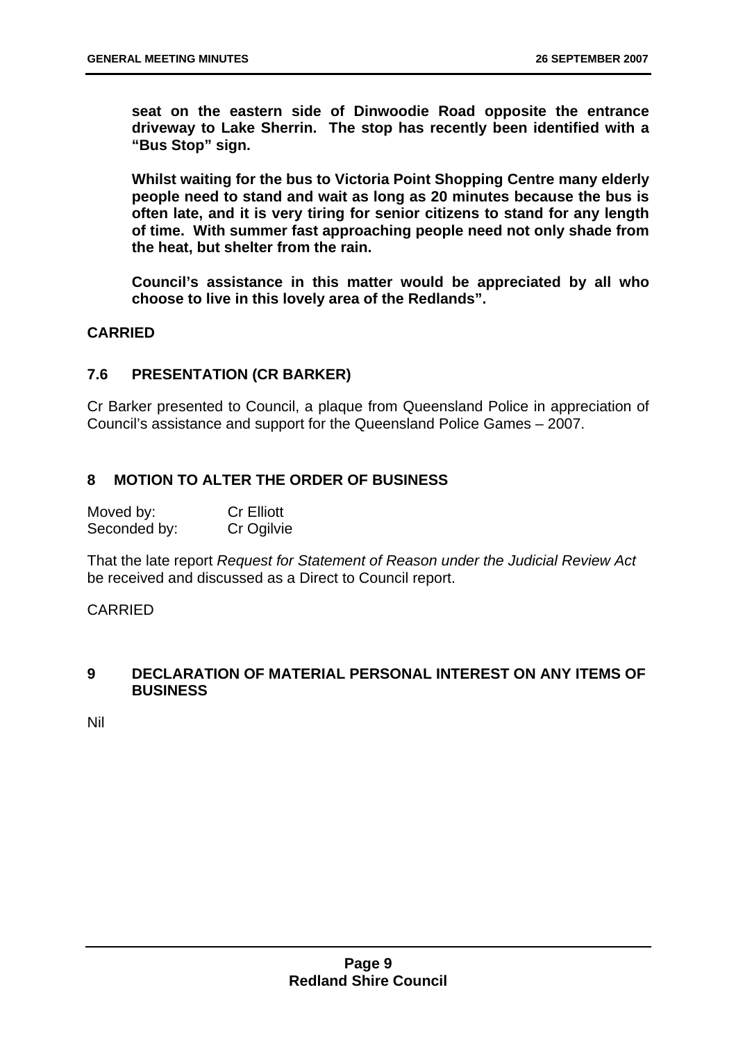**seat on the eastern side of Dinwoodie Road opposite the entrance driveway to Lake Sherrin. The stop has recently been identified with a "Bus Stop" sign.**

**Whilst waiting for the bus to Victoria Point Shopping Centre many elderly people need to stand and wait as long as 20 minutes because the bus is often late, and it is very tiring for senior citizens to stand for any length of time. With summer fast approaching people need not only shade from the heat, but shelter from the rain.**

**Council's assistance in this matter would be appreciated by all who choose to live in this lovely area of the Redlands".**

**CARRIED**

## 7.6 PRESENTATION (CR BARKER)

Cr Barker presented to Council, a plaque from Queensland Police in appreciation of Council's assistance and support for the Queensland Police Games – 2007.

# 8 MOTION TO ALTER THE ORDER OF BUSINESS

Moved by: Cr Elliott
Seconded by: Cr Ogilvie

That the late report *Request for Statement of Reason under the Judicial Review Act* be received and discussed as a Direct to Council report.

CARRIED

# 9 DECLARATION OF MATERIAL PERSONAL INTEREST ON ANY ITEMS OF BUSINESS

Nil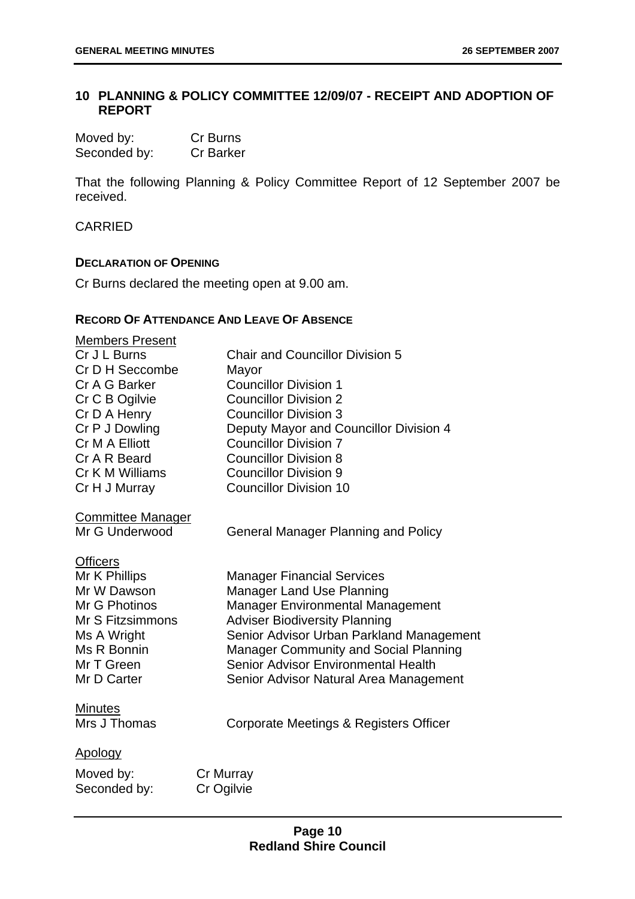## 10 PLANNING & POLICY COMMITTEE 12/09/07 - RECEIPT AND ADOPTION OF REPORT

| | |
|---|---|
| Moved by: | Cr Burns |
| Seconded by: | Cr Barker |

That the following Planning & Policy Committee Report of 12 September 2007 be received.

CARRIED

**DECLARATION OF OPENING**

Cr Burns declared the meeting open at 9.00 am.

**RECORD OF ATTENDANCE AND LEAVE OF ABSENCE**

Members Present

| | |
|---|---|
| Cr J L Burns | Chair and Councillor Division 5 |
| Cr D H Seccombe | Mayor |
| Cr A G Barker | Councillor Division 1 |
| Cr C B Ogilvie | Councillor Division 2 |
| Cr D A Henry | Councillor Division 3 |
| Cr P J Dowling | Deputy Mayor and Councillor Division 4 |
| Cr M A Elliott | Councillor Division 7 |
| Cr A R Beard | Councillor Division 8 |
| Cr K M Williams | Councillor Division 9 |
| Cr H J Murray | Councillor Division 10 |

Committee Manager

| | |
|---|---|
| Mr G Underwood | General Manager Planning and Policy |

Officers

| | |
|---|---|
| Mr K Phillips | Manager Financial Services |
| Mr W Dawson | Manager Land Use Planning |
| Mr G Photinos | Manager Environmental Management |
| Mr S Fitzsimmons | Adviser Biodiversity Planning |
| Ms A Wright | Senior Advisor Urban Parkland Management |
| Ms R Bonnin | Manager Community and Social Planning |
| Mr T Green | Senior Advisor Environmental Health |
| Mr D Carter | Senior Advisor Natural Area Management |

Minutes

| | |
|---|---|
| Mrs J Thomas | Corporate Meetings & Registers Officer |

Apology

| | |
|---|---|
| Moved by: | Cr Murray |
| Seconded by: | Cr Ogilvie |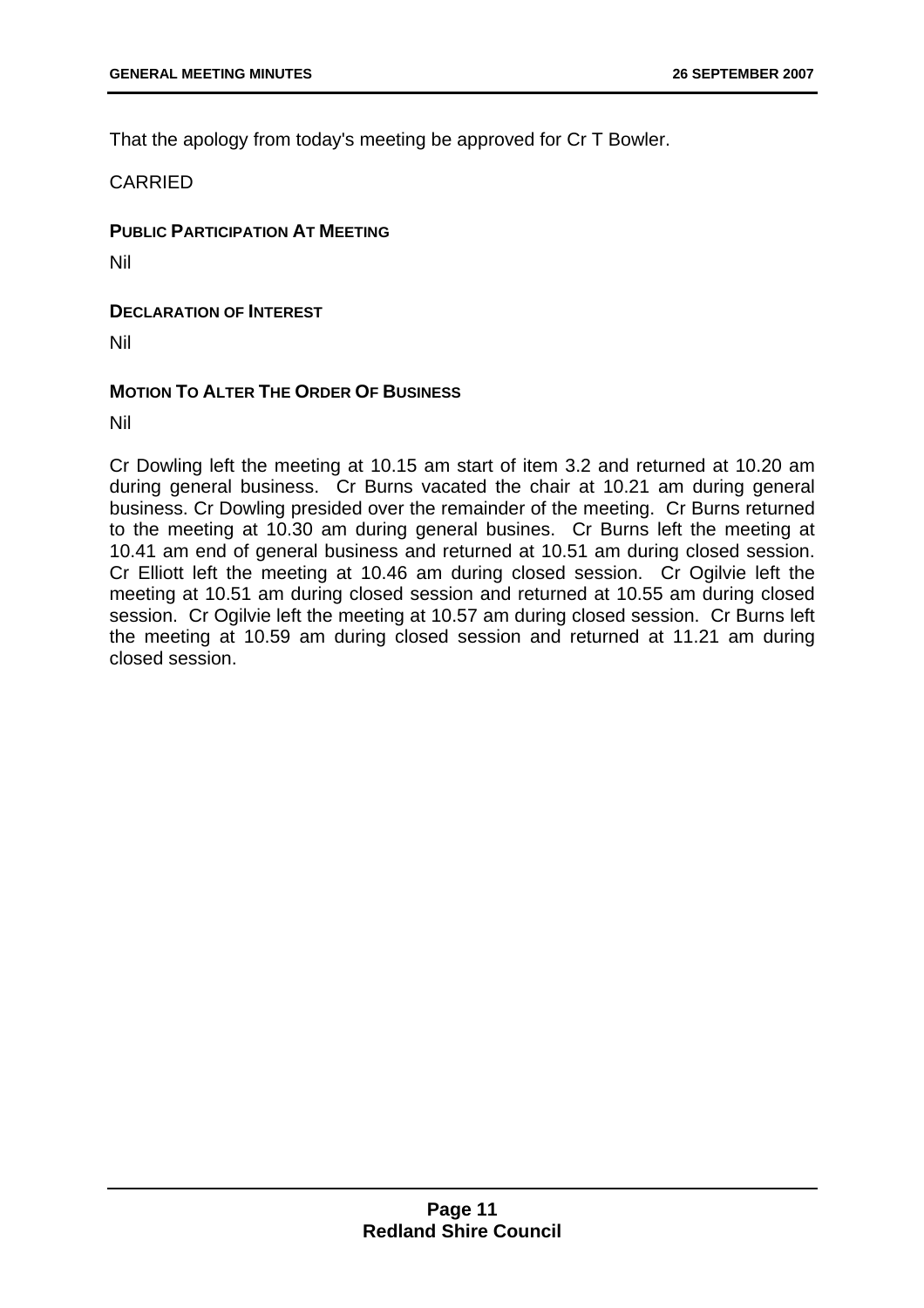That the apology from today's meeting be approved for Cr T Bowler.

CARRIED

**PUBLIC PARTICIPATION AT MEETING**

Nil

**DECLARATION OF INTEREST**

Nil

**MOTION TO ALTER THE ORDER OF BUSINESS**

Nil

Cr Dowling left the meeting at 10.15 am start of item 3.2 and returned at 10.20 am during general business. Cr Burns vacated the chair at 10.21 am during general business. Cr Dowling presided over the remainder of the meeting. Cr Burns returned to the meeting at 10.30 am during general busines. Cr Burns left the meeting at 10.41 am end of general business and returned at 10.51 am during closed session. Cr Elliott left the meeting at 10.46 am during closed session. Cr Ogilvie left the meeting at 10.51 am during closed session and returned at 10.55 am during closed session. Cr Ogilvie left the meeting at 10.57 am during closed session. Cr Burns left the meeting at 10.59 am during closed session and returned at 11.21 am during closed session.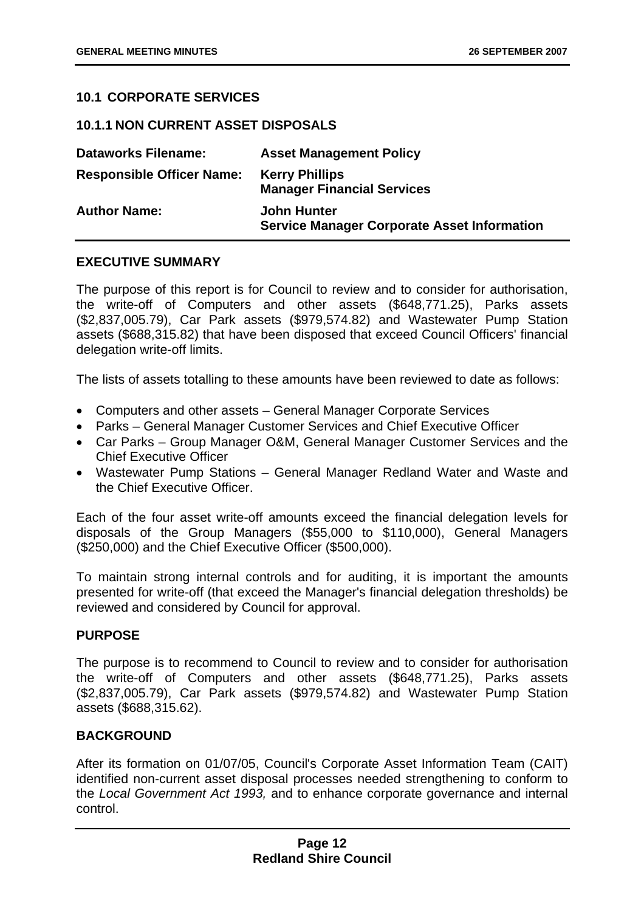## 10.1 CORPORATE SERVICES

### 10.1.1 NON CURRENT ASSET DISPOSALS

| | |
|---|---|
| **Dataworks Filename:** | **Asset Management Policy** |
| **Responsible Officer Name:** | **Kerry Phillips**<br>**Manager Financial Services** |
| **Author Name:** | **John Hunter**<br>**Service Manager Corporate Asset Information** |

#### EXECUTIVE SUMMARY

The purpose of this report is for Council to review and to consider for authorisation, the write-off of Computers and other assets ($648,771.25), Parks assets ($2,837,005.79), Car Park assets ($979,574.82) and Wastewater Pump Station assets ($688,315.82) that have been disposed that exceed Council Officers' financial delegation write-off limits.

The lists of assets totalling to these amounts have been reviewed to date as follows:

- Computers and other assets – General Manager Corporate Services
- Parks – General Manager Customer Services and Chief Executive Officer
- Car Parks – Group Manager O&M, General Manager Customer Services and the Chief Executive Officer
- Wastewater Pump Stations – General Manager Redland Water and Waste and the Chief Executive Officer.

Each of the four asset write-off amounts exceed the financial delegation levels for disposals of the Group Managers ($55,000 to $110,000), General Managers ($250,000) and the Chief Executive Officer ($500,000).

To maintain strong internal controls and for auditing, it is important the amounts presented for write-off (that exceed the Manager's financial delegation thresholds) be reviewed and considered by Council for approval.

#### PURPOSE

The purpose is to recommend to Council to review and to consider for authorisation the write-off of Computers and other assets ($648,771.25), Parks assets ($2,837,005.79), Car Park assets ($979,574.82) and Wastewater Pump Station assets ($688,315.62).

#### BACKGROUND

After its formation on 01/07/05, Council's Corporate Asset Information Team (CAIT) identified non-current asset disposal processes needed strengthening to conform to the *Local Government Act 1993,* and to enhance corporate governance and internal control.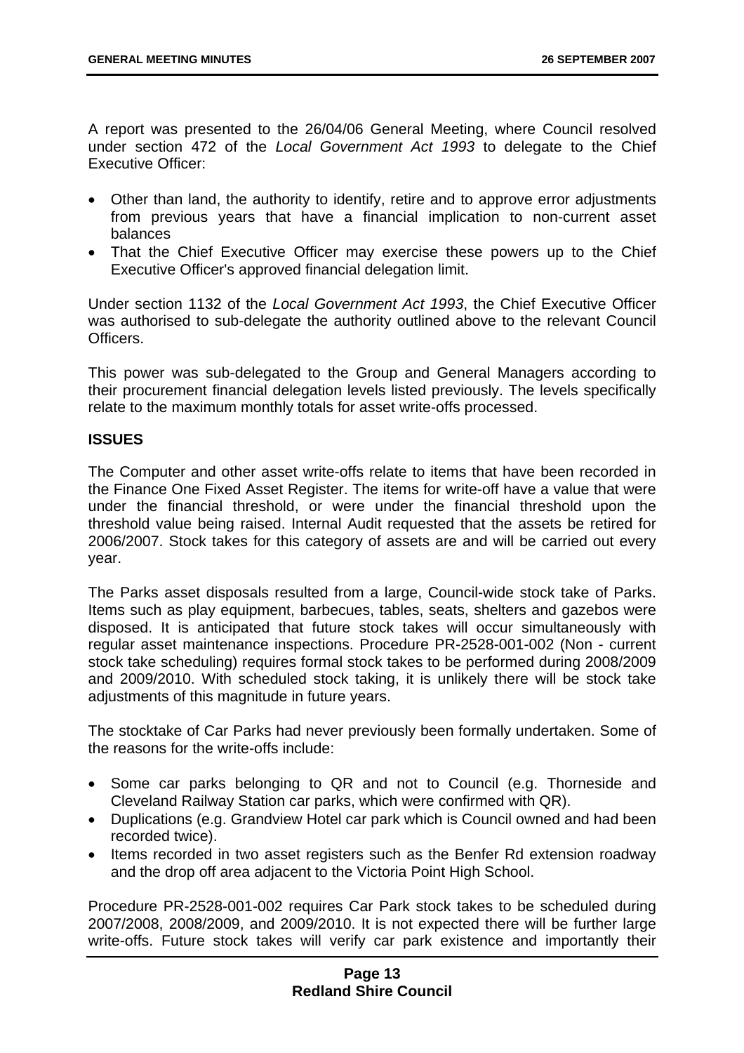A report was presented to the 26/04/06 General Meeting, where Council resolved under section 472 of the *Local Government Act 1993* to delegate to the Chief Executive Officer:

- Other than land, the authority to identify, retire and to approve error adjustments from previous years that have a financial implication to non-current asset balances
- That the Chief Executive Officer may exercise these powers up to the Chief Executive Officer's approved financial delegation limit.

Under section 1132 of the *Local Government Act 1993*, the Chief Executive Officer was authorised to sub-delegate the authority outlined above to the relevant Council Officers.

This power was sub-delegated to the Group and General Managers according to their procurement financial delegation levels listed previously. The levels specifically relate to the maximum monthly totals for asset write-offs processed.

**ISSUES**

The Computer and other asset write-offs relate to items that have been recorded in the Finance One Fixed Asset Register. The items for write-off have a value that were under the financial threshold, or were under the financial threshold upon the threshold value being raised. Internal Audit requested that the assets be retired for 2006/2007. Stock takes for this category of assets are and will be carried out every year.

The Parks asset disposals resulted from a large, Council-wide stock take of Parks. Items such as play equipment, barbecues, tables, seats, shelters and gazebos were disposed. It is anticipated that future stock takes will occur simultaneously with regular asset maintenance inspections. Procedure PR-2528-001-002 (Non - current stock take scheduling) requires formal stock takes to be performed during 2008/2009 and 2009/2010. With scheduled stock taking, it is unlikely there will be stock take adjustments of this magnitude in future years.

The stocktake of Car Parks had never previously been formally undertaken. Some of the reasons for the write-offs include:

- Some car parks belonging to QR and not to Council (e.g. Thorneside and Cleveland Railway Station car parks, which were confirmed with QR).
- Duplications (e.g. Grandview Hotel car park which is Council owned and had been recorded twice).
- Items recorded in two asset registers such as the Benfer Rd extension roadway and the drop off area adjacent to the Victoria Point High School.

Procedure PR-2528-001-002 requires Car Park stock takes to be scheduled during 2007/2008, 2008/2009, and 2009/2010. It is not expected there will be further large write-offs. Future stock takes will verify car park existence and importantly their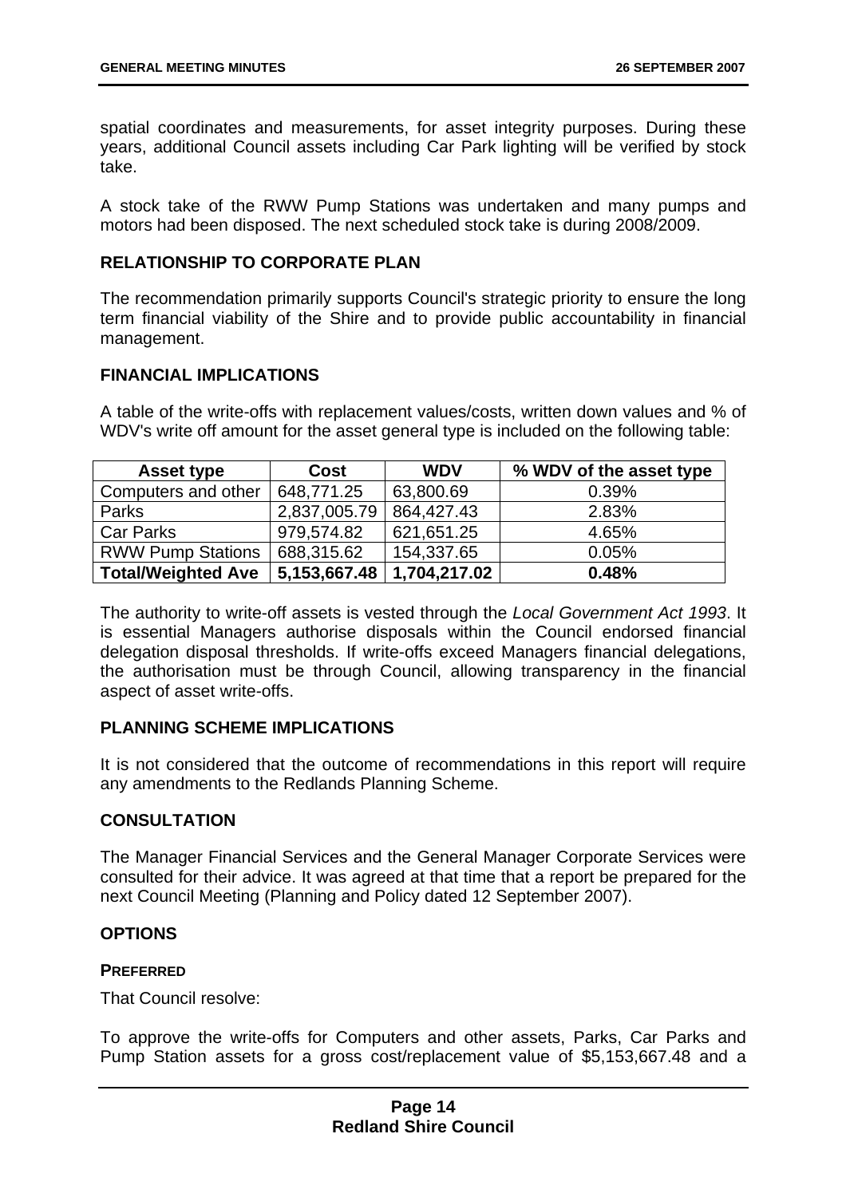spatial coordinates and measurements, for asset integrity purposes. During these years, additional Council assets including Car Park lighting will be verified by stock take.

A stock take of the RWW Pump Stations was undertaken and many pumps and motors had been disposed. The next scheduled stock take is during 2008/2009.

## RELATIONSHIP TO CORPORATE PLAN

The recommendation primarily supports Council's strategic priority to ensure the long term financial viability of the Shire and to provide public accountability in financial management.

## FINANCIAL IMPLICATIONS

A table of the write-offs with replacement values/costs, written down values and % of WDV's write off amount for the asset general type is included on the following table:

| Asset type | Cost | WDV | % WDV of the asset type |
|---|---|---|---|
| Computers and other | 648,771.25 | 63,800.69 | 0.39% |
| Parks | 2,837,005.79 | 864,427.43 | 2.83% |
| Car Parks | 979,574.82 | 621,651.25 | 4.65% |
| RWW Pump Stations | 688,315.62 | 154,337.65 | 0.05% |
| **Total/Weighted Ave** | **5,153,667.48** | **1,704,217.02** | **0.48%** |

The authority to write-off assets is vested through the *Local Government Act 1993*. It is essential Managers authorise disposals within the Council endorsed financial delegation disposal thresholds. If write-offs exceed Managers financial delegations, the authorisation must be through Council, allowing transparency in the financial aspect of asset write-offs.

## PLANNING SCHEME IMPLICATIONS

It is not considered that the outcome of recommendations in this report will require any amendments to the Redlands Planning Scheme.

## CONSULTATION

The Manager Financial Services and the General Manager Corporate Services were consulted for their advice. It was agreed at that time that a report be prepared for the next Council Meeting (Planning and Policy dated 12 September 2007).

## OPTIONS

### PREFERRED

That Council resolve:

To approve the write-offs for Computers and other assets, Parks, Car Parks and Pump Station assets for a gross cost/replacement value of $5,153,667.48 and a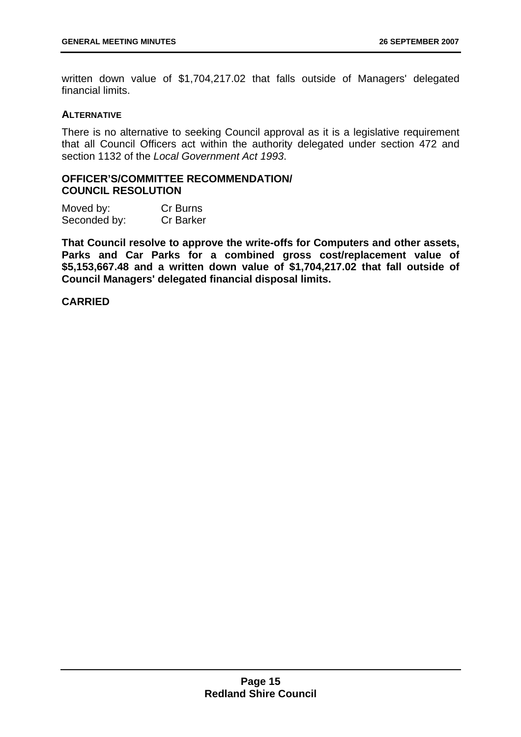written down value of $1,704,217.02 that falls outside of Managers' delegated financial limits.

**ALTERNATIVE**

There is no alternative to seeking Council approval as it is a legislative requirement that all Council Officers act within the authority delegated under section 472 and section 1132 of the *Local Government Act 1993*.

**OFFICER'S/COMMITTEE RECOMMENDATION/ COUNCIL RESOLUTION**

Moved by: Cr Burns
Seconded by: Cr Barker

**That Council resolve to approve the write-offs for Computers and other assets, Parks and Car Parks for a combined gross cost/replacement value of $5,153,667.48 and a written down value of $1,704,217.02 that fall outside of Council Managers' delegated financial disposal limits.**

**CARRIED**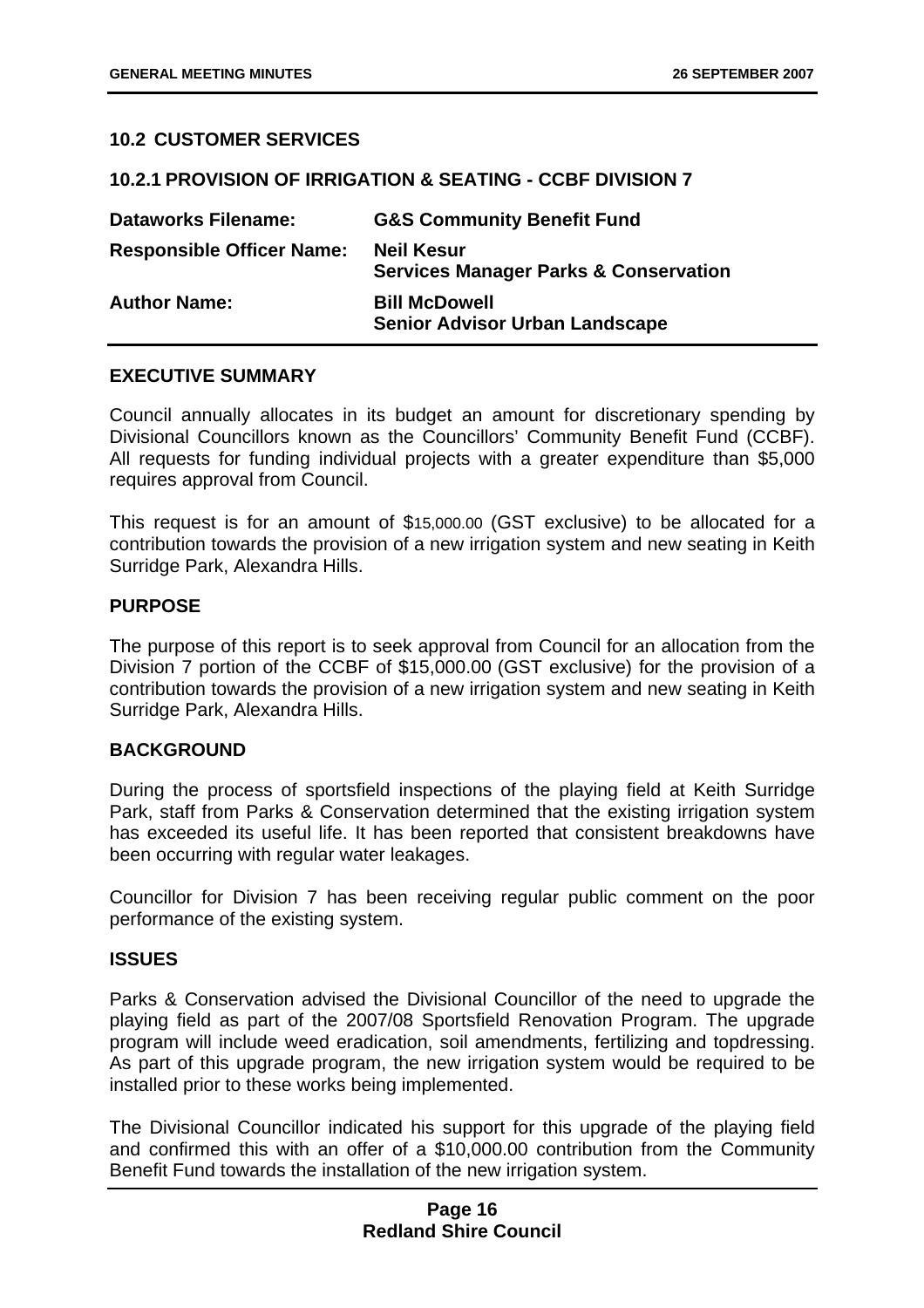## 10.2 CUSTOMER SERVICES

### 10.2.1 PROVISION OF IRRIGATION & SEATING - CCBF DIVISION 7

| | |
|---|---|
| **Dataworks Filename:** | **G&S Community Benefit Fund** |
| **Responsible Officer Name:** | **Neil Kesur**<br>**Services Manager Parks & Conservation** |
| **Author Name:** | **Bill McDowell**<br>**Senior Advisor Urban Landscape** |

**EXECUTIVE SUMMARY**

Council annually allocates in its budget an amount for discretionary spending by Divisional Councillors known as the Councillors' Community Benefit Fund (CCBF). All requests for funding individual projects with a greater expenditure than $5,000 requires approval from Council.

This request is for an amount of $15,000.00 (GST exclusive) to be allocated for a contribution towards the provision of a new irrigation system and new seating in Keith Surridge Park, Alexandra Hills.

**PURPOSE**

The purpose of this report is to seek approval from Council for an allocation from the Division 7 portion of the CCBF of $15,000.00 (GST exclusive) for the provision of a contribution towards the provision of a new irrigation system and new seating in Keith Surridge Park, Alexandra Hills.

**BACKGROUND**

During the process of sportsfield inspections of the playing field at Keith Surridge Park, staff from Parks & Conservation determined that the existing irrigation system has exceeded its useful life. It has been reported that consistent breakdowns have been occurring with regular water leakages.

Councillor for Division 7 has been receiving regular public comment on the poor performance of the existing system.

**ISSUES**

Parks & Conservation advised the Divisional Councillor of the need to upgrade the playing field as part of the 2007/08 Sportsfield Renovation Program. The upgrade program will include weed eradication, soil amendments, fertilizing and topdressing. As part of this upgrade program, the new irrigation system would be required to be installed prior to these works being implemented.

The Divisional Councillor indicated his support for this upgrade of the playing field and confirmed this with an offer of a $10,000.00 contribution from the Community Benefit Fund towards the installation of the new irrigation system.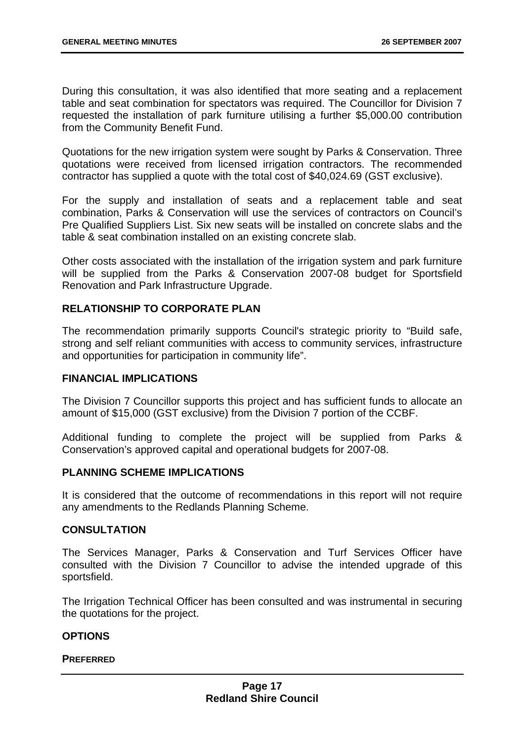During this consultation, it was also identified that more seating and a replacement table and seat combination for spectators was required. The Councillor for Division 7 requested the installation of park furniture utilising a further $5,000.00 contribution from the Community Benefit Fund.

Quotations for the new irrigation system were sought by Parks & Conservation. Three quotations were received from licensed irrigation contractors. The recommended contractor has supplied a quote with the total cost of $40,024.69 (GST exclusive).

For the supply and installation of seats and a replacement table and seat combination, Parks & Conservation will use the services of contractors on Council's Pre Qualified Suppliers List. Six new seats will be installed on concrete slabs and the table & seat combination installed on an existing concrete slab.

Other costs associated with the installation of the irrigation system and park furniture will be supplied from the Parks & Conservation 2007-08 budget for Sportsfield Renovation and Park Infrastructure Upgrade.

## RELATIONSHIP TO CORPORATE PLAN

The recommendation primarily supports Council's strategic priority to "Build safe, strong and self reliant communities with access to community services, infrastructure and opportunities for participation in community life".

## FINANCIAL IMPLICATIONS

The Division 7 Councillor supports this project and has sufficient funds to allocate an amount of $15,000 (GST exclusive) from the Division 7 portion of the CCBF.

Additional funding to complete the project will be supplied from Parks & Conservation's approved capital and operational budgets for 2007-08.

## PLANNING SCHEME IMPLICATIONS

It is considered that the outcome of recommendations in this report will not require any amendments to the Redlands Planning Scheme.

## CONSULTATION

The Services Manager, Parks & Conservation and Turf Services Officer have consulted with the Division 7 Councillor to advise the intended upgrade of this sportsfield.

The Irrigation Technical Officer has been consulted and was instrumental in securing the quotations for the project.

## OPTIONS

### PREFERRED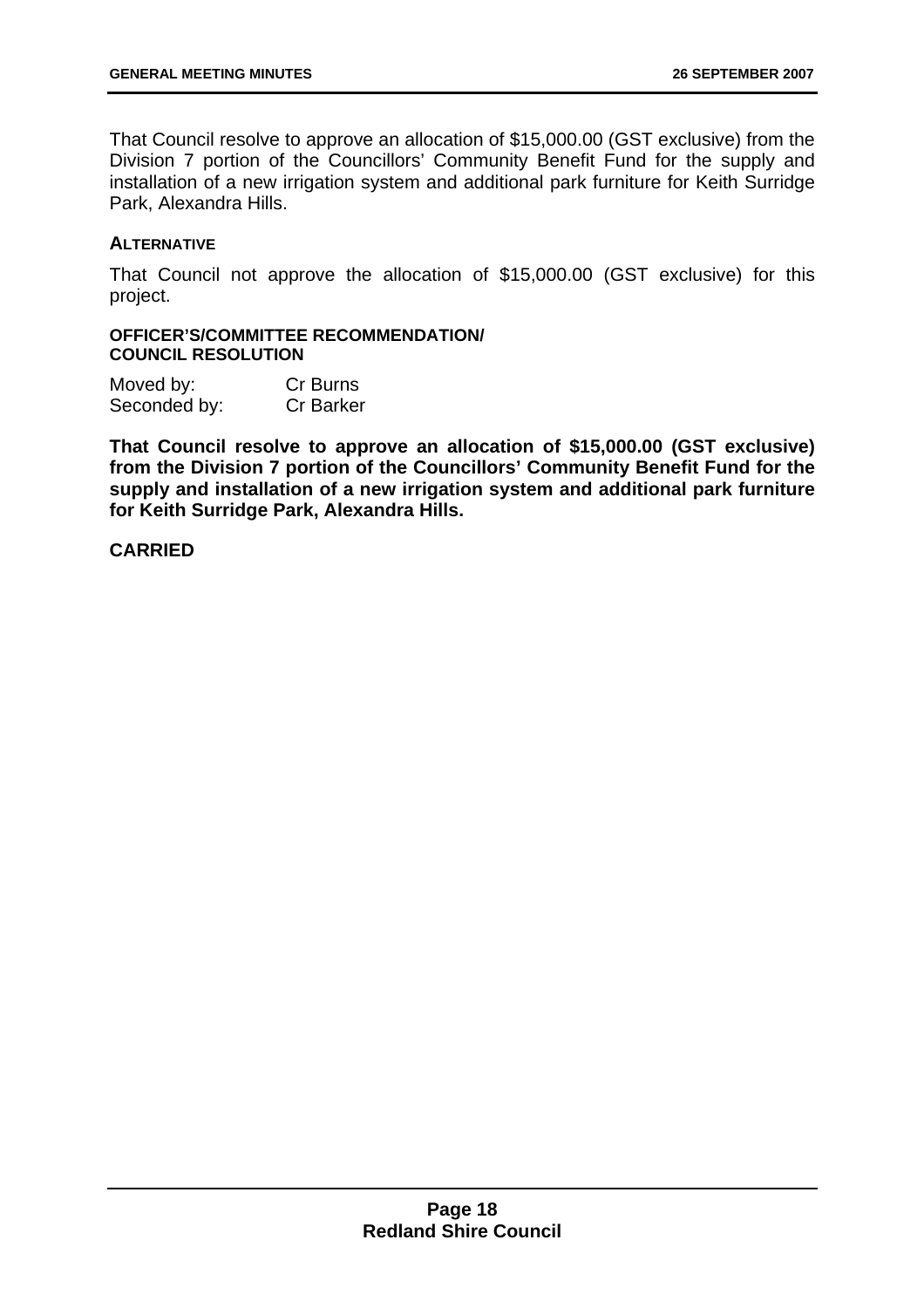That Council resolve to approve an allocation of $15,000.00 (GST exclusive) from the Division 7 portion of the Councillors' Community Benefit Fund for the supply and installation of a new irrigation system and additional park furniture for Keith Surridge Park, Alexandra Hills.

**ALTERNATIVE**

That Council not approve the allocation of $15,000.00 (GST exclusive) for this project.

**OFFICER'S/COMMITTEE RECOMMENDATION/**
**COUNCIL RESOLUTION**

| | |
|---|---|
| Moved by: | Cr Burns |
| Seconded by: | Cr Barker |

**That Council resolve to approve an allocation of $15,000.00 (GST exclusive) from the Division 7 portion of the Councillors' Community Benefit Fund for the supply and installation of a new irrigation system and additional park furniture for Keith Surridge Park, Alexandra Hills.**

**CARRIED**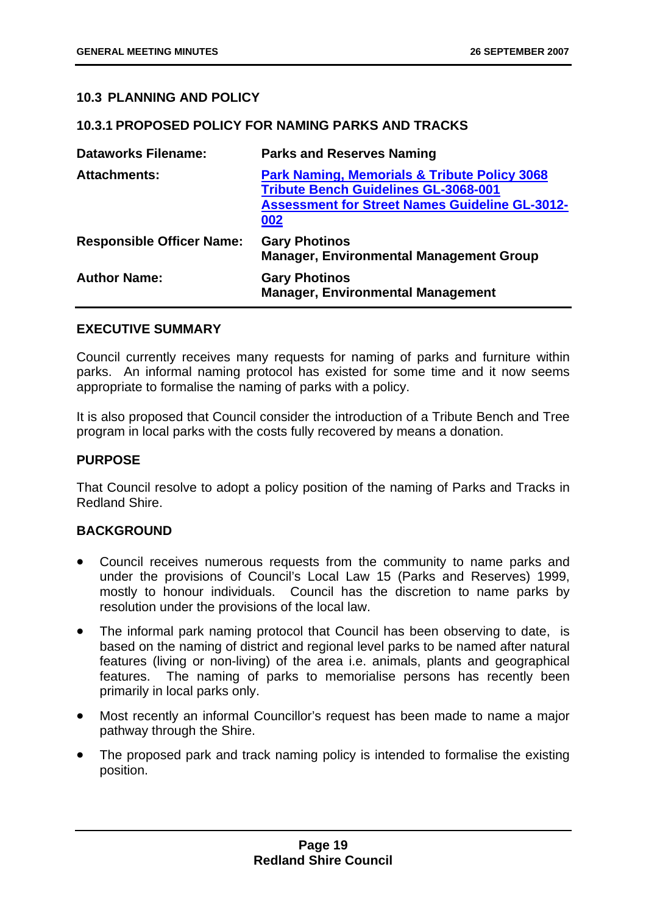## 10.3 PLANNING AND POLICY

### 10.3.1 PROPOSED POLICY FOR NAMING PARKS AND TRACKS

| | |
|---|---|
| **Dataworks Filename:** | **Parks and Reserves Naming** |
| **Attachments:** | **Park Naming, Memorials & Tribute Policy 3068**<br>**Tribute Bench Guidelines GL-3068-001**<br>**Assessment for Street Names Guideline GL-3012-002** |
| **Responsible Officer Name:** | **Gary Photinos**<br>**Manager, Environmental Management Group** |
| **Author Name:** | **Gary Photinos**<br>**Manager, Environmental Management** |

**EXECUTIVE SUMMARY**

Council currently receives many requests for naming of parks and furniture within parks. An informal naming protocol has existed for some time and it now seems appropriate to formalise the naming of parks with a policy.

It is also proposed that Council consider the introduction of a Tribute Bench and Tree program in local parks with the costs fully recovered by means a donation.

**PURPOSE**

That Council resolve to adopt a policy position of the naming of Parks and Tracks in Redland Shire.

**BACKGROUND**

- Council receives numerous requests from the community to name parks and under the provisions of Council's Local Law 15 (Parks and Reserves) 1999, mostly to honour individuals. Council has the discretion to name parks by resolution under the provisions of the local law.
- The informal park naming protocol that Council has been observing to date, is based on the naming of district and regional level parks to be named after natural features (living or non-living) of the area i.e. animals, plants and geographical features. The naming of parks to memorialise persons has recently been primarily in local parks only.
- Most recently an informal Councillor's request has been made to name a major pathway through the Shire.
- The proposed park and track naming policy is intended to formalise the existing position.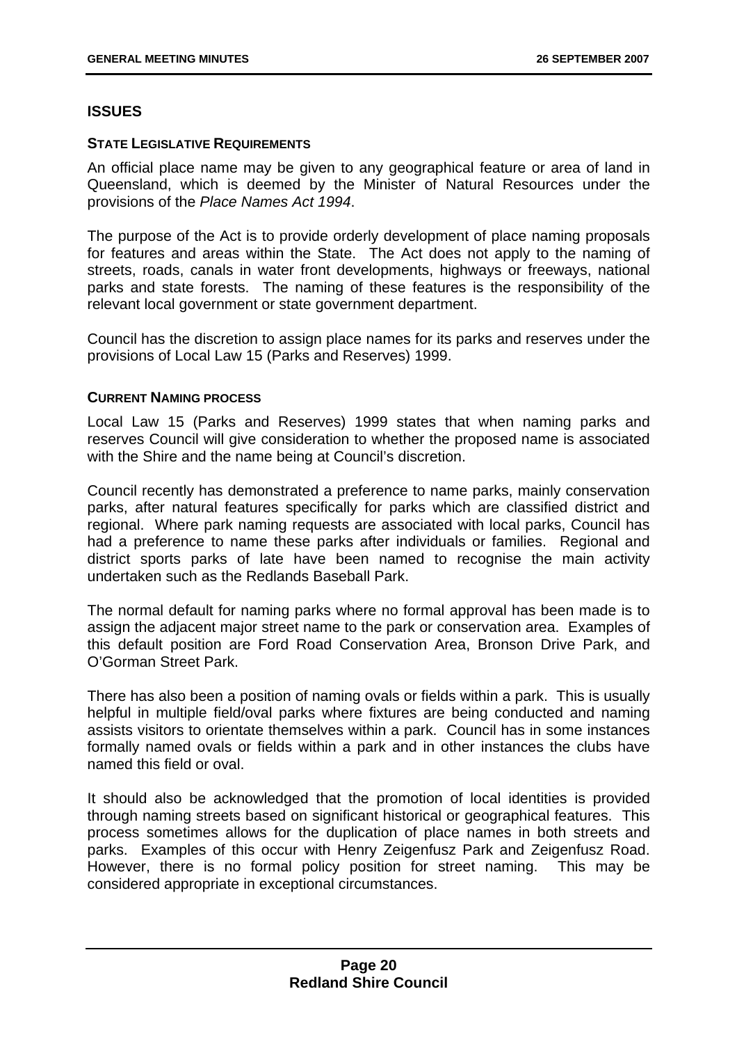## ISSUES

### STATE LEGISLATIVE REQUIREMENTS

An official place name may be given to any geographical feature or area of land in Queensland, which is deemed by the Minister of Natural Resources under the provisions of the *Place Names Act 1994*.

The purpose of the Act is to provide orderly development of place naming proposals for features and areas within the State. The Act does not apply to the naming of streets, roads, canals in water front developments, highways or freeways, national parks and state forests. The naming of these features is the responsibility of the relevant local government or state government department.

Council has the discretion to assign place names for its parks and reserves under the provisions of Local Law 15 (Parks and Reserves) 1999.

### CURRENT NAMING PROCESS

Local Law 15 (Parks and Reserves) 1999 states that when naming parks and reserves Council will give consideration to whether the proposed name is associated with the Shire and the name being at Council's discretion.

Council recently has demonstrated a preference to name parks, mainly conservation parks, after natural features specifically for parks which are classified district and regional. Where park naming requests are associated with local parks, Council has had a preference to name these parks after individuals or families. Regional and district sports parks of late have been named to recognise the main activity undertaken such as the Redlands Baseball Park.

The normal default for naming parks where no formal approval has been made is to assign the adjacent major street name to the park or conservation area. Examples of this default position are Ford Road Conservation Area, Bronson Drive Park, and O'Gorman Street Park.

There has also been a position of naming ovals or fields within a park. This is usually helpful in multiple field/oval parks where fixtures are being conducted and naming assists visitors to orientate themselves within a park. Council has in some instances formally named ovals or fields within a park and in other instances the clubs have named this field or oval.

It should also be acknowledged that the promotion of local identities is provided through naming streets based on significant historical or geographical features. This process sometimes allows for the duplication of place names in both streets and parks. Examples of this occur with Henry Zeigenfusz Park and Zeigenfusz Road. However, there is no formal policy position for street naming. This may be considered appropriate in exceptional circumstances.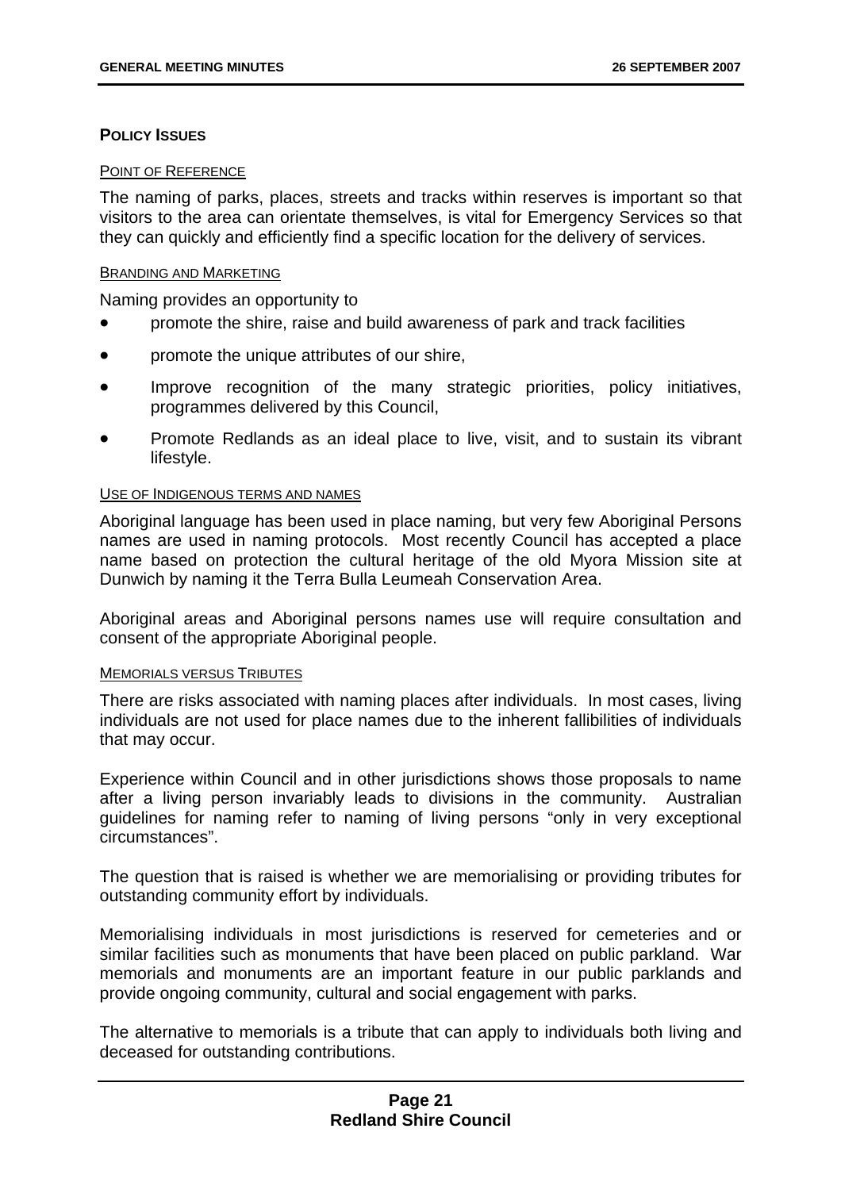### POLICY ISSUES

#### POINT OF REFERENCE

The naming of parks, places, streets and tracks within reserves is important so that visitors to the area can orientate themselves, is vital for Emergency Services so that they can quickly and efficiently find a specific location for the delivery of services.

#### BRANDING AND MARKETING

Naming provides an opportunity to

- promote the shire, raise and build awareness of park and track facilities
- promote the unique attributes of our shire,
- Improve recognition of the many strategic priorities, policy initiatives, programmes delivered by this Council,
- Promote Redlands as an ideal place to live, visit, and to sustain its vibrant lifestyle.

#### USE OF INDIGENOUS TERMS AND NAMES

Aboriginal language has been used in place naming, but very few Aboriginal Persons names are used in naming protocols. Most recently Council has accepted a place name based on protection the cultural heritage of the old Myora Mission site at Dunwich by naming it the Terra Bulla Leumeah Conservation Area.

Aboriginal areas and Aboriginal persons names use will require consultation and consent of the appropriate Aboriginal people.

#### MEMORIALS VERSUS TRIBUTES

There are risks associated with naming places after individuals. In most cases, living individuals are not used for place names due to the inherent fallibilities of individuals that may occur.

Experience within Council and in other jurisdictions shows those proposals to name after a living person invariably leads to divisions in the community. Australian guidelines for naming refer to naming of living persons "only in very exceptional circumstances".

The question that is raised is whether we are memorialising or providing tributes for outstanding community effort by individuals.

Memorialising individuals in most jurisdictions is reserved for cemeteries and or similar facilities such as monuments that have been placed on public parkland. War memorials and monuments are an important feature in our public parklands and provide ongoing community, cultural and social engagement with parks.

The alternative to memorials is a tribute that can apply to individuals both living and deceased for outstanding contributions.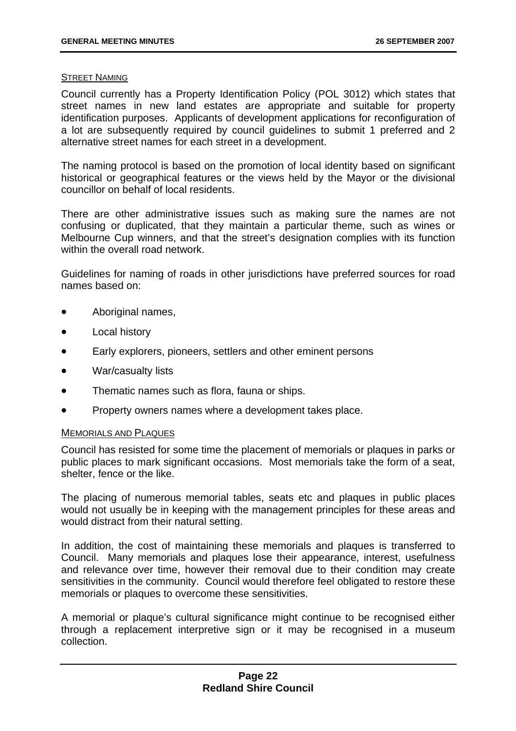STREET NAMING

Council currently has a Property Identification Policy (POL 3012) which states that street names in new land estates are appropriate and suitable for property identification purposes. Applicants of development applications for reconfiguration of a lot are subsequently required by council guidelines to submit 1 preferred and 2 alternative street names for each street in a development.

The naming protocol is based on the promotion of local identity based on significant historical or geographical features or the views held by the Mayor or the divisional councillor on behalf of local residents.

There are other administrative issues such as making sure the names are not confusing or duplicated, that they maintain a particular theme, such as wines or Melbourne Cup winners, and that the street's designation complies with its function within the overall road network.

Guidelines for naming of roads in other jurisdictions have preferred sources for road names based on:

- Aboriginal names,
- Local history
- Early explorers, pioneers, settlers and other eminent persons
- War/casualty lists
- Thematic names such as flora, fauna or ships.
- Property owners names where a development takes place.

MEMORIALS AND PLAQUES

Council has resisted for some time the placement of memorials or plaques in parks or public places to mark significant occasions. Most memorials take the form of a seat, shelter, fence or the like.

The placing of numerous memorial tables, seats etc and plaques in public places would not usually be in keeping with the management principles for these areas and would distract from their natural setting.

In addition, the cost of maintaining these memorials and plaques is transferred to Council. Many memorials and plaques lose their appearance, interest, usefulness and relevance over time, however their removal due to their condition may create sensitivities in the community. Council would therefore feel obligated to restore these memorials or plaques to overcome these sensitivities.

A memorial or plaque's cultural significance might continue to be recognised either through a replacement interpretive sign or it may be recognised in a museum collection.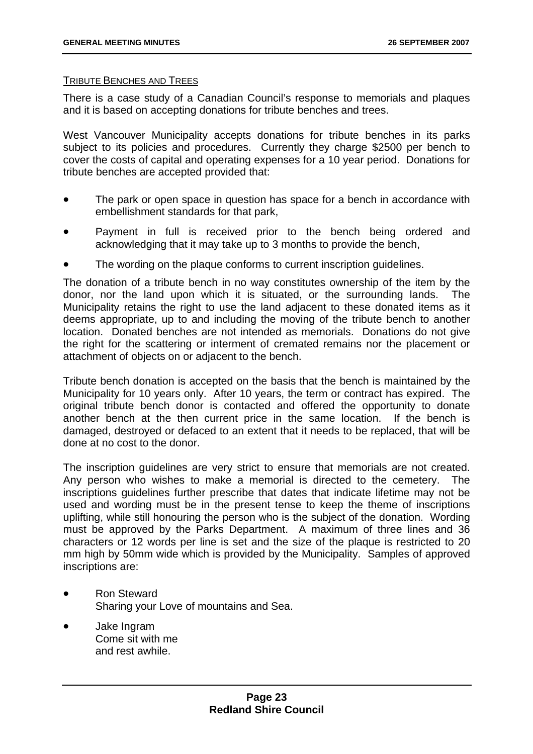TRIBUTE BENCHES AND TREES

There is a case study of a Canadian Council's response to memorials and plaques and it is based on accepting donations for tribute benches and trees.

West Vancouver Municipality accepts donations for tribute benches in its parks subject to its policies and procedures. Currently they charge $2500 per bench to cover the costs of capital and operating expenses for a 10 year period. Donations for tribute benches are accepted provided that:

- The park or open space in question has space for a bench in accordance with embellishment standards for that park,
- Payment in full is received prior to the bench being ordered and acknowledging that it may take up to 3 months to provide the bench,
- The wording on the plaque conforms to current inscription guidelines.

The donation of a tribute bench in no way constitutes ownership of the item by the donor, nor the land upon which it is situated, or the surrounding lands. The Municipality retains the right to use the land adjacent to these donated items as it deems appropriate, up to and including the moving of the tribute bench to another location. Donated benches are not intended as memorials. Donations do not give the right for the scattering or interment of cremated remains nor the placement or attachment of objects on or adjacent to the bench.

Tribute bench donation is accepted on the basis that the bench is maintained by the Municipality for 10 years only. After 10 years, the term or contract has expired. The original tribute bench donor is contacted and offered the opportunity to donate another bench at the then current price in the same location. If the bench is damaged, destroyed or defaced to an extent that it needs to be replaced, that will be done at no cost to the donor.

The inscription guidelines are very strict to ensure that memorials are not created. Any person who wishes to make a memorial is directed to the cemetery. The inscriptions guidelines further prescribe that dates that indicate lifetime may not be used and wording must be in the present tense to keep the theme of inscriptions uplifting, while still honouring the person who is the subject of the donation. Wording must be approved by the Parks Department. A maximum of three lines and 36 characters or 12 words per line is set and the size of the plaque is restricted to 20 mm high by 50mm wide which is provided by the Municipality. Samples of approved inscriptions are:

- Ron Steward
  Sharing your Love of mountains and Sea.
- Jake Ingram
  Come sit with me
  and rest awhile.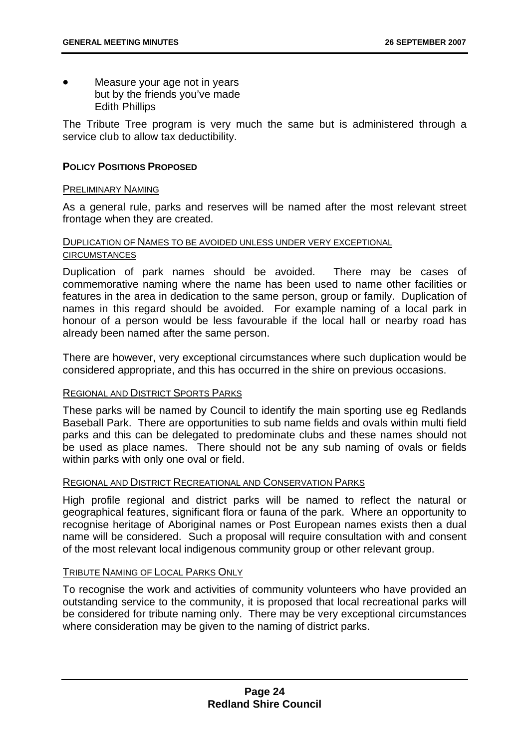- Measure your age not in years
  but by the friends you've made
  Edith Phillips

The Tribute Tree program is very much the same but is administered through a service club to allow tax deductibility.

**POLICY POSITIONS PROPOSED**

PRELIMINARY NAMING

As a general rule, parks and reserves will be named after the most relevant street frontage when they are created.

DUPLICATION OF NAMES TO BE AVOIDED UNLESS UNDER VERY EXCEPTIONAL CIRCUMSTANCES

Duplication of park names should be avoided. There may be cases of commemorative naming where the name has been used to name other facilities or features in the area in dedication to the same person, group or family. Duplication of names in this regard should be avoided. For example naming of a local park in honour of a person would be less favourable if the local hall or nearby road has already been named after the same person.

There are however, very exceptional circumstances where such duplication would be considered appropriate, and this has occurred in the shire on previous occasions.

REGIONAL AND DISTRICT SPORTS PARKS

These parks will be named by Council to identify the main sporting use eg Redlands Baseball Park. There are opportunities to sub name fields and ovals within multi field parks and this can be delegated to predominate clubs and these names should not be used as place names. There should not be any sub naming of ovals or fields within parks with only one oval or field.

REGIONAL AND DISTRICT RECREATIONAL AND CONSERVATION PARKS

High profile regional and district parks will be named to reflect the natural or geographical features, significant flora or fauna of the park. Where an opportunity to recognise heritage of Aboriginal names or Post European names exists then a dual name will be considered. Such a proposal will require consultation with and consent of the most relevant local indigenous community group or other relevant group.

TRIBUTE NAMING OF LOCAL PARKS ONLY

To recognise the work and activities of community volunteers who have provided an outstanding service to the community, it is proposed that local recreational parks will be considered for tribute naming only. There may be very exceptional circumstances where consideration may be given to the naming of district parks.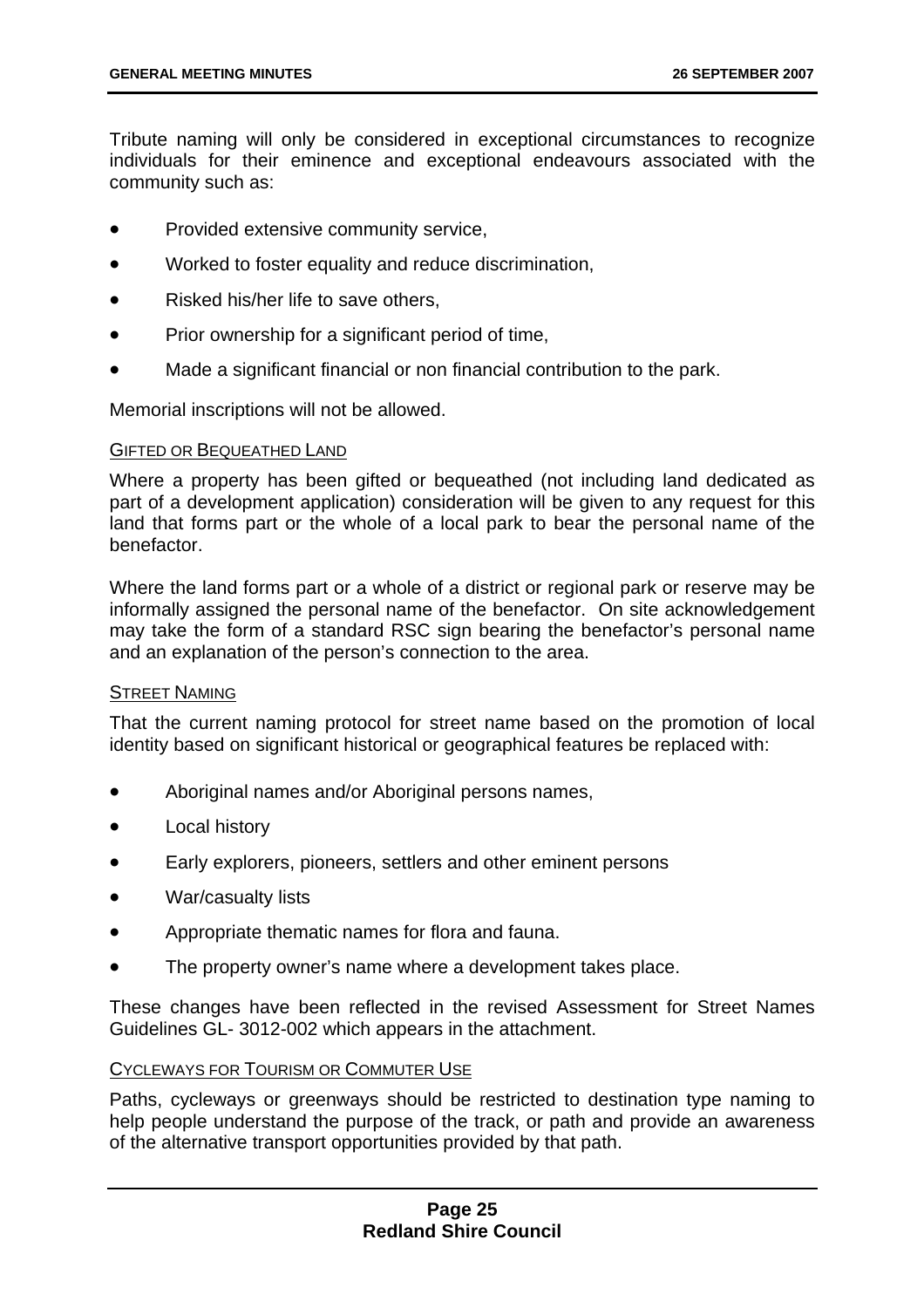Tribute naming will only be considered in exceptional circumstances to recognize individuals for their eminence and exceptional endeavours associated with the community such as:

- Provided extensive community service,
- Worked to foster equality and reduce discrimination,
- Risked his/her life to save others,
- Prior ownership for a significant period of time,
- Made a significant financial or non financial contribution to the park.

Memorial inscriptions will not be allowed.

#### GIFTED OR BEQUEATHED LAND

Where a property has been gifted or bequeathed (not including land dedicated as part of a development application) consideration will be given to any request for this land that forms part or the whole of a local park to bear the personal name of the benefactor.

Where the land forms part or a whole of a district or regional park or reserve may be informally assigned the personal name of the benefactor. On site acknowledgement may take the form of a standard RSC sign bearing the benefactor's personal name and an explanation of the person's connection to the area.

#### STREET NAMING

That the current naming protocol for street name based on the promotion of local identity based on significant historical or geographical features be replaced with:

- Aboriginal names and/or Aboriginal persons names,
- Local history
- Early explorers, pioneers, settlers and other eminent persons
- War/casualty lists
- Appropriate thematic names for flora and fauna.
- The property owner's name where a development takes place.

These changes have been reflected in the revised Assessment for Street Names Guidelines GL- 3012-002 which appears in the attachment.

#### CYCLEWAYS FOR TOURISM OR COMMUTER USE

Paths, cycleways or greenways should be restricted to destination type naming to help people understand the purpose of the track, or path and provide an awareness of the alternative transport opportunities provided by that path.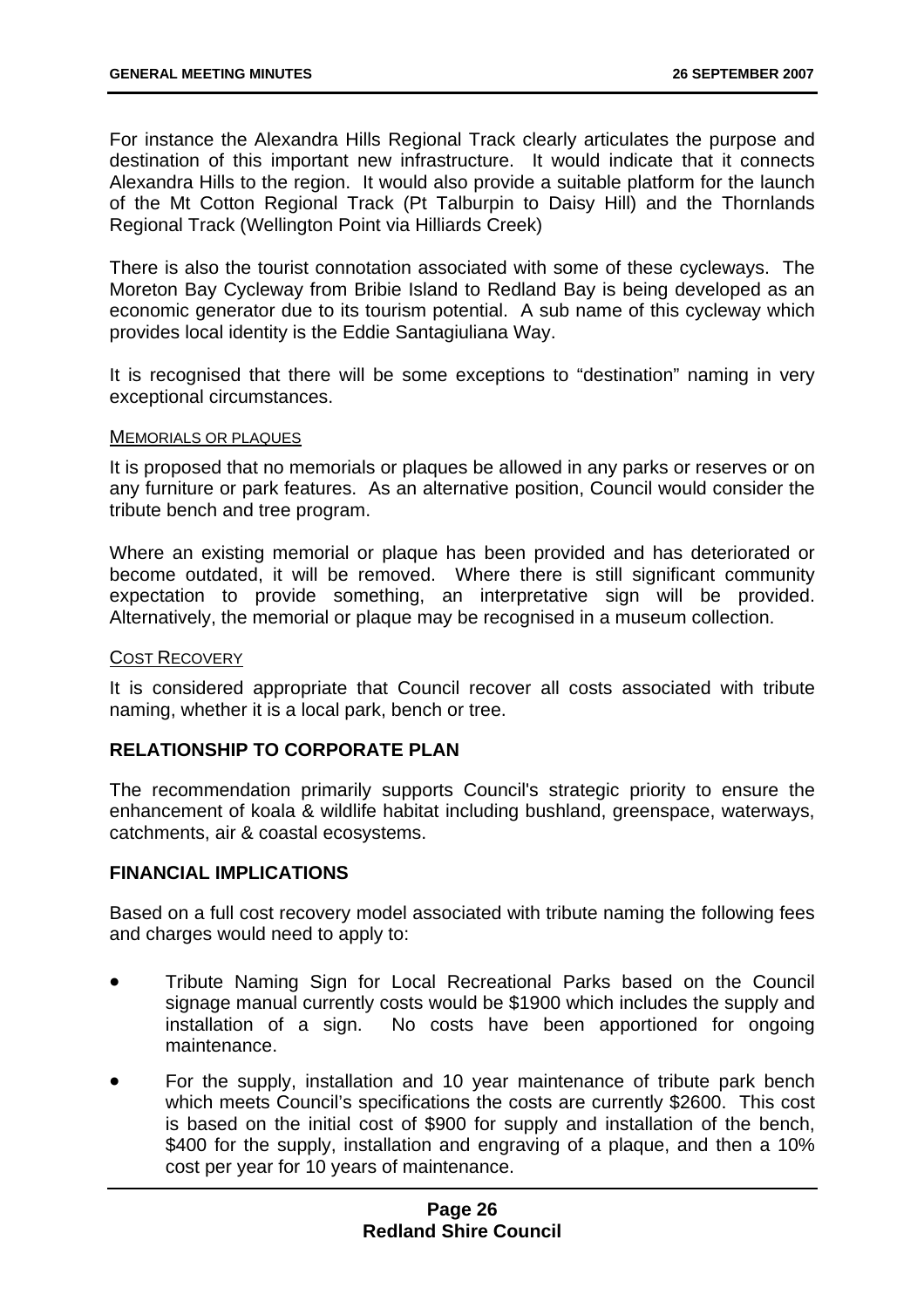For instance the Alexandra Hills Regional Track clearly articulates the purpose and destination of this important new infrastructure. It would indicate that it connects Alexandra Hills to the region. It would also provide a suitable platform for the launch of the Mt Cotton Regional Track (Pt Talburpin to Daisy Hill) and the Thornlands Regional Track (Wellington Point via Hilliards Creek)

There is also the tourist connotation associated with some of these cycleways. The Moreton Bay Cycleway from Bribie Island to Redland Bay is being developed as an economic generator due to its tourism potential. A sub name of this cycleway which provides local identity is the Eddie Santagiuliana Way.

It is recognised that there will be some exceptions to "destination" naming in very exceptional circumstances.

MEMORIALS OR PLAQUES

It is proposed that no memorials or plaques be allowed in any parks or reserves or on any furniture or park features. As an alternative position, Council would consider the tribute bench and tree program.

Where an existing memorial or plaque has been provided and has deteriorated or become outdated, it will be removed. Where there is still significant community expectation to provide something, an interpretative sign will be provided. Alternatively, the memorial or plaque may be recognised in a museum collection.

COST RECOVERY

It is considered appropriate that Council recover all costs associated with tribute naming, whether it is a local park, bench or tree.

## RELATIONSHIP TO CORPORATE PLAN

The recommendation primarily supports Council's strategic priority to ensure the enhancement of koala & wildlife habitat including bushland, greenspace, waterways, catchments, air & coastal ecosystems.

## FINANCIAL IMPLICATIONS

Based on a full cost recovery model associated with tribute naming the following fees and charges would need to apply to:

- Tribute Naming Sign for Local Recreational Parks based on the Council signage manual currently costs would be $1900 which includes the supply and installation of a sign. No costs have been apportioned for ongoing maintenance.
- For the supply, installation and 10 year maintenance of tribute park bench which meets Council's specifications the costs are currently $2600. This cost is based on the initial cost of $900 for supply and installation of the bench, $400 for the supply, installation and engraving of a plaque, and then a 10% cost per year for 10 years of maintenance.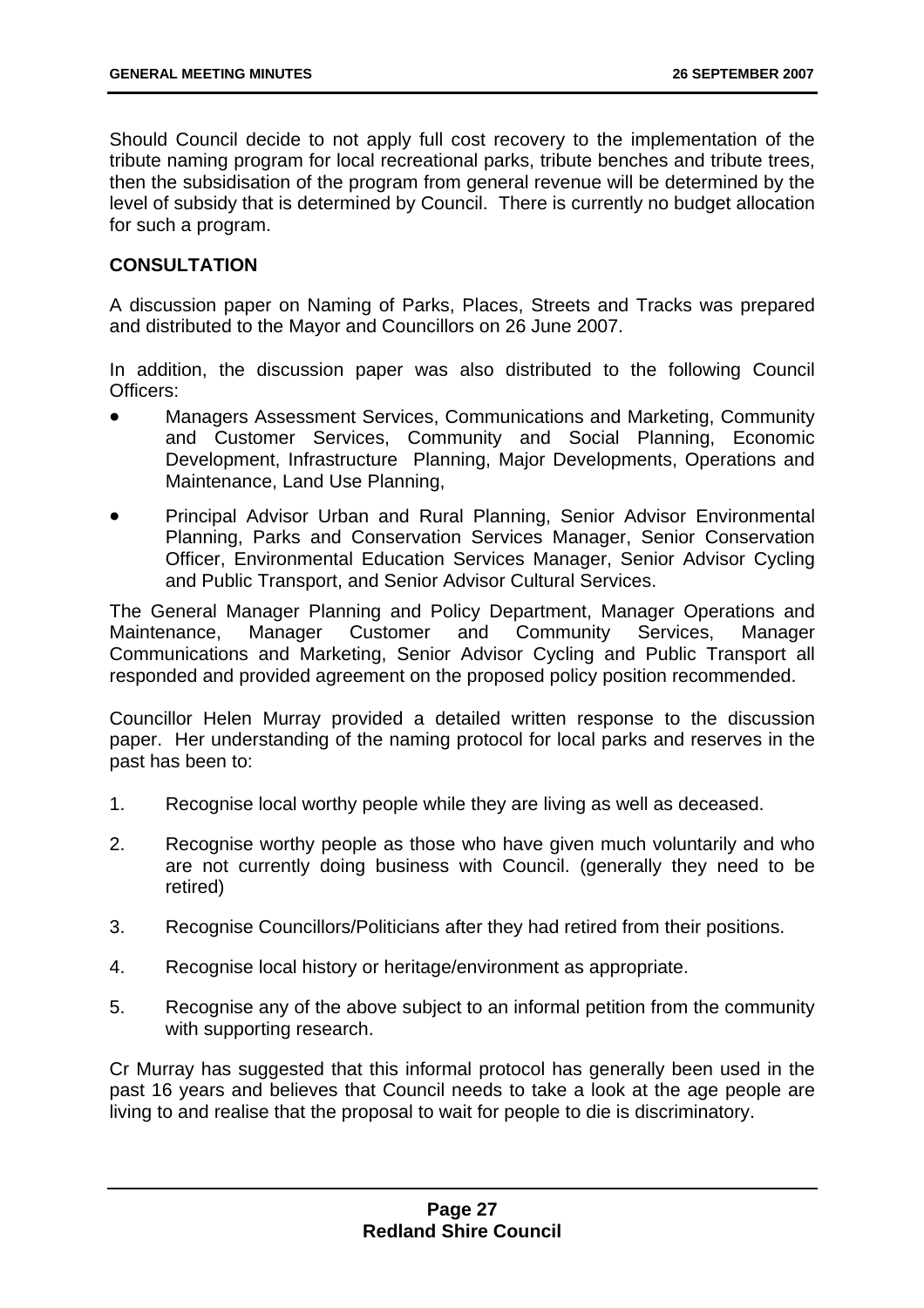Should Council decide to not apply full cost recovery to the implementation of the tribute naming program for local recreational parks, tribute benches and tribute trees, then the subsidisation of the program from general revenue will be determined by the level of subsidy that is determined by Council. There is currently no budget allocation for such a program.

**CONSULTATION**

A discussion paper on Naming of Parks, Places, Streets and Tracks was prepared and distributed to the Mayor and Councillors on 26 June 2007.

In addition, the discussion paper was also distributed to the following Council Officers:

- Managers Assessment Services, Communications and Marketing, Community and Customer Services, Community and Social Planning, Economic Development, Infrastructure Planning, Major Developments, Operations and Maintenance, Land Use Planning,
- Principal Advisor Urban and Rural Planning, Senior Advisor Environmental Planning, Parks and Conservation Services Manager, Senior Conservation Officer, Environmental Education Services Manager, Senior Advisor Cycling and Public Transport, and Senior Advisor Cultural Services.

The General Manager Planning and Policy Department, Manager Operations and Maintenance, Manager Customer and Community Services, Manager Communications and Marketing, Senior Advisor Cycling and Public Transport all responded and provided agreement on the proposed policy position recommended.

Councillor Helen Murray provided a detailed written response to the discussion paper. Her understanding of the naming protocol for local parks and reserves in the past has been to:

1. Recognise local worthy people while they are living as well as deceased.
2. Recognise worthy people as those who have given much voluntarily and who are not currently doing business with Council. (generally they need to be retired)
3. Recognise Councillors/Politicians after they had retired from their positions.
4. Recognise local history or heritage/environment as appropriate.
5. Recognise any of the above subject to an informal petition from the community with supporting research.

Cr Murray has suggested that this informal protocol has generally been used in the past 16 years and believes that Council needs to take a look at the age people are living to and realise that the proposal to wait for people to die is discriminatory.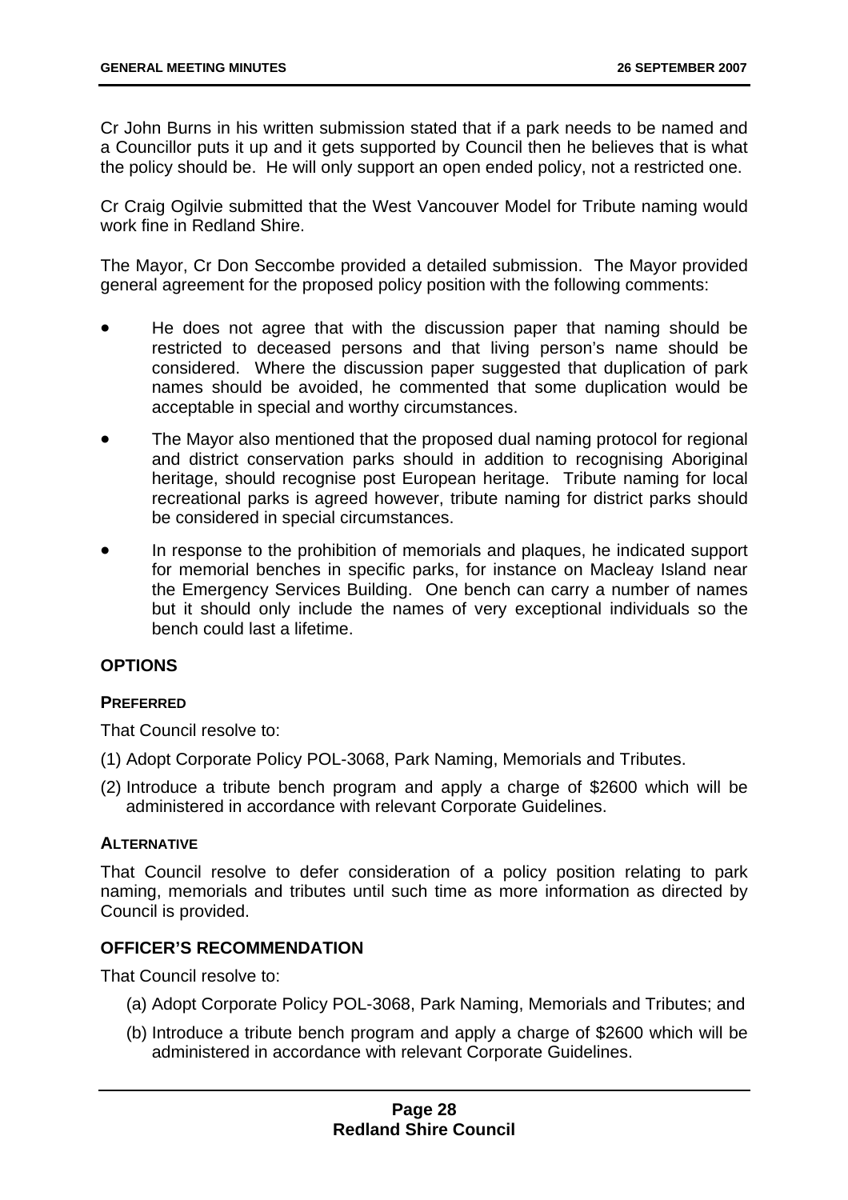Cr John Burns in his written submission stated that if a park needs to be named and a Councillor puts it up and it gets supported by Council then he believes that is what the policy should be. He will only support an open ended policy, not a restricted one.

Cr Craig Ogilvie submitted that the West Vancouver Model for Tribute naming would work fine in Redland Shire.

The Mayor, Cr Don Seccombe provided a detailed submission. The Mayor provided general agreement for the proposed policy position with the following comments:

- He does not agree that with the discussion paper that naming should be restricted to deceased persons and that living person's name should be considered. Where the discussion paper suggested that duplication of park names should be avoided, he commented that some duplication would be acceptable in special and worthy circumstances.
- The Mayor also mentioned that the proposed dual naming protocol for regional and district conservation parks should in addition to recognising Aboriginal heritage, should recognise post European heritage. Tribute naming for local recreational parks is agreed however, tribute naming for district parks should be considered in special circumstances.
- In response to the prohibition of memorials and plaques, he indicated support for memorial benches in specific parks, for instance on Macleay Island near the Emergency Services Building. One bench can carry a number of names but it should only include the names of very exceptional individuals so the bench could last a lifetime.

## OPTIONS

### PREFERRED

That Council resolve to:

(1) Adopt Corporate Policy POL-3068, Park Naming, Memorials and Tributes.

(2) Introduce a tribute bench program and apply a charge of $2600 which will be administered in accordance with relevant Corporate Guidelines.

### ALTERNATIVE

That Council resolve to defer consideration of a policy position relating to park naming, memorials and tributes until such time as more information as directed by Council is provided.

## OFFICER'S RECOMMENDATION

That Council resolve to:

(a) Adopt Corporate Policy POL-3068, Park Naming, Memorials and Tributes; and

(b) Introduce a tribute bench program and apply a charge of $2600 which will be administered in accordance with relevant Corporate Guidelines.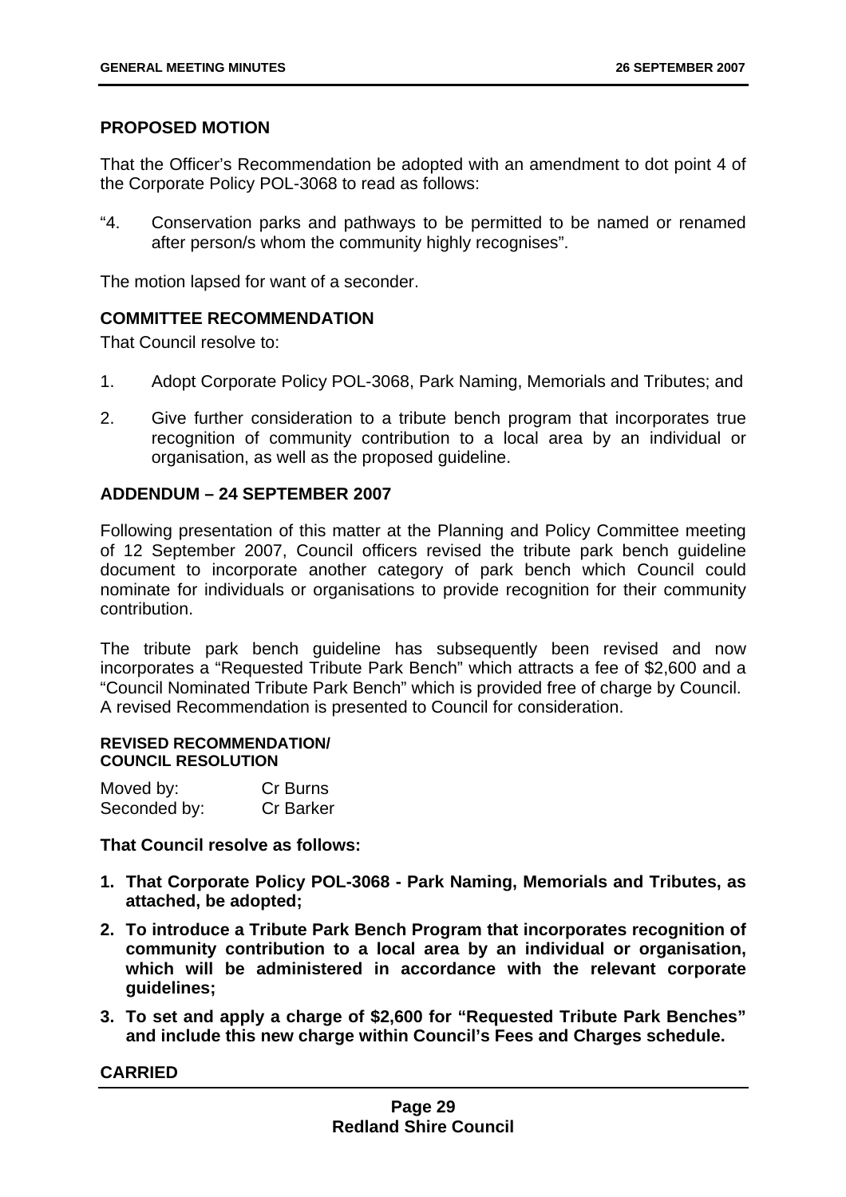**PROPOSED MOTION**

That the Officer's Recommendation be adopted with an amendment to dot point 4 of the Corporate Policy POL-3068 to read as follows:

"4. Conservation parks and pathways to be permitted to be named or renamed after person/s whom the community highly recognises".

The motion lapsed for want of a seconder.

**COMMITTEE RECOMMENDATION**

That Council resolve to:

1. Adopt Corporate Policy POL-3068, Park Naming, Memorials and Tributes; and
2. Give further consideration to a tribute bench program that incorporates true recognition of community contribution to a local area by an individual or organisation, as well as the proposed guideline.

**ADDENDUM – 24 SEPTEMBER 2007**

Following presentation of this matter at the Planning and Policy Committee meeting of 12 September 2007, Council officers revised the tribute park bench guideline document to incorporate another category of park bench which Council could nominate for individuals or organisations to provide recognition for their community contribution.

The tribute park bench guideline has subsequently been revised and now incorporates a "Requested Tribute Park Bench" which attracts a fee of $2,600 and a "Council Nominated Tribute Park Bench" which is provided free of charge by Council. A revised Recommendation is presented to Council for consideration.

**REVISED RECOMMENDATION/**
**COUNCIL RESOLUTION**

Moved by: Cr Burns
Seconded by: Cr Barker

**That Council resolve as follows:**

1. **That Corporate Policy POL-3068 - Park Naming, Memorials and Tributes, as attached, be adopted;**
2. **To introduce a Tribute Park Bench Program that incorporates recognition of community contribution to a local area by an individual or organisation, which will be administered in accordance with the relevant corporate guidelines;**
3. **To set and apply a charge of $2,600 for "Requested Tribute Park Benches" and include this new charge within Council's Fees and Charges schedule.**

**CARRIED**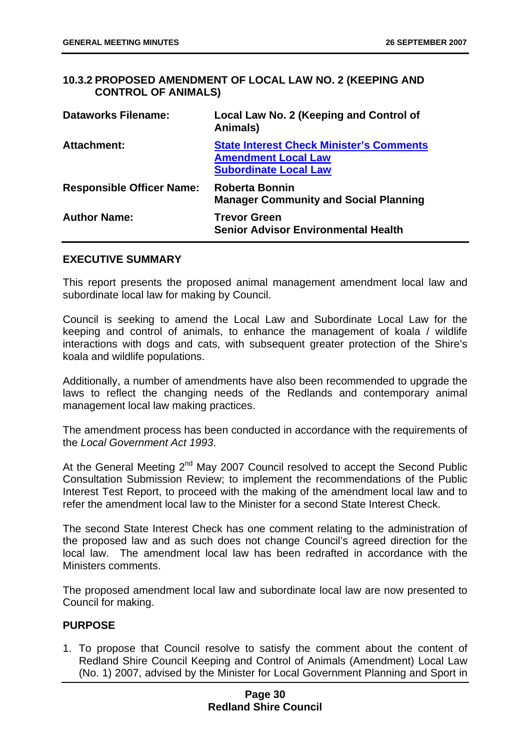### 10.3.2 PROPOSED AMENDMENT OF LOCAL LAW NO. 2 (KEEPING AND CONTROL OF ANIMALS)

| | |
|---|---|
| **Dataworks Filename:** | **Local Law No. 2 (Keeping and Control of Animals)** |
| **Attachment:** | **State Interest Check Minister's Comments**<br>**Amendment Local Law**<br>**Subordinate Local Law** |
| **Responsible Officer Name:** | **Roberta Bonnin**<br>**Manager Community and Social Planning** |
| **Author Name:** | **Trevor Green**<br>**Senior Advisor Environmental Health** |

#### EXECUTIVE SUMMARY

This report presents the proposed animal management amendment local law and subordinate local law for making by Council.

Council is seeking to amend the Local Law and Subordinate Local Law for the keeping and control of animals, to enhance the management of koala / wildlife interactions with dogs and cats, with subsequent greater protection of the Shire's koala and wildlife populations.

Additionally, a number of amendments have also been recommended to upgrade the laws to reflect the changing needs of the Redlands and contemporary animal management local law making practices.

The amendment process has been conducted in accordance with the requirements of the *Local Government Act 1993*.

At the General Meeting 2nd May 2007 Council resolved to accept the Second Public Consultation Submission Review; to implement the recommendations of the Public Interest Test Report, to proceed with the making of the amendment local law and to refer the amendment local law to the Minister for a second State Interest Check.

The second State Interest Check has one comment relating to the administration of the proposed law and as such does not change Council's agreed direction for the local law. The amendment local law has been redrafted in accordance with the Ministers comments.

The proposed amendment local law and subordinate local law are now presented to Council for making.

#### PURPOSE

1. To propose that Council resolve to satisfy the comment about the content of Redland Shire Council Keeping and Control of Animals (Amendment) Local Law (No. 1) 2007, advised by the Minister for Local Government Planning and Sport in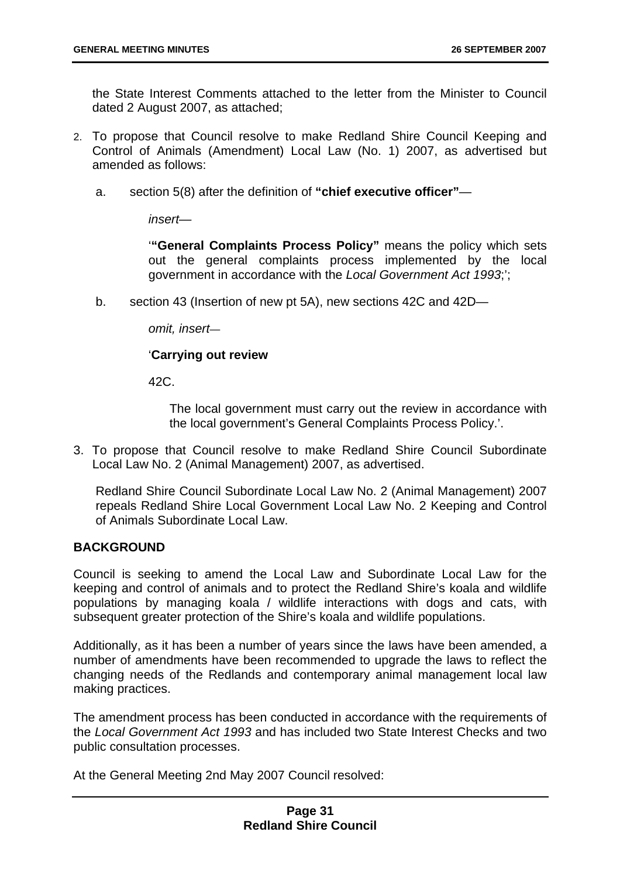the State Interest Comments attached to the letter from the Minister to Council dated 2 August 2007, as attached;

2. To propose that Council resolve to make Redland Shire Council Keeping and Control of Animals (Amendment) Local Law (No. 1) 2007, as advertised but amended as follows:

   a. section 5(8) after the definition of **"chief executive officer"**—

      *insert*—

      '**"General Complaints Process Policy"** means the policy which sets out the general complaints process implemented by the local government in accordance with the *Local Government Act 1993*;';

   b. section 43 (Insertion of new pt 5A), new sections 42C and 42D—

      *omit, insert*—

      '**Carrying out review**

      42C.

      The local government must carry out the review in accordance with the local government's General Complaints Process Policy.'.

3. To propose that Council resolve to make Redland Shire Council Subordinate Local Law No. 2 (Animal Management) 2007, as advertised.

   Redland Shire Council Subordinate Local Law No. 2 (Animal Management) 2007 repeals Redland Shire Local Government Local Law No. 2 Keeping and Control of Animals Subordinate Local Law.

## BACKGROUND

Council is seeking to amend the Local Law and Subordinate Local Law for the keeping and control of animals and to protect the Redland Shire's koala and wildlife populations by managing koala / wildlife interactions with dogs and cats, with subsequent greater protection of the Shire's koala and wildlife populations.

Additionally, as it has been a number of years since the laws have been amended, a number of amendments have been recommended to upgrade the laws to reflect the changing needs of the Redlands and contemporary animal management local law making practices.

The amendment process has been conducted in accordance with the requirements of the *Local Government Act 1993* and has included two State Interest Checks and two public consultation processes.

At the General Meeting 2nd May 2007 Council resolved: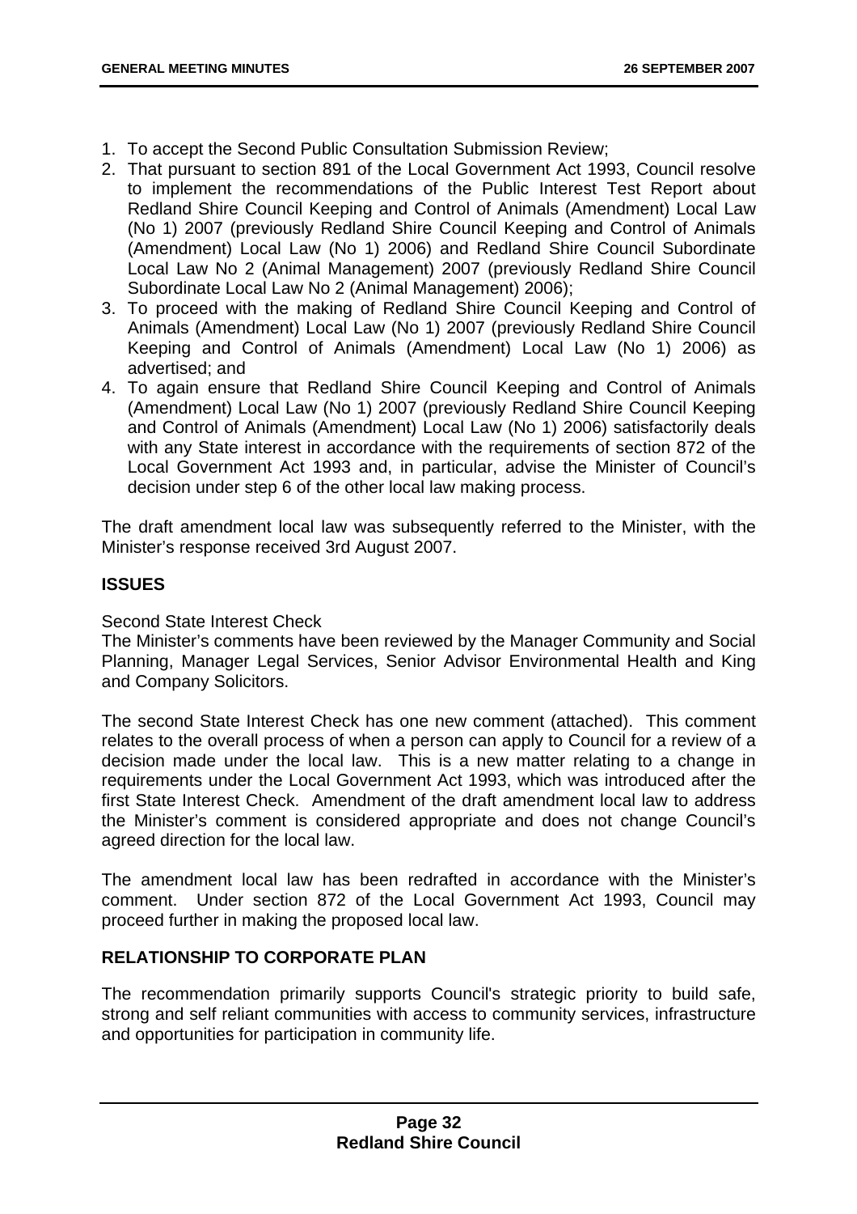1. To accept the Second Public Consultation Submission Review;
2. That pursuant to section 891 of the Local Government Act 1993, Council resolve to implement the recommendations of the Public Interest Test Report about Redland Shire Council Keeping and Control of Animals (Amendment) Local Law (No 1) 2007 (previously Redland Shire Council Keeping and Control of Animals (Amendment) Local Law (No 1) 2006) and Redland Shire Council Subordinate Local Law No 2 (Animal Management) 2007 (previously Redland Shire Council Subordinate Local Law No 2 (Animal Management) 2006);
3. To proceed with the making of Redland Shire Council Keeping and Control of Animals (Amendment) Local Law (No 1) 2007 (previously Redland Shire Council Keeping and Control of Animals (Amendment) Local Law (No 1) 2006) as advertised; and
4. To again ensure that Redland Shire Council Keeping and Control of Animals (Amendment) Local Law (No 1) 2007 (previously Redland Shire Council Keeping and Control of Animals (Amendment) Local Law (No 1) 2006) satisfactorily deals with any State interest in accordance with the requirements of section 872 of the Local Government Act 1993 and, in particular, advise the Minister of Council's decision under step 6 of the other local law making process.

The draft amendment local law was subsequently referred to the Minister, with the Minister's response received 3rd August 2007.

## ISSUES

Second State Interest Check

The Minister's comments have been reviewed by the Manager Community and Social Planning, Manager Legal Services, Senior Advisor Environmental Health and King and Company Solicitors.

The second State Interest Check has one new comment (attached). This comment relates to the overall process of when a person can apply to Council for a review of a decision made under the local law. This is a new matter relating to a change in requirements under the Local Government Act 1993, which was introduced after the first State Interest Check. Amendment of the draft amendment local law to address the Minister's comment is considered appropriate and does not change Council's agreed direction for the local law.

The amendment local law has been redrafted in accordance with the Minister's comment. Under section 872 of the Local Government Act 1993, Council may proceed further in making the proposed local law.

## RELATIONSHIP TO CORPORATE PLAN

The recommendation primarily supports Council's strategic priority to build safe, strong and self reliant communities with access to community services, infrastructure and opportunities for participation in community life.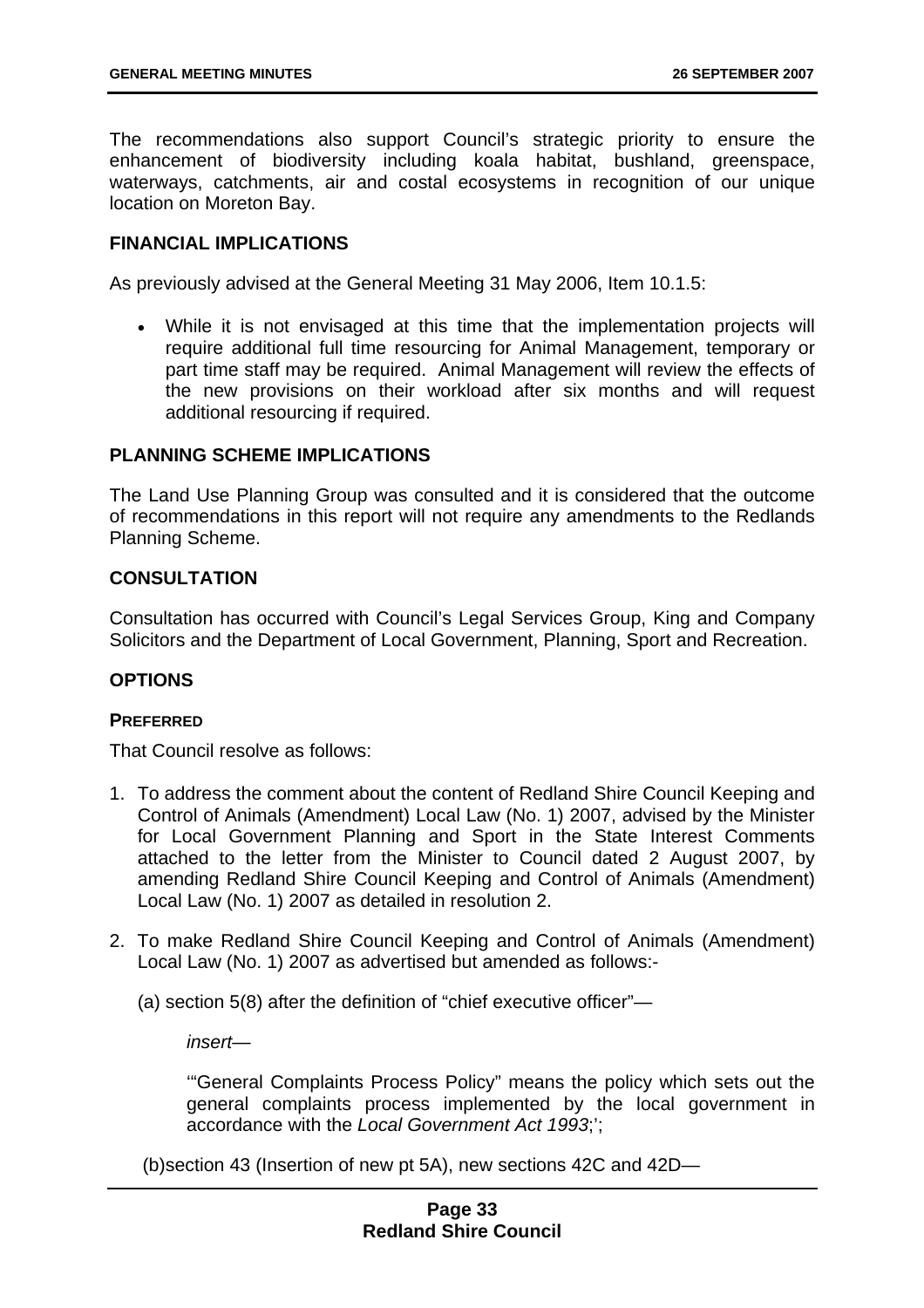The recommendations also support Council's strategic priority to ensure the enhancement of biodiversity including koala habitat, bushland, greenspace, waterways, catchments, air and costal ecosystems in recognition of our unique location on Moreton Bay.

## FINANCIAL IMPLICATIONS

As previously advised at the General Meeting 31 May 2006, Item 10.1.5:

- While it is not envisaged at this time that the implementation projects will require additional full time resourcing for Animal Management, temporary or part time staff may be required. Animal Management will review the effects of the new provisions on their workload after six months and will request additional resourcing if required.

## PLANNING SCHEME IMPLICATIONS

The Land Use Planning Group was consulted and it is considered that the outcome of recommendations in this report will not require any amendments to the Redlands Planning Scheme.

## CONSULTATION

Consultation has occurred with Council's Legal Services Group, King and Company Solicitors and the Department of Local Government, Planning, Sport and Recreation.

## OPTIONS

### PREFERRED

That Council resolve as follows:

1. To address the comment about the content of Redland Shire Council Keeping and Control of Animals (Amendment) Local Law (No. 1) 2007, advised by the Minister for Local Government Planning and Sport in the State Interest Comments attached to the letter from the Minister to Council dated 2 August 2007, by amending Redland Shire Council Keeping and Control of Animals (Amendment) Local Law (No. 1) 2007 as detailed in resolution 2.

2. To make Redland Shire Council Keeping and Control of Animals (Amendment) Local Law (No. 1) 2007 as advertised but amended as follows:-

   (a) section 5(8) after the definition of "chief executive officer"—

   *insert—*

   '"General Complaints Process Policy" means the policy which sets out the general complaints process implemented by the local government in accordance with the *Local Government Act 1993*;';

   (b)section 43 (Insertion of new pt 5A), new sections 42C and 42D—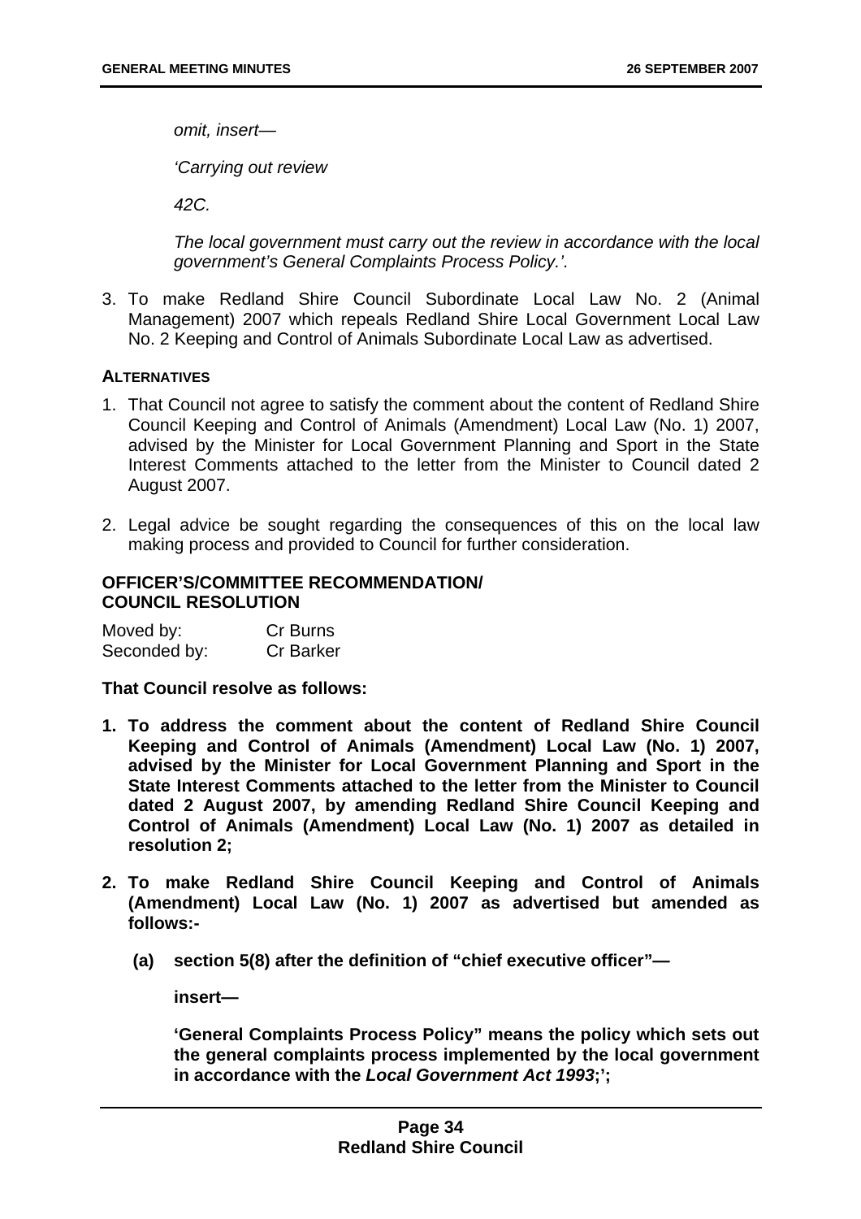*omit, insert—*

*'Carrying out review*

*42C.*

*The local government must carry out the review in accordance with the local government's General Complaints Process Policy.'.*

3. To make Redland Shire Council Subordinate Local Law No. 2 (Animal Management) 2007 which repeals Redland Shire Local Government Local Law No. 2 Keeping and Control of Animals Subordinate Local Law as advertised.

**ALTERNATIVES**

1. That Council not agree to satisfy the comment about the content of Redland Shire Council Keeping and Control of Animals (Amendment) Local Law (No. 1) 2007, advised by the Minister for Local Government Planning and Sport in the State Interest Comments attached to the letter from the Minister to Council dated 2 August 2007.

2. Legal advice be sought regarding the consequences of this on the local law making process and provided to Council for further consideration.

**OFFICER'S/COMMITTEE RECOMMENDATION/ COUNCIL RESOLUTION**

| | |
|---|---|
| Moved by: | Cr Burns |
| Seconded by: | Cr Barker |

**That Council resolve as follows:**

1. **To address the comment about the content of Redland Shire Council Keeping and Control of Animals (Amendment) Local Law (No. 1) 2007, advised by the Minister for Local Government Planning and Sport in the State Interest Comments attached to the letter from the Minister to Council dated 2 August 2007, by amending Redland Shire Council Keeping and Control of Animals (Amendment) Local Law (No. 1) 2007 as detailed in resolution 2;**

2. **To make Redland Shire Council Keeping and Control of Animals (Amendment) Local Law (No. 1) 2007 as advertised but amended as follows:-**

   **(a) section 5(8) after the definition of "chief executive officer"—**

   **insert—**

   **'General Complaints Process Policy" means the policy which sets out the general complaints process implemented by the local government in accordance with the *Local Government Act 1993*;';**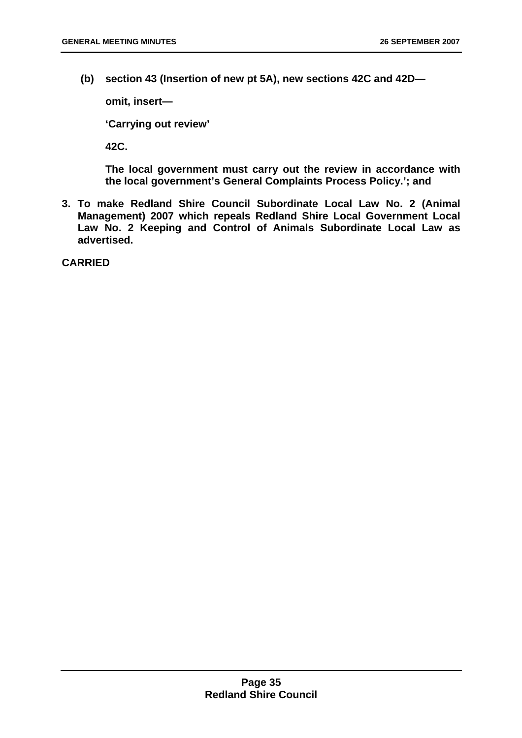**(b) section 43 (Insertion of new pt 5A), new sections 42C and 42D—**

**omit, insert—**

**'Carrying out review'**

**42C.**

**The local government must carry out the review in accordance with the local government's General Complaints Process Policy.'; and**

**3. To make Redland Shire Council Subordinate Local Law No. 2 (Animal Management) 2007 which repeals Redland Shire Local Government Local Law No. 2 Keeping and Control of Animals Subordinate Local Law as advertised.**

**CARRIED**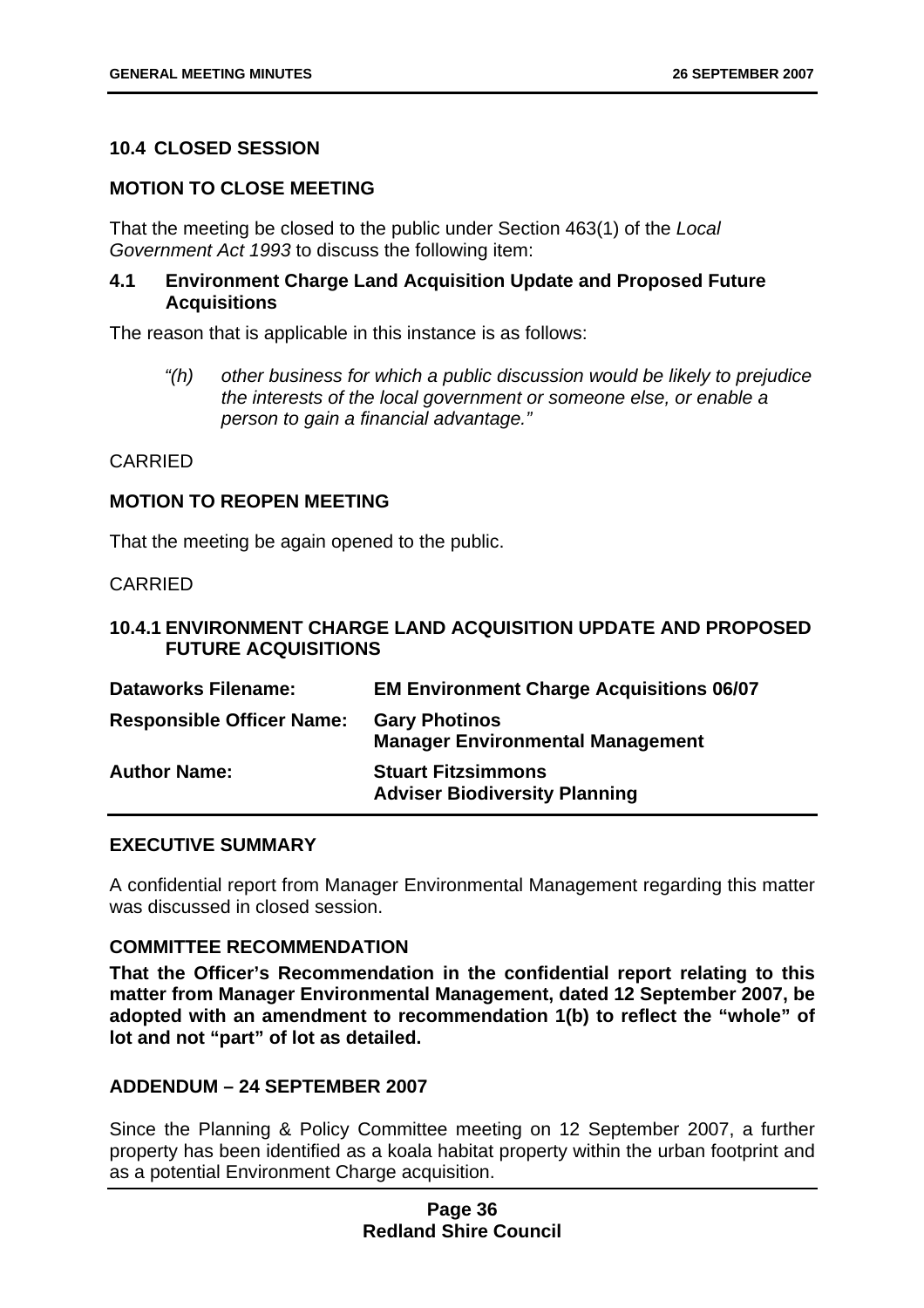## 10.4 CLOSED SESSION

**MOTION TO CLOSE MEETING**

That the meeting be closed to the public under Section 463(1) of the *Local Government Act 1993* to discuss the following item:

**4.1 Environment Charge Land Acquisition Update and Proposed Future Acquisitions**

The reason that is applicable in this instance is as follows:

> *"(h) other business for which a public discussion would be likely to prejudice the interests of the local government or someone else, or enable a person to gain a financial advantage."*

CARRIED

**MOTION TO REOPEN MEETING**

That the meeting be again opened to the public.

CARRIED

### 10.4.1 ENVIRONMENT CHARGE LAND ACQUISITION UPDATE AND PROPOSED FUTURE ACQUISITIONS

| | |
|---|---|
| **Dataworks Filename:** | **EM Environment Charge Acquisitions 06/07** |
| **Responsible Officer Name:** | **Gary Photinos**<br>**Manager Environmental Management** |
| **Author Name:** | **Stuart Fitzsimmons**<br>**Adviser Biodiversity Planning** |

**EXECUTIVE SUMMARY**

A confidential report from Manager Environmental Management regarding this matter was discussed in closed session.

**COMMITTEE RECOMMENDATION**

**That the Officer's Recommendation in the confidential report relating to this matter from Manager Environmental Management, dated 12 September 2007, be adopted with an amendment to recommendation 1(b) to reflect the "whole" of lot and not "part" of lot as detailed.**

**ADDENDUM – 24 SEPTEMBER 2007**

Since the Planning & Policy Committee meeting on 12 September 2007, a further property has been identified as a koala habitat property within the urban footprint and as a potential Environment Charge acquisition.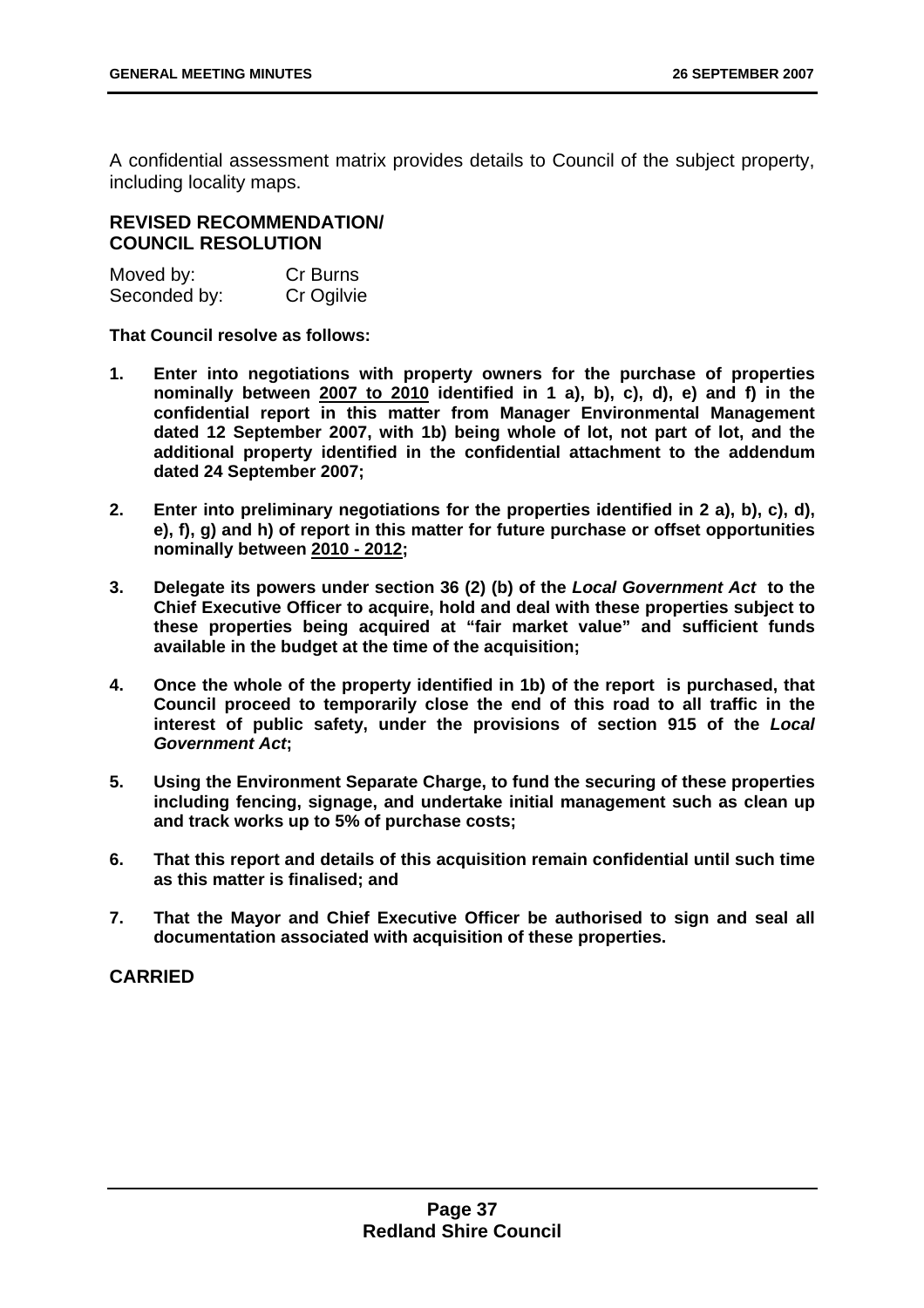A confidential assessment matrix provides details to Council of the subject property, including locality maps.

## REVISED RECOMMENDATION/ COUNCIL RESOLUTION

| Moved by: | Cr Burns |
|---|---|
| Seconded by: | Cr Ogilvie |

**That Council resolve as follows:**

1. **Enter into negotiations with property owners for the purchase of properties nominally between <u>2007 to 2010</u> identified in 1 a), b), c), d), e) and f) in the confidential report in this matter from Manager Environmental Management dated 12 September 2007, with 1b) being whole of lot, not part of lot, and the additional property identified in the confidential attachment to the addendum dated 24 September 2007;**

2. **Enter into preliminary negotiations for the properties identified in 2 a), b), c), d), e), f), g) and h) of report in this matter for future purchase or offset opportunities nominally between <u>2010 - 2012</u>;**

3. **Delegate its powers under section 36 (2) (b) of the *Local Government Act* to the Chief Executive Officer to acquire, hold and deal with these properties subject to these properties being acquired at "fair market value" and sufficient funds available in the budget at the time of the acquisition;**

4. **Once the whole of the property identified in 1b) of the report is purchased, that Council proceed to temporarily close the end of this road to all traffic in the interest of public safety, under the provisions of section 915 of the *Local Government Act*;**

5. **Using the Environment Separate Charge, to fund the securing of these properties including fencing, signage, and undertake initial management such as clean up and track works up to 5% of purchase costs;**

6. **That this report and details of this acquisition remain confidential until such time as this matter is finalised; and**

7. **That the Mayor and Chief Executive Officer be authorised to sign and seal all documentation associated with acquisition of these properties.**

**CARRIED**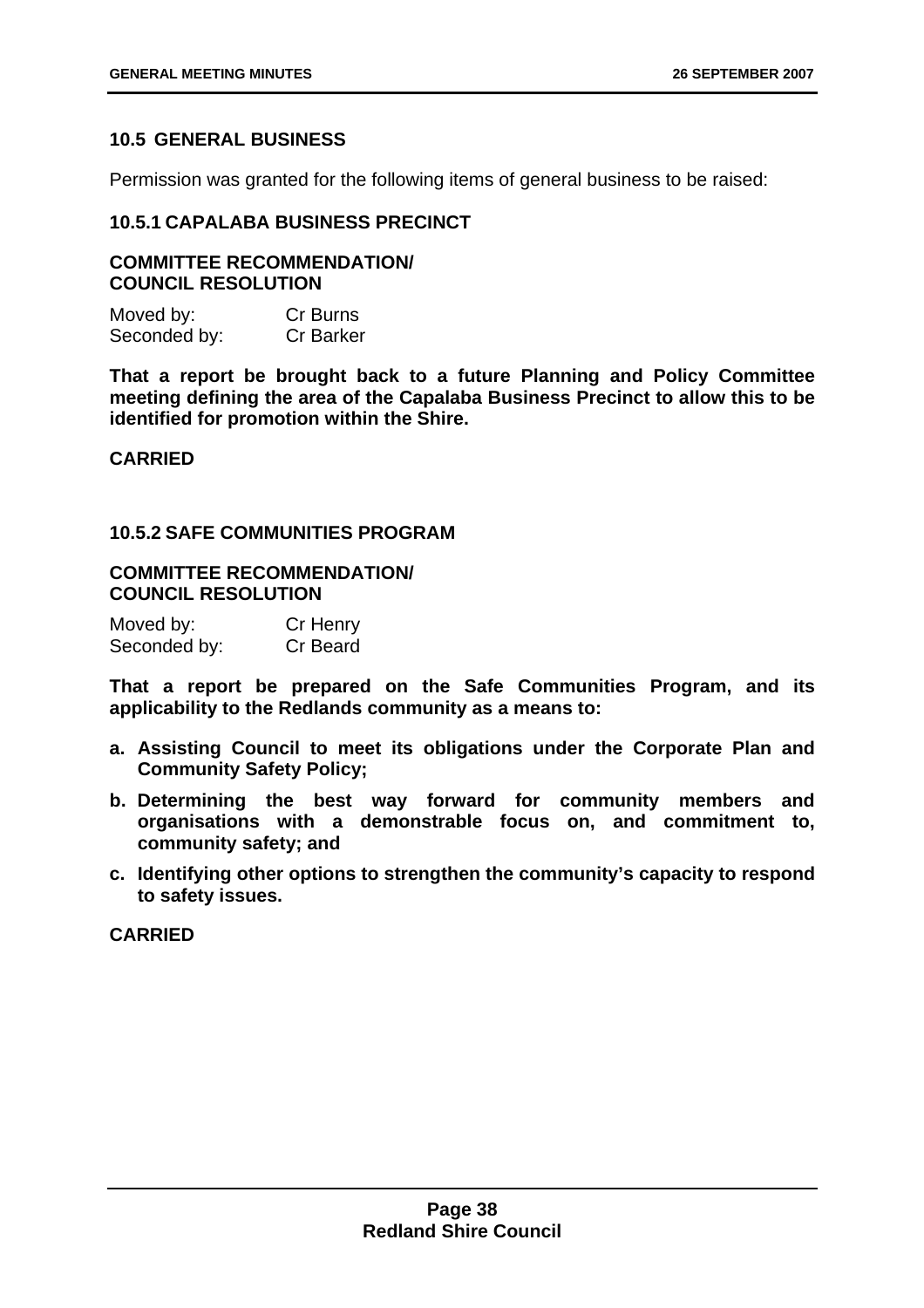## 10.5 GENERAL BUSINESS

Permission was granted for the following items of general business to be raised:

### 10.5.1 CAPALABA BUSINESS PRECINCT

**COMMITTEE RECOMMENDATION/**
**COUNCIL RESOLUTION**

Moved by: Cr Burns
Seconded by: Cr Barker

**That a report be brought back to a future Planning and Policy Committee meeting defining the area of the Capalaba Business Precinct to allow this to be identified for promotion within the Shire.**

**CARRIED**

### 10.5.2 SAFE COMMUNITIES PROGRAM

**COMMITTEE RECOMMENDATION/**
**COUNCIL RESOLUTION**

Moved by: Cr Henry
Seconded by: Cr Beard

**That a report be prepared on the Safe Communities Program, and its applicability to the Redlands community as a means to:**

- **a. Assisting Council to meet its obligations under the Corporate Plan and Community Safety Policy;**
- **b. Determining the best way forward for community members and organisations with a demonstrable focus on, and commitment to, community safety; and**
- **c. Identifying other options to strengthen the community's capacity to respond to safety issues.**

**CARRIED**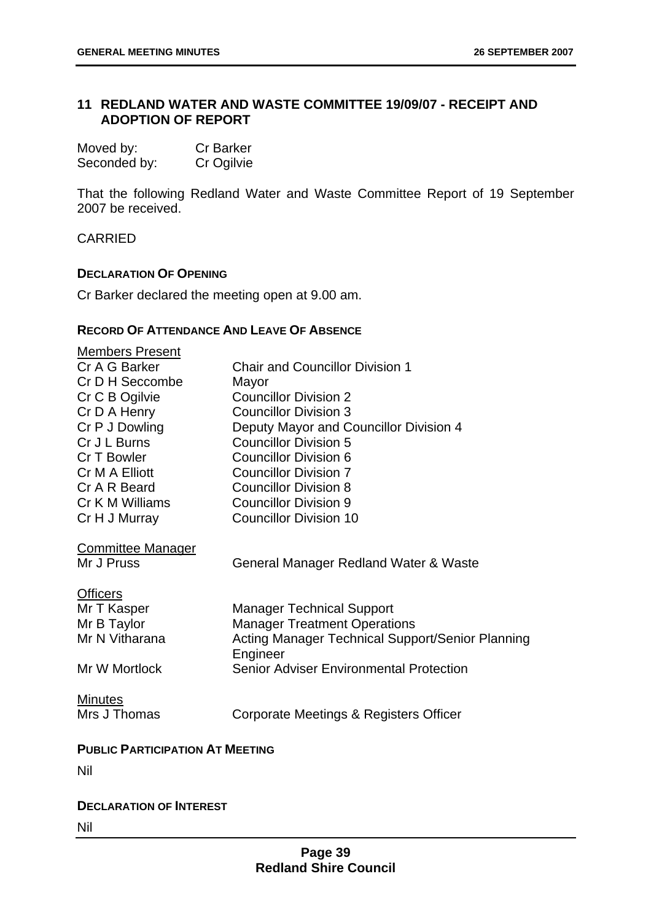## 11 REDLAND WATER AND WASTE COMMITTEE 19/09/07 - RECEIPT AND ADOPTION OF REPORT

| | |
|---|---|
| Moved by: | Cr Barker |
| Seconded by: | Cr Ogilvie |

That the following Redland Water and Waste Committee Report of 19 September 2007 be received.

CARRIED

### DECLARATION OF OPENING

Cr Barker declared the meeting open at 9.00 am.

### RECORD OF ATTENDANCE AND LEAVE OF ABSENCE

<u>Members Present</u>

| | |
|---|---|
| Cr A G Barker | Chair and Councillor Division 1 |
| Cr D H Seccombe | Mayor |
| Cr C B Ogilvie | Councillor Division 2 |
| Cr D A Henry | Councillor Division 3 |
| Cr P J Dowling | Deputy Mayor and Councillor Division 4 |
| Cr J L Burns | Councillor Division 5 |
| Cr T Bowler | Councillor Division 6 |
| Cr M A Elliott | Councillor Division 7 |
| Cr A R Beard | Councillor Division 8 |
| Cr K M Williams | Councillor Division 9 |
| Cr H J Murray | Councillor Division 10 |

<u>Committee Manager</u>

| | |
|---|---|
| Mr J Pruss | General Manager Redland Water & Waste |

<u>Officers</u>

| | |
|---|---|
| Mr T Kasper | Manager Technical Support |
| Mr B Taylor | Manager Treatment Operations |
| Mr N Vitharana | Acting Manager Technical Support/Senior Planning Engineer |
| Mr W Mortlock | Senior Adviser Environmental Protection |

<u>Minutes</u>

| | |
|---|---|
| Mrs J Thomas | Corporate Meetings & Registers Officer |

### PUBLIC PARTICIPATION AT MEETING

Nil

### DECLARATION OF INTEREST

Nil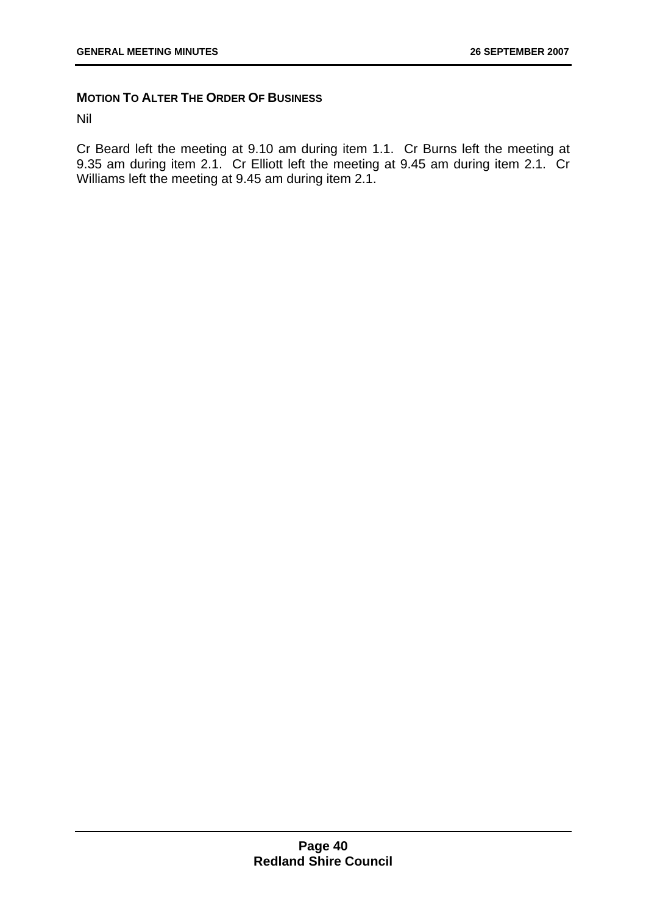**MOTION TO ALTER THE ORDER OF BUSINESS**

Nil

Cr Beard left the meeting at 9.10 am during item 1.1. Cr Burns left the meeting at 9.35 am during item 2.1. Cr Elliott left the meeting at 9.45 am during item 2.1. Cr Williams left the meeting at 9.45 am during item 2.1.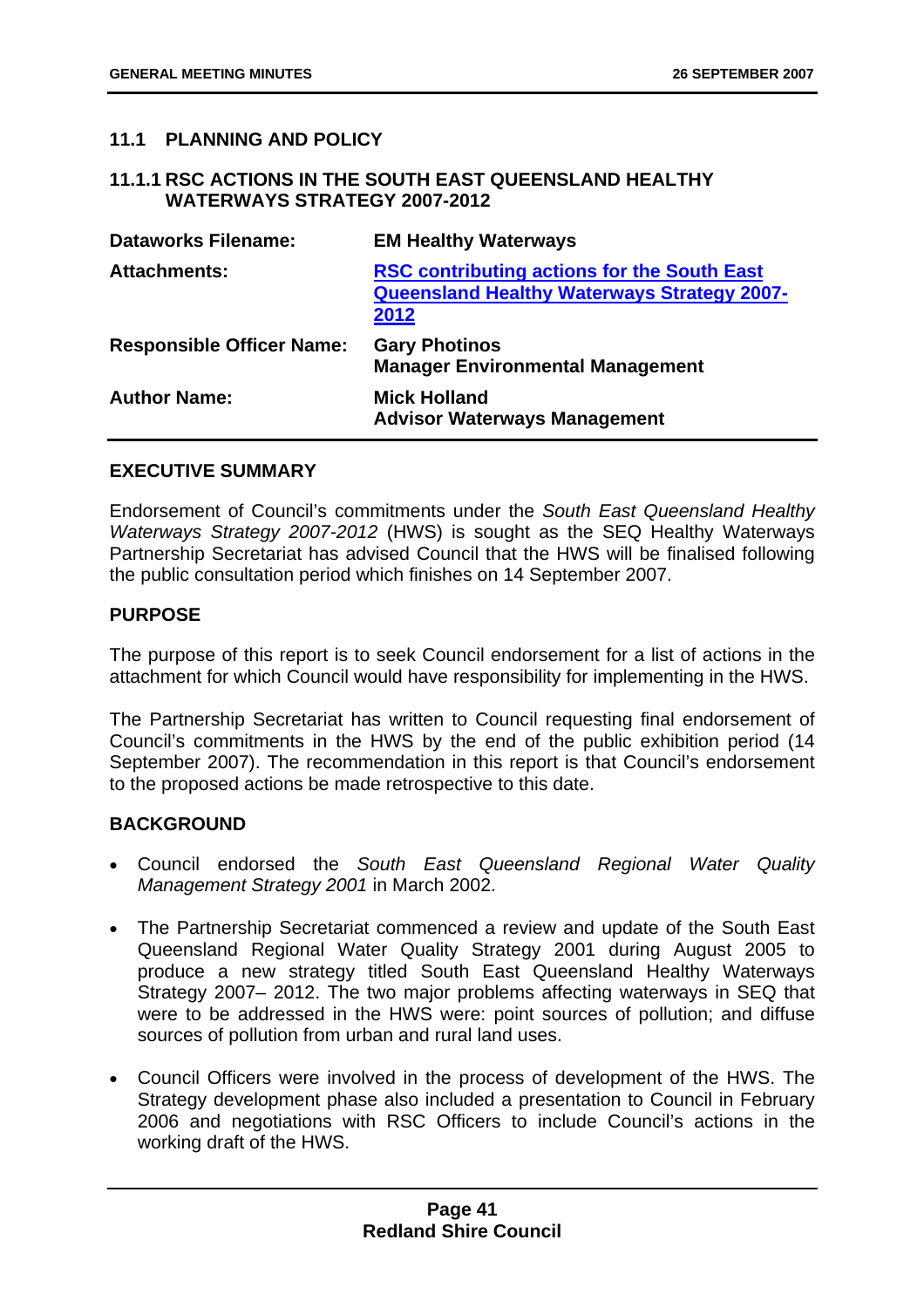## 11.1 PLANNING AND POLICY

### 11.1.1 RSC ACTIONS IN THE SOUTH EAST QUEENSLAND HEALTHY WATERWAYS STRATEGY 2007-2012

| | |
|---|---|
| **Dataworks Filename:** | **EM Healthy Waterways** |
| **Attachments:** | **RSC contributing actions for the South East Queensland Healthy Waterways Strategy 2007-2012** |
| **Responsible Officer Name:** | **Gary Photinos**<br>**Manager Environmental Management** |
| **Author Name:** | **Mick Holland**<br>**Advisor Waterways Management** |

**EXECUTIVE SUMMARY**

Endorsement of Council's commitments under the *South East Queensland Healthy Waterways Strategy 2007-2012* (HWS) is sought as the SEQ Healthy Waterways Partnership Secretariat has advised Council that the HWS will be finalised following the public consultation period which finishes on 14 September 2007.

**PURPOSE**

The purpose of this report is to seek Council endorsement for a list of actions in the attachment for which Council would have responsibility for implementing in the HWS.

The Partnership Secretariat has written to Council requesting final endorsement of Council's commitments in the HWS by the end of the public exhibition period (14 September 2007). The recommendation in this report is that Council's endorsement to the proposed actions be made retrospective to this date.

**BACKGROUND**

- Council endorsed the *South East Queensland Regional Water Quality Management Strategy 2001* in March 2002.
- The Partnership Secretariat commenced a review and update of the South East Queensland Regional Water Quality Strategy 2001 during August 2005 to produce a new strategy titled South East Queensland Healthy Waterways Strategy 2007– 2012. The two major problems affecting waterways in SEQ that were to be addressed in the HWS were: point sources of pollution; and diffuse sources of pollution from urban and rural land uses.
- Council Officers were involved in the process of development of the HWS. The Strategy development phase also included a presentation to Council in February 2006 and negotiations with RSC Officers to include Council's actions in the working draft of the HWS.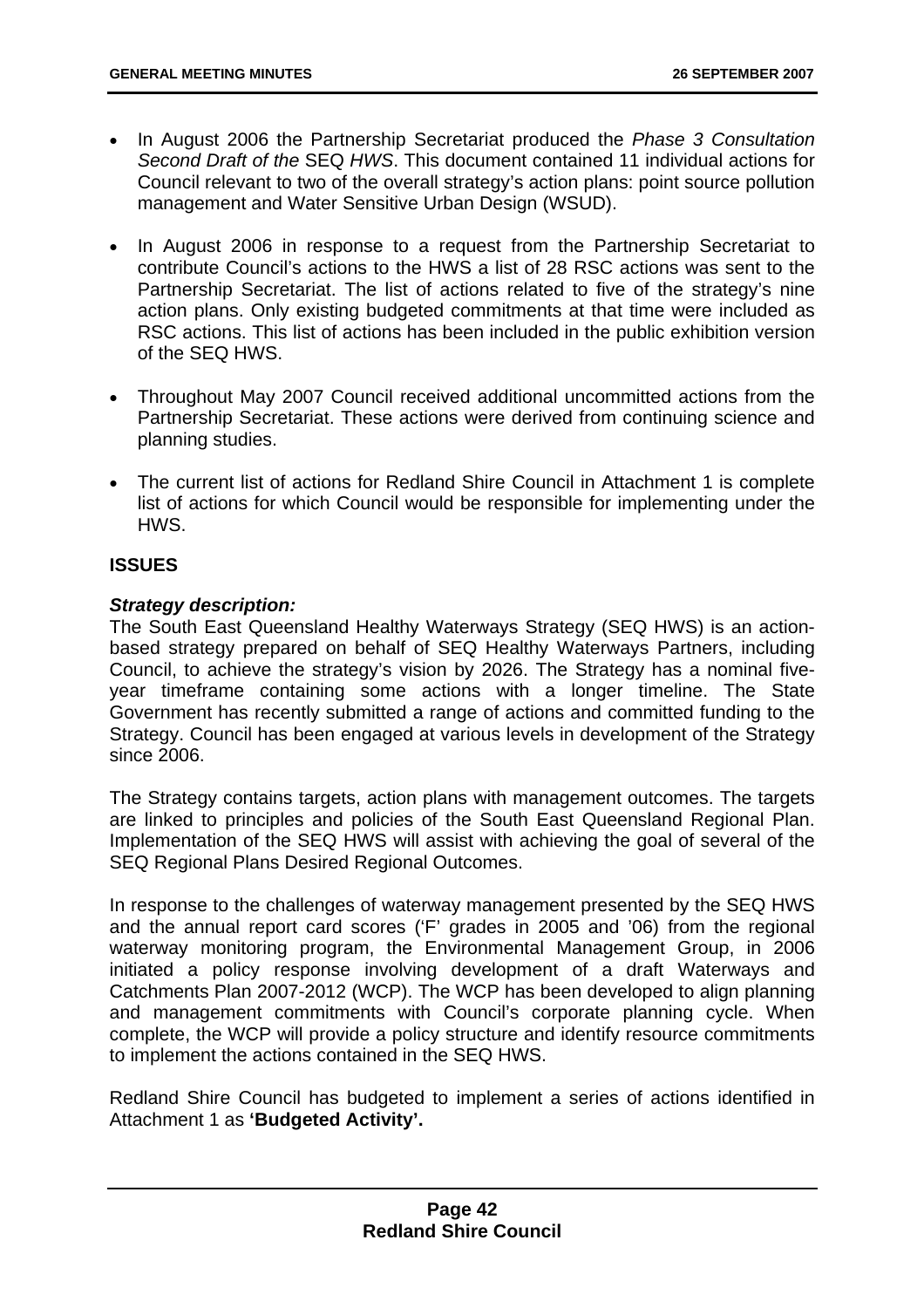- In August 2006 the Partnership Secretariat produced the *Phase 3 Consultation Second Draft of the* SEQ *HWS*. This document contained 11 individual actions for Council relevant to two of the overall strategy's action plans: point source pollution management and Water Sensitive Urban Design (WSUD).

- In August 2006 in response to a request from the Partnership Secretariat to contribute Council's actions to the HWS a list of 28 RSC actions was sent to the Partnership Secretariat. The list of actions related to five of the strategy's nine action plans. Only existing budgeted commitments at that time were included as RSC actions. This list of actions has been included in the public exhibition version of the SEQ HWS.

- Throughout May 2007 Council received additional uncommitted actions from the Partnership Secretariat. These actions were derived from continuing science and planning studies.

- The current list of actions for Redland Shire Council in Attachment 1 is complete list of actions for which Council would be responsible for implementing under the HWS.

**ISSUES**

***Strategy description:***

The South East Queensland Healthy Waterways Strategy (SEQ HWS) is an action-based strategy prepared on behalf of SEQ Healthy Waterways Partners, including Council, to achieve the strategy's vision by 2026. The Strategy has a nominal five-year timeframe containing some actions with a longer timeline. The State Government has recently submitted a range of actions and committed funding to the Strategy. Council has been engaged at various levels in development of the Strategy since 2006.

The Strategy contains targets, action plans with management outcomes. The targets are linked to principles and policies of the South East Queensland Regional Plan. Implementation of the SEQ HWS will assist with achieving the goal of several of the SEQ Regional Plans Desired Regional Outcomes.

In response to the challenges of waterway management presented by the SEQ HWS and the annual report card scores ('F' grades in 2005 and '06) from the regional waterway monitoring program, the Environmental Management Group, in 2006 initiated a policy response involving development of a draft Waterways and Catchments Plan 2007-2012 (WCP). The WCP has been developed to align planning and management commitments with Council's corporate planning cycle. When complete, the WCP will provide a policy structure and identify resource commitments to implement the actions contained in the SEQ HWS.

Redland Shire Council has budgeted to implement a series of actions identified in Attachment 1 as **'Budgeted Activity'.**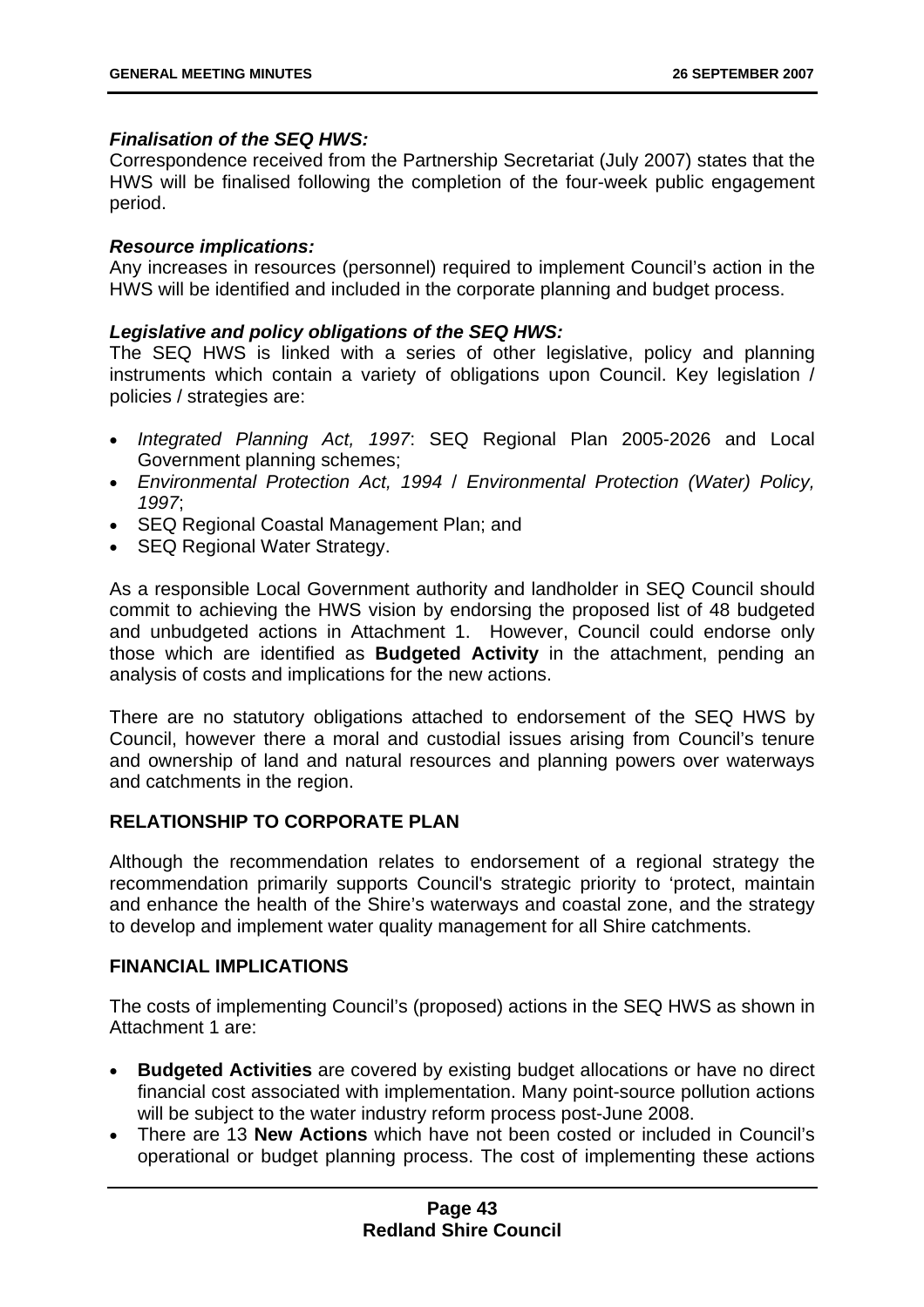***Finalisation of the SEQ HWS:***
Correspondence received from the Partnership Secretariat (July 2007) states that the HWS will be finalised following the completion of the four-week public engagement period.

***Resource implications:***
Any increases in resources (personnel) required to implement Council's action in the HWS will be identified and included in the corporate planning and budget process.

***Legislative and policy obligations of the SEQ HWS:***
The SEQ HWS is linked with a series of other legislative, policy and planning instruments which contain a variety of obligations upon Council. Key legislation / policies / strategies are:

- *Integrated Planning Act, 1997*: SEQ Regional Plan 2005-2026 and Local Government planning schemes;
- *Environmental Protection Act, 1994* / *Environmental Protection (Water) Policy, 1997*;
- SEQ Regional Coastal Management Plan; and
- SEQ Regional Water Strategy.

As a responsible Local Government authority and landholder in SEQ Council should commit to achieving the HWS vision by endorsing the proposed list of 48 budgeted and unbudgeted actions in Attachment 1. However, Council could endorse only those which are identified as **Budgeted Activity** in the attachment, pending an analysis of costs and implications for the new actions.

There are no statutory obligations attached to endorsement of the SEQ HWS by Council, however there a moral and custodial issues arising from Council's tenure and ownership of land and natural resources and planning powers over waterways and catchments in the region.

**RELATIONSHIP TO CORPORATE PLAN**

Although the recommendation relates to endorsement of a regional strategy the recommendation primarily supports Council's strategic priority to 'protect, maintain and enhance the health of the Shire's waterways and coastal zone, and the strategy to develop and implement water quality management for all Shire catchments.

**FINANCIAL IMPLICATIONS**

The costs of implementing Council's (proposed) actions in the SEQ HWS as shown in Attachment 1 are:

- **Budgeted Activities** are covered by existing budget allocations or have no direct financial cost associated with implementation. Many point-source pollution actions will be subject to the water industry reform process post-June 2008.
- There are 13 **New Actions** which have not been costed or included in Council's operational or budget planning process. The cost of implementing these actions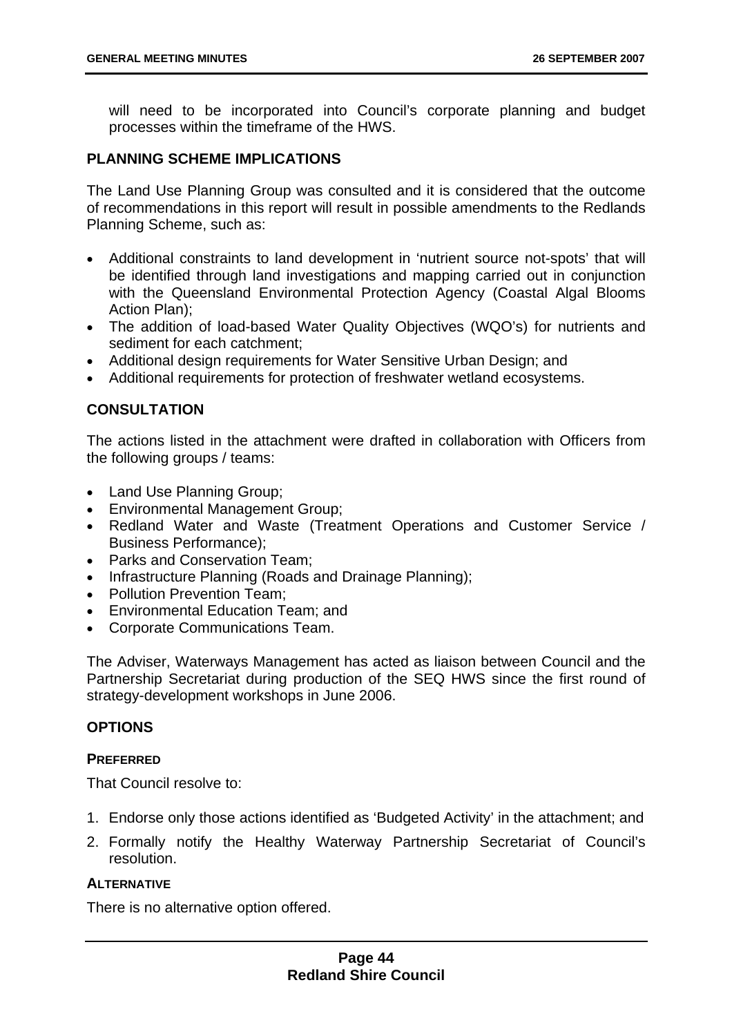will need to be incorporated into Council's corporate planning and budget processes within the timeframe of the HWS.

## PLANNING SCHEME IMPLICATIONS

The Land Use Planning Group was consulted and it is considered that the outcome of recommendations in this report will result in possible amendments to the Redlands Planning Scheme, such as:

- Additional constraints to land development in 'nutrient source not-spots' that will be identified through land investigations and mapping carried out in conjunction with the Queensland Environmental Protection Agency (Coastal Algal Blooms Action Plan);
- The addition of load-based Water Quality Objectives (WQO's) for nutrients and sediment for each catchment;
- Additional design requirements for Water Sensitive Urban Design; and
- Additional requirements for protection of freshwater wetland ecosystems.

## CONSULTATION

The actions listed in the attachment were drafted in collaboration with Officers from the following groups / teams:

- Land Use Planning Group;
- Environmental Management Group;
- Redland Water and Waste (Treatment Operations and Customer Service / Business Performance);
- Parks and Conservation Team;
- Infrastructure Planning (Roads and Drainage Planning);
- Pollution Prevention Team;
- Environmental Education Team; and
- Corporate Communications Team.

The Adviser, Waterways Management has acted as liaison between Council and the Partnership Secretariat during production of the SEQ HWS since the first round of strategy-development workshops in June 2006.

## OPTIONS

### PREFERRED

That Council resolve to:

1. Endorse only those actions identified as 'Budgeted Activity' in the attachment; and
2. Formally notify the Healthy Waterway Partnership Secretariat of Council's resolution.

### ALTERNATIVE

There is no alternative option offered.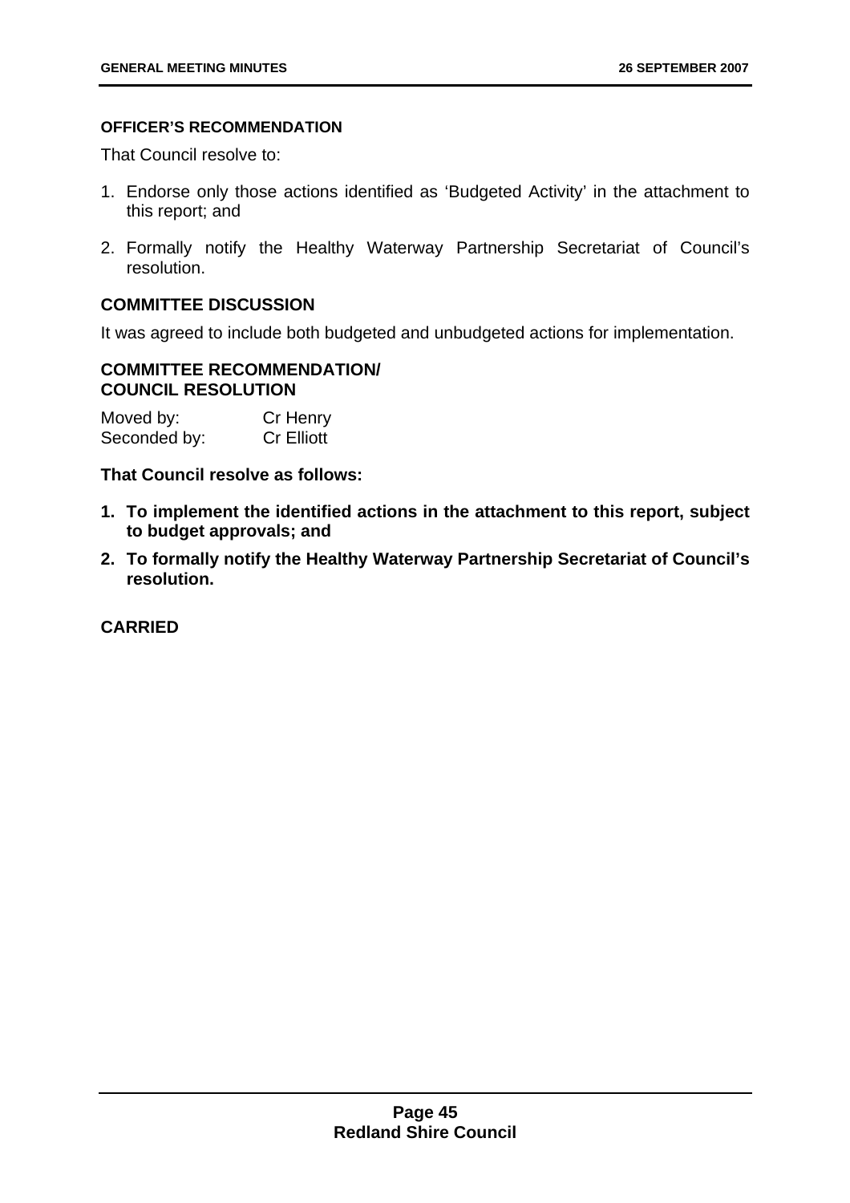#### OFFICER'S RECOMMENDATION

That Council resolve to:

1. Endorse only those actions identified as 'Budgeted Activity' in the attachment to this report; and
2. Formally notify the Healthy Waterway Partnership Secretariat of Council's resolution.

### COMMITTEE DISCUSSION

It was agreed to include both budgeted and unbudgeted actions for implementation.

### COMMITTEE RECOMMENDATION/ COUNCIL RESOLUTION

| | |
|---|---|
| Moved by: | Cr Henry |
| Seconded by: | Cr Elliott |

**That Council resolve as follows:**

1. **To implement the identified actions in the attachment to this report, subject to budget approvals; and**
2. **To formally notify the Healthy Waterway Partnership Secretariat of Council's resolution.**

**CARRIED**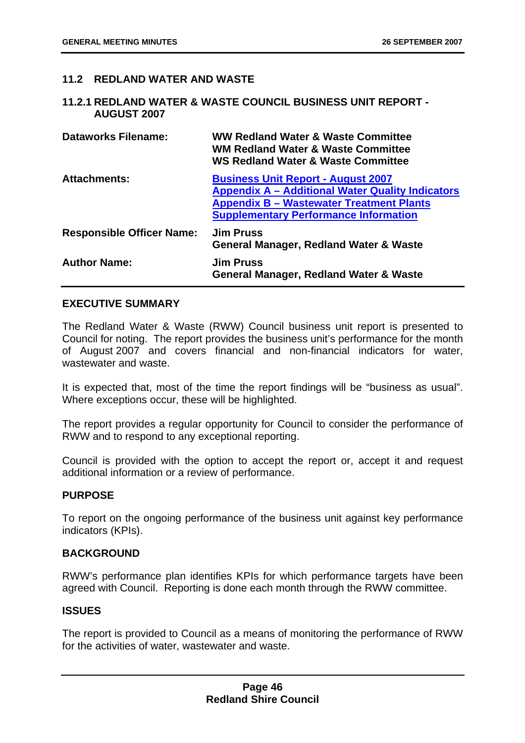## 11.2 REDLAND WATER AND WASTE

### 11.2.1 REDLAND WATER & WASTE COUNCIL BUSINESS UNIT REPORT - AUGUST 2007

| | |
|---|---|
| **Dataworks Filename:** | **WW Redland Water & Waste Committee**<br>**WM Redland Water & Waste Committee**<br>**WS Redland Water & Waste Committee** |
| **Attachments:** | **Business Unit Report - August 2007**<br>**Appendix A – Additional Water Quality Indicators**<br>**Appendix B – Wastewater Treatment Plants Supplementary Performance Information** |
| **Responsible Officer Name:** | **Jim Pruss**<br>**General Manager, Redland Water & Waste** |
| **Author Name:** | **Jim Pruss**<br>**General Manager, Redland Water & Waste** |

**EXECUTIVE SUMMARY**

The Redland Water & Waste (RWW) Council business unit report is presented to Council for noting. The report provides the business unit's performance for the month of August 2007 and covers financial and non-financial indicators for water, wastewater and waste.

It is expected that, most of the time the report findings will be "business as usual". Where exceptions occur, these will be highlighted.

The report provides a regular opportunity for Council to consider the performance of RWW and to respond to any exceptional reporting.

Council is provided with the option to accept the report or, accept it and request additional information or a review of performance.

**PURPOSE**

To report on the ongoing performance of the business unit against key performance indicators (KPIs).

**BACKGROUND**

RWW's performance plan identifies KPIs for which performance targets have been agreed with Council. Reporting is done each month through the RWW committee.

**ISSUES**

The report is provided to Council as a means of monitoring the performance of RWW for the activities of water, wastewater and waste.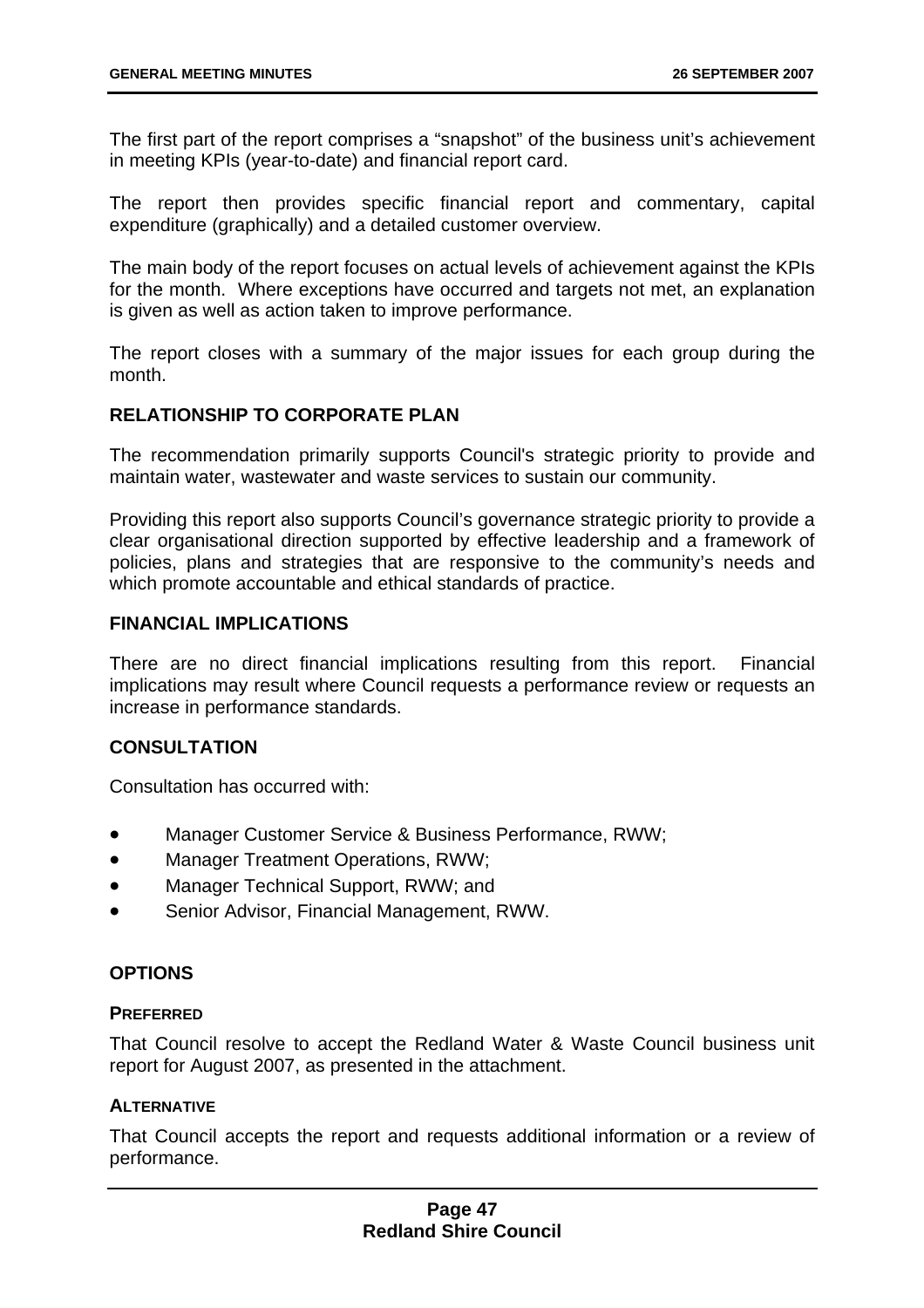The first part of the report comprises a "snapshot" of the business unit's achievement in meeting KPIs (year-to-date) and financial report card.

The report then provides specific financial report and commentary, capital expenditure (graphically) and a detailed customer overview.

The main body of the report focuses on actual levels of achievement against the KPIs for the month. Where exceptions have occurred and targets not met, an explanation is given as well as action taken to improve performance.

The report closes with a summary of the major issues for each group during the month.

## RELATIONSHIP TO CORPORATE PLAN

The recommendation primarily supports Council's strategic priority to provide and maintain water, wastewater and waste services to sustain our community.

Providing this report also supports Council's governance strategic priority to provide a clear organisational direction supported by effective leadership and a framework of policies, plans and strategies that are responsive to the community's needs and which promote accountable and ethical standards of practice.

## FINANCIAL IMPLICATIONS

There are no direct financial implications resulting from this report. Financial implications may result where Council requests a performance review or requests an increase in performance standards.

## CONSULTATION

Consultation has occurred with:

- Manager Customer Service & Business Performance, RWW;
- Manager Treatment Operations, RWW;
- Manager Technical Support, RWW; and
- Senior Advisor, Financial Management, RWW.

## OPTIONS

### PREFERRED

That Council resolve to accept the Redland Water & Waste Council business unit report for August 2007, as presented in the attachment.

### ALTERNATIVE

That Council accepts the report and requests additional information or a review of performance.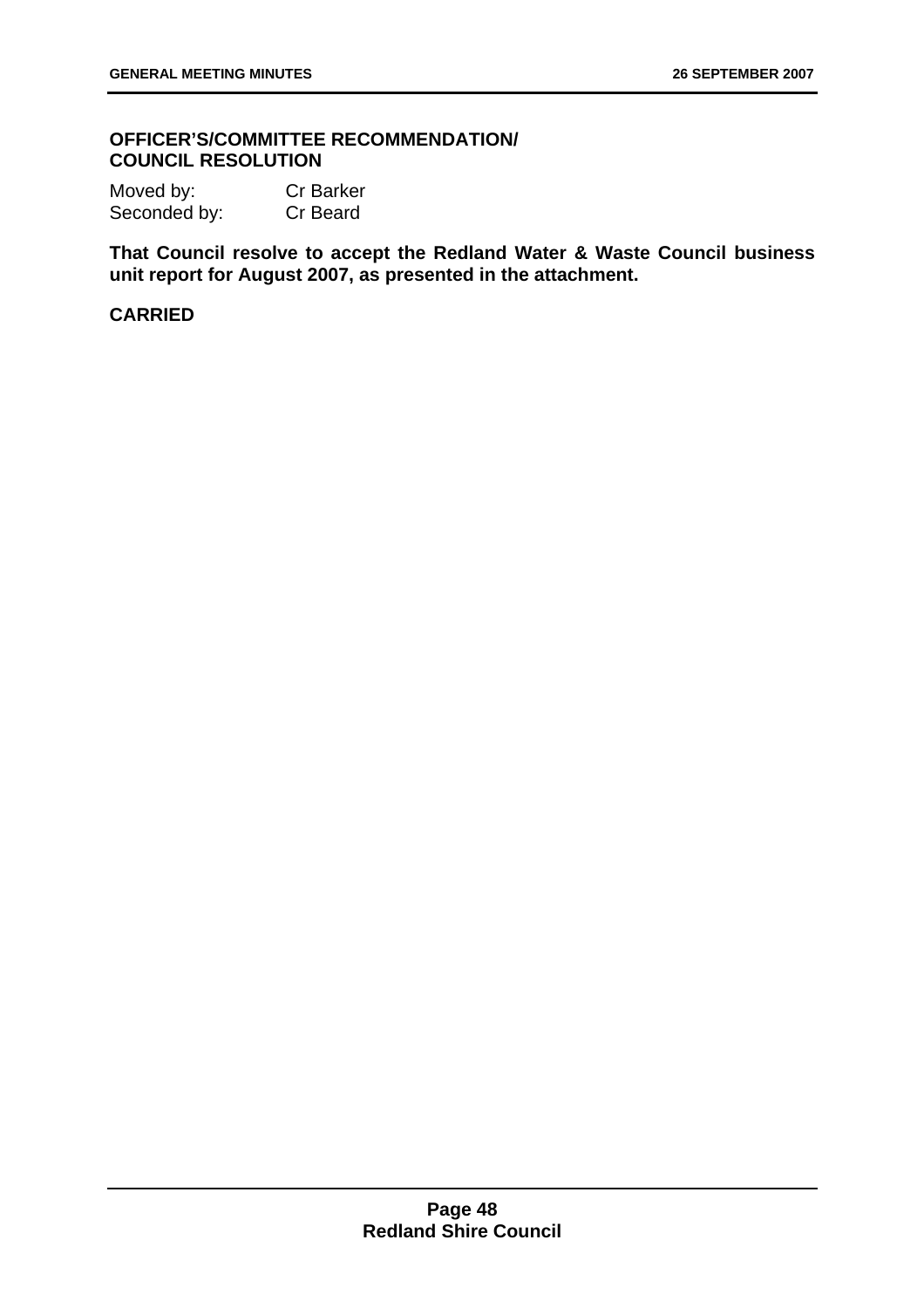**OFFICER'S/COMMITTEE RECOMMENDATION/ COUNCIL RESOLUTION**

Moved by: Cr Barker
Seconded by: Cr Beard

**That Council resolve to accept the Redland Water & Waste Council business unit report for August 2007, as presented in the attachment.**

**CARRIED**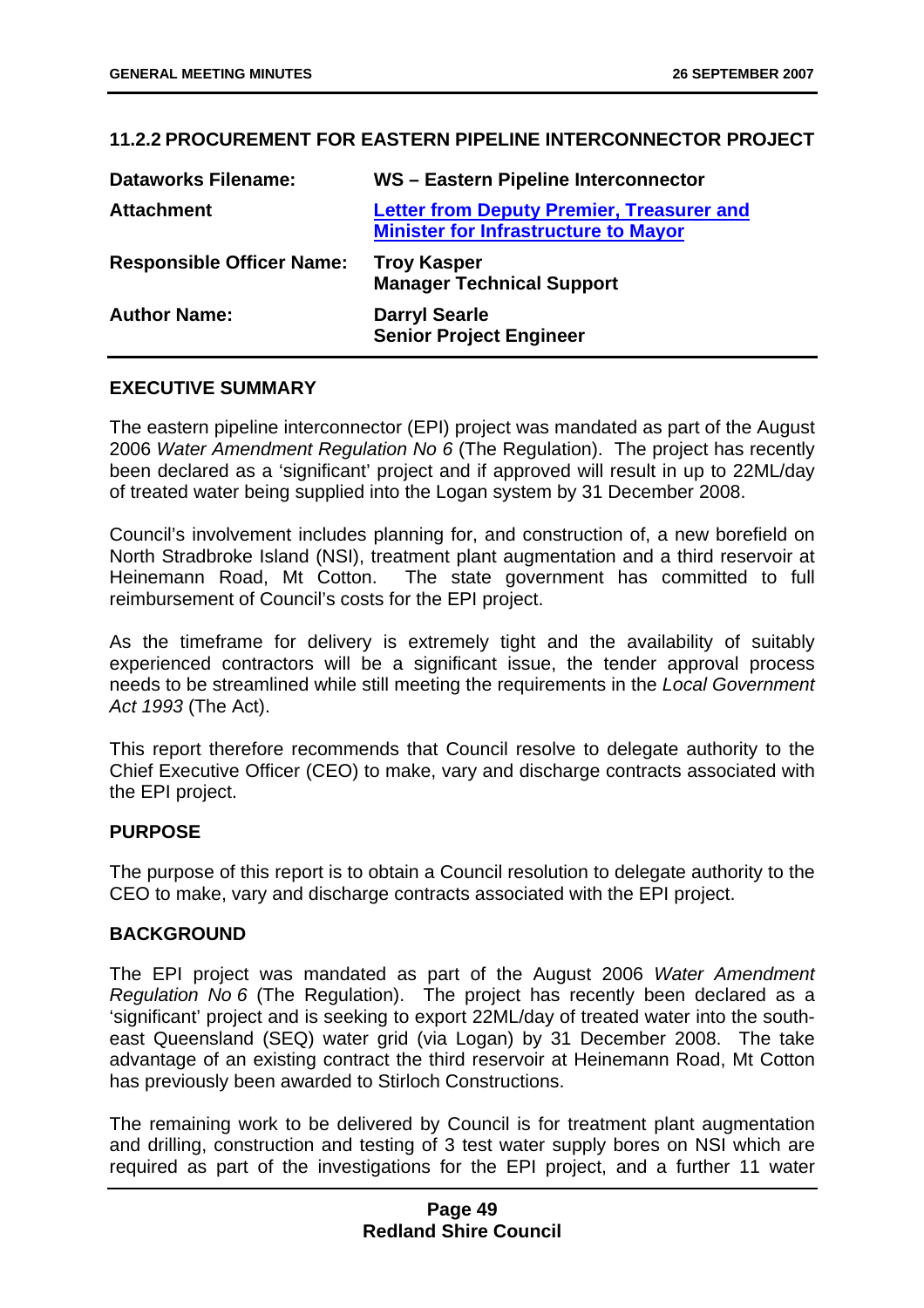## 11.2.2 PROCUREMENT FOR EASTERN PIPELINE INTERCONNECTOR PROJECT

| | |
|---|---|
| **Dataworks Filename:** | **WS – Eastern Pipeline Interconnector** |
| **Attachment** | **Letter from Deputy Premier, Treasurer and Minister for Infrastructure to Mayor** |
| **Responsible Officer Name:** | **Troy Kasper**<br>**Manager Technical Support** |
| **Author Name:** | **Darryl Searle**<br>**Senior Project Engineer** |

### EXECUTIVE SUMMARY

The eastern pipeline interconnector (EPI) project was mandated as part of the August 2006 *Water Amendment Regulation No 6* (The Regulation). The project has recently been declared as a 'significant' project and if approved will result in up to 22ML/day of treated water being supplied into the Logan system by 31 December 2008.

Council's involvement includes planning for, and construction of, a new borefield on North Stradbroke Island (NSI), treatment plant augmentation and a third reservoir at Heinemann Road, Mt Cotton. The state government has committed to full reimbursement of Council's costs for the EPI project.

As the timeframe for delivery is extremely tight and the availability of suitably experienced contractors will be a significant issue, the tender approval process needs to be streamlined while still meeting the requirements in the *Local Government Act 1993* (The Act).

This report therefore recommends that Council resolve to delegate authority to the Chief Executive Officer (CEO) to make, vary and discharge contracts associated with the EPI project.

### PURPOSE

The purpose of this report is to obtain a Council resolution to delegate authority to the CEO to make, vary and discharge contracts associated with the EPI project.

### BACKGROUND

The EPI project was mandated as part of the August 2006 *Water Amendment Regulation No 6* (The Regulation). The project has recently been declared as a 'significant' project and is seeking to export 22ML/day of treated water into the south-east Queensland (SEQ) water grid (via Logan) by 31 December 2008. The take advantage of an existing contract the third reservoir at Heinemann Road, Mt Cotton has previously been awarded to Stirloch Constructions.

The remaining work to be delivered by Council is for treatment plant augmentation and drilling, construction and testing of 3 test water supply bores on NSI which are required as part of the investigations for the EPI project, and a further 11 water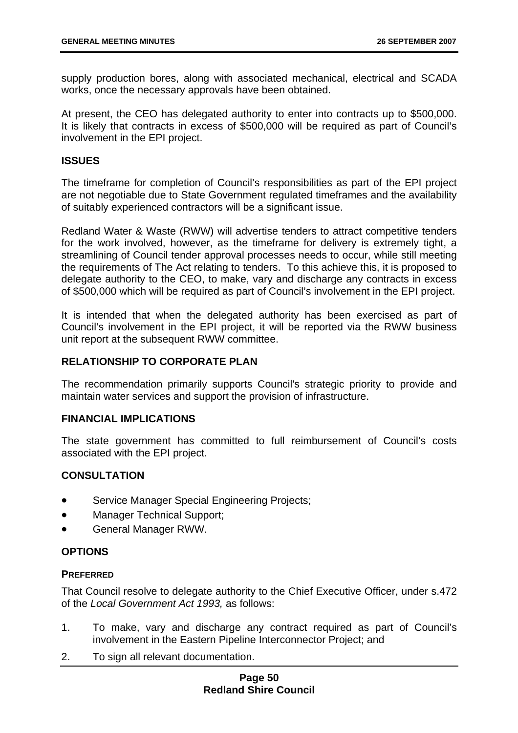supply production bores, along with associated mechanical, electrical and SCADA works, once the necessary approvals have been obtained.

At present, the CEO has delegated authority to enter into contracts up to $500,000. It is likely that contracts in excess of $500,000 will be required as part of Council's involvement in the EPI project.

## ISSUES

The timeframe for completion of Council's responsibilities as part of the EPI project are not negotiable due to State Government regulated timeframes and the availability of suitably experienced contractors will be a significant issue.

Redland Water & Waste (RWW) will advertise tenders to attract competitive tenders for the work involved, however, as the timeframe for delivery is extremely tight, a streamlining of Council tender approval processes needs to occur, while still meeting the requirements of The Act relating to tenders. To this achieve this, it is proposed to delegate authority to the CEO, to make, vary and discharge any contracts in excess of $500,000 which will be required as part of Council's involvement in the EPI project.

It is intended that when the delegated authority has been exercised as part of Council's involvement in the EPI project, it will be reported via the RWW business unit report at the subsequent RWW committee.

## RELATIONSHIP TO CORPORATE PLAN

The recommendation primarily supports Council's strategic priority to provide and maintain water services and support the provision of infrastructure.

## FINANCIAL IMPLICATIONS

The state government has committed to full reimbursement of Council's costs associated with the EPI project.

## CONSULTATION

- Service Manager Special Engineering Projects;
- Manager Technical Support;
- General Manager RWW.

## OPTIONS

### PREFERRED

That Council resolve to delegate authority to the Chief Executive Officer, under s.472 of the *Local Government Act 1993,* as follows:

1. To make, vary and discharge any contract required as part of Council's involvement in the Eastern Pipeline Interconnector Project; and
2. To sign all relevant documentation.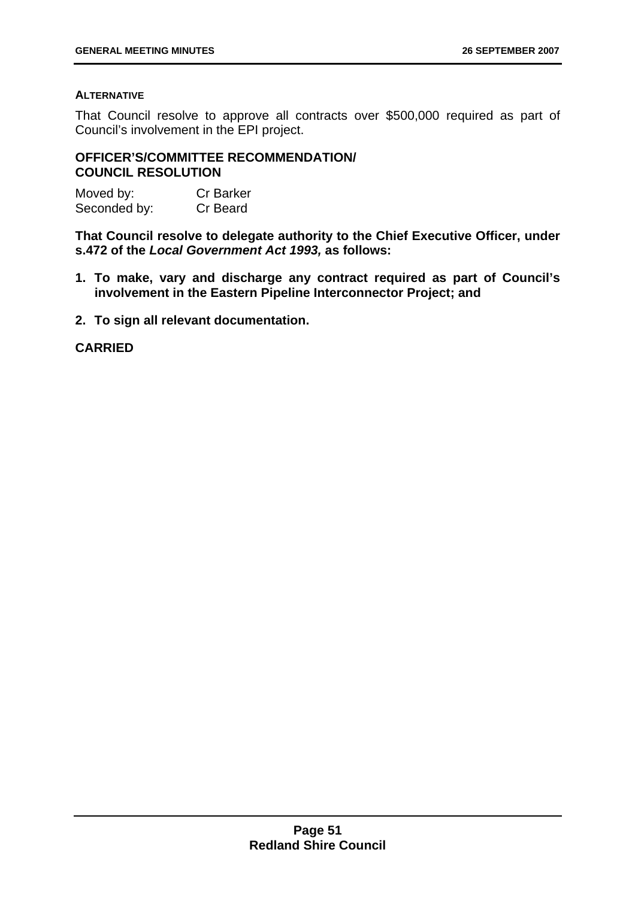#### ALTERNATIVE

That Council resolve to approve all contracts over $500,000 required as part of Council's involvement in the EPI project.

### OFFICER'S/COMMITTEE RECOMMENDATION/ COUNCIL RESOLUTION

| | |
|---|---|
| Moved by: | Cr Barker |
| Seconded by: | Cr Beard |

**That Council resolve to delegate authority to the Chief Executive Officer, under s.472 of the *Local Government Act 1993,* as follows:**

1. **To make, vary and discharge any contract required as part of Council's involvement in the Eastern Pipeline Interconnector Project; and**
2. **To sign all relevant documentation.**

**CARRIED**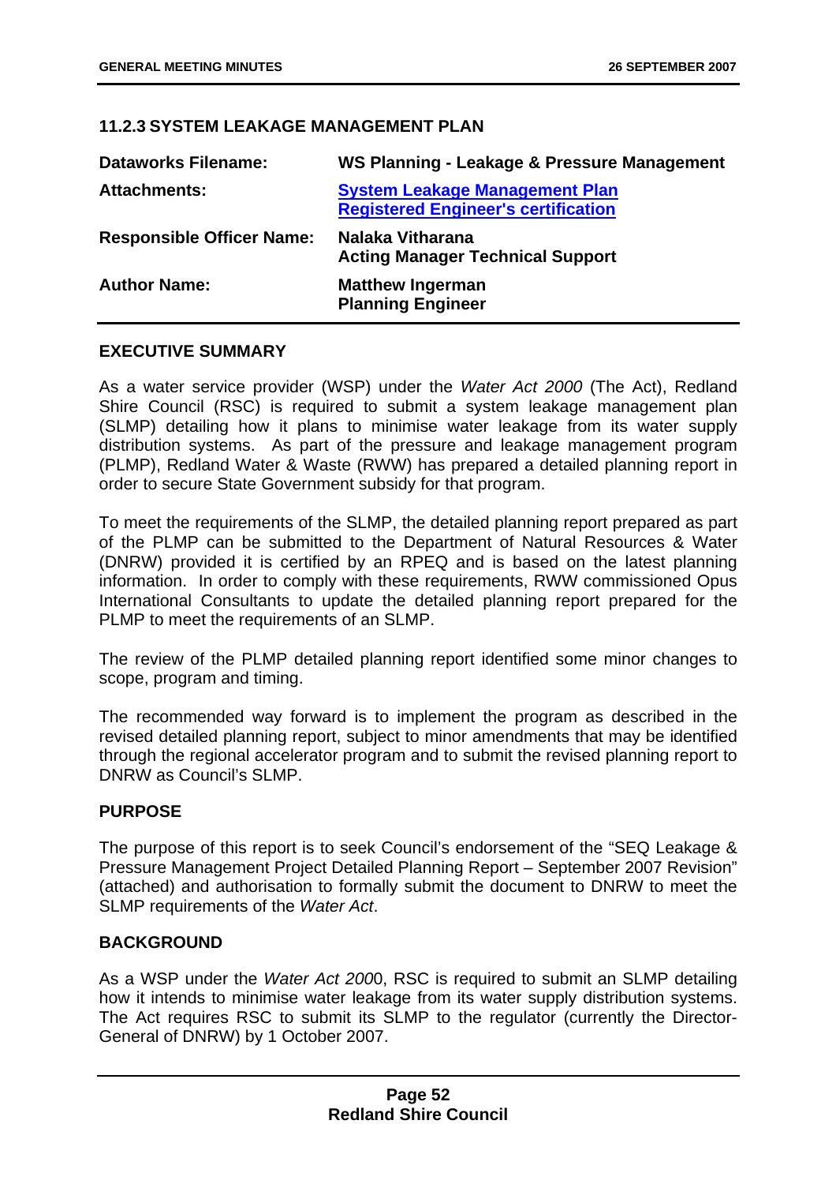## 11.2.3 SYSTEM LEAKAGE MANAGEMENT PLAN

| | |
|---|---|
| **Dataworks Filename:** | **WS Planning - Leakage & Pressure Management** |
| **Attachments:** | **System Leakage Management Plan**<br>**Registered Engineer's certification** |
| **Responsible Officer Name:** | **Nalaka Vitharana**<br>**Acting Manager Technical Support** |
| **Author Name:** | **Matthew Ingerman**<br>**Planning Engineer** |

### EXECUTIVE SUMMARY

As a water service provider (WSP) under the *Water Act 2000* (The Act), Redland Shire Council (RSC) is required to submit a system leakage management plan (SLMP) detailing how it plans to minimise water leakage from its water supply distribution systems. As part of the pressure and leakage management program (PLMP), Redland Water & Waste (RWW) has prepared a detailed planning report in order to secure State Government subsidy for that program.

To meet the requirements of the SLMP, the detailed planning report prepared as part of the PLMP can be submitted to the Department of Natural Resources & Water (DNRW) provided it is certified by an RPEQ and is based on the latest planning information. In order to comply with these requirements, RWW commissioned Opus International Consultants to update the detailed planning report prepared for the PLMP to meet the requirements of an SLMP.

The review of the PLMP detailed planning report identified some minor changes to scope, program and timing.

The recommended way forward is to implement the program as described in the revised detailed planning report, subject to minor amendments that may be identified through the regional accelerator program and to submit the revised planning report to DNRW as Council's SLMP.

### PURPOSE

The purpose of this report is to seek Council's endorsement of the "SEQ Leakage & Pressure Management Project Detailed Planning Report – September 2007 Revision" (attached) and authorisation to formally submit the document to DNRW to meet the SLMP requirements of the *Water Act*.

### BACKGROUND

As a WSP under the *Water Act 200*0, RSC is required to submit an SLMP detailing how it intends to minimise water leakage from its water supply distribution systems. The Act requires RSC to submit its SLMP to the regulator (currently the Director-General of DNRW) by 1 October 2007.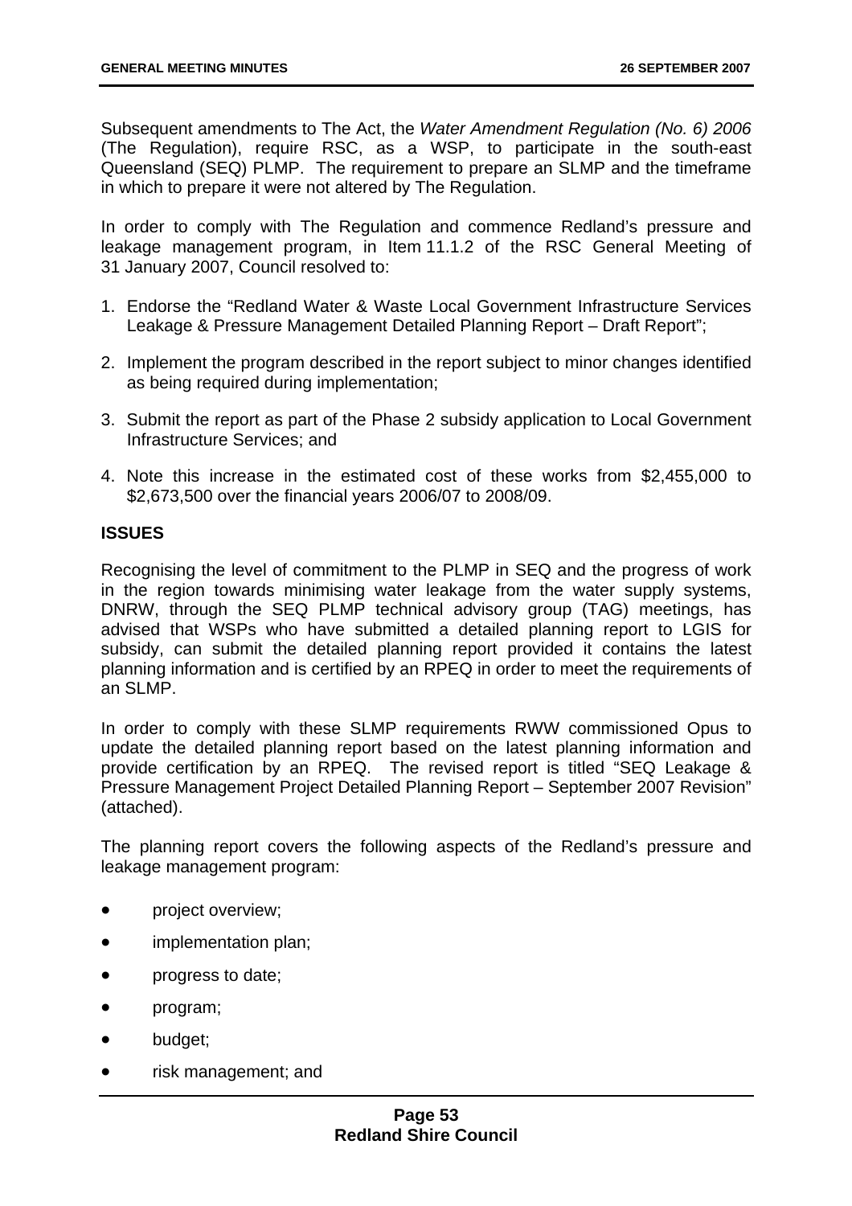Subsequent amendments to The Act, the *Water Amendment Regulation (No. 6) 2006* (The Regulation), require RSC, as a WSP, to participate in the south-east Queensland (SEQ) PLMP. The requirement to prepare an SLMP and the timeframe in which to prepare it were not altered by The Regulation.

In order to comply with The Regulation and commence Redland's pressure and leakage management program, in Item 11.1.2 of the RSC General Meeting of 31 January 2007, Council resolved to:

1. Endorse the "Redland Water & Waste Local Government Infrastructure Services Leakage & Pressure Management Detailed Planning Report – Draft Report";
2. Implement the program described in the report subject to minor changes identified as being required during implementation;
3. Submit the report as part of the Phase 2 subsidy application to Local Government Infrastructure Services; and
4. Note this increase in the estimated cost of these works from $2,455,000 to $2,673,500 over the financial years 2006/07 to 2008/09.

**ISSUES**

Recognising the level of commitment to the PLMP in SEQ and the progress of work in the region towards minimising water leakage from the water supply systems, DNRW, through the SEQ PLMP technical advisory group (TAG) meetings, has advised that WSPs who have submitted a detailed planning report to LGIS for subsidy, can submit the detailed planning report provided it contains the latest planning information and is certified by an RPEQ in order to meet the requirements of an SLMP.

In order to comply with these SLMP requirements RWW commissioned Opus to update the detailed planning report based on the latest planning information and provide certification by an RPEQ. The revised report is titled "SEQ Leakage & Pressure Management Project Detailed Planning Report – September 2007 Revision" (attached).

The planning report covers the following aspects of the Redland's pressure and leakage management program:

- project overview;
- implementation plan;
- progress to date;
- program;
- budget;
- risk management; and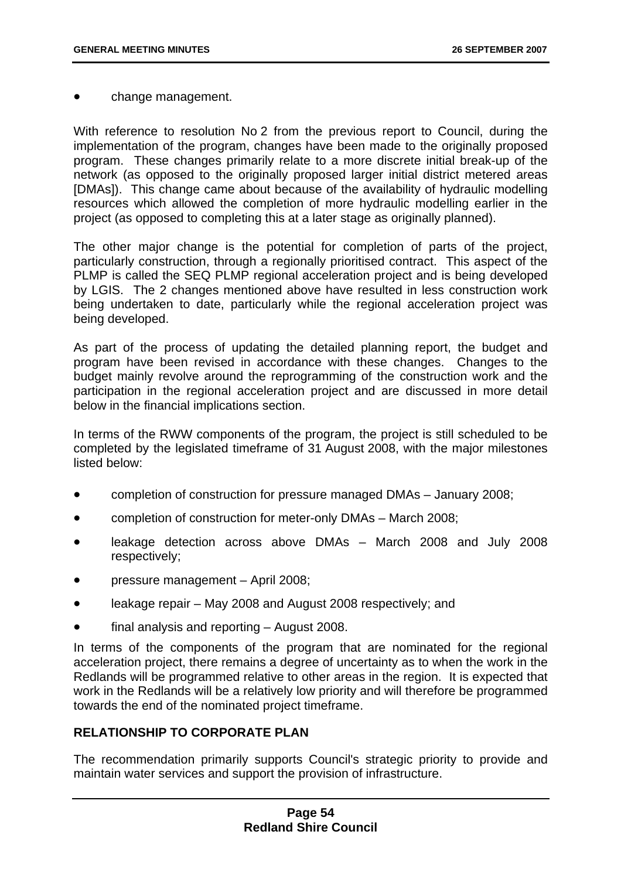- change management.

With reference to resolution No 2 from the previous report to Council, during the implementation of the program, changes have been made to the originally proposed program. These changes primarily relate to a more discrete initial break-up of the network (as opposed to the originally proposed larger initial district metered areas [DMAs]). This change came about because of the availability of hydraulic modelling resources which allowed the completion of more hydraulic modelling earlier in the project (as opposed to completing this at a later stage as originally planned).

The other major change is the potential for completion of parts of the project, particularly construction, through a regionally prioritised contract. This aspect of the PLMP is called the SEQ PLMP regional acceleration project and is being developed by LGIS. The 2 changes mentioned above have resulted in less construction work being undertaken to date, particularly while the regional acceleration project was being developed.

As part of the process of updating the detailed planning report, the budget and program have been revised in accordance with these changes. Changes to the budget mainly revolve around the reprogramming of the construction work and the participation in the regional acceleration project and are discussed in more detail below in the financial implications section.

In terms of the RWW components of the program, the project is still scheduled to be completed by the legislated timeframe of 31 August 2008, with the major milestones listed below:

- completion of construction for pressure managed DMAs – January 2008;
- completion of construction for meter-only DMAs – March 2008;
- leakage detection across above DMAs – March 2008 and July 2008 respectively;
- pressure management – April 2008;
- leakage repair – May 2008 and August 2008 respectively; and
- final analysis and reporting – August 2008.

In terms of the components of the program that are nominated for the regional acceleration project, there remains a degree of uncertainty as to when the work in the Redlands will be programmed relative to other areas in the region. It is expected that work in the Redlands will be a relatively low priority and will therefore be programmed towards the end of the nominated project timeframe.

**RELATIONSHIP TO CORPORATE PLAN**

The recommendation primarily supports Council's strategic priority to provide and maintain water services and support the provision of infrastructure.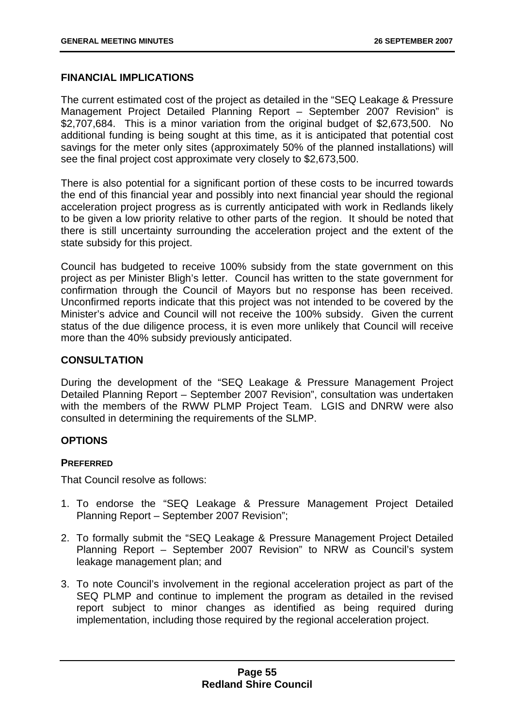## FINANCIAL IMPLICATIONS

The current estimated cost of the project as detailed in the "SEQ Leakage & Pressure Management Project Detailed Planning Report – September 2007 Revision" is $2,707,684. This is a minor variation from the original budget of $2,673,500. No additional funding is being sought at this time, as it is anticipated that potential cost savings for the meter only sites (approximately 50% of the planned installations) will see the final project cost approximate very closely to $2,673,500.

There is also potential for a significant portion of these costs to be incurred towards the end of this financial year and possibly into next financial year should the regional acceleration project progress as is currently anticipated with work in Redlands likely to be given a low priority relative to other parts of the region. It should be noted that there is still uncertainty surrounding the acceleration project and the extent of the state subsidy for this project.

Council has budgeted to receive 100% subsidy from the state government on this project as per Minister Bligh's letter. Council has written to the state government for confirmation through the Council of Mayors but no response has been received. Unconfirmed reports indicate that this project was not intended to be covered by the Minister's advice and Council will not receive the 100% subsidy. Given the current status of the due diligence process, it is even more unlikely that Council will receive more than the 40% subsidy previously anticipated.

## CONSULTATION

During the development of the "SEQ Leakage & Pressure Management Project Detailed Planning Report – September 2007 Revision", consultation was undertaken with the members of the RWW PLMP Project Team. LGIS and DNRW were also consulted in determining the requirements of the SLMP.

## OPTIONS

### PREFERRED

That Council resolve as follows:

1. To endorse the "SEQ Leakage & Pressure Management Project Detailed Planning Report – September 2007 Revision";
2. To formally submit the "SEQ Leakage & Pressure Management Project Detailed Planning Report – September 2007 Revision" to NRW as Council's system leakage management plan; and
3. To note Council's involvement in the regional acceleration project as part of the SEQ PLMP and continue to implement the program as detailed in the revised report subject to minor changes as identified as being required during implementation, including those required by the regional acceleration project.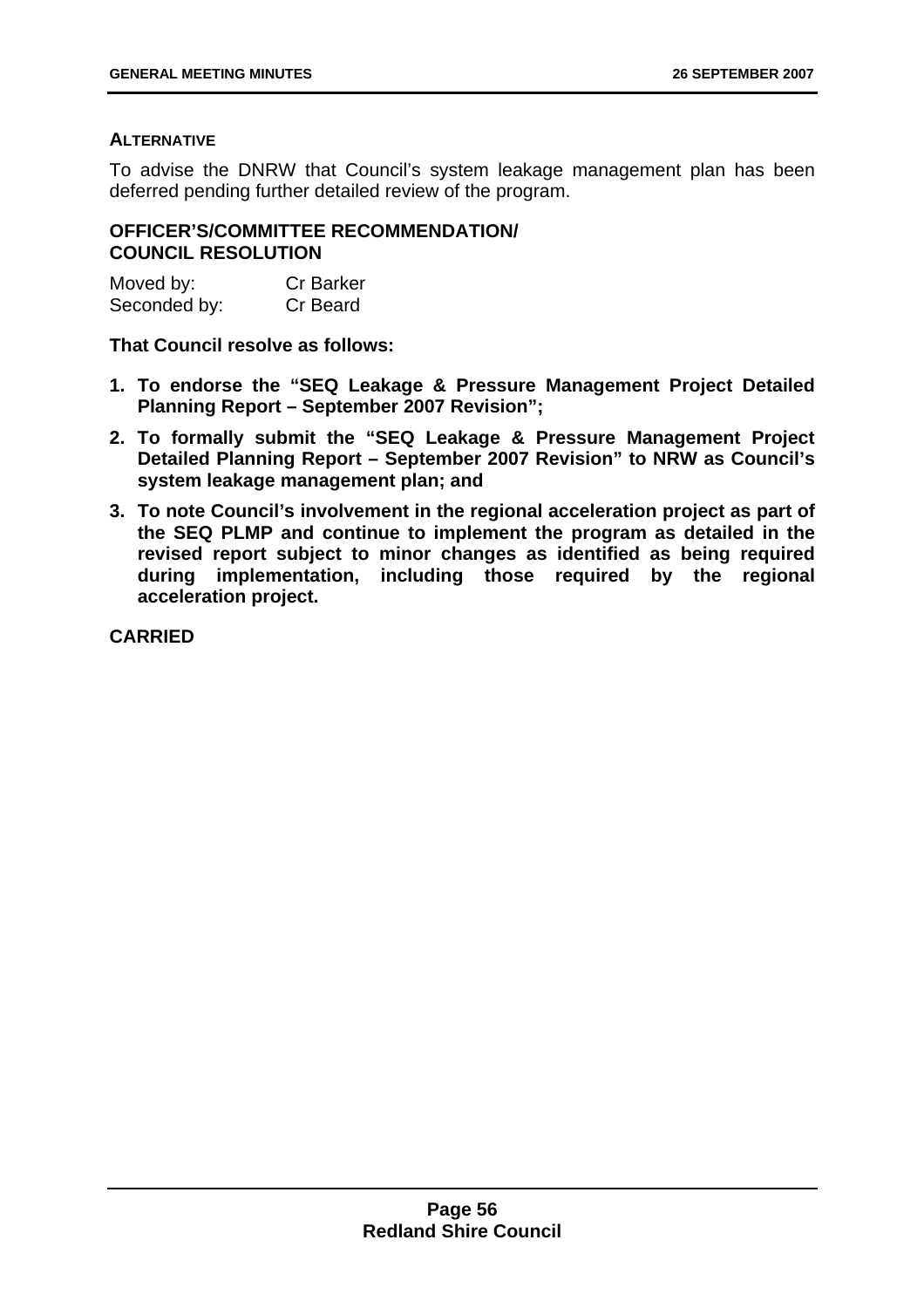#### ALTERNATIVE

To advise the DNRW that Council's system leakage management plan has been deferred pending further detailed review of the program.

#### OFFICER'S/COMMITTEE RECOMMENDATION/ COUNCIL RESOLUTION

Moved by: Cr Barker
Seconded by: Cr Beard

**That Council resolve as follows:**

1. **To endorse the "SEQ Leakage & Pressure Management Project Detailed Planning Report – September 2007 Revision";**
2. **To formally submit the "SEQ Leakage & Pressure Management Project Detailed Planning Report – September 2007 Revision" to NRW as Council's system leakage management plan; and**
3. **To note Council's involvement in the regional acceleration project as part of the SEQ PLMP and continue to implement the program as detailed in the revised report subject to minor changes as identified as being required during implementation, including those required by the regional acceleration project.**

**CARRIED**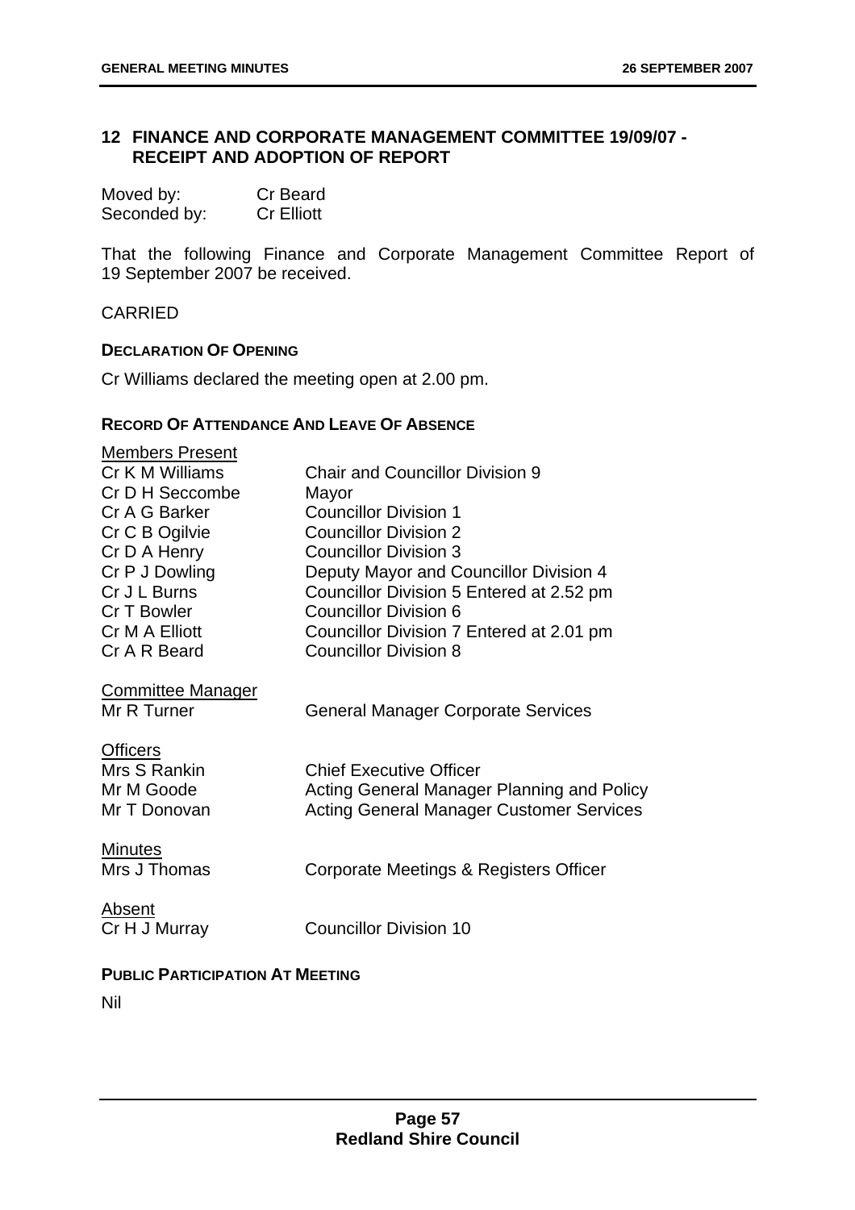## 12 FINANCE AND CORPORATE MANAGEMENT COMMITTEE 19/09/07 - RECEIPT AND ADOPTION OF REPORT

| | |
|---|---|
| Moved by: | Cr Beard |
| Seconded by: | Cr Elliott |

That the following Finance and Corporate Management Committee Report of 19 September 2007 be received.

CARRIED

**DECLARATION OF OPENING**

Cr Williams declared the meeting open at 2.00 pm.

**RECORD OF ATTENDANCE AND LEAVE OF ABSENCE**

| | |
|---|---|
| Members Present | |
| Cr K M Williams | Chair and Councillor Division 9 |
| Cr D H Seccombe | Mayor |
| Cr A G Barker | Councillor Division 1 |
| Cr C B Ogilvie | Councillor Division 2 |
| Cr D A Henry | Councillor Division 3 |
| Cr P J Dowling | Deputy Mayor and Councillor Division 4 |
| Cr J L Burns | Councillor Division 5 Entered at 2.52 pm |
| Cr T Bowler | Councillor Division 6 |
| Cr M A Elliott | Councillor Division 7 Entered at 2.01 pm |
| Cr A R Beard | Councillor Division 8 |
| Committee Manager | |
| Mr R Turner | General Manager Corporate Services |
| Officers | |
| Mrs S Rankin | Chief Executive Officer |
| Mr M Goode | Acting General Manager Planning and Policy |
| Mr T Donovan | Acting General Manager Customer Services |
| Minutes | |
| Mrs J Thomas | Corporate Meetings & Registers Officer |
| Absent | |
| Cr H J Murray | Councillor Division 10 |

**PUBLIC PARTICIPATION AT MEETING**

Nil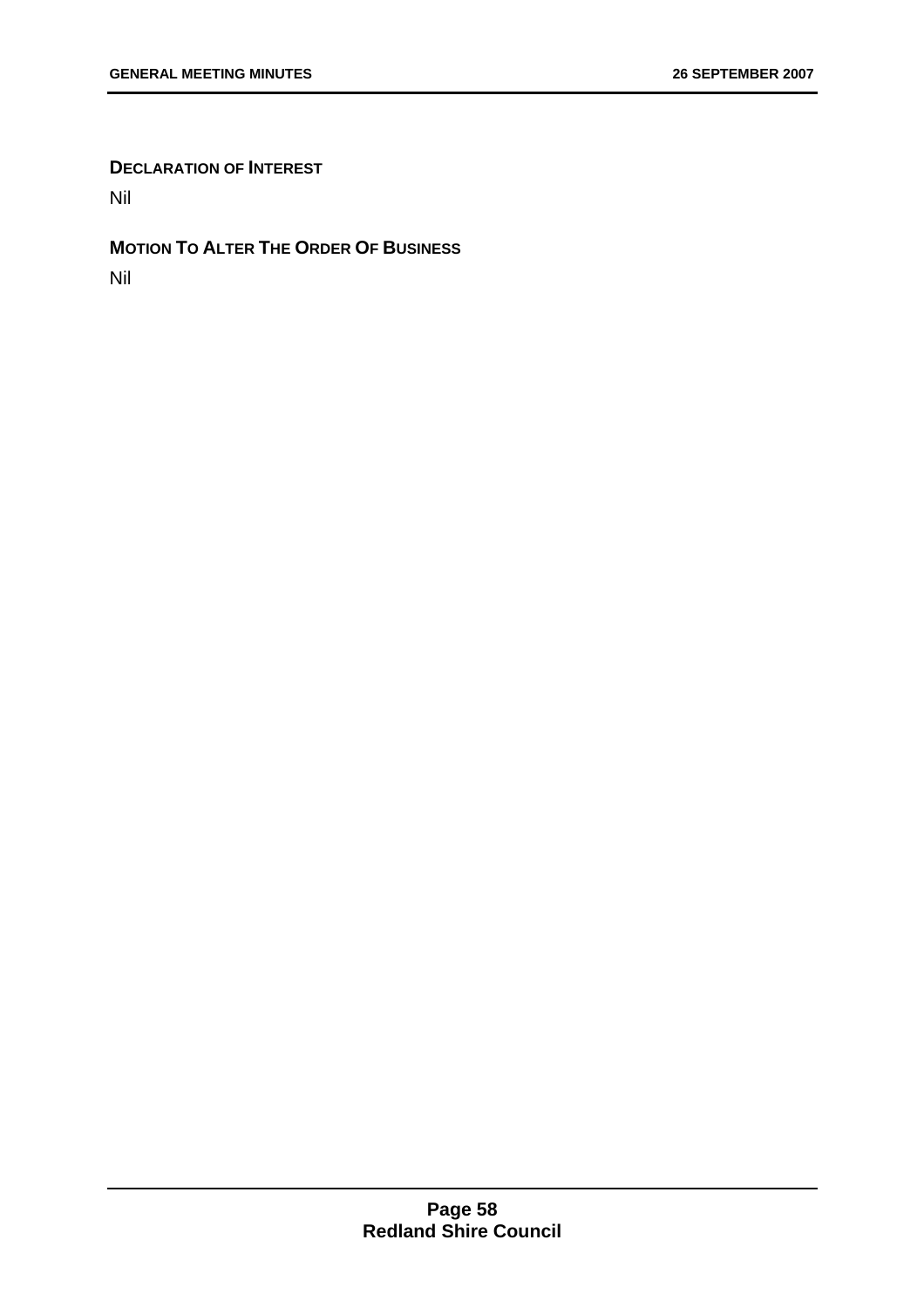**DECLARATION OF INTEREST**

Nil

**MOTION TO ALTER THE ORDER OF BUSINESS**

Nil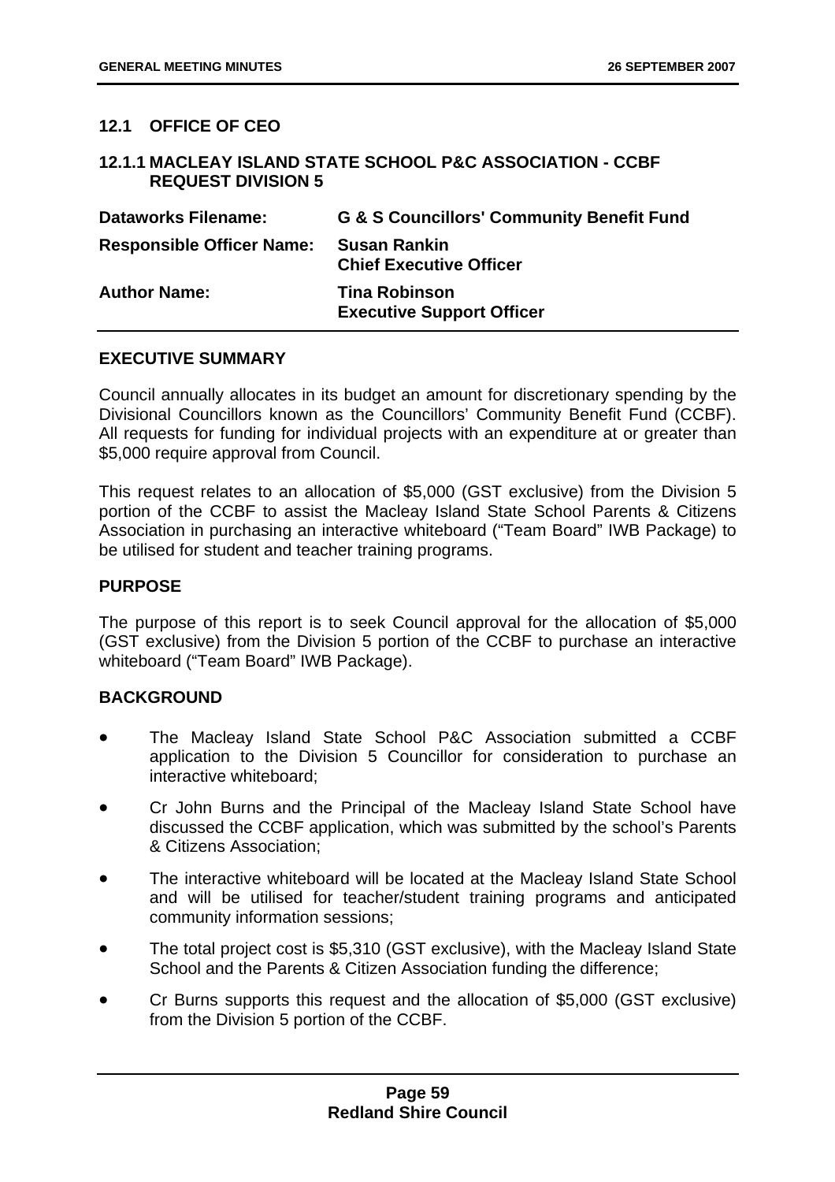## 12.1 OFFICE OF CEO

### 12.1.1 MACLEAY ISLAND STATE SCHOOL P&C ASSOCIATION - CCBF REQUEST DIVISION 5

| | |
|---|---|
| **Dataworks Filename:** | **G & S Councillors' Community Benefit Fund** |
| **Responsible Officer Name:** | **Susan Rankin**<br>**Chief Executive Officer** |
| **Author Name:** | **Tina Robinson**<br>**Executive Support Officer** |

**EXECUTIVE SUMMARY**

Council annually allocates in its budget an amount for discretionary spending by the Divisional Councillors known as the Councillors' Community Benefit Fund (CCBF). All requests for funding for individual projects with an expenditure at or greater than $5,000 require approval from Council.

This request relates to an allocation of $5,000 (GST exclusive) from the Division 5 portion of the CCBF to assist the Macleay Island State School Parents & Citizens Association in purchasing an interactive whiteboard ("Team Board" IWB Package) to be utilised for student and teacher training programs.

**PURPOSE**

The purpose of this report is to seek Council approval for the allocation of $5,000 (GST exclusive) from the Division 5 portion of the CCBF to purchase an interactive whiteboard ("Team Board" IWB Package).

**BACKGROUND**

- The Macleay Island State School P&C Association submitted a CCBF application to the Division 5 Councillor for consideration to purchase an interactive whiteboard;
- Cr John Burns and the Principal of the Macleay Island State School have discussed the CCBF application, which was submitted by the school's Parents & Citizens Association;
- The interactive whiteboard will be located at the Macleay Island State School and will be utilised for teacher/student training programs and anticipated community information sessions;
- The total project cost is $5,310 (GST exclusive), with the Macleay Island State School and the Parents & Citizen Association funding the difference;
- Cr Burns supports this request and the allocation of $5,000 (GST exclusive) from the Division 5 portion of the CCBF.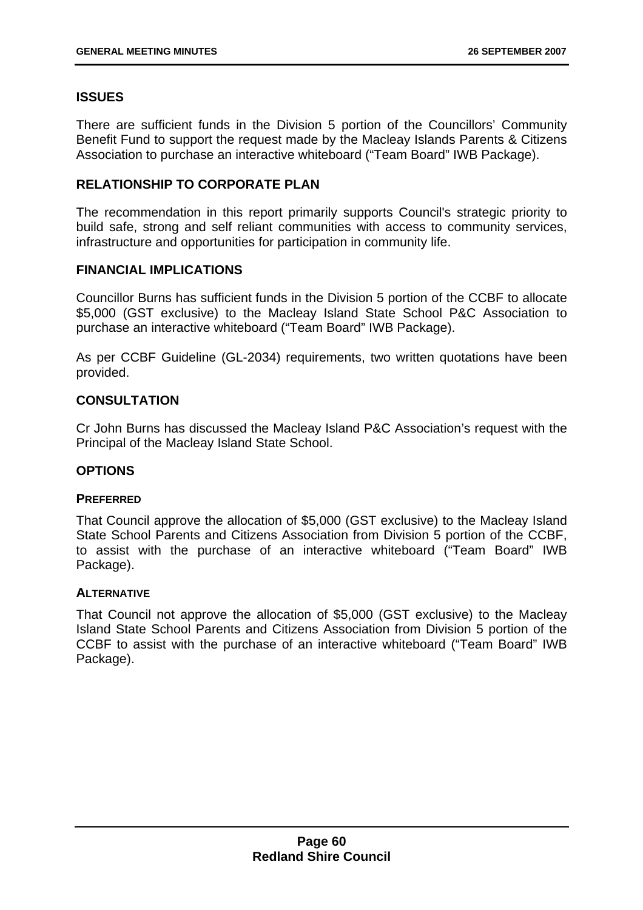## ISSUES

There are sufficient funds in the Division 5 portion of the Councillors' Community Benefit Fund to support the request made by the Macleay Islands Parents & Citizens Association to purchase an interactive whiteboard ("Team Board" IWB Package).

## RELATIONSHIP TO CORPORATE PLAN

The recommendation in this report primarily supports Council's strategic priority to build safe, strong and self reliant communities with access to community services, infrastructure and opportunities for participation in community life.

## FINANCIAL IMPLICATIONS

Councillor Burns has sufficient funds in the Division 5 portion of the CCBF to allocate $5,000 (GST exclusive) to the Macleay Island State School P&C Association to purchase an interactive whiteboard ("Team Board" IWB Package).

As per CCBF Guideline (GL-2034) requirements, two written quotations have been provided.

## CONSULTATION

Cr John Burns has discussed the Macleay Island P&C Association's request with the Principal of the Macleay Island State School.

## OPTIONS

### PREFERRED

That Council approve the allocation of $5,000 (GST exclusive) to the Macleay Island State School Parents and Citizens Association from Division 5 portion of the CCBF, to assist with the purchase of an interactive whiteboard ("Team Board" IWB Package).

### ALTERNATIVE

That Council not approve the allocation of $5,000 (GST exclusive) to the Macleay Island State School Parents and Citizens Association from Division 5 portion of the CCBF to assist with the purchase of an interactive whiteboard ("Team Board" IWB Package).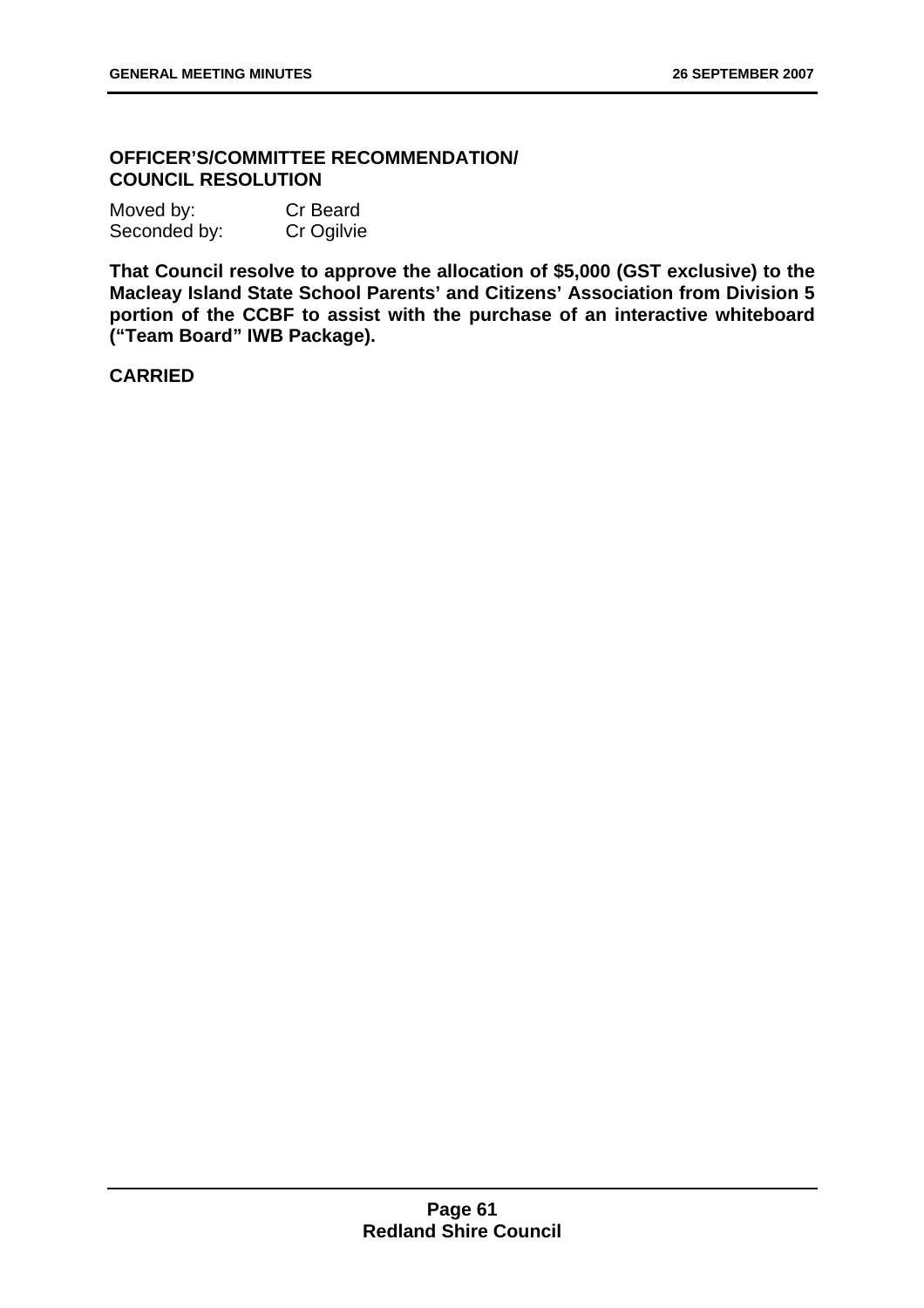**OFFICER'S/COMMITTEE RECOMMENDATION/ COUNCIL RESOLUTION**

Moved by: Cr Beard
Seconded by: Cr Ogilvie

**That Council resolve to approve the allocation of $5,000 (GST exclusive) to the Macleay Island State School Parents' and Citizens' Association from Division 5 portion of the CCBF to assist with the purchase of an interactive whiteboard ("Team Board" IWB Package).**

**CARRIED**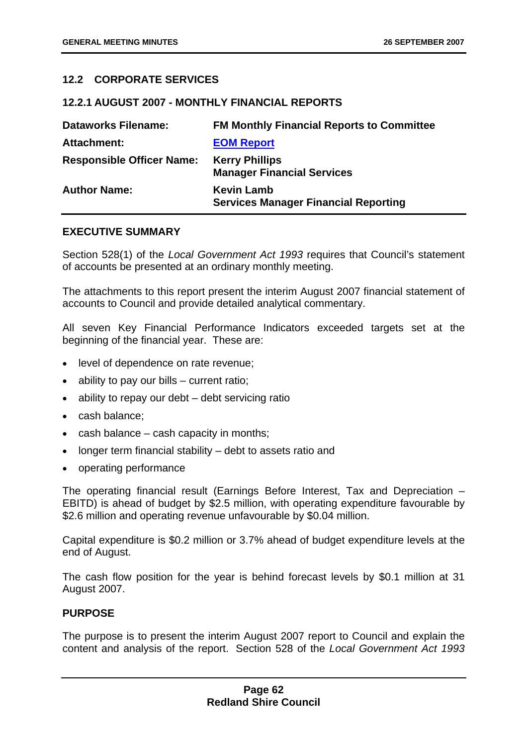## 12.2 CORPORATE SERVICES

### 12.2.1 AUGUST 2007 - MONTHLY FINANCIAL REPORTS

| | |
|---|---|
| **Dataworks Filename:** | **FM Monthly Financial Reports to Committee** |
| **Attachment:** | **EOM Report** |
| **Responsible Officer Name:** | **Kerry Phillips**<br>**Manager Financial Services** |
| **Author Name:** | **Kevin Lamb**<br>**Services Manager Financial Reporting** |

**EXECUTIVE SUMMARY**

Section 528(1) of the *Local Government Act 1993* requires that Council's statement of accounts be presented at an ordinary monthly meeting.

The attachments to this report present the interim August 2007 financial statement of accounts to Council and provide detailed analytical commentary.

All seven Key Financial Performance Indicators exceeded targets set at the beginning of the financial year. These are:

- level of dependence on rate revenue;
- ability to pay our bills – current ratio;
- ability to repay our debt – debt servicing ratio
- cash balance;
- cash balance – cash capacity in months;
- longer term financial stability – debt to assets ratio and
- operating performance

The operating financial result (Earnings Before Interest, Tax and Depreciation – EBITD) is ahead of budget by $2.5 million, with operating expenditure favourable by $2.6 million and operating revenue unfavourable by $0.04 million.

Capital expenditure is $0.2 million or 3.7% ahead of budget expenditure levels at the end of August.

The cash flow position for the year is behind forecast levels by $0.1 million at 31 August 2007.

**PURPOSE**

The purpose is to present the interim August 2007 report to Council and explain the content and analysis of the report. Section 528 of the *Local Government Act 1993*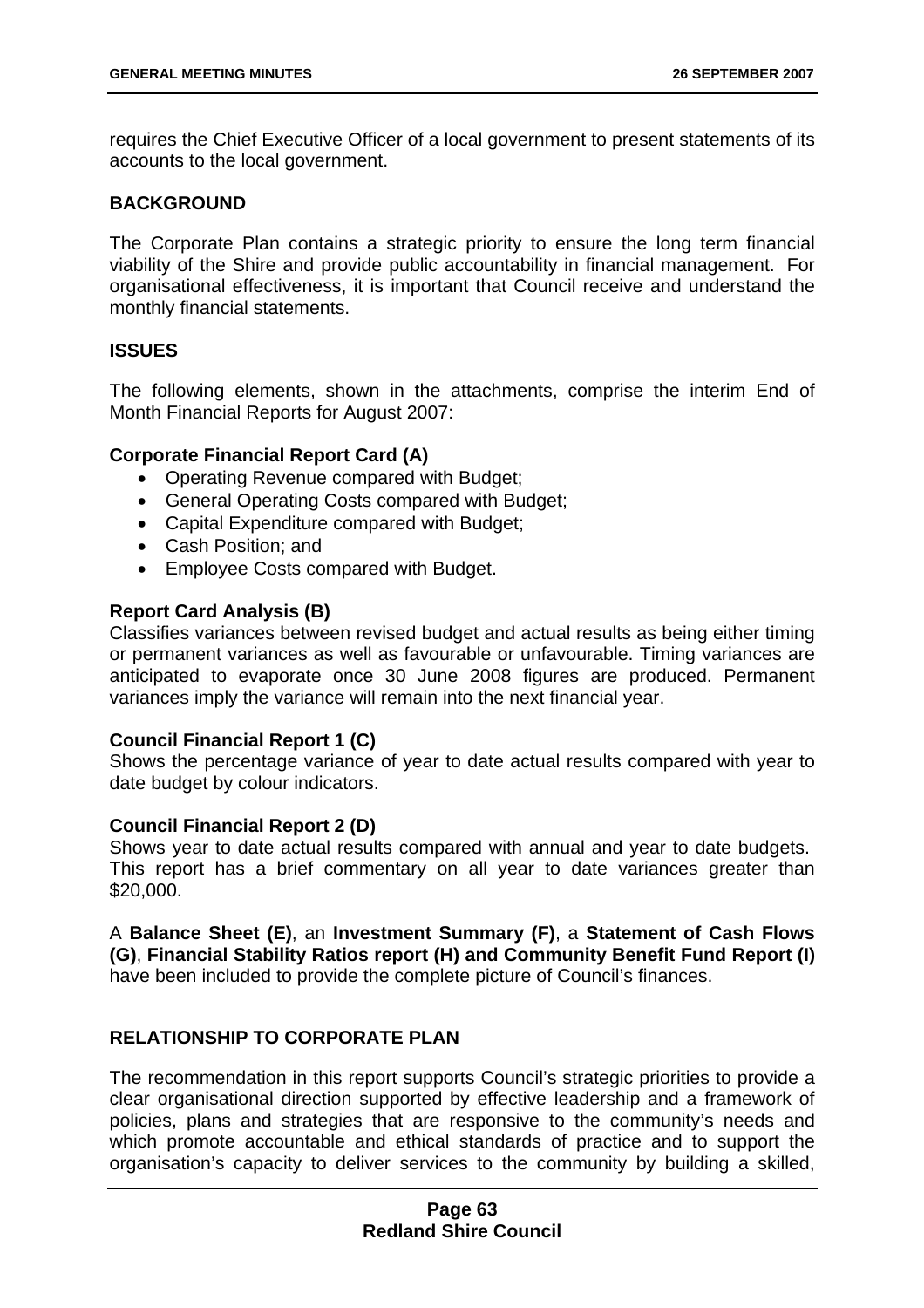requires the Chief Executive Officer of a local government to present statements of its accounts to the local government.

## BACKGROUND

The Corporate Plan contains a strategic priority to ensure the long term financial viability of the Shire and provide public accountability in financial management. For organisational effectiveness, it is important that Council receive and understand the monthly financial statements.

## ISSUES

The following elements, shown in the attachments, comprise the interim End of Month Financial Reports for August 2007:

**Corporate Financial Report Card (A)**

- Operating Revenue compared with Budget;
- General Operating Costs compared with Budget;
- Capital Expenditure compared with Budget;
- Cash Position; and
- Employee Costs compared with Budget.

**Report Card Analysis (B)**
Classifies variances between revised budget and actual results as being either timing or permanent variances as well as favourable or unfavourable. Timing variances are anticipated to evaporate once 30 June 2008 figures are produced. Permanent variances imply the variance will remain into the next financial year.

**Council Financial Report 1 (C)**
Shows the percentage variance of year to date actual results compared with year to date budget by colour indicators.

**Council Financial Report 2 (D)**
Shows year to date actual results compared with annual and year to date budgets. This report has a brief commentary on all year to date variances greater than $20,000.

A **Balance Sheet (E)**, an **Investment Summary (F)**, a **Statement of Cash Flows (G)**, **Financial Stability Ratios report (H) and Community Benefit Fund Report (I)** have been included to provide the complete picture of Council's finances.

## RELATIONSHIP TO CORPORATE PLAN

The recommendation in this report supports Council's strategic priorities to provide a clear organisational direction supported by effective leadership and a framework of policies, plans and strategies that are responsive to the community's needs and which promote accountable and ethical standards of practice and to support the organisation's capacity to deliver services to the community by building a skilled,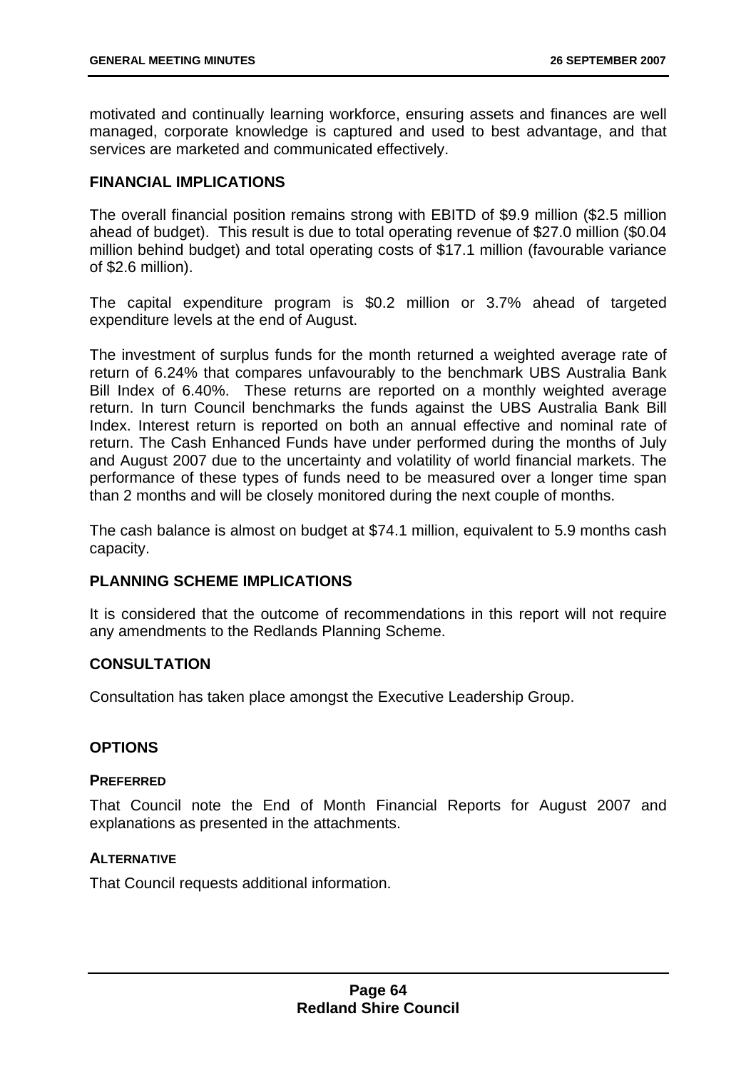motivated and continually learning workforce, ensuring assets and finances are well managed, corporate knowledge is captured and used to best advantage, and that services are marketed and communicated effectively.

## FINANCIAL IMPLICATIONS

The overall financial position remains strong with EBITD of $9.9 million ($2.5 million ahead of budget). This result is due to total operating revenue of $27.0 million ($0.04 million behind budget) and total operating costs of $17.1 million (favourable variance of $2.6 million).

The capital expenditure program is $0.2 million or 3.7% ahead of targeted expenditure levels at the end of August.

The investment of surplus funds for the month returned a weighted average rate of return of 6.24% that compares unfavourably to the benchmark UBS Australia Bank Bill Index of 6.40%. These returns are reported on a monthly weighted average return. In turn Council benchmarks the funds against the UBS Australia Bank Bill Index. Interest return is reported on both an annual effective and nominal rate of return. The Cash Enhanced Funds have under performed during the months of July and August 2007 due to the uncertainty and volatility of world financial markets. The performance of these types of funds need to be measured over a longer time span than 2 months and will be closely monitored during the next couple of months.

The cash balance is almost on budget at $74.1 million, equivalent to 5.9 months cash capacity.

## PLANNING SCHEME IMPLICATIONS

It is considered that the outcome of recommendations in this report will not require any amendments to the Redlands Planning Scheme.

## CONSULTATION

Consultation has taken place amongst the Executive Leadership Group.

## OPTIONS

### PREFERRED

That Council note the End of Month Financial Reports for August 2007 and explanations as presented in the attachments.

### ALTERNATIVE

That Council requests additional information.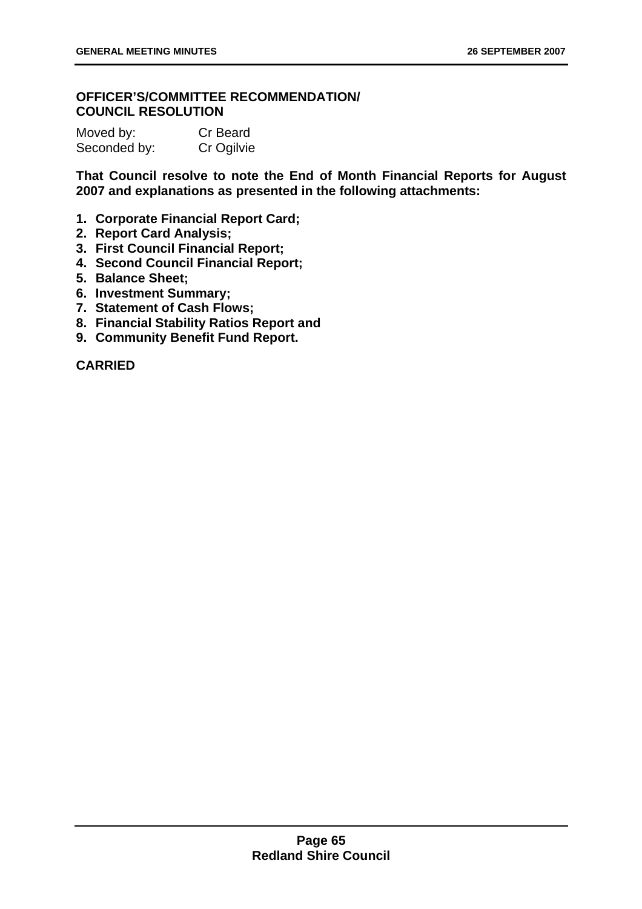**OFFICER'S/COMMITTEE RECOMMENDATION/ COUNCIL RESOLUTION**

Moved by: Cr Beard
Seconded by: Cr Ogilvie

**That Council resolve to note the End of Month Financial Reports for August 2007 and explanations as presented in the following attachments:**

1. **Corporate Financial Report Card;**
2. **Report Card Analysis;**
3. **First Council Financial Report;**
4. **Second Council Financial Report;**
5. **Balance Sheet;**
6. **Investment Summary;**
7. **Statement of Cash Flows;**
8. **Financial Stability Ratios Report and**
9. **Community Benefit Fund Report.**

**CARRIED**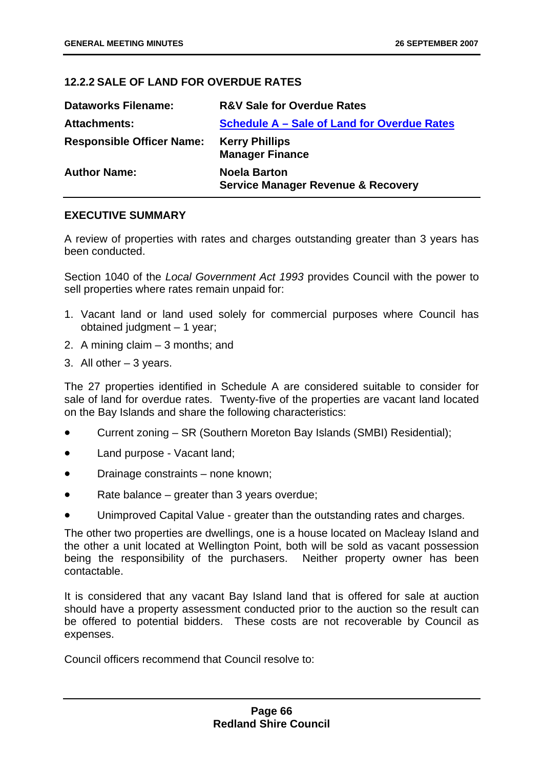### 12.2.2 SALE OF LAND FOR OVERDUE RATES

| | |
|---|---|
| **Dataworks Filename:** | **R&V Sale for Overdue Rates** |
| **Attachments:** | **Schedule A – Sale of Land for Overdue Rates** |
| **Responsible Officer Name:** | **Kerry Phillips**<br>**Manager Finance** |
| **Author Name:** | **Noela Barton**<br>**Service Manager Revenue & Recovery** |

#### EXECUTIVE SUMMARY

A review of properties with rates and charges outstanding greater than 3 years has been conducted.

Section 1040 of the *Local Government Act 1993* provides Council with the power to sell properties where rates remain unpaid for:

1. Vacant land or land used solely for commercial purposes where Council has obtained judgment – 1 year;
2. A mining claim – 3 months; and
3. All other – 3 years.

The 27 properties identified in Schedule A are considered suitable to consider for sale of land for overdue rates. Twenty-five of the properties are vacant land located on the Bay Islands and share the following characteristics:

- Current zoning – SR (Southern Moreton Bay Islands (SMBI) Residential);
- Land purpose - Vacant land;
- Drainage constraints – none known;
- Rate balance – greater than 3 years overdue;
- Unimproved Capital Value - greater than the outstanding rates and charges.

The other two properties are dwellings, one is a house located on Macleay Island and the other a unit located at Wellington Point, both will be sold as vacant possession being the responsibility of the purchasers. Neither property owner has been contactable.

It is considered that any vacant Bay Island land that is offered for sale at auction should have a property assessment conducted prior to the auction so the result can be offered to potential bidders. These costs are not recoverable by Council as expenses.

Council officers recommend that Council resolve to: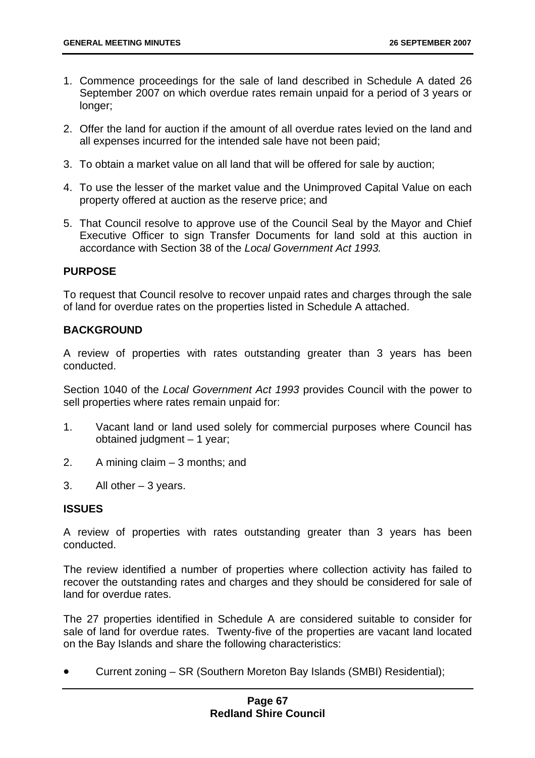1. Commence proceedings for the sale of land described in Schedule A dated 26 September 2007 on which overdue rates remain unpaid for a period of 3 years or longer;

2. Offer the land for auction if the amount of all overdue rates levied on the land and all expenses incurred for the intended sale have not been paid;

3. To obtain a market value on all land that will be offered for sale by auction;

4. To use the lesser of the market value and the Unimproved Capital Value on each property offered at auction as the reserve price; and

5. That Council resolve to approve use of the Council Seal by the Mayor and Chief Executive Officer to sign Transfer Documents for land sold at this auction in accordance with Section 38 of the *Local Government Act 1993.*

**PURPOSE**

To request that Council resolve to recover unpaid rates and charges through the sale of land for overdue rates on the properties listed in Schedule A attached.

**BACKGROUND**

A review of properties with rates outstanding greater than 3 years has been conducted.

Section 1040 of the *Local Government Act 1993* provides Council with the power to sell properties where rates remain unpaid for:

1. Vacant land or land used solely for commercial purposes where Council has obtained judgment – 1 year;

2. A mining claim – 3 months; and

3. All other – 3 years.

**ISSUES**

A review of properties with rates outstanding greater than 3 years has been conducted.

The review identified a number of properties where collection activity has failed to recover the outstanding rates and charges and they should be considered for sale of land for overdue rates.

The 27 properties identified in Schedule A are considered suitable to consider for sale of land for overdue rates. Twenty-five of the properties are vacant land located on the Bay Islands and share the following characteristics:

- Current zoning – SR (Southern Moreton Bay Islands (SMBI) Residential);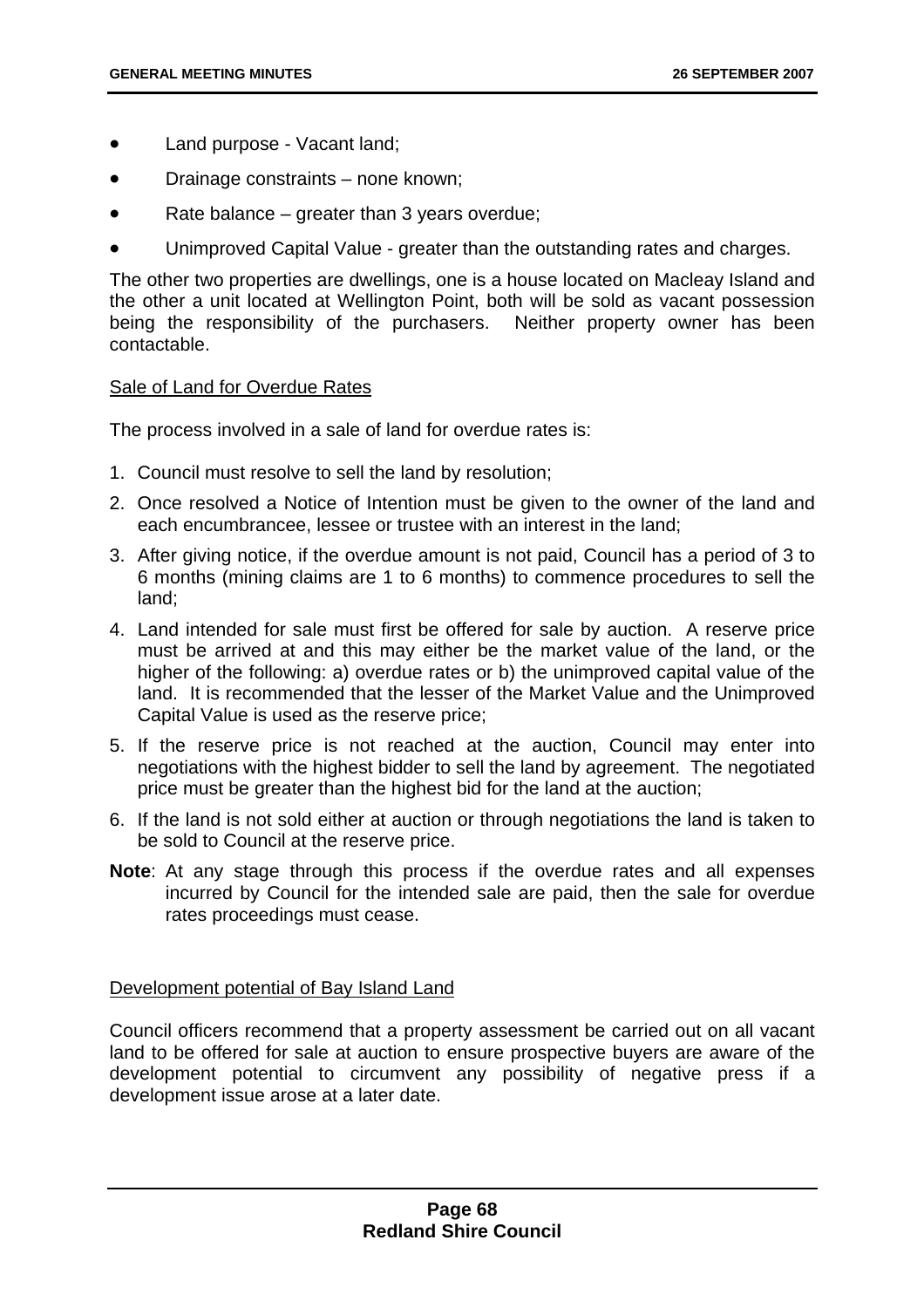- Land purpose - Vacant land;
- Drainage constraints – none known;
- Rate balance – greater than 3 years overdue;
- Unimproved Capital Value - greater than the outstanding rates and charges.

The other two properties are dwellings, one is a house located on Macleay Island and the other a unit located at Wellington Point, both will be sold as vacant possession being the responsibility of the purchasers. Neither property owner has been contactable.

Sale of Land for Overdue Rates

The process involved in a sale of land for overdue rates is:

1. Council must resolve to sell the land by resolution;
2. Once resolved a Notice of Intention must be given to the owner of the land and each encumbrancee, lessee or trustee with an interest in the land;
3. After giving notice, if the overdue amount is not paid, Council has a period of 3 to 6 months (mining claims are 1 to 6 months) to commence procedures to sell the land;
4. Land intended for sale must first be offered for sale by auction. A reserve price must be arrived at and this may either be the market value of the land, or the higher of the following: a) overdue rates or b) the unimproved capital value of the land. It is recommended that the lesser of the Market Value and the Unimproved Capital Value is used as the reserve price;
5. If the reserve price is not reached at the auction, Council may enter into negotiations with the highest bidder to sell the land by agreement. The negotiated price must be greater than the highest bid for the land at the auction;
6. If the land is not sold either at auction or through negotiations the land is taken to be sold to Council at the reserve price.

**Note**: At any stage through this process if the overdue rates and all expenses incurred by Council for the intended sale are paid, then the sale for overdue rates proceedings must cease.

Development potential of Bay Island Land

Council officers recommend that a property assessment be carried out on all vacant land to be offered for sale at auction to ensure prospective buyers are aware of the development potential to circumvent any possibility of negative press if a development issue arose at a later date.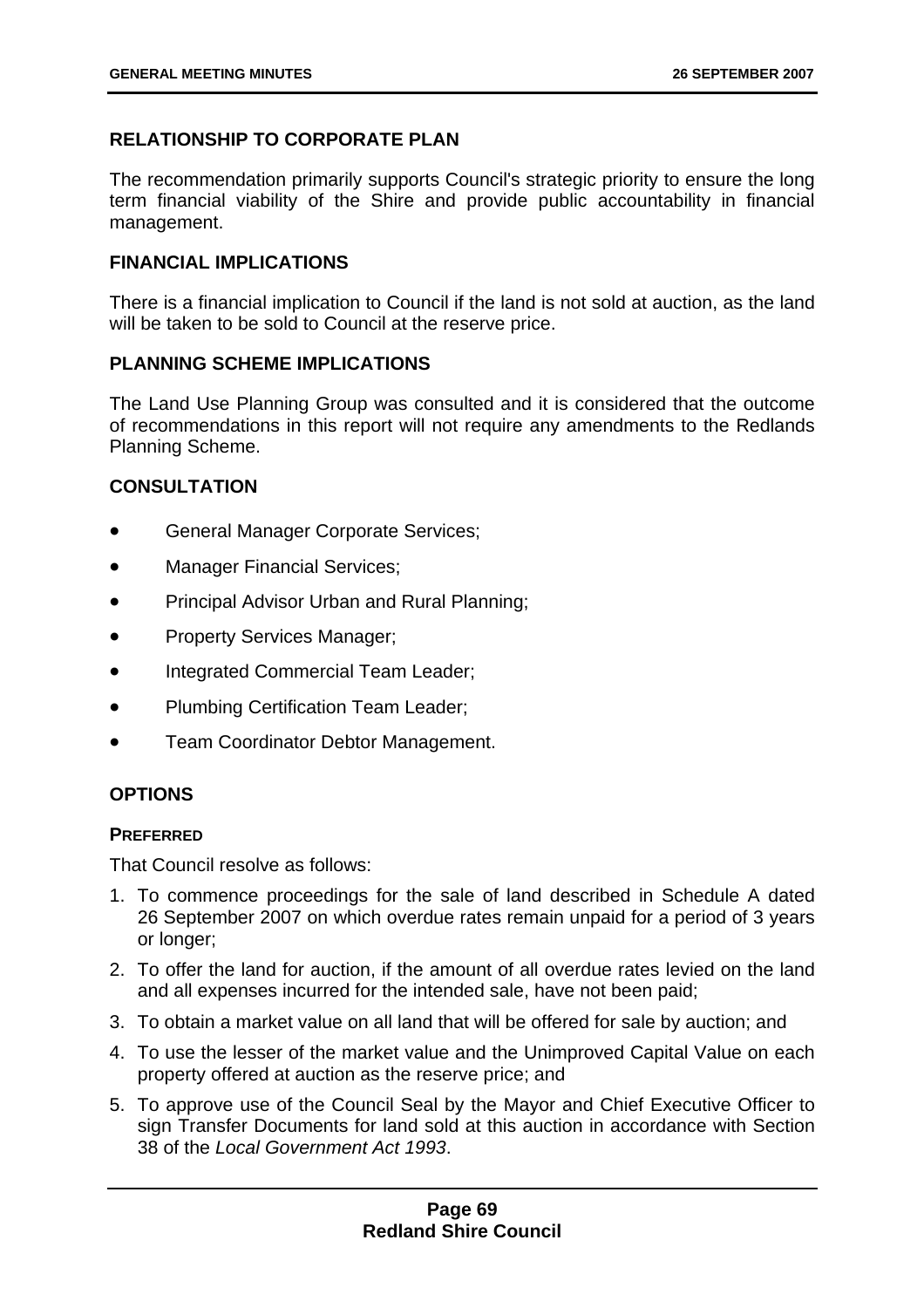## RELATIONSHIP TO CORPORATE PLAN

The recommendation primarily supports Council's strategic priority to ensure the long term financial viability of the Shire and provide public accountability in financial management.

## FINANCIAL IMPLICATIONS

There is a financial implication to Council if the land is not sold at auction, as the land will be taken to be sold to Council at the reserve price.

## PLANNING SCHEME IMPLICATIONS

The Land Use Planning Group was consulted and it is considered that the outcome of recommendations in this report will not require any amendments to the Redlands Planning Scheme.

## CONSULTATION

- General Manager Corporate Services;
- Manager Financial Services;
- Principal Advisor Urban and Rural Planning;
- Property Services Manager;
- Integrated Commercial Team Leader;
- Plumbing Certification Team Leader;
- Team Coordinator Debtor Management.

## OPTIONS

### PREFERRED

That Council resolve as follows:

1. To commence proceedings for the sale of land described in Schedule A dated 26 September 2007 on which overdue rates remain unpaid for a period of 3 years or longer;
2. To offer the land for auction, if the amount of all overdue rates levied on the land and all expenses incurred for the intended sale, have not been paid;
3. To obtain a market value on all land that will be offered for sale by auction; and
4. To use the lesser of the market value and the Unimproved Capital Value on each property offered at auction as the reserve price; and
5. To approve use of the Council Seal by the Mayor and Chief Executive Officer to sign Transfer Documents for land sold at this auction in accordance with Section 38 of the *Local Government Act 1993*.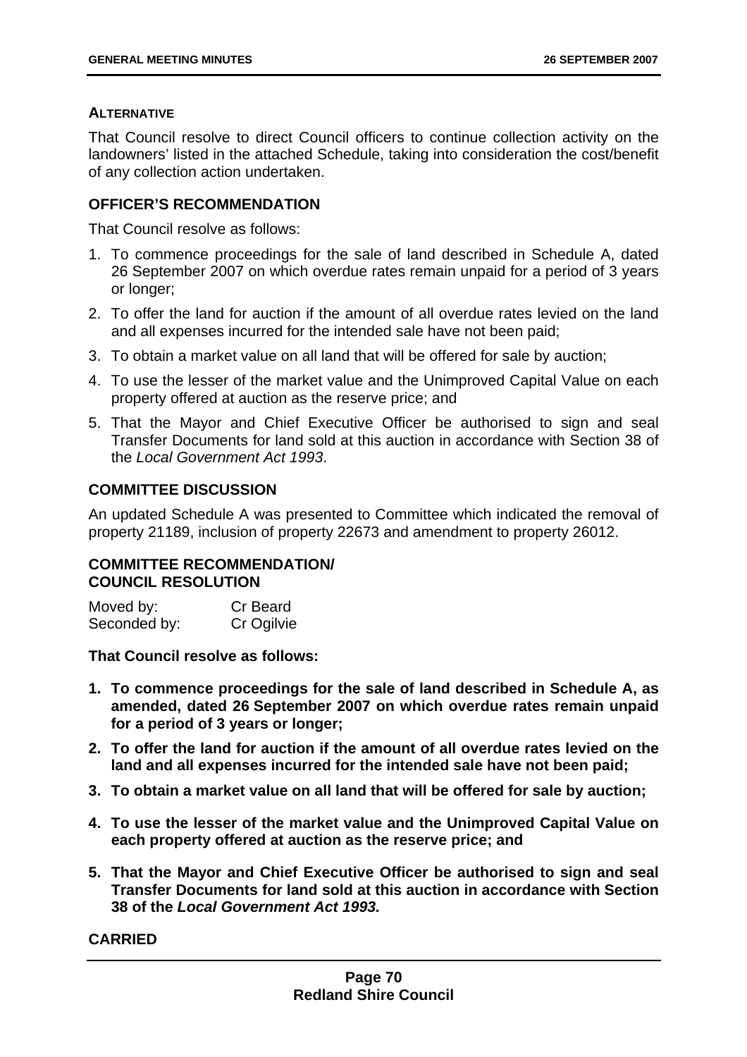#### ALTERNATIVE

That Council resolve to direct Council officers to continue collection activity on the landowners' listed in the attached Schedule, taking into consideration the cost/benefit of any collection action undertaken.

#### OFFICER'S RECOMMENDATION

That Council resolve as follows:

1. To commence proceedings for the sale of land described in Schedule A, dated 26 September 2007 on which overdue rates remain unpaid for a period of 3 years or longer;
2. To offer the land for auction if the amount of all overdue rates levied on the land and all expenses incurred for the intended sale have not been paid;
3. To obtain a market value on all land that will be offered for sale by auction;
4. To use the lesser of the market value and the Unimproved Capital Value on each property offered at auction as the reserve price; and
5. That the Mayor and Chief Executive Officer be authorised to sign and seal Transfer Documents for land sold at this auction in accordance with Section 38 of the *Local Government Act 1993*.

#### COMMITTEE DISCUSSION

An updated Schedule A was presented to Committee which indicated the removal of property 21189, inclusion of property 22673 and amendment to property 26012.

#### COMMITTEE RECOMMENDATION/ COUNCIL RESOLUTION

Moved by: Cr Beard
Seconded by: Cr Ogilvie

**That Council resolve as follows:**

1. **To commence proceedings for the sale of land described in Schedule A, as amended, dated 26 September 2007 on which overdue rates remain unpaid for a period of 3 years or longer;**
2. **To offer the land for auction if the amount of all overdue rates levied on the land and all expenses incurred for the intended sale have not been paid;**
3. **To obtain a market value on all land that will be offered for sale by auction;**
4. **To use the lesser of the market value and the Unimproved Capital Value on each property offered at auction as the reserve price; and**
5. **That the Mayor and Chief Executive Officer be authorised to sign and seal Transfer Documents for land sold at this auction in accordance with Section 38 of the *Local Government Act 1993*.**

**CARRIED**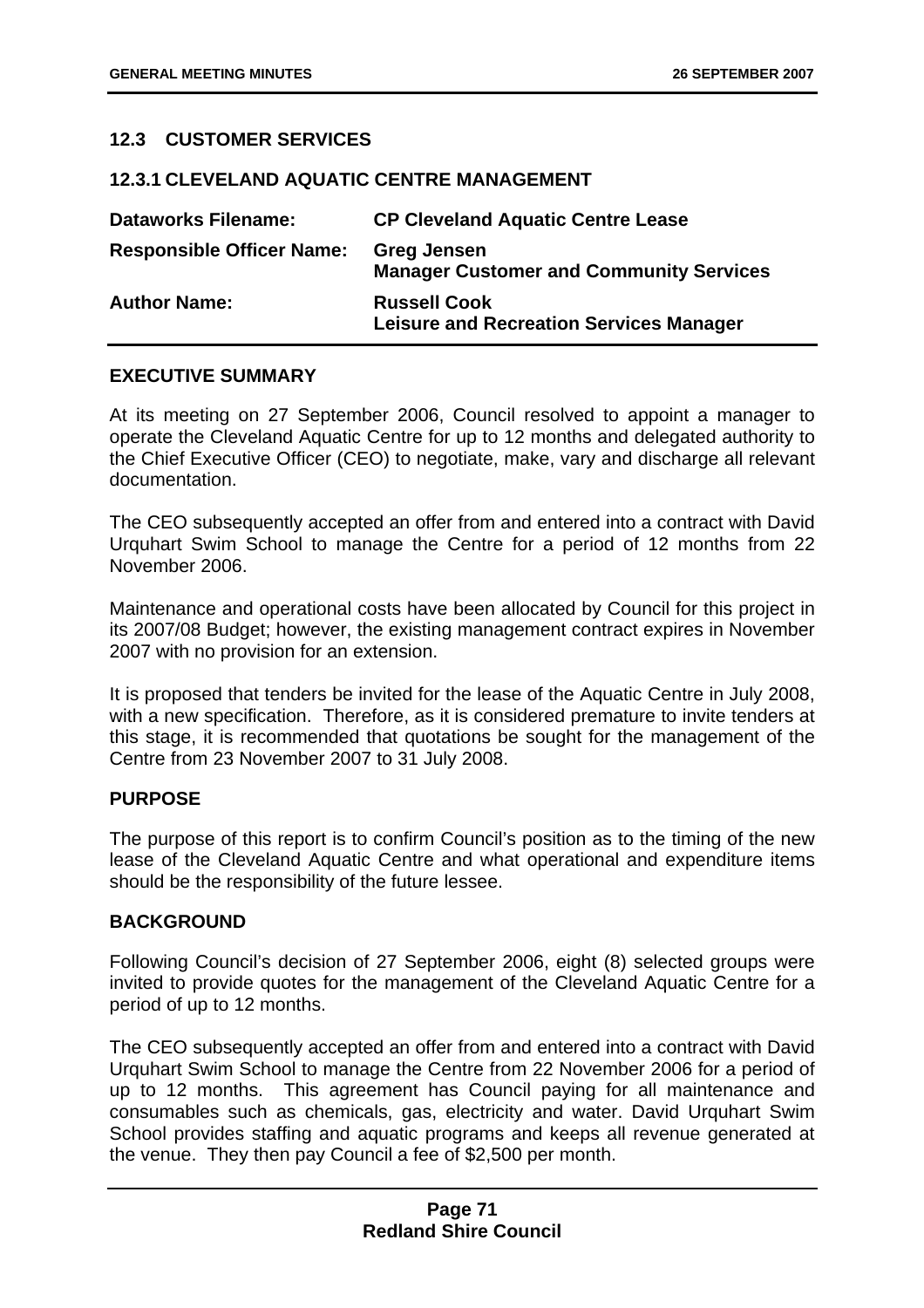## 12.3 CUSTOMER SERVICES

### 12.3.1 CLEVELAND AQUATIC CENTRE MANAGEMENT

| | |
|---|---|
| **Dataworks Filename:** | **CP Cleveland Aquatic Centre Lease** |
| **Responsible Officer Name:** | **Greg Jensen**<br>**Manager Customer and Community Services** |
| **Author Name:** | **Russell Cook**<br>**Leisure and Recreation Services Manager** |

#### EXECUTIVE SUMMARY

At its meeting on 27 September 2006, Council resolved to appoint a manager to operate the Cleveland Aquatic Centre for up to 12 months and delegated authority to the Chief Executive Officer (CEO) to negotiate, make, vary and discharge all relevant documentation.

The CEO subsequently accepted an offer from and entered into a contract with David Urquhart Swim School to manage the Centre for a period of 12 months from 22 November 2006.

Maintenance and operational costs have been allocated by Council for this project in its 2007/08 Budget; however, the existing management contract expires in November 2007 with no provision for an extension.

It is proposed that tenders be invited for the lease of the Aquatic Centre in July 2008, with a new specification. Therefore, as it is considered premature to invite tenders at this stage, it is recommended that quotations be sought for the management of the Centre from 23 November 2007 to 31 July 2008.

#### PURPOSE

The purpose of this report is to confirm Council's position as to the timing of the new lease of the Cleveland Aquatic Centre and what operational and expenditure items should be the responsibility of the future lessee.

#### BACKGROUND

Following Council's decision of 27 September 2006, eight (8) selected groups were invited to provide quotes for the management of the Cleveland Aquatic Centre for a period of up to 12 months.

The CEO subsequently accepted an offer from and entered into a contract with David Urquhart Swim School to manage the Centre from 22 November 2006 for a period of up to 12 months. This agreement has Council paying for all maintenance and consumables such as chemicals, gas, electricity and water. David Urquhart Swim School provides staffing and aquatic programs and keeps all revenue generated at the venue. They then pay Council a fee of $2,500 per month.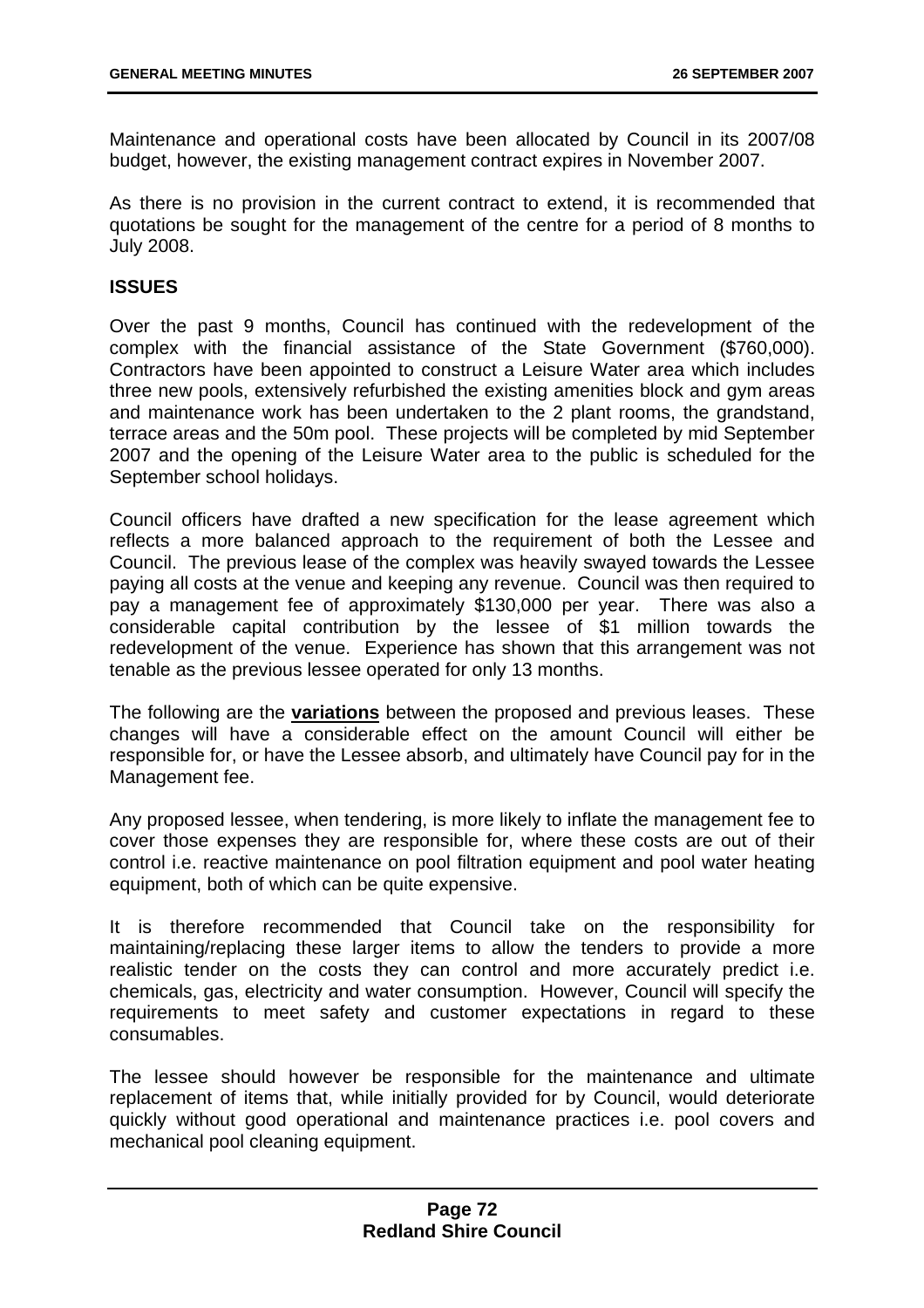Maintenance and operational costs have been allocated by Council in its 2007/08 budget, however, the existing management contract expires in November 2007.

As there is no provision in the current contract to extend, it is recommended that quotations be sought for the management of the centre for a period of 8 months to July 2008.

## ISSUES

Over the past 9 months, Council has continued with the redevelopment of the complex with the financial assistance of the State Government ($760,000). Contractors have been appointed to construct a Leisure Water area which includes three new pools, extensively refurbished the existing amenities block and gym areas and maintenance work has been undertaken to the 2 plant rooms, the grandstand, terrace areas and the 50m pool. These projects will be completed by mid September 2007 and the opening of the Leisure Water area to the public is scheduled for the September school holidays.

Council officers have drafted a new specification for the lease agreement which reflects a more balanced approach to the requirement of both the Lessee and Council. The previous lease of the complex was heavily swayed towards the Lessee paying all costs at the venue and keeping any revenue. Council was then required to pay a management fee of approximately $130,000 per year. There was also a considerable capital contribution by the lessee of $1 million towards the redevelopment of the venue. Experience has shown that this arrangement was not tenable as the previous lessee operated for only 13 months.

The following are the **variations** between the proposed and previous leases. These changes will have a considerable effect on the amount Council will either be responsible for, or have the Lessee absorb, and ultimately have Council pay for in the Management fee.

Any proposed lessee, when tendering, is more likely to inflate the management fee to cover those expenses they are responsible for, where these costs are out of their control i.e. reactive maintenance on pool filtration equipment and pool water heating equipment, both of which can be quite expensive.

It is therefore recommended that Council take on the responsibility for maintaining/replacing these larger items to allow the tenders to provide a more realistic tender on the costs they can control and more accurately predict i.e. chemicals, gas, electricity and water consumption. However, Council will specify the requirements to meet safety and customer expectations in regard to these consumables.

The lessee should however be responsible for the maintenance and ultimate replacement of items that, while initially provided for by Council, would deteriorate quickly without good operational and maintenance practices i.e. pool covers and mechanical pool cleaning equipment.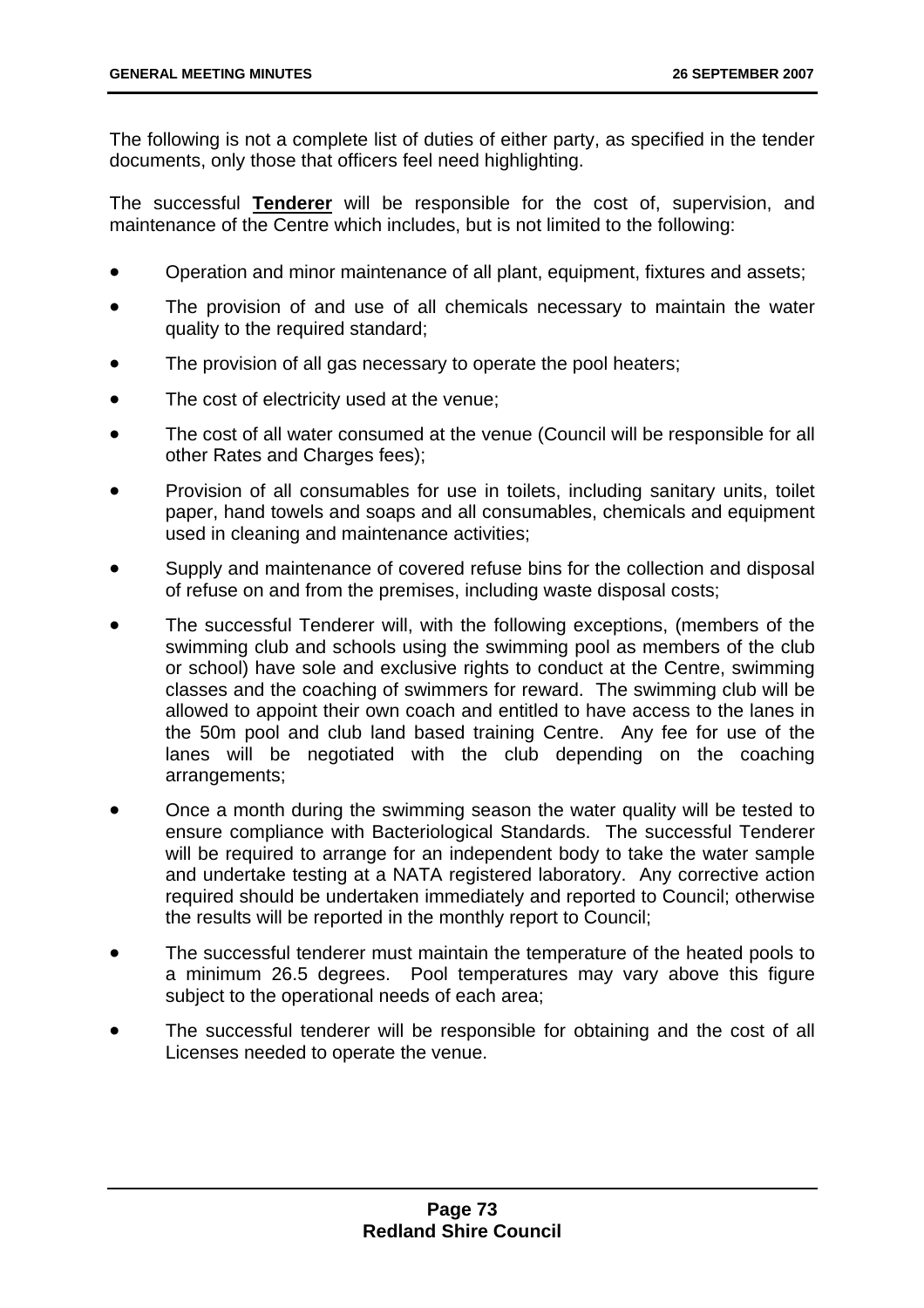The following is not a complete list of duties of either party, as specified in the tender documents, only those that officers feel need highlighting.

The successful **Tenderer** will be responsible for the cost of, supervision, and maintenance of the Centre which includes, but is not limited to the following:

- Operation and minor maintenance of all plant, equipment, fixtures and assets;
- The provision of and use of all chemicals necessary to maintain the water quality to the required standard;
- The provision of all gas necessary to operate the pool heaters;
- The cost of electricity used at the venue;
- The cost of all water consumed at the venue (Council will be responsible for all other Rates and Charges fees);
- Provision of all consumables for use in toilets, including sanitary units, toilet paper, hand towels and soaps and all consumables, chemicals and equipment used in cleaning and maintenance activities;
- Supply and maintenance of covered refuse bins for the collection and disposal of refuse on and from the premises, including waste disposal costs;
- The successful Tenderer will, with the following exceptions, (members of the swimming club and schools using the swimming pool as members of the club or school) have sole and exclusive rights to conduct at the Centre, swimming classes and the coaching of swimmers for reward. The swimming club will be allowed to appoint their own coach and entitled to have access to the lanes in the 50m pool and club land based training Centre. Any fee for use of the lanes will be negotiated with the club depending on the coaching arrangements;
- Once a month during the swimming season the water quality will be tested to ensure compliance with Bacteriological Standards. The successful Tenderer will be required to arrange for an independent body to take the water sample and undertake testing at a NATA registered laboratory. Any corrective action required should be undertaken immediately and reported to Council; otherwise the results will be reported in the monthly report to Council;
- The successful tenderer must maintain the temperature of the heated pools to a minimum 26.5 degrees. Pool temperatures may vary above this figure subject to the operational needs of each area;
- The successful tenderer will be responsible for obtaining and the cost of all Licenses needed to operate the venue.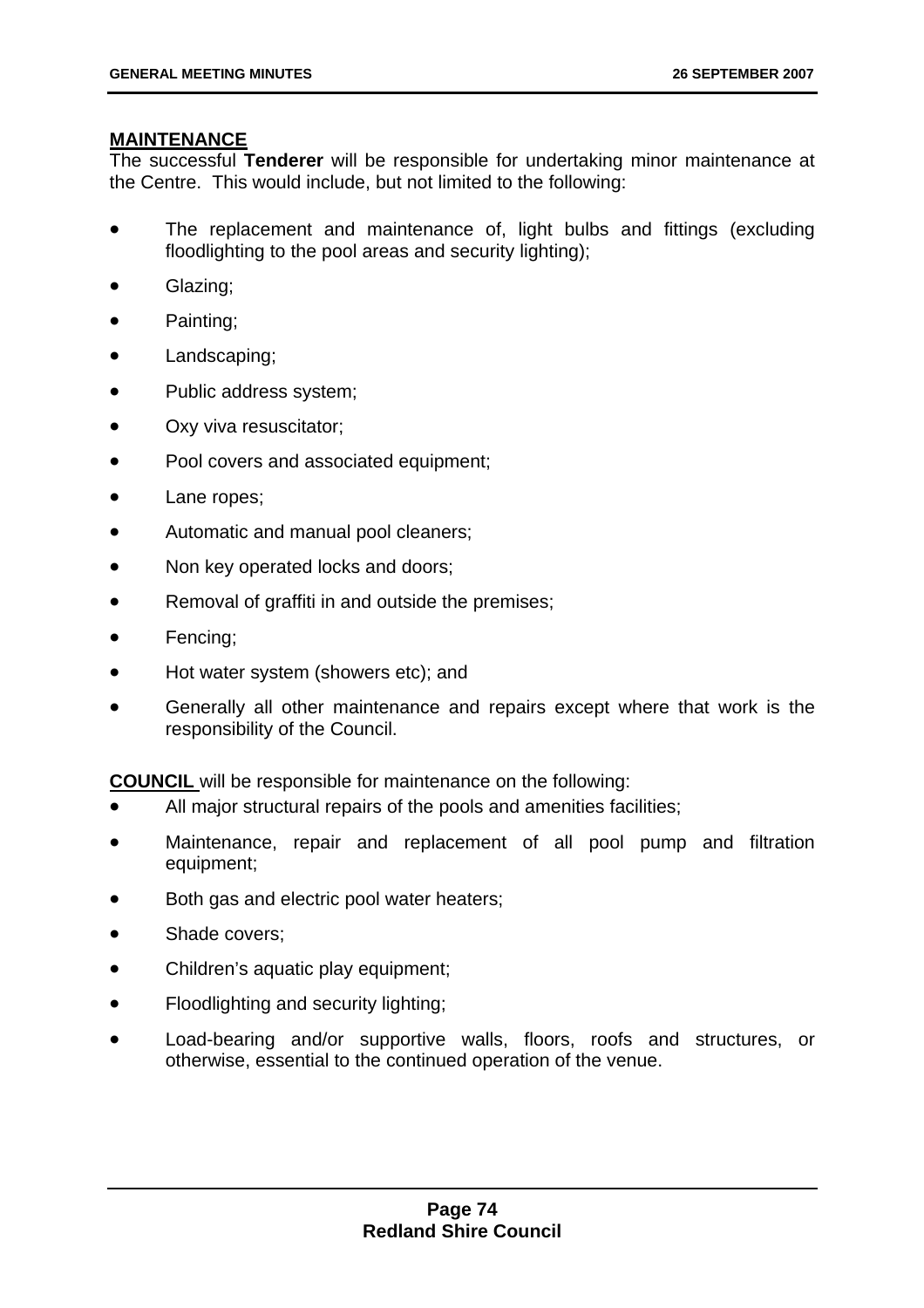**MAINTENANCE**

The successful **Tenderer** will be responsible for undertaking minor maintenance at the Centre. This would include, but not limited to the following:

- The replacement and maintenance of, light bulbs and fittings (excluding floodlighting to the pool areas and security lighting);
- Glazing;
- Painting;
- Landscaping;
- Public address system;
- Oxy viva resuscitator;
- Pool covers and associated equipment;
- Lane ropes;
- Automatic and manual pool cleaners;
- Non key operated locks and doors;
- Removal of graffiti in and outside the premises;
- Fencing;
- Hot water system (showers etc); and
- Generally all other maintenance and repairs except where that work is the responsibility of the Council.

**COUNCIL** will be responsible for maintenance on the following:

- All major structural repairs of the pools and amenities facilities;
- Maintenance, repair and replacement of all pool pump and filtration equipment;
- Both gas and electric pool water heaters;
- Shade covers;
- Children's aquatic play equipment;
- Floodlighting and security lighting;
- Load-bearing and/or supportive walls, floors, roofs and structures, or otherwise, essential to the continued operation of the venue.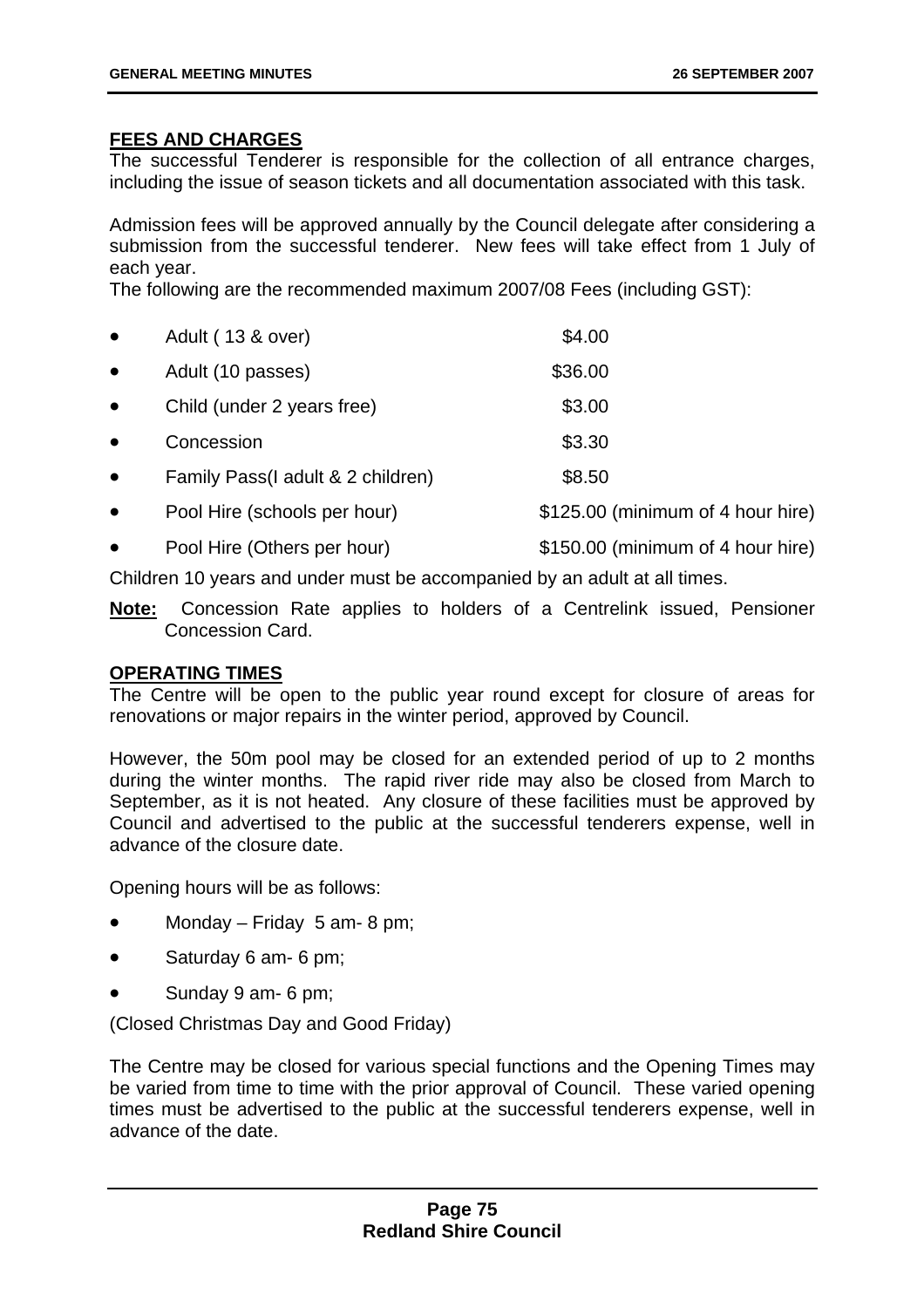**FEES AND CHARGES**

The successful Tenderer is responsible for the collection of all entrance charges, including the issue of season tickets and all documentation associated with this task.

Admission fees will be approved annually by the Council delegate after considering a submission from the successful tenderer. New fees will take effect from 1 July of each year.

The following are the recommended maximum 2007/08 Fees (including GST):

- Adult ( 13 & over) $4.00
- Adult (10 passes) $36.00
- Child (under 2 years free) $3.00
- Concession $3.30
- Family Pass(I adult & 2 children) $8.50
- Pool Hire (schools per hour) $125.00 (minimum of 4 hour hire)
- Pool Hire (Others per hour) $150.00 (minimum of 4 hour hire)

Children 10 years and under must be accompanied by an adult at all times.

**Note:** Concession Rate applies to holders of a Centrelink issued, Pensioner Concession Card.

**OPERATING TIMES**

The Centre will be open to the public year round except for closure of areas for renovations or major repairs in the winter period, approved by Council.

However, the 50m pool may be closed for an extended period of up to 2 months during the winter months. The rapid river ride may also be closed from March to September, as it is not heated. Any closure of these facilities must be approved by Council and advertised to the public at the successful tenderers expense, well in advance of the closure date.

Opening hours will be as follows:

- Monday – Friday 5 am- 8 pm;
- Saturday 6 am- 6 pm;
- Sunday 9 am- 6 pm;

(Closed Christmas Day and Good Friday)

The Centre may be closed for various special functions and the Opening Times may be varied from time to time with the prior approval of Council. These varied opening times must be advertised to the public at the successful tenderers expense, well in advance of the date.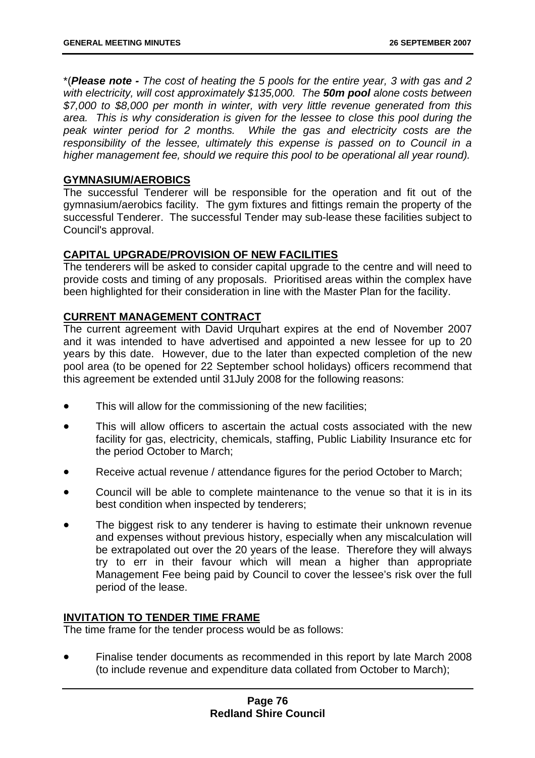*(***Please note -*** *The cost of heating the 5 pools for the entire year, 3 with gas and 2 with electricity, will cost approximately $135,000. The* ***50m pool*** *alone costs between $7,000 to $8,000 per month in winter, with very little revenue generated from this area. This is why consideration is given for the lessee to close this pool during the peak winter period for 2 months. While the gas and electricity costs are the responsibility of the lessee, ultimately this expense is passed on to Council in a higher management fee, should we require this pool to be operational all year round).*

**GYMNASIUM/AEROBICS**

The successful Tenderer will be responsible for the operation and fit out of the gymnasium/aerobics facility. The gym fixtures and fittings remain the property of the successful Tenderer. The successful Tender may sub-lease these facilities subject to Council's approval.

**CAPITAL UPGRADE/PROVISION OF NEW FACILITIES**

The tenderers will be asked to consider capital upgrade to the centre and will need to provide costs and timing of any proposals. Prioritised areas within the complex have been highlighted for their consideration in line with the Master Plan for the facility.

**CURRENT MANAGEMENT CONTRACT**

The current agreement with David Urquhart expires at the end of November 2007 and it was intended to have advertised and appointed a new lessee for up to 20 years by this date. However, due to the later than expected completion of the new pool area (to be opened for 22 September school holidays) officers recommend that this agreement be extended until 31July 2008 for the following reasons:

- This will allow for the commissioning of the new facilities;
- This will allow officers to ascertain the actual costs associated with the new facility for gas, electricity, chemicals, staffing, Public Liability Insurance etc for the period October to March;
- Receive actual revenue / attendance figures for the period October to March;
- Council will be able to complete maintenance to the venue so that it is in its best condition when inspected by tenderers;
- The biggest risk to any tenderer is having to estimate their unknown revenue and expenses without previous history, especially when any miscalculation will be extrapolated out over the 20 years of the lease. Therefore they will always try to err in their favour which will mean a higher than appropriate Management Fee being paid by Council to cover the lessee's risk over the full period of the lease.

**INVITATION TO TENDER TIME FRAME**

The time frame for the tender process would be as follows:

- Finalise tender documents as recommended in this report by late March 2008 (to include revenue and expenditure data collated from October to March);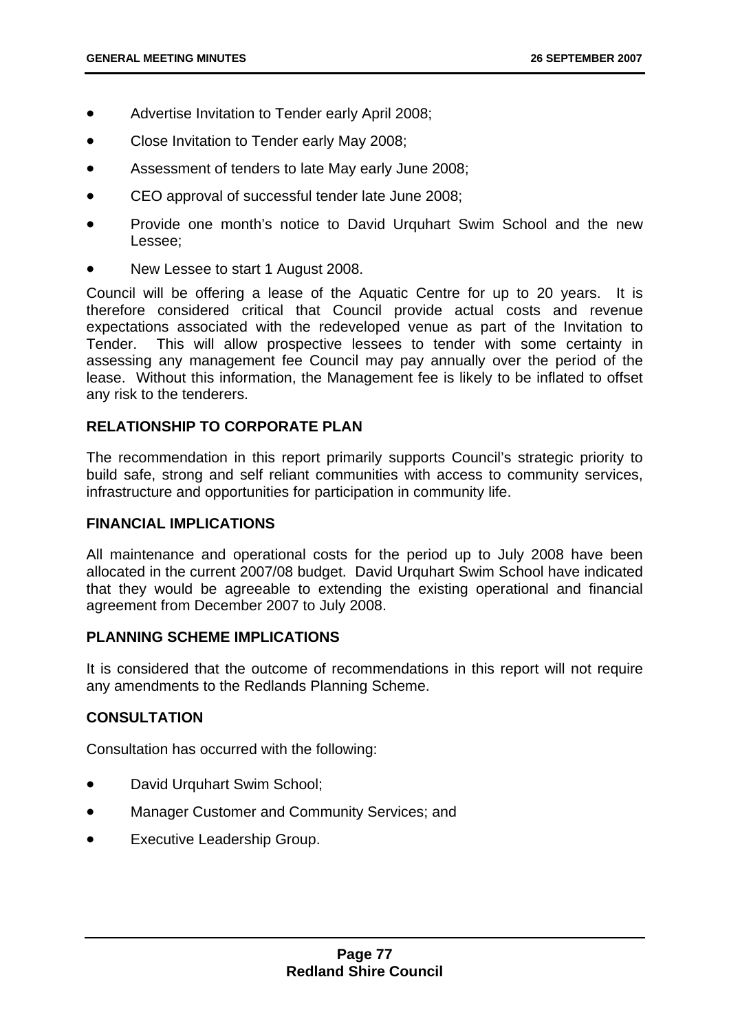- Advertise Invitation to Tender early April 2008;
- Close Invitation to Tender early May 2008;
- Assessment of tenders to late May early June 2008;
- CEO approval of successful tender late June 2008;
- Provide one month's notice to David Urquhart Swim School and the new Lessee;
- New Lessee to start 1 August 2008.

Council will be offering a lease of the Aquatic Centre for up to 20 years. It is therefore considered critical that Council provide actual costs and revenue expectations associated with the redeveloped venue as part of the Invitation to Tender. This will allow prospective lessees to tender with some certainty in assessing any management fee Council may pay annually over the period of the lease. Without this information, the Management fee is likely to be inflated to offset any risk to the tenderers.

## RELATIONSHIP TO CORPORATE PLAN

The recommendation in this report primarily supports Council's strategic priority to build safe, strong and self reliant communities with access to community services, infrastructure and opportunities for participation in community life.

## FINANCIAL IMPLICATIONS

All maintenance and operational costs for the period up to July 2008 have been allocated in the current 2007/08 budget. David Urquhart Swim School have indicated that they would be agreeable to extending the existing operational and financial agreement from December 2007 to July 2008.

## PLANNING SCHEME IMPLICATIONS

It is considered that the outcome of recommendations in this report will not require any amendments to the Redlands Planning Scheme.

## CONSULTATION

Consultation has occurred with the following:

- David Urquhart Swim School;
- Manager Customer and Community Services; and
- Executive Leadership Group.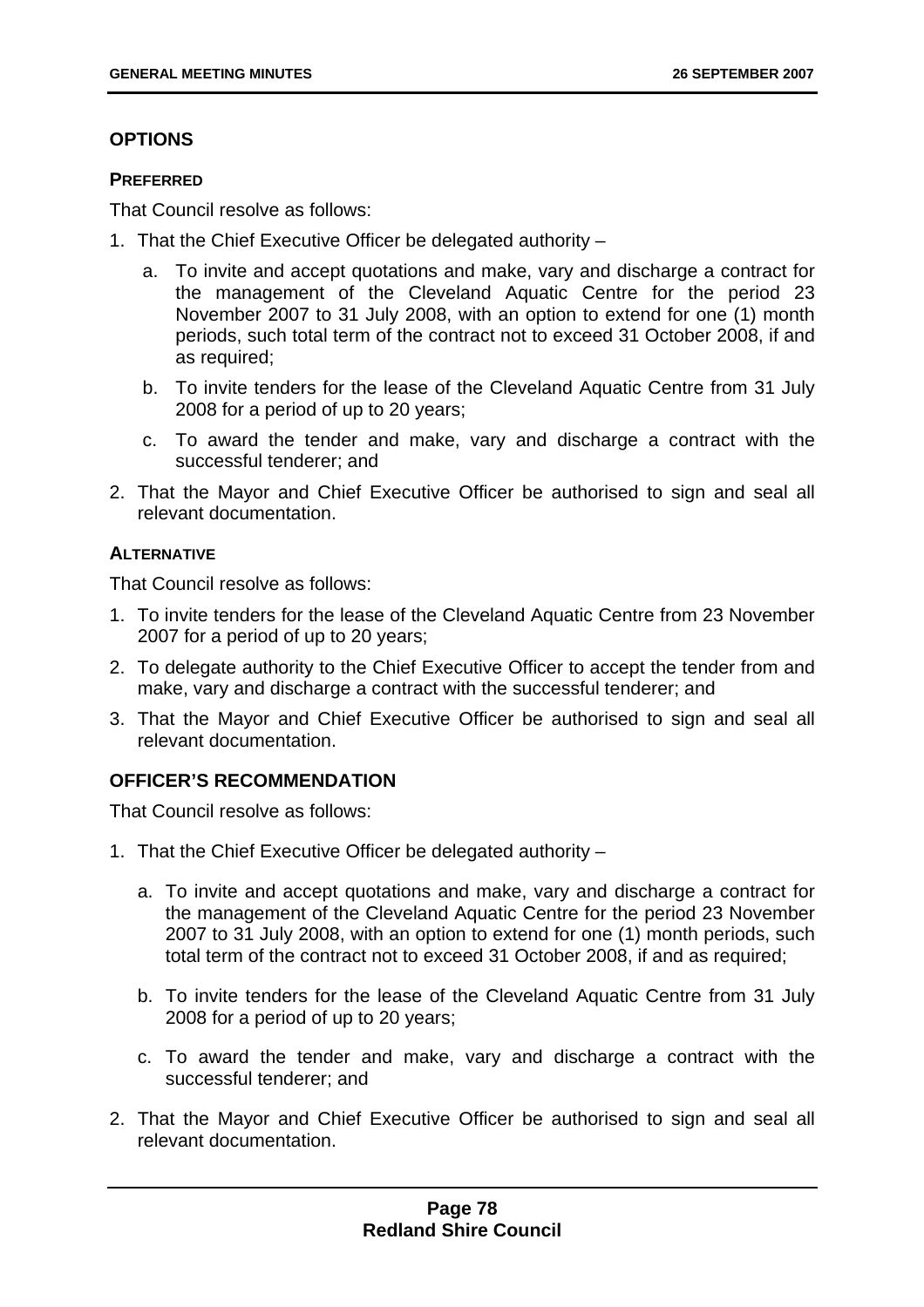## OPTIONS

### PREFERRED

That Council resolve as follows:

1. That the Chief Executive Officer be delegated authority –
   a. To invite and accept quotations and make, vary and discharge a contract for the management of the Cleveland Aquatic Centre for the period 23 November 2007 to 31 July 2008, with an option to extend for one (1) month periods, such total term of the contract not to exceed 31 October 2008, if and as required;
   b. To invite tenders for the lease of the Cleveland Aquatic Centre from 31 July 2008 for a period of up to 20 years;
   c. To award the tender and make, vary and discharge a contract with the successful tenderer; and
2. That the Mayor and Chief Executive Officer be authorised to sign and seal all relevant documentation.

### ALTERNATIVE

That Council resolve as follows:

1. To invite tenders for the lease of the Cleveland Aquatic Centre from 23 November 2007 for a period of up to 20 years;
2. To delegate authority to the Chief Executive Officer to accept the tender from and make, vary and discharge a contract with the successful tenderer; and
3. That the Mayor and Chief Executive Officer be authorised to sign and seal all relevant documentation.

## OFFICER'S RECOMMENDATION

That Council resolve as follows:

1. That the Chief Executive Officer be delegated authority –
   a. To invite and accept quotations and make, vary and discharge a contract for the management of the Cleveland Aquatic Centre for the period 23 November 2007 to 31 July 2008, with an option to extend for one (1) month periods, such total term of the contract not to exceed 31 October 2008, if and as required;
   b. To invite tenders for the lease of the Cleveland Aquatic Centre from 31 July 2008 for a period of up to 20 years;
   c. To award the tender and make, vary and discharge a contract with the successful tenderer; and
2. That the Mayor and Chief Executive Officer be authorised to sign and seal all relevant documentation.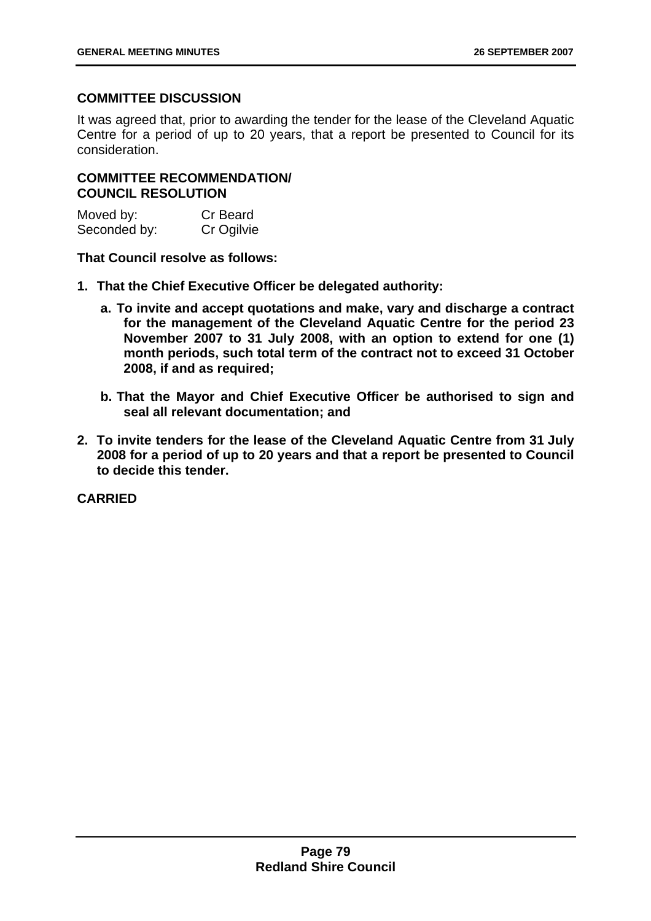## COMMITTEE DISCUSSION

It was agreed that, prior to awarding the tender for the lease of the Cleveland Aquatic Centre for a period of up to 20 years, that a report be presented to Council for its consideration.

## COMMITTEE RECOMMENDATION/ COUNCIL RESOLUTION

| | |
|---|---|
| Moved by: | Cr Beard |
| Seconded by: | Cr Ogilvie |

**That Council resolve as follows:**

1. **That the Chief Executive Officer be delegated authority:**
   a. **To invite and accept quotations and make, vary and discharge a contract for the management of the Cleveland Aquatic Centre for the period 23 November 2007 to 31 July 2008, with an option to extend for one (1) month periods, such total term of the contract not to exceed 31 October 2008, if and as required;**
   b. **That the Mayor and Chief Executive Officer be authorised to sign and seal all relevant documentation; and**
2. **To invite tenders for the lease of the Cleveland Aquatic Centre from 31 July 2008 for a period of up to 20 years and that a report be presented to Council to decide this tender.**

**CARRIED**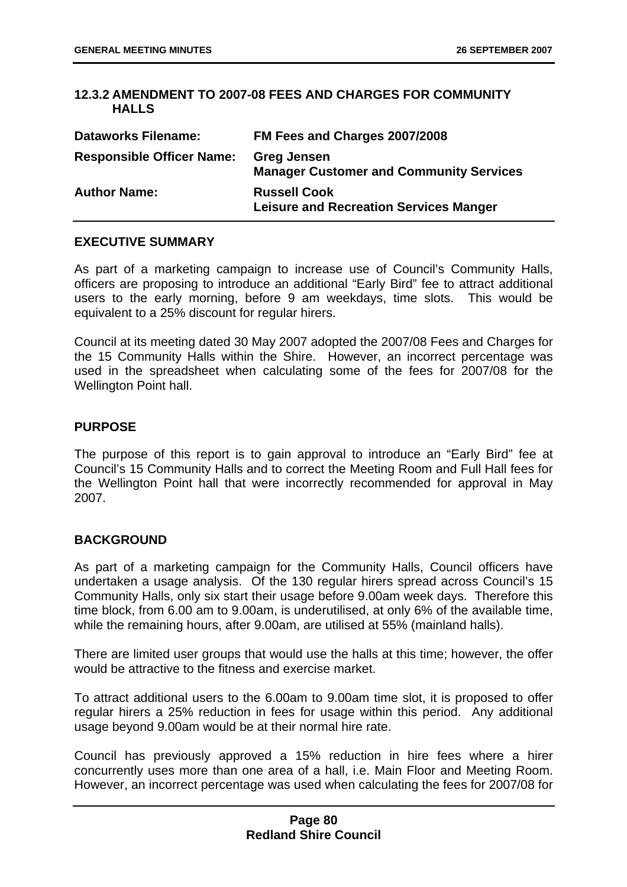## 12.3.2 AMENDMENT TO 2007-08 FEES AND CHARGES FOR COMMUNITY HALLS

| | |
|---|---|
| **Dataworks Filename:** | **FM Fees and Charges 2007/2008** |
| **Responsible Officer Name:** | **Greg Jensen**<br>**Manager Customer and Community Services** |
| **Author Name:** | **Russell Cook**<br>**Leisure and Recreation Services Manger** |

### EXECUTIVE SUMMARY

As part of a marketing campaign to increase use of Council's Community Halls, officers are proposing to introduce an additional "Early Bird" fee to attract additional users to the early morning, before 9 am weekdays, time slots. This would be equivalent to a 25% discount for regular hirers.

Council at its meeting dated 30 May 2007 adopted the 2007/08 Fees and Charges for the 15 Community Halls within the Shire. However, an incorrect percentage was used in the spreadsheet when calculating some of the fees for 2007/08 for the Wellington Point hall.

### PURPOSE

The purpose of this report is to gain approval to introduce an "Early Bird" fee at Council's 15 Community Halls and to correct the Meeting Room and Full Hall fees for the Wellington Point hall that were incorrectly recommended for approval in May 2007.

### BACKGROUND

As part of a marketing campaign for the Community Halls, Council officers have undertaken a usage analysis. Of the 130 regular hirers spread across Council's 15 Community Halls, only six start their usage before 9.00am week days. Therefore this time block, from 6.00 am to 9.00am, is underutilised, at only 6% of the available time, while the remaining hours, after 9.00am, are utilised at 55% (mainland halls).

There are limited user groups that would use the halls at this time; however, the offer would be attractive to the fitness and exercise market.

To attract additional users to the 6.00am to 9.00am time slot, it is proposed to offer regular hirers a 25% reduction in fees for usage within this period. Any additional usage beyond 9.00am would be at their normal hire rate.

Council has previously approved a 15% reduction in hire fees where a hirer concurrently uses more than one area of a hall, i.e. Main Floor and Meeting Room. However, an incorrect percentage was used when calculating the fees for 2007/08 for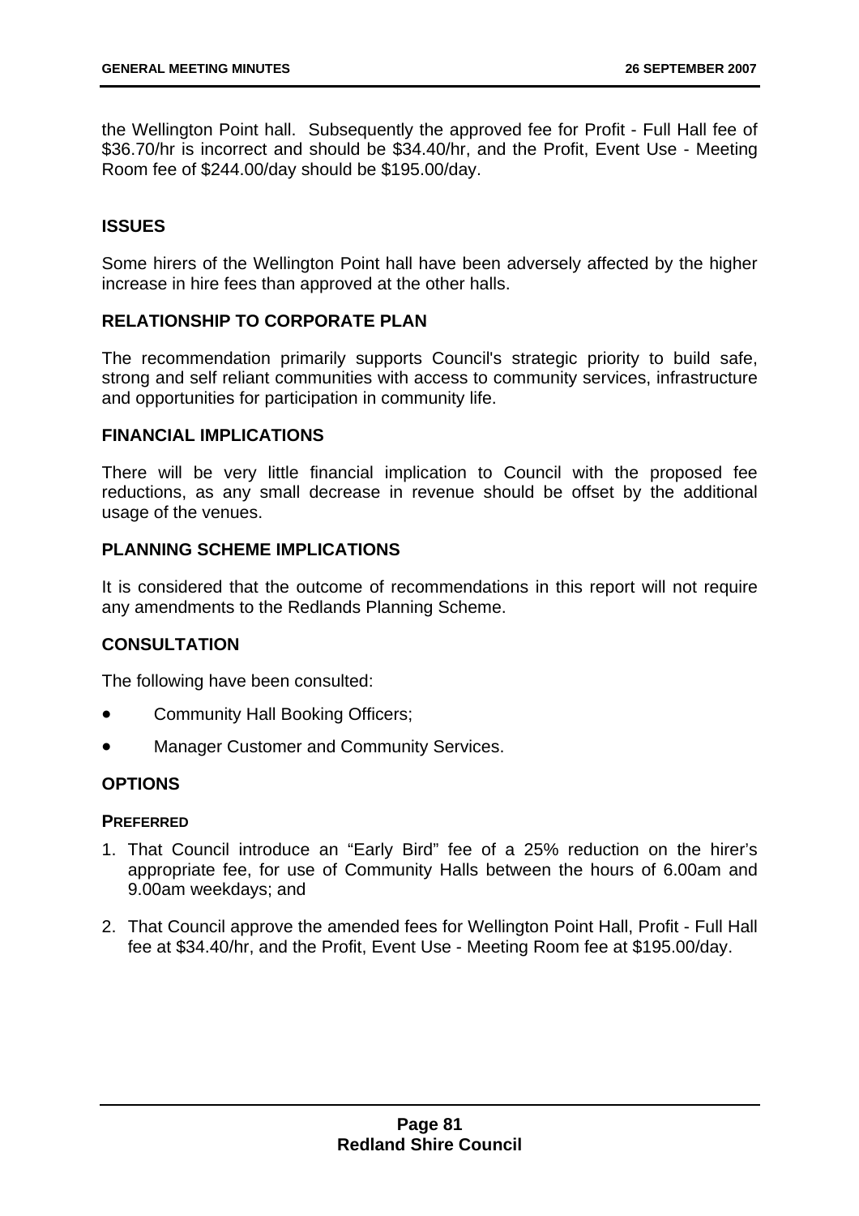the Wellington Point hall. Subsequently the approved fee for Profit - Full Hall fee of $36.70/hr is incorrect and should be $34.40/hr, and the Profit, Event Use - Meeting Room fee of $244.00/day should be $195.00/day.

## ISSUES

Some hirers of the Wellington Point hall have been adversely affected by the higher increase in hire fees than approved at the other halls.

## RELATIONSHIP TO CORPORATE PLAN

The recommendation primarily supports Council's strategic priority to build safe, strong and self reliant communities with access to community services, infrastructure and opportunities for participation in community life.

## FINANCIAL IMPLICATIONS

There will be very little financial implication to Council with the proposed fee reductions, as any small decrease in revenue should be offset by the additional usage of the venues.

## PLANNING SCHEME IMPLICATIONS

It is considered that the outcome of recommendations in this report will not require any amendments to the Redlands Planning Scheme.

## CONSULTATION

The following have been consulted:

- Community Hall Booking Officers;
- Manager Customer and Community Services.

## OPTIONS

### PREFERRED

1. That Council introduce an "Early Bird" fee of a 25% reduction on the hirer's appropriate fee, for use of Community Halls between the hours of 6.00am and 9.00am weekdays; and
2. That Council approve the amended fees for Wellington Point Hall, Profit - Full Hall fee at $34.40/hr, and the Profit, Event Use - Meeting Room fee at $195.00/day.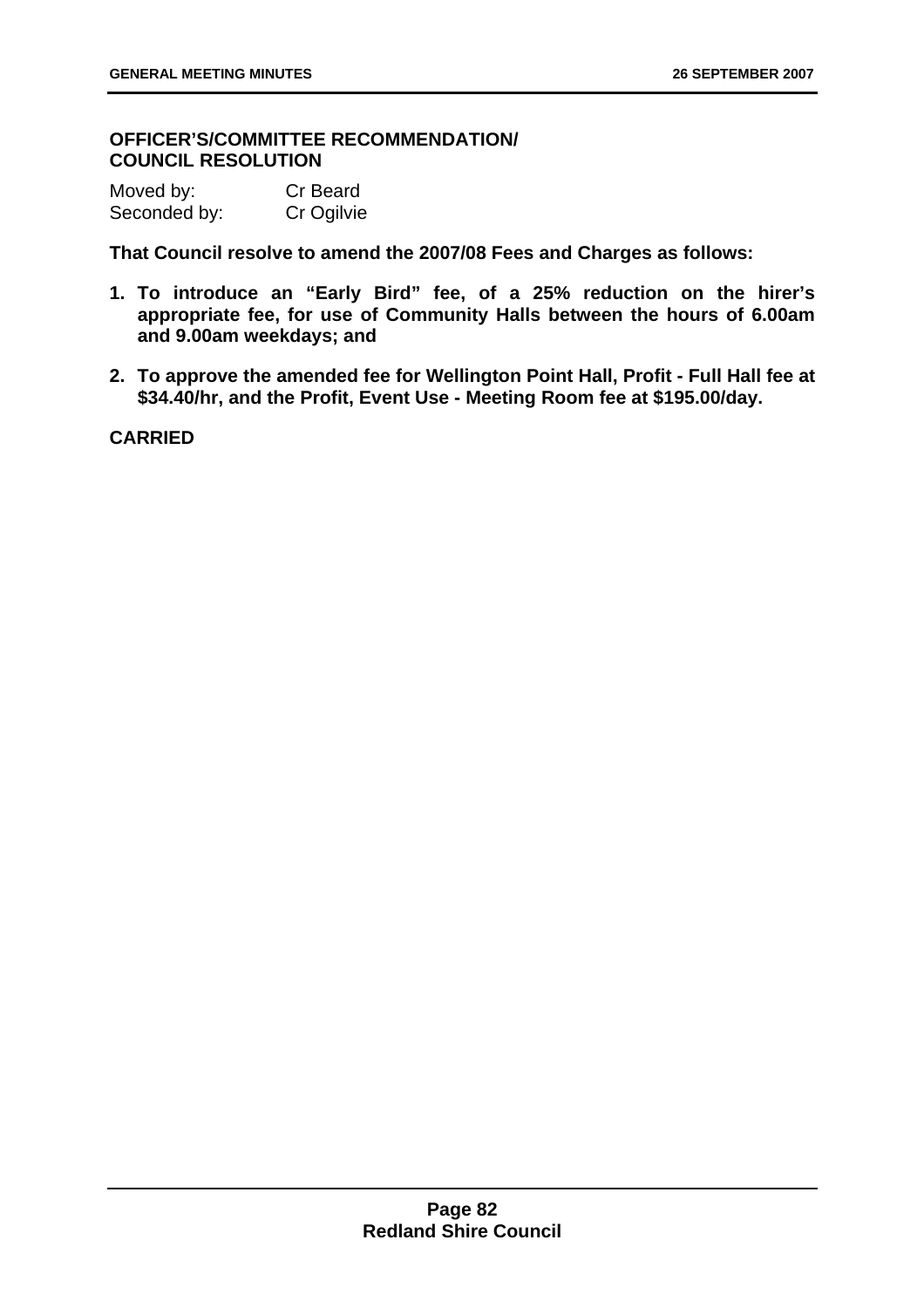**OFFICER'S/COMMITTEE RECOMMENDATION/**
**COUNCIL RESOLUTION**

Moved by: Cr Beard
Seconded by: Cr Ogilvie

**That Council resolve to amend the 2007/08 Fees and Charges as follows:**

1. **To introduce an "Early Bird" fee, of a 25% reduction on the hirer's appropriate fee, for use of Community Halls between the hours of 6.00am and 9.00am weekdays; and**
2. **To approve the amended fee for Wellington Point Hall, Profit - Full Hall fee at $34.40/hr, and the Profit, Event Use - Meeting Room fee at $195.00/day.**

**CARRIED**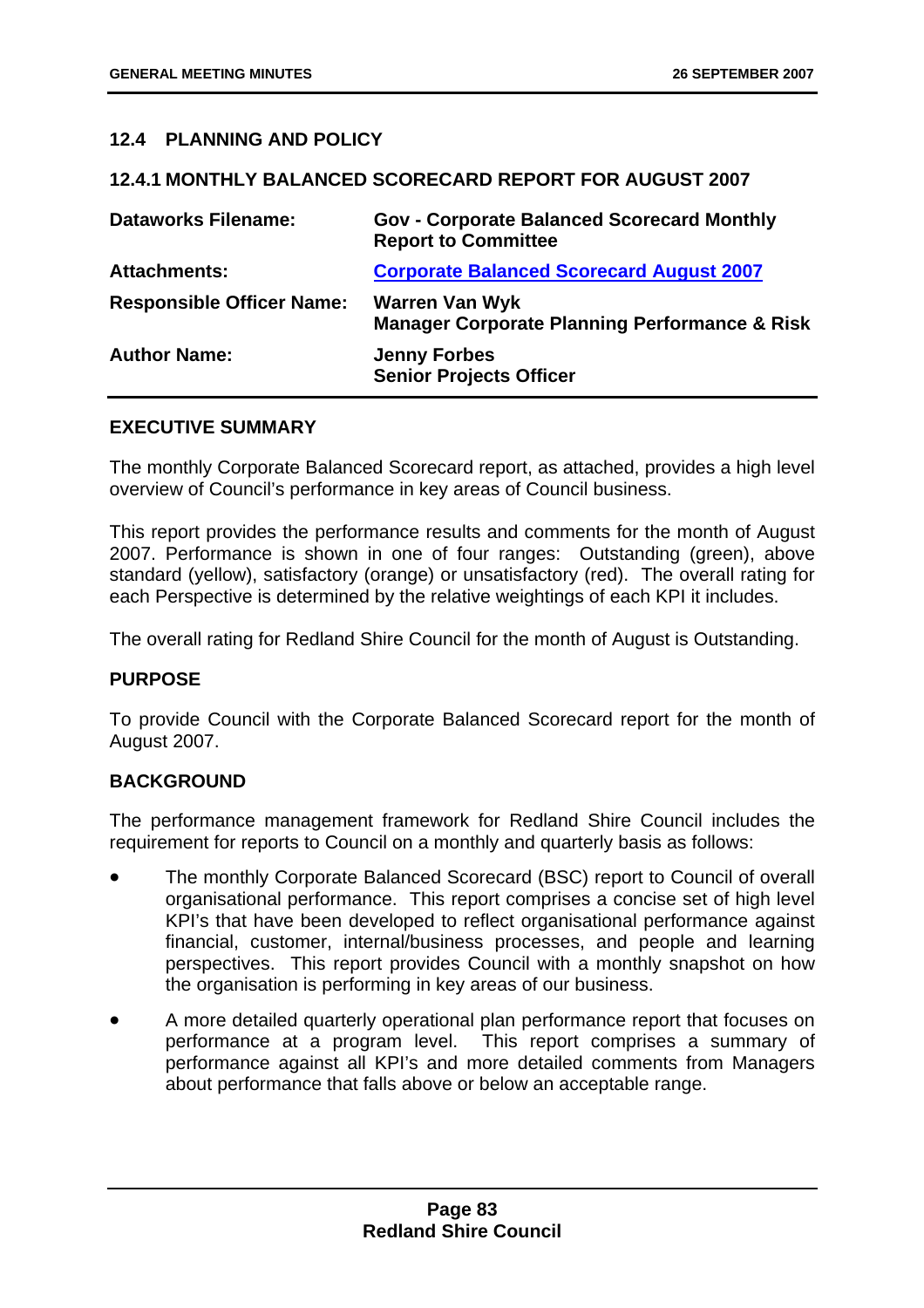## 12.4 PLANNING AND POLICY

### 12.4.1 MONTHLY BALANCED SCORECARD REPORT FOR AUGUST 2007

| | |
|---|---|
| **Dataworks Filename:** | **Gov - Corporate Balanced Scorecard Monthly Report to Committee** |
| **Attachments:** | **Corporate Balanced Scorecard August 2007** |
| **Responsible Officer Name:** | **Warren Van Wyk**<br>**Manager Corporate Planning Performance & Risk** |
| **Author Name:** | **Jenny Forbes**<br>**Senior Projects Officer** |

**EXECUTIVE SUMMARY**

The monthly Corporate Balanced Scorecard report, as attached, provides a high level overview of Council's performance in key areas of Council business.

This report provides the performance results and comments for the month of August 2007. Performance is shown in one of four ranges: Outstanding (green), above standard (yellow), satisfactory (orange) or unsatisfactory (red). The overall rating for each Perspective is determined by the relative weightings of each KPI it includes.

The overall rating for Redland Shire Council for the month of August is Outstanding.

**PURPOSE**

To provide Council with the Corporate Balanced Scorecard report for the month of August 2007.

**BACKGROUND**

The performance management framework for Redland Shire Council includes the requirement for reports to Council on a monthly and quarterly basis as follows:

- The monthly Corporate Balanced Scorecard (BSC) report to Council of overall organisational performance. This report comprises a concise set of high level KPI's that have been developed to reflect organisational performance against financial, customer, internal/business processes, and people and learning perspectives. This report provides Council with a monthly snapshot on how the organisation is performing in key areas of our business.
- A more detailed quarterly operational plan performance report that focuses on performance at a program level. This report comprises a summary of performance against all KPI's and more detailed comments from Managers about performance that falls above or below an acceptable range.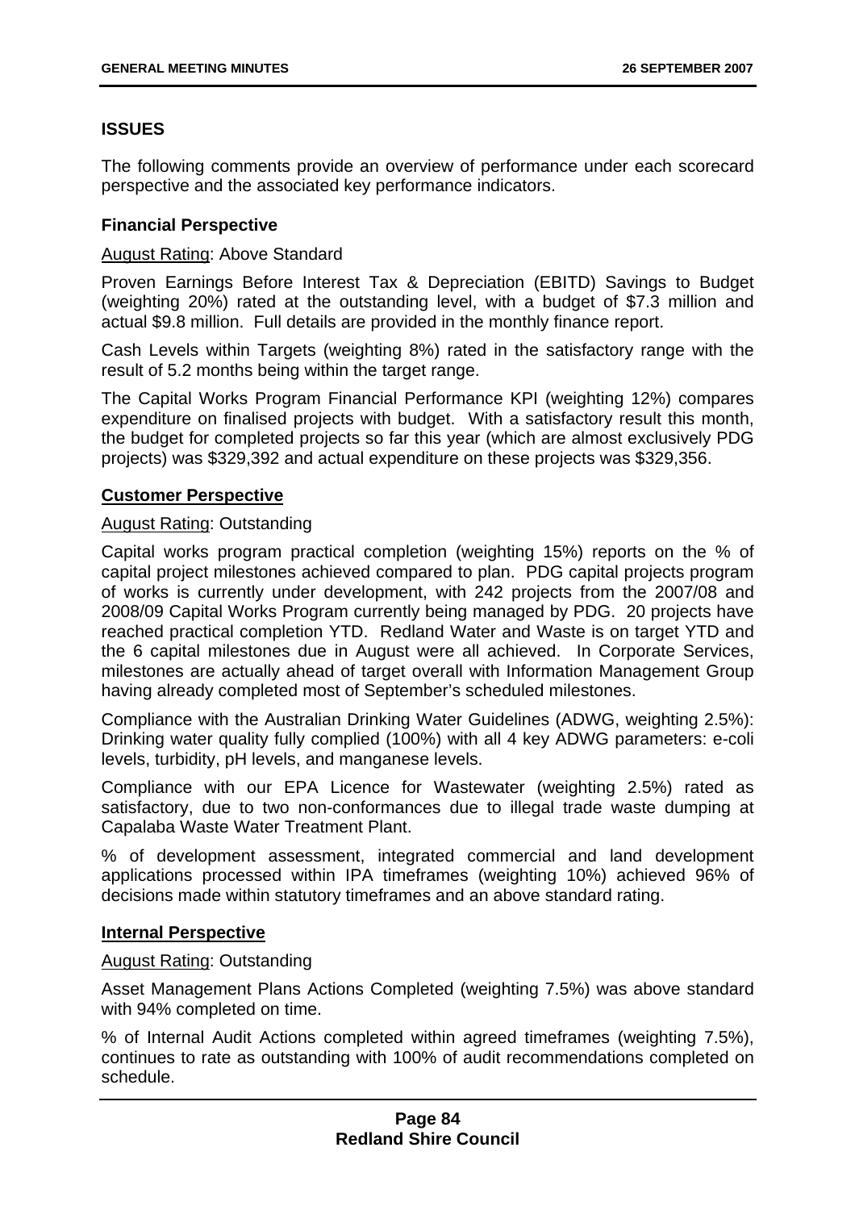## ISSUES

The following comments provide an overview of performance under each scorecard perspective and the associated key performance indicators.

### Financial Perspective

<u>August Rating</u>: Above Standard

Proven Earnings Before Interest Tax & Depreciation (EBITD) Savings to Budget (weighting 20%) rated at the outstanding level, with a budget of $7.3 million and actual $9.8 million. Full details are provided in the monthly finance report.

Cash Levels within Targets (weighting 8%) rated in the satisfactory range with the result of 5.2 months being within the target range.

The Capital Works Program Financial Performance KPI (weighting 12%) compares expenditure on finalised projects with budget. With a satisfactory result this month, the budget for completed projects so far this year (which are almost exclusively PDG projects) was $329,392 and actual expenditure on these projects was $329,356.

### <u>Customer Perspective</u>

<u>August Rating</u>: Outstanding

Capital works program practical completion (weighting 15%) reports on the % of capital project milestones achieved compared to plan. PDG capital projects program of works is currently under development, with 242 projects from the 2007/08 and 2008/09 Capital Works Program currently being managed by PDG. 20 projects have reached practical completion YTD. Redland Water and Waste is on target YTD and the 6 capital milestones due in August were all achieved. In Corporate Services, milestones are actually ahead of target overall with Information Management Group having already completed most of September's scheduled milestones.

Compliance with the Australian Drinking Water Guidelines (ADWG, weighting 2.5%): Drinking water quality fully complied (100%) with all 4 key ADWG parameters: e-coli levels, turbidity, pH levels, and manganese levels.

Compliance with our EPA Licence for Wastewater (weighting 2.5%) rated as satisfactory, due to two non-conformances due to illegal trade waste dumping at Capalaba Waste Water Treatment Plant.

% of development assessment, integrated commercial and land development applications processed within IPA timeframes (weighting 10%) achieved 96% of decisions made within statutory timeframes and an above standard rating.

### <u>Internal Perspective</u>

<u>August Rating</u>: Outstanding

Asset Management Plans Actions Completed (weighting 7.5%) was above standard with 94% completed on time.

% of Internal Audit Actions completed within agreed timeframes (weighting 7.5%), continues to rate as outstanding with 100% of audit recommendations completed on schedule.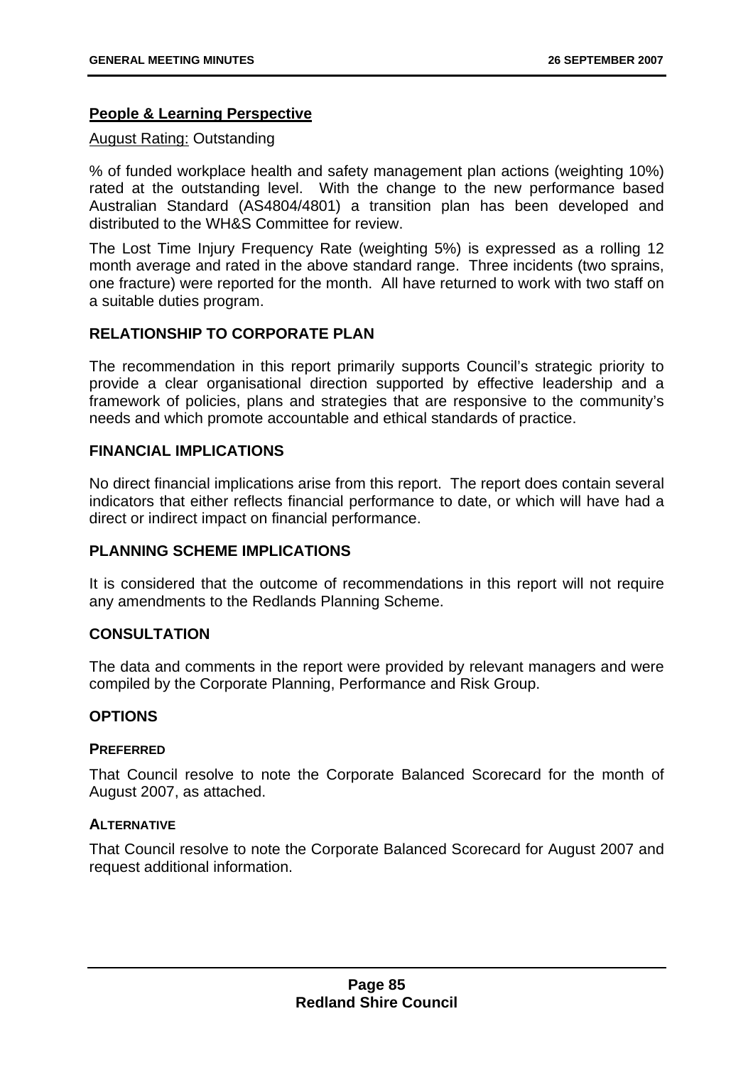**People & Learning Perspective**

August Rating: Outstanding

% of funded workplace health and safety management plan actions (weighting 10%) rated at the outstanding level. With the change to the new performance based Australian Standard (AS4804/4801) a transition plan has been developed and distributed to the WH&S Committee for review.

The Lost Time Injury Frequency Rate (weighting 5%) is expressed as a rolling 12 month average and rated in the above standard range. Three incidents (two sprains, one fracture) were reported for the month. All have returned to work with two staff on a suitable duties program.

## RELATIONSHIP TO CORPORATE PLAN

The recommendation in this report primarily supports Council's strategic priority to provide a clear organisational direction supported by effective leadership and a framework of policies, plans and strategies that are responsive to the community's needs and which promote accountable and ethical standards of practice.

## FINANCIAL IMPLICATIONS

No direct financial implications arise from this report. The report does contain several indicators that either reflects financial performance to date, or which will have had a direct or indirect impact on financial performance.

## PLANNING SCHEME IMPLICATIONS

It is considered that the outcome of recommendations in this report will not require any amendments to the Redlands Planning Scheme.

## CONSULTATION

The data and comments in the report were provided by relevant managers and were compiled by the Corporate Planning, Performance and Risk Group.

## OPTIONS

### PREFERRED

That Council resolve to note the Corporate Balanced Scorecard for the month of August 2007, as attached.

### ALTERNATIVE

That Council resolve to note the Corporate Balanced Scorecard for August 2007 and request additional information.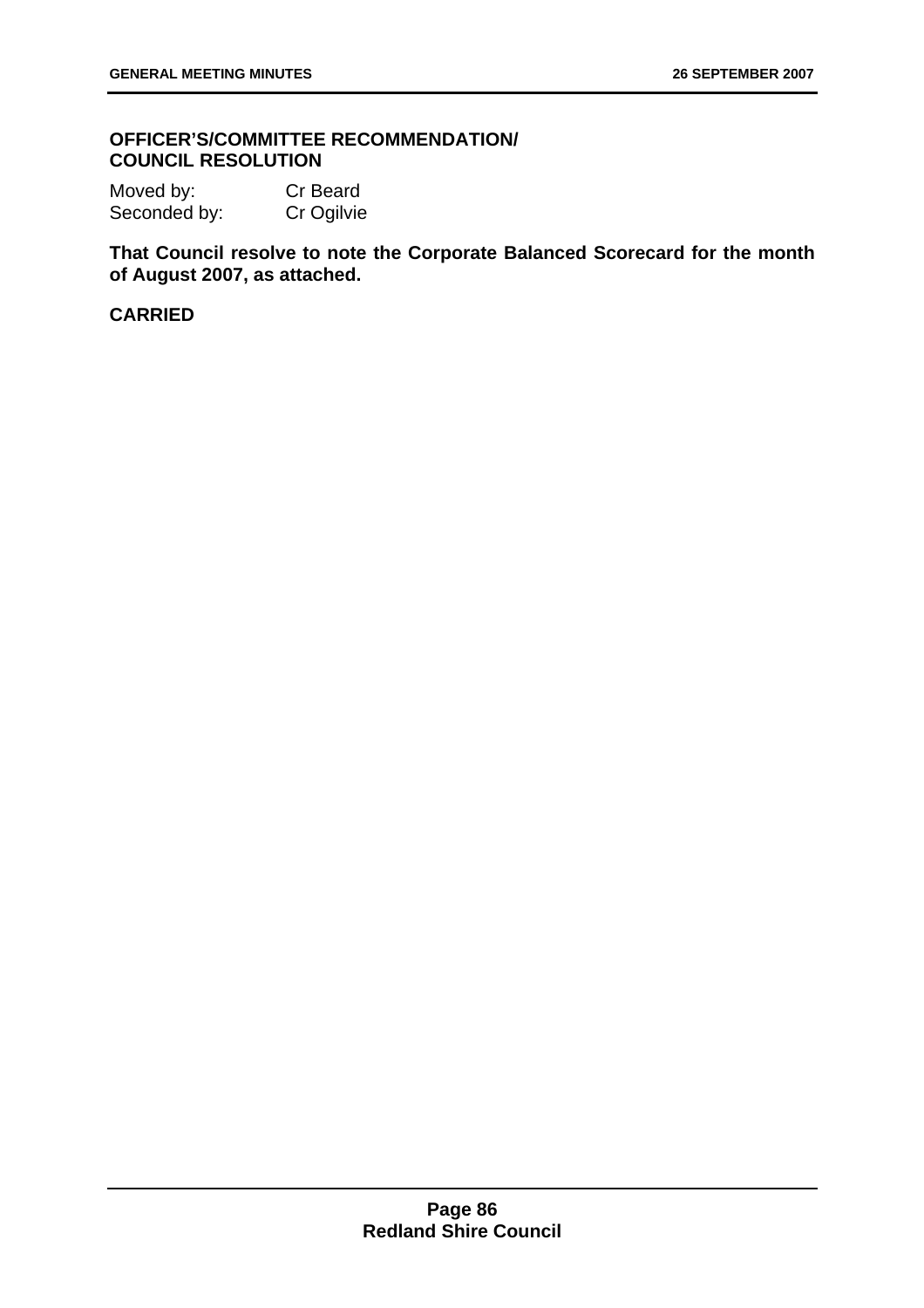**OFFICER'S/COMMITTEE RECOMMENDATION/ COUNCIL RESOLUTION**

Moved by: Cr Beard
Seconded by: Cr Ogilvie

**That Council resolve to note the Corporate Balanced Scorecard for the month of August 2007, as attached.**

**CARRIED**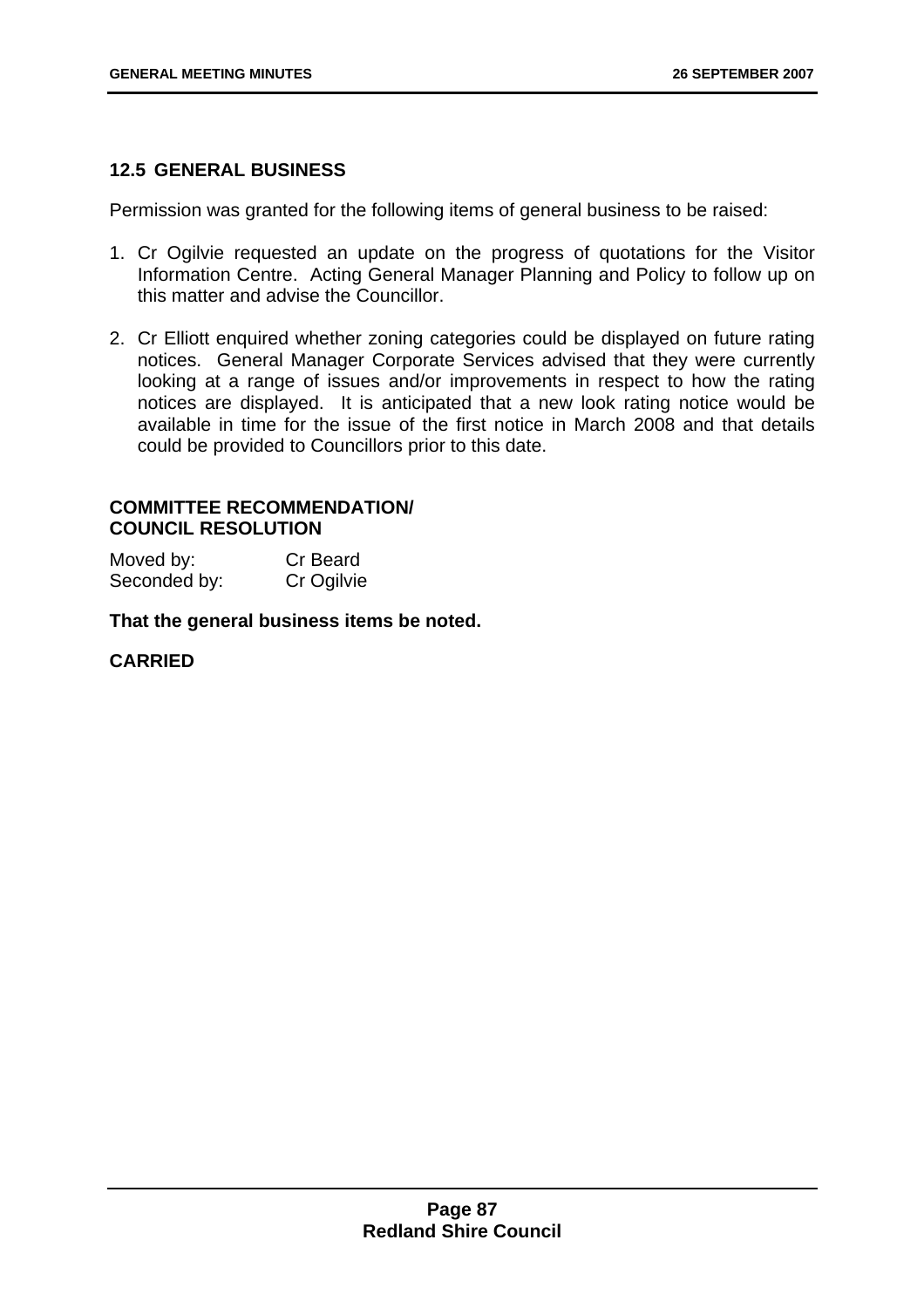## 12.5 GENERAL BUSINESS

Permission was granted for the following items of general business to be raised:

1. Cr Ogilvie requested an update on the progress of quotations for the Visitor Information Centre. Acting General Manager Planning and Policy to follow up on this matter and advise the Councillor.

2. Cr Elliott enquired whether zoning categories could be displayed on future rating notices. General Manager Corporate Services advised that they were currently looking at a range of issues and/or improvements in respect to how the rating notices are displayed. It is anticipated that a new look rating notice would be available in time for the issue of the first notice in March 2008 and that details could be provided to Councillors prior to this date.

**COMMITTEE RECOMMENDATION/
COUNCIL RESOLUTION**

Moved by: Cr Beard
Seconded by: Cr Ogilvie

**That the general business items be noted.**

**CARRIED**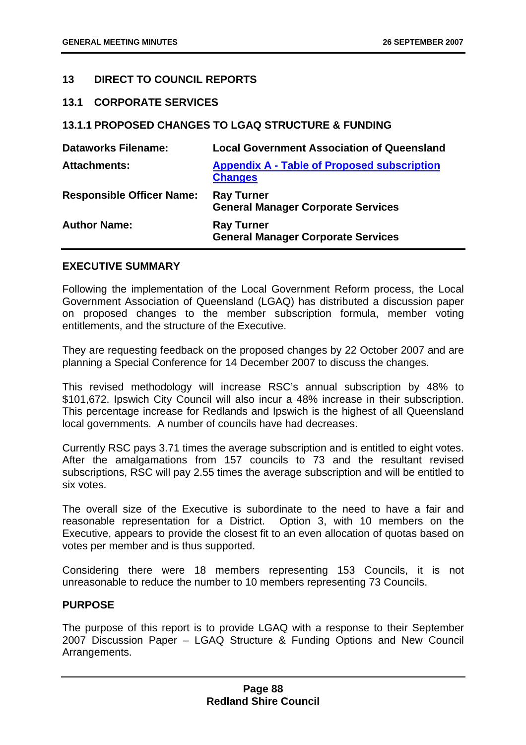## 13 DIRECT TO COUNCIL REPORTS

### 13.1 CORPORATE SERVICES

#### 13.1.1 PROPOSED CHANGES TO LGAQ STRUCTURE & FUNDING

| | |
|---|---|
| **Dataworks Filename:** | **Local Government Association of Queensland** |
| **Attachments:** | **Appendix A - Table of Proposed subscription Changes** |
| **Responsible Officer Name:** | **Ray Turner**<br>**General Manager Corporate Services** |
| **Author Name:** | **Ray Turner**<br>**General Manager Corporate Services** |

**EXECUTIVE SUMMARY**

Following the implementation of the Local Government Reform process, the Local Government Association of Queensland (LGAQ) has distributed a discussion paper on proposed changes to the member subscription formula, member voting entitlements, and the structure of the Executive.

They are requesting feedback on the proposed changes by 22 October 2007 and are planning a Special Conference for 14 December 2007 to discuss the changes.

This revised methodology will increase RSC's annual subscription by 48% to $101,672. Ipswich City Council will also incur a 48% increase in their subscription. This percentage increase for Redlands and Ipswich is the highest of all Queensland local governments. A number of councils have had decreases.

Currently RSC pays 3.71 times the average subscription and is entitled to eight votes. After the amalgamations from 157 councils to 73 and the resultant revised subscriptions, RSC will pay 2.55 times the average subscription and will be entitled to six votes.

The overall size of the Executive is subordinate to the need to have a fair and reasonable representation for a District. Option 3, with 10 members on the Executive, appears to provide the closest fit to an even allocation of quotas based on votes per member and is thus supported.

Considering there were 18 members representing 153 Councils, it is not unreasonable to reduce the number to 10 members representing 73 Councils.

**PURPOSE**

The purpose of this report is to provide LGAQ with a response to their September 2007 Discussion Paper – LGAQ Structure & Funding Options and New Council Arrangements.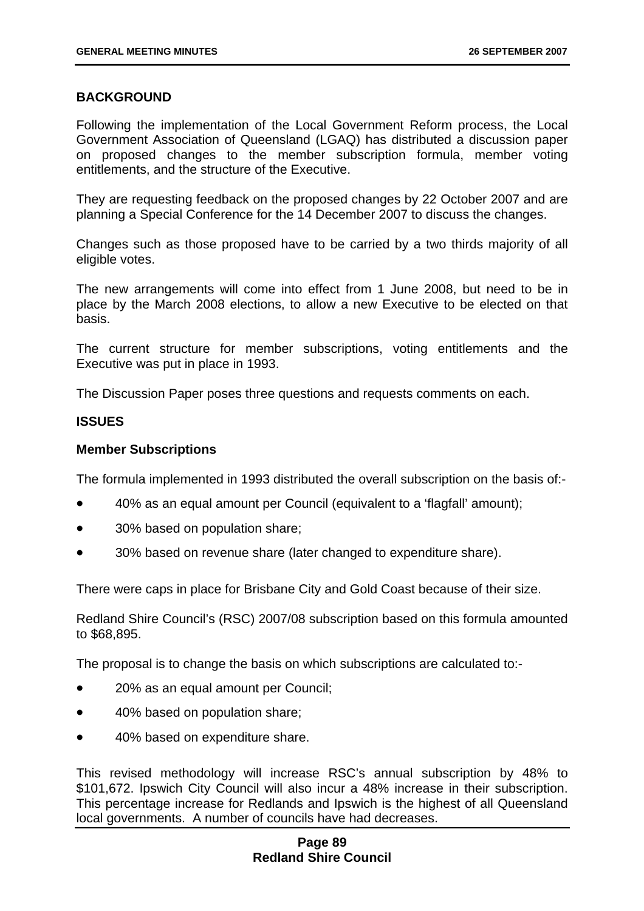## BACKGROUND

Following the implementation of the Local Government Reform process, the Local Government Association of Queensland (LGAQ) has distributed a discussion paper on proposed changes to the member subscription formula, member voting entitlements, and the structure of the Executive.

They are requesting feedback on the proposed changes by 22 October 2007 and are planning a Special Conference for the 14 December 2007 to discuss the changes.

Changes such as those proposed have to be carried by a two thirds majority of all eligible votes.

The new arrangements will come into effect from 1 June 2008, but need to be in place by the March 2008 elections, to allow a new Executive to be elected on that basis.

The current structure for member subscriptions, voting entitlements and the Executive was put in place in 1993.

The Discussion Paper poses three questions and requests comments on each.

## ISSUES

### Member Subscriptions

The formula implemented in 1993 distributed the overall subscription on the basis of:-

- 40% as an equal amount per Council (equivalent to a 'flagfall' amount);
- 30% based on population share;
- 30% based on revenue share (later changed to expenditure share).

There were caps in place for Brisbane City and Gold Coast because of their size.

Redland Shire Council's (RSC) 2007/08 subscription based on this formula amounted to $68,895.

The proposal is to change the basis on which subscriptions are calculated to:-

- 20% as an equal amount per Council;
- 40% based on population share;
- 40% based on expenditure share.

This revised methodology will increase RSC's annual subscription by 48% to $101,672. Ipswich City Council will also incur a 48% increase in their subscription. This percentage increase for Redlands and Ipswich is the highest of all Queensland local governments. A number of councils have had decreases.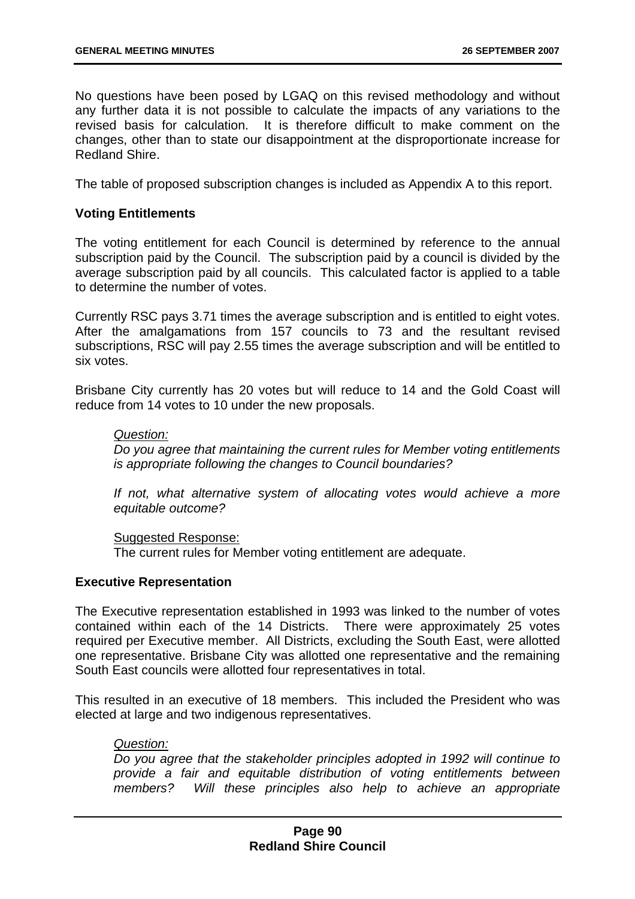No questions have been posed by LGAQ on this revised methodology and without any further data it is not possible to calculate the impacts of any variations to the revised basis for calculation. It is therefore difficult to make comment on the changes, other than to state our disappointment at the disproportionate increase for Redland Shire.

The table of proposed subscription changes is included as Appendix A to this report.

**Voting Entitlements**

The voting entitlement for each Council is determined by reference to the annual subscription paid by the Council. The subscription paid by a council is divided by the average subscription paid by all councils. This calculated factor is applied to a table to determine the number of votes.

Currently RSC pays 3.71 times the average subscription and is entitled to eight votes. After the amalgamations from 157 councils to 73 and the resultant revised subscriptions, RSC will pay 2.55 times the average subscription and will be entitled to six votes.

Brisbane City currently has 20 votes but will reduce to 14 and the Gold Coast will reduce from 14 votes to 10 under the new proposals.

> *Question:*
> *Do you agree that maintaining the current rules for Member voting entitlements is appropriate following the changes to Council boundaries?*
>
> *If not, what alternative system of allocating votes would achieve a more equitable outcome?*
>
> Suggested Response:
> The current rules for Member voting entitlement are adequate.

**Executive Representation**

The Executive representation established in 1993 was linked to the number of votes contained within each of the 14 Districts. There were approximately 25 votes required per Executive member. All Districts, excluding the South East, were allotted one representative. Brisbane City was allotted one representative and the remaining South East councils were allotted four representatives in total.

This resulted in an executive of 18 members. This included the President who was elected at large and two indigenous representatives.

> *Question:*
> *Do you agree that the stakeholder principles adopted in 1992 will continue to provide a fair and equitable distribution of voting entitlements between members? Will these principles also help to achieve an appropriate*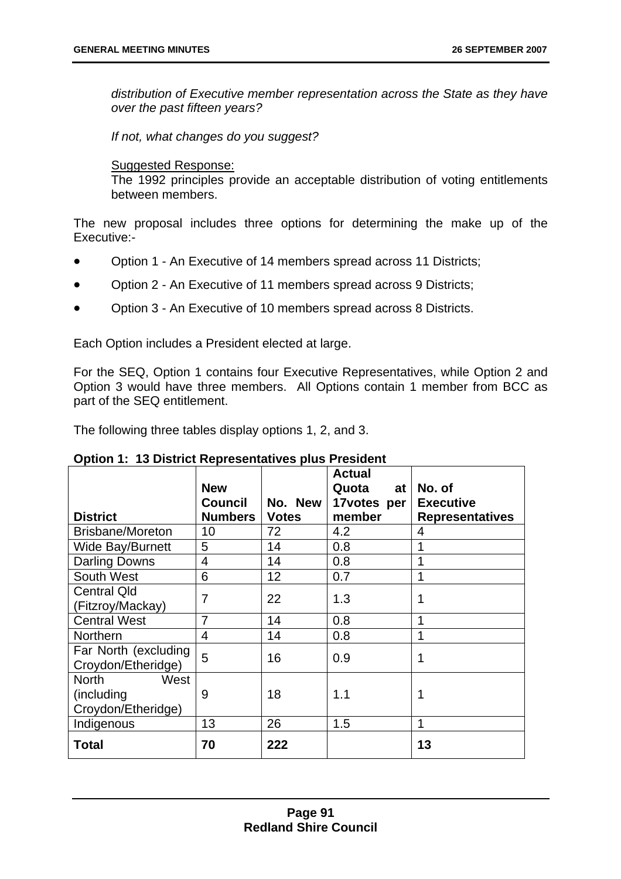*distribution of Executive member representation across the State as they have over the past fifteen years?*

*If not, what changes do you suggest?*

Suggested Response:
The 1992 principles provide an acceptable distribution of voting entitlements between members.

The new proposal includes three options for determining the make up of the Executive:-

- Option 1 - An Executive of 14 members spread across 11 Districts;
- Option 2 - An Executive of 11 members spread across 9 Districts;
- Option 3 - An Executive of 10 members spread across 8 Districts.

Each Option includes a President elected at large.

For the SEQ, Option 1 contains four Executive Representatives, while Option 2 and Option 3 would have three members. All Options contain 1 member from BCC as part of the SEQ entitlement.

The following three tables display options 1, 2, and 3.

**Option 1: 13 District Representatives plus President**

| District | New Council Numbers | No. New Votes | Actual Quota at 17votes per member | No. of Executive Representatives |
|---|---|---|---|---|
| Brisbane/Moreton | 10 | 72 | 4.2 | 4 |
| Wide Bay/Burnett | 5 | 14 | 0.8 | 1 |
| Darling Downs | 4 | 14 | 0.8 | 1 |
| South West | 6 | 12 | 0.7 | 1 |
| Central Qld (Fitzroy/Mackay) | 7 | 22 | 1.3 | 1 |
| Central West | 7 | 14 | 0.8 | 1 |
| Northern | 4 | 14 | 0.8 | 1 |
| Far North (excluding Croydon/Etheridge) | 5 | 16 | 0.9 | 1 |
| North West (including Croydon/Etheridge) | 9 | 18 | 1.1 | 1 |
| Indigenous | 13 | 26 | 1.5 | 1 |
| **Total** | **70** | **222** | | **13** |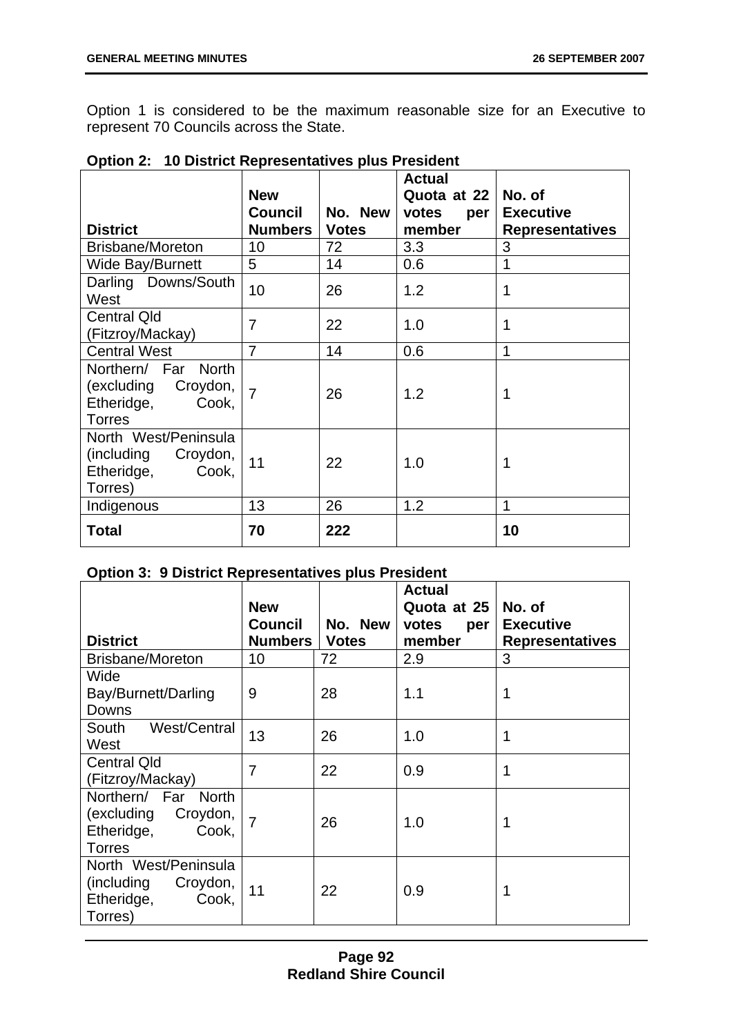Option 1 is considered to be the maximum reasonable size for an Executive to represent 70 Councils across the State.

**Option 2: 10 District Representatives plus President**

| District | New Council Numbers | No. New Votes | Actual Quota at 22 votes per member | No. of Executive Representatives |
|---|---|---|---|---|
| Brisbane/Moreton | 10 | 72 | 3.3 | 3 |
| Wide Bay/Burnett | 5 | 14 | 0.6 | 1 |
| Darling Downs/South West | 10 | 26 | 1.2 | 1 |
| Central Qld (Fitzroy/Mackay) | 7 | 22 | 1.0 | 1 |
| Central West | 7 | 14 | 0.6 | 1 |
| Northern/ Far North (excluding Croydon, Etheridge, Cook, Torres | 7 | 26 | 1.2 | 1 |
| North West/Peninsula (including Croydon, Etheridge, Cook, Torres) | 11 | 22 | 1.0 | 1 |
| Indigenous | 13 | 26 | 1.2 | 1 |
| **Total** | **70** | **222** | | **10** |

**Option 3: 9 District Representatives plus President**

| District | New Council Numbers | No. New Votes | Actual Quota at 25 votes per member | No. of Executive Representatives |
|---|---|---|---|---|
| Brisbane/Moreton | 10 | 72 | 2.9 | 3 |
| Wide Bay/Burnett/Darling Downs | 9 | 28 | 1.1 | 1 |
| South West/Central West | 13 | 26 | 1.0 | 1 |
| Central Qld (Fitzroy/Mackay) | 7 | 22 | 0.9 | 1 |
| Northern/ Far North (excluding Croydon, Etheridge, Cook, Torres | 7 | 26 | 1.0 | 1 |
| North West/Peninsula (including Croydon, Etheridge, Cook, Torres) | 11 | 22 | 0.9 | 1 |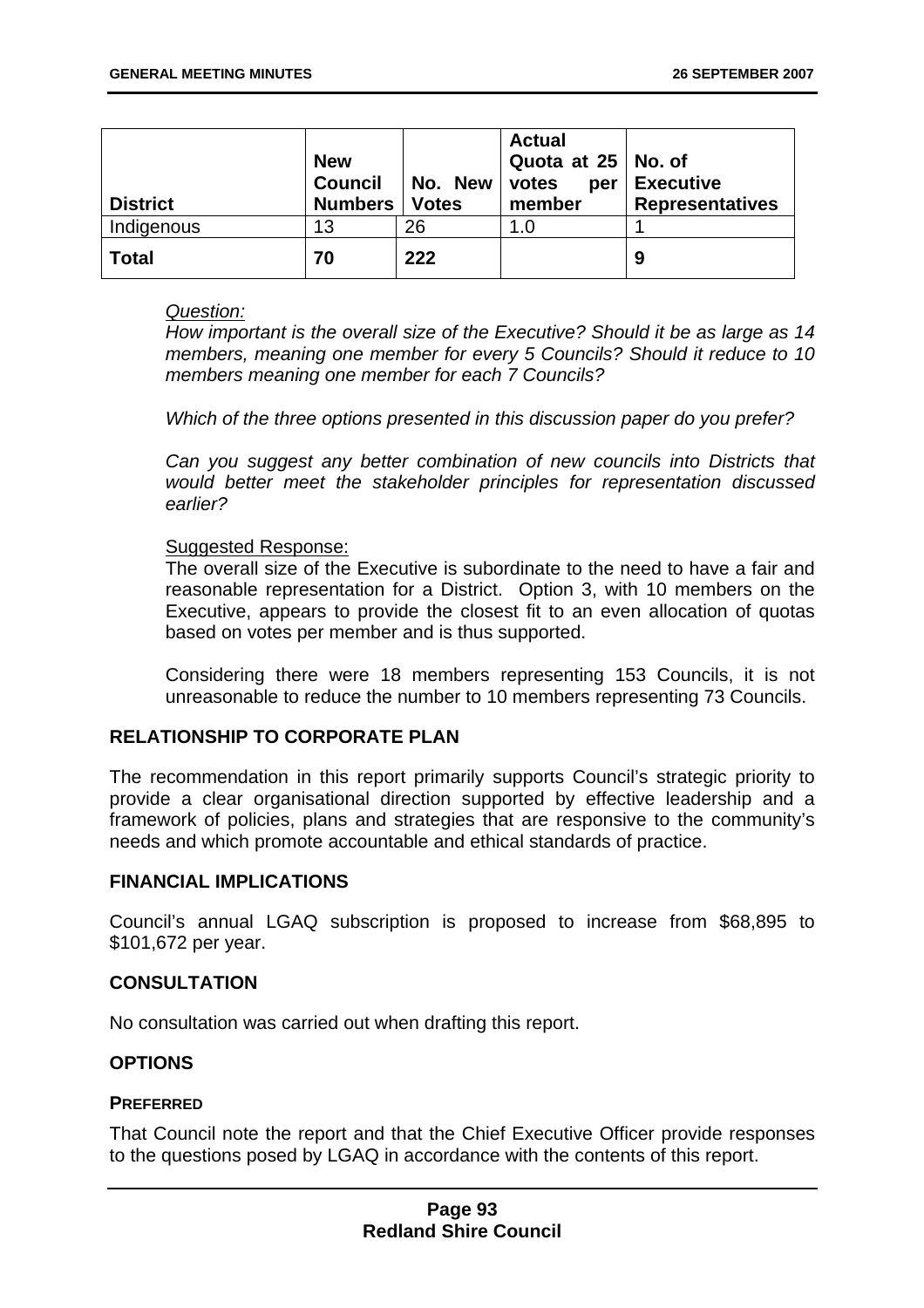| District | New Council Numbers | No. New Votes | Actual Quota at 25 votes per member | No. of Executive Representatives |
|---|---|---|---|---|
| Indigenous | 13 | 26 | 1.0 | 1 |
| **Total** | **70** | **222** | | **9** |

*Question:*
*How important is the overall size of the Executive? Should it be as large as 14 members, meaning one member for every 5 Councils? Should it reduce to 10 members meaning one member for each 7 Councils?*

*Which of the three options presented in this discussion paper do you prefer?*

*Can you suggest any better combination of new councils into Districts that would better meet the stakeholder principles for representation discussed earlier?*

Suggested Response:
The overall size of the Executive is subordinate to the need to have a fair and reasonable representation for a District. Option 3, with 10 members on the Executive, appears to provide the closest fit to an even allocation of quotas based on votes per member and is thus supported.

Considering there were 18 members representing 153 Councils, it is not unreasonable to reduce the number to 10 members representing 73 Councils.

## RELATIONSHIP TO CORPORATE PLAN

The recommendation in this report primarily supports Council's strategic priority to provide a clear organisational direction supported by effective leadership and a framework of policies, plans and strategies that are responsive to the community's needs and which promote accountable and ethical standards of practice.

## FINANCIAL IMPLICATIONS

Council's annual LGAQ subscription is proposed to increase from $68,895 to $101,672 per year.

## CONSULTATION

No consultation was carried out when drafting this report.

## OPTIONS

### PREFERRED

That Council note the report and that the Chief Executive Officer provide responses to the questions posed by LGAQ in accordance with the contents of this report.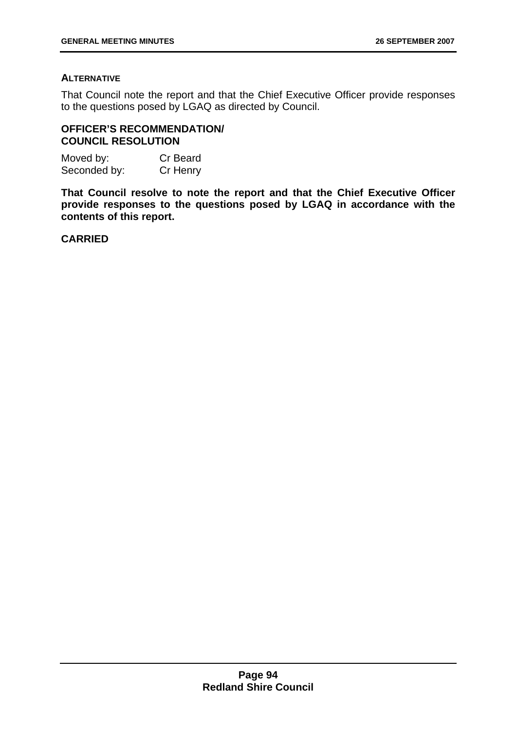**ALTERNATIVE**

That Council note the report and that the Chief Executive Officer provide responses to the questions posed by LGAQ as directed by Council.

**OFFICER'S RECOMMENDATION/
COUNCIL RESOLUTION**

| | |
|---|---|
| Moved by: | Cr Beard |
| Seconded by: | Cr Henry |

**That Council resolve to note the report and that the Chief Executive Officer provide responses to the questions posed by LGAQ in accordance with the contents of this report.**

**CARRIED**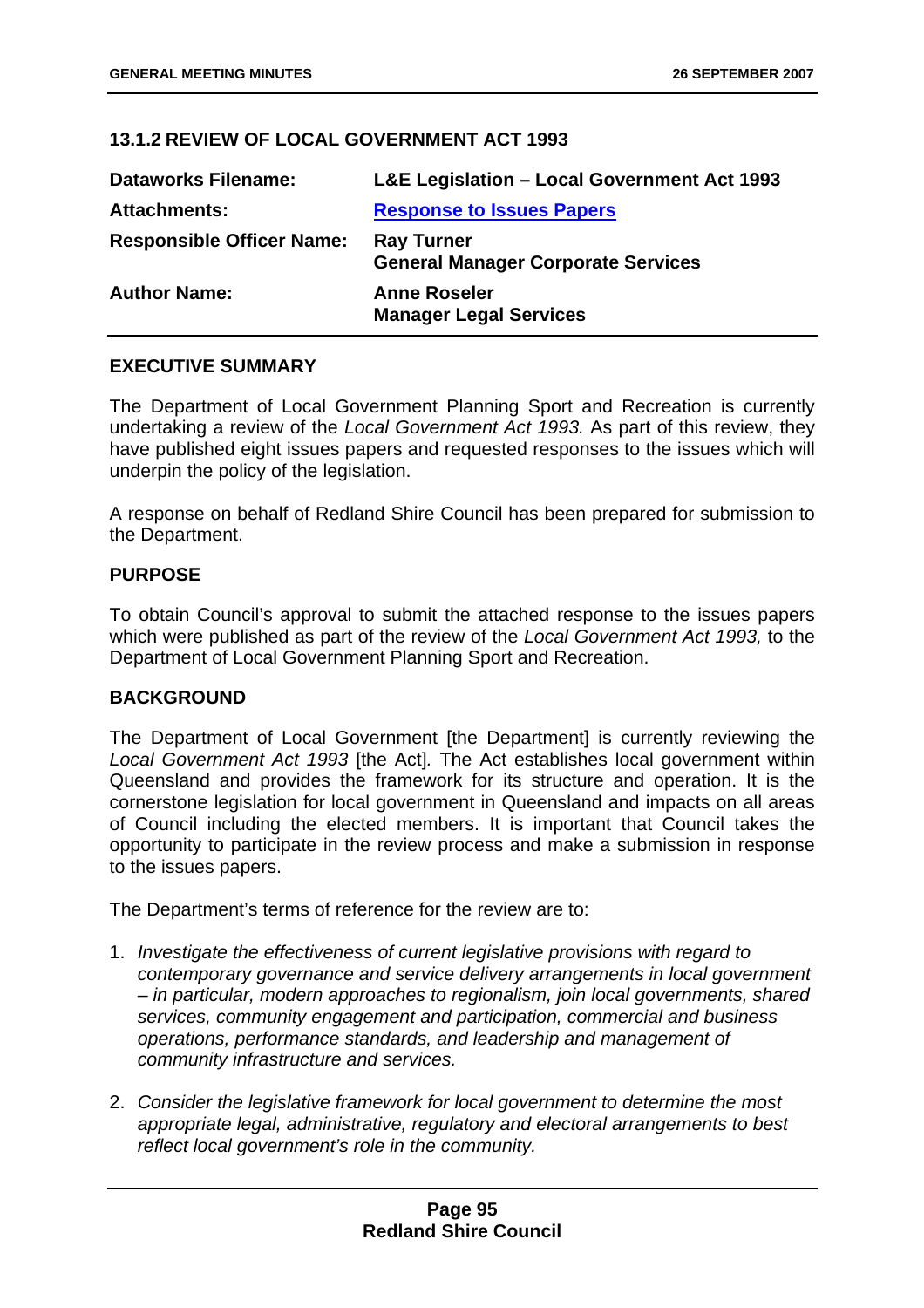## 13.1.2 REVIEW OF LOCAL GOVERNMENT ACT 1993

| | |
|---|---|
| **Dataworks Filename:** | **L&E Legislation – Local Government Act 1993** |
| **Attachments:** | **Response to Issues Papers** |
| **Responsible Officer Name:** | **Ray Turner**<br>**General Manager Corporate Services** |
| **Author Name:** | **Anne Roseler**<br>**Manager Legal Services** |

### EXECUTIVE SUMMARY

The Department of Local Government Planning Sport and Recreation is currently undertaking a review of the *Local Government Act 1993.* As part of this review, they have published eight issues papers and requested responses to the issues which will underpin the policy of the legislation.

A response on behalf of Redland Shire Council has been prepared for submission to the Department.

### PURPOSE

To obtain Council's approval to submit the attached response to the issues papers which were published as part of the review of the *Local Government Act 1993,* to the Department of Local Government Planning Sport and Recreation.

### BACKGROUND

The Department of Local Government [the Department] is currently reviewing the *Local Government Act 1993* [the Act]*.* The Act establishes local government within Queensland and provides the framework for its structure and operation. It is the cornerstone legislation for local government in Queensland and impacts on all areas of Council including the elected members. It is important that Council takes the opportunity to participate in the review process and make a submission in response to the issues papers.

The Department's terms of reference for the review are to:

1. *Investigate the effectiveness of current legislative provisions with regard to contemporary governance and service delivery arrangements in local government – in particular, modern approaches to regionalism, join local governments, shared services, community engagement and participation, commercial and business operations, performance standards, and leadership and management of community infrastructure and services.*

2. *Consider the legislative framework for local government to determine the most appropriate legal, administrative, regulatory and electoral arrangements to best reflect local government's role in the community.*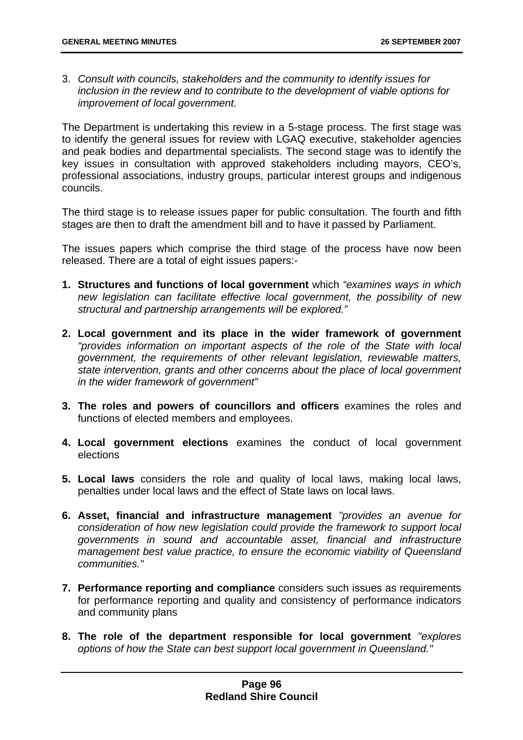3. *Consult with councils, stakeholders and the community to identify issues for inclusion in the review and to contribute to the development of viable options for improvement of local government.*

The Department is undertaking this review in a 5-stage process. The first stage was to identify the general issues for review with LGAQ executive, stakeholder agencies and peak bodies and departmental specialists. The second stage was to identify the key issues in consultation with approved stakeholders including mayors, CEO's, professional associations, industry groups, particular interest groups and indigenous councils.

The third stage is to release issues paper for public consultation. The fourth and fifth stages are then to draft the amendment bill and to have it passed by Parliament.

The issues papers which comprise the third stage of the process have now been released. There are a total of eight issues papers:-

1. **Structures and functions of local government** which *"examines ways in which new legislation can facilitate effective local government, the possibility of new structural and partnership arrangements will be explored."*

2. **Local government and its place in the wider framework of government** *"provides information on important aspects of the role of the State with local government, the requirements of other relevant legislation, reviewable matters, state intervention, grants and other concerns about the place of local government in the wider framework of government"*

3. **The roles and powers of councillors and officers** examines the roles and functions of elected members and employees.

4. **Local government elections** examines the conduct of local government elections

5. **Local laws** considers the role and quality of local laws, making local laws, penalties under local laws and the effect of State laws on local laws.

6. **Asset, financial and infrastructure management** *"provides an avenue for consideration of how new legislation could provide the framework to support local governments in sound and accountable asset, financial and infrastructure management best value practice, to ensure the economic viability of Queensland communities."*

7. **Performance reporting and compliance** considers such issues as requirements for performance reporting and quality and consistency of performance indicators and community plans

8. **The role of the department responsible for local government** *"explores options of how the State can best support local government in Queensland."*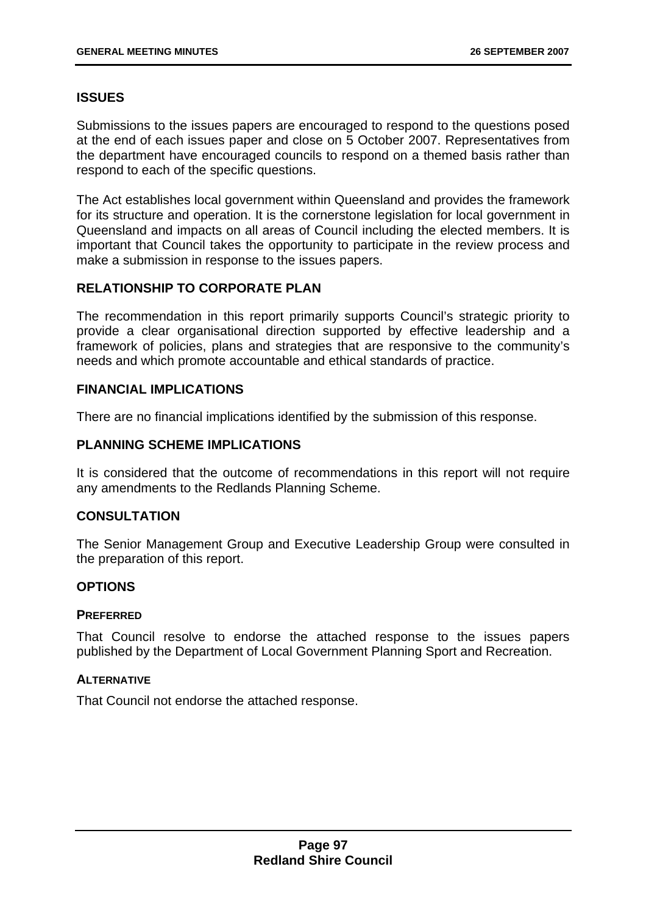## ISSUES

Submissions to the issues papers are encouraged to respond to the questions posed at the end of each issues paper and close on 5 October 2007. Representatives from the department have encouraged councils to respond on a themed basis rather than respond to each of the specific questions.

The Act establishes local government within Queensland and provides the framework for its structure and operation. It is the cornerstone legislation for local government in Queensland and impacts on all areas of Council including the elected members. It is important that Council takes the opportunity to participate in the review process and make a submission in response to the issues papers.

## RELATIONSHIP TO CORPORATE PLAN

The recommendation in this report primarily supports Council's strategic priority to provide a clear organisational direction supported by effective leadership and a framework of policies, plans and strategies that are responsive to the community's needs and which promote accountable and ethical standards of practice.

## FINANCIAL IMPLICATIONS

There are no financial implications identified by the submission of this response.

## PLANNING SCHEME IMPLICATIONS

It is considered that the outcome of recommendations in this report will not require any amendments to the Redlands Planning Scheme.

## CONSULTATION

The Senior Management Group and Executive Leadership Group were consulted in the preparation of this report.

## OPTIONS

### PREFERRED

That Council resolve to endorse the attached response to the issues papers published by the Department of Local Government Planning Sport and Recreation.

### ALTERNATIVE

That Council not endorse the attached response.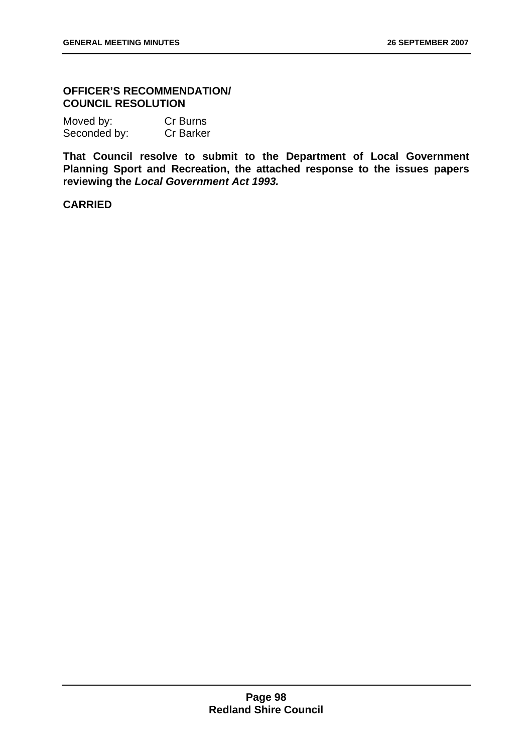**OFFICER'S RECOMMENDATION/ COUNCIL RESOLUTION**

Moved by: Cr Burns
Seconded by: Cr Barker

**That Council resolve to submit to the Department of Local Government Planning Sport and Recreation, the attached response to the issues papers reviewing the *Local Government Act 1993.***

**CARRIED**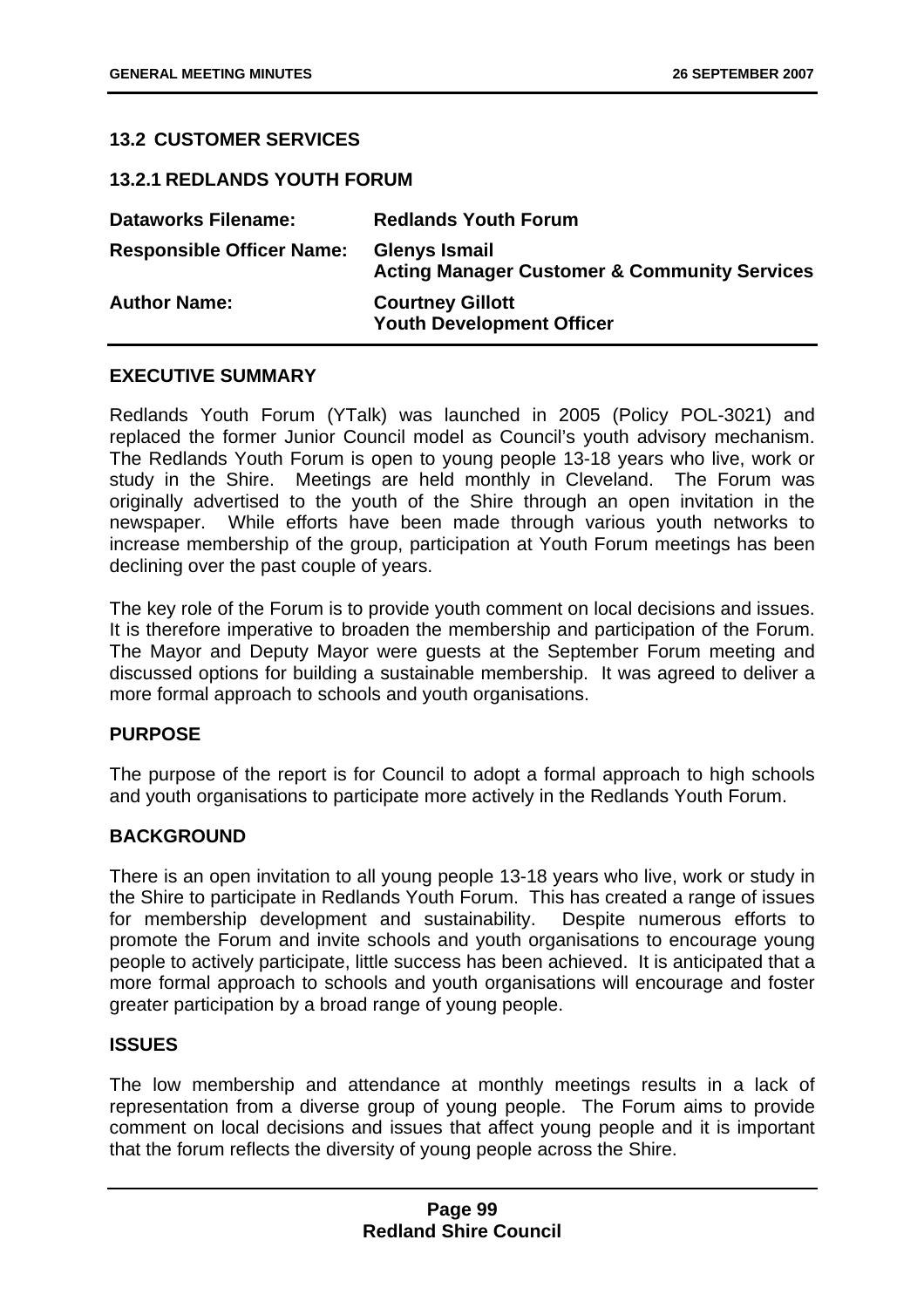## 13.2 CUSTOMER SERVICES

### 13.2.1 REDLANDS YOUTH FORUM

| | |
|---|---|
| **Dataworks Filename:** | **Redlands Youth Forum** |
| **Responsible Officer Name:** | **Glenys Ismail**<br>**Acting Manager Customer & Community Services** |
| **Author Name:** | **Courtney Gillott**<br>**Youth Development Officer** |

**EXECUTIVE SUMMARY**

Redlands Youth Forum (YTalk) was launched in 2005 (Policy POL-3021) and replaced the former Junior Council model as Council's youth advisory mechanism. The Redlands Youth Forum is open to young people 13-18 years who live, work or study in the Shire. Meetings are held monthly in Cleveland. The Forum was originally advertised to the youth of the Shire through an open invitation in the newspaper. While efforts have been made through various youth networks to increase membership of the group, participation at Youth Forum meetings has been declining over the past couple of years.

The key role of the Forum is to provide youth comment on local decisions and issues. It is therefore imperative to broaden the membership and participation of the Forum. The Mayor and Deputy Mayor were guests at the September Forum meeting and discussed options for building a sustainable membership. It was agreed to deliver a more formal approach to schools and youth organisations.

**PURPOSE**

The purpose of the report is for Council to adopt a formal approach to high schools and youth organisations to participate more actively in the Redlands Youth Forum.

**BACKGROUND**

There is an open invitation to all young people 13-18 years who live, work or study in the Shire to participate in Redlands Youth Forum. This has created a range of issues for membership development and sustainability. Despite numerous efforts to promote the Forum and invite schools and youth organisations to encourage young people to actively participate, little success has been achieved. It is anticipated that a more formal approach to schools and youth organisations will encourage and foster greater participation by a broad range of young people.

**ISSUES**

The low membership and attendance at monthly meetings results in a lack of representation from a diverse group of young people. The Forum aims to provide comment on local decisions and issues that affect young people and it is important that the forum reflects the diversity of young people across the Shire.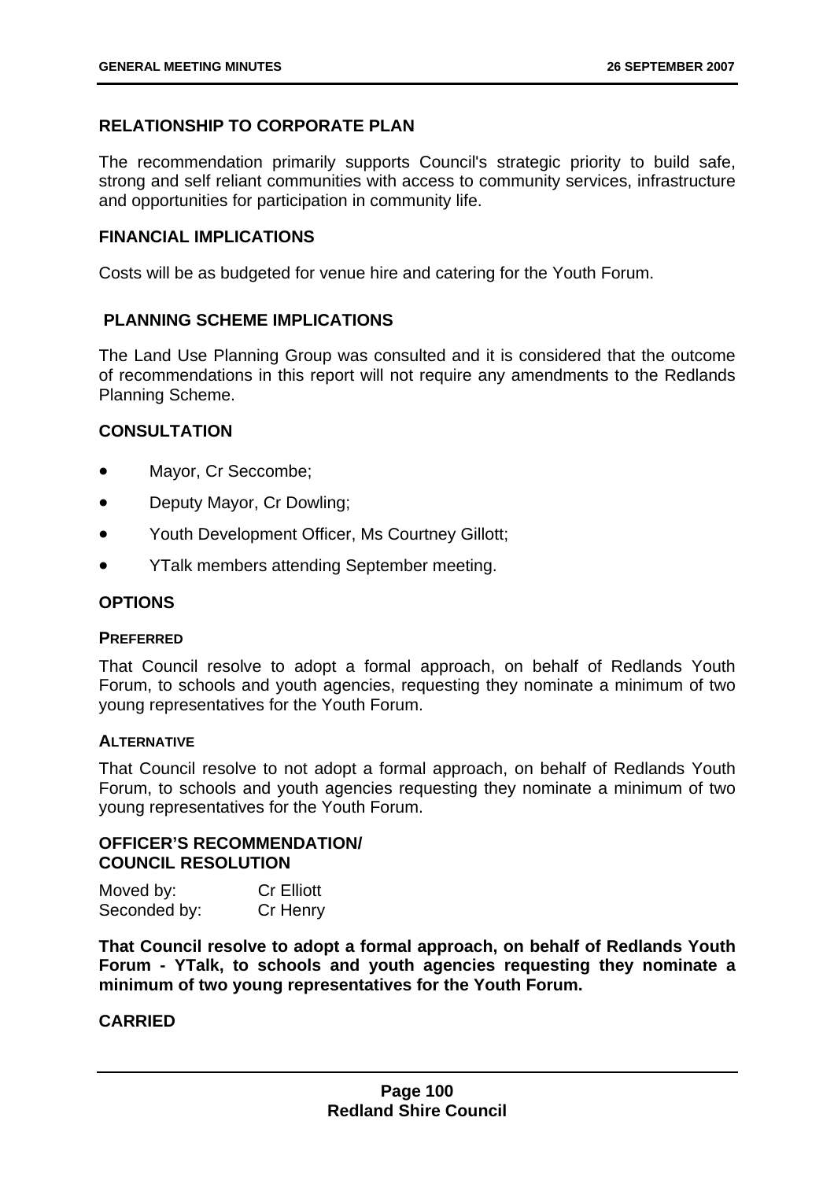## RELATIONSHIP TO CORPORATE PLAN

The recommendation primarily supports Council's strategic priority to build safe, strong and self reliant communities with access to community services, infrastructure and opportunities for participation in community life.

## FINANCIAL IMPLICATIONS

Costs will be as budgeted for venue hire and catering for the Youth Forum.

## PLANNING SCHEME IMPLICATIONS

The Land Use Planning Group was consulted and it is considered that the outcome of recommendations in this report will not require any amendments to the Redlands Planning Scheme.

## CONSULTATION

- Mayor, Cr Seccombe;
- Deputy Mayor, Cr Dowling;
- Youth Development Officer, Ms Courtney Gillott;
- YTalk members attending September meeting.

## OPTIONS

### PREFERRED

That Council resolve to adopt a formal approach, on behalf of Redlands Youth Forum, to schools and youth agencies, requesting they nominate a minimum of two young representatives for the Youth Forum.

### ALTERNATIVE

That Council resolve to not adopt a formal approach, on behalf of Redlands Youth Forum, to schools and youth agencies requesting they nominate a minimum of two young representatives for the Youth Forum.

## OFFICER'S RECOMMENDATION/ COUNCIL RESOLUTION

Moved by: Cr Elliott
Seconded by: Cr Henry

**That Council resolve to adopt a formal approach, on behalf of Redlands Youth Forum - YTalk, to schools and youth agencies requesting they nominate a minimum of two young representatives for the Youth Forum.**

**CARRIED**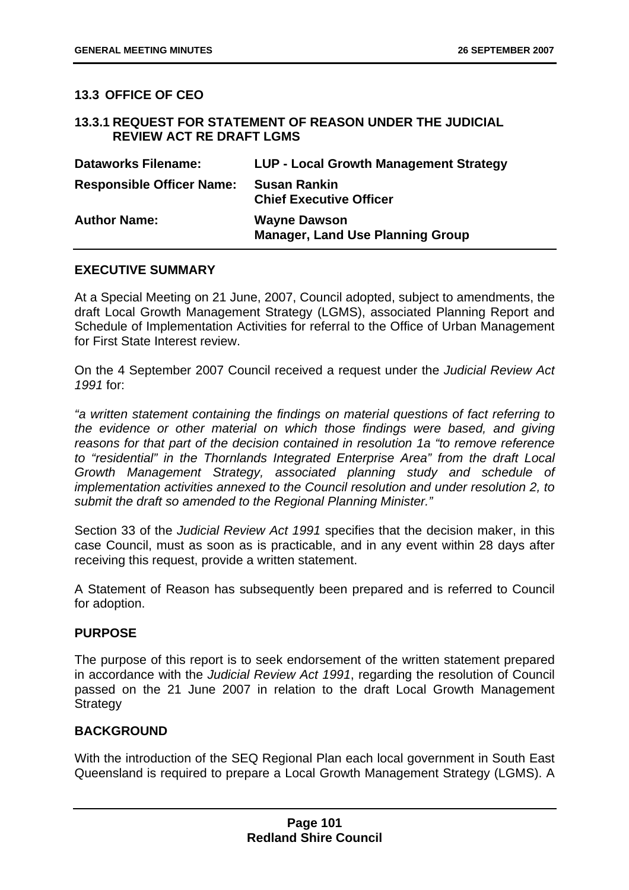## 13.3 OFFICE OF CEO

### 13.3.1 REQUEST FOR STATEMENT OF REASON UNDER THE JUDICIAL REVIEW ACT RE DRAFT LGMS

| | |
|---|---|
| **Dataworks Filename:** | **LUP - Local Growth Management Strategy** |
| **Responsible Officer Name:** | **Susan Rankin**<br>**Chief Executive Officer** |
| **Author Name:** | **Wayne Dawson**<br>**Manager, Land Use Planning Group** |

**EXECUTIVE SUMMARY**

At a Special Meeting on 21 June, 2007, Council adopted, subject to amendments, the draft Local Growth Management Strategy (LGMS), associated Planning Report and Schedule of Implementation Activities for referral to the Office of Urban Management for First State Interest review.

On the 4 September 2007 Council received a request under the *Judicial Review Act 1991* for:

*"a written statement containing the findings on material questions of fact referring to the evidence or other material on which those findings were based, and giving reasons for that part of the decision contained in resolution 1a "to remove reference to "residential" in the Thornlands Integrated Enterprise Area" from the draft Local Growth Management Strategy, associated planning study and schedule of implementation activities annexed to the Council resolution and under resolution 2, to submit the draft so amended to the Regional Planning Minister."*

Section 33 of the *Judicial Review Act 1991* specifies that the decision maker, in this case Council, must as soon as is practicable, and in any event within 28 days after receiving this request, provide a written statement.

A Statement of Reason has subsequently been prepared and is referred to Council for adoption.

**PURPOSE**

The purpose of this report is to seek endorsement of the written statement prepared in accordance with the *Judicial Review Act 1991*, regarding the resolution of Council passed on the 21 June 2007 in relation to the draft Local Growth Management Strategy

**BACKGROUND**

With the introduction of the SEQ Regional Plan each local government in South East Queensland is required to prepare a Local Growth Management Strategy (LGMS). A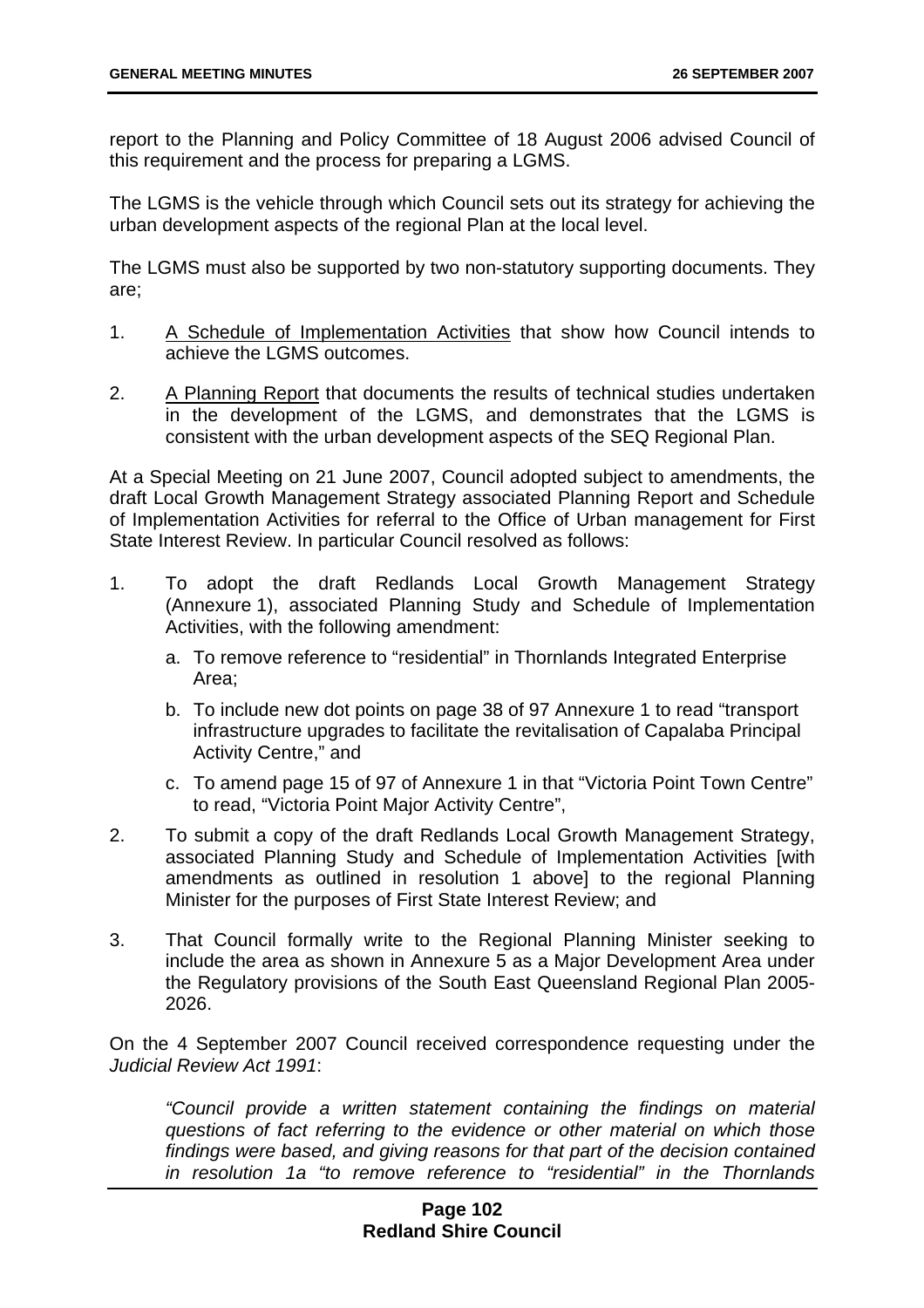report to the Planning and Policy Committee of 18 August 2006 advised Council of this requirement and the process for preparing a LGMS.

The LGMS is the vehicle through which Council sets out its strategy for achieving the urban development aspects of the regional Plan at the local level.

The LGMS must also be supported by two non-statutory supporting documents. They are;

1. A Schedule of Implementation Activities that show how Council intends to achieve the LGMS outcomes.

2. A Planning Report that documents the results of technical studies undertaken in the development of the LGMS, and demonstrates that the LGMS is consistent with the urban development aspects of the SEQ Regional Plan.

At a Special Meeting on 21 June 2007, Council adopted subject to amendments, the draft Local Growth Management Strategy associated Planning Report and Schedule of Implementation Activities for referral to the Office of Urban management for First State Interest Review. In particular Council resolved as follows:

1. To adopt the draft Redlands Local Growth Management Strategy (Annexure 1), associated Planning Study and Schedule of Implementation Activities, with the following amendment:

    a. To remove reference to "residential" in Thornlands Integrated Enterprise Area;

    b. To include new dot points on page 38 of 97 Annexure 1 to read "transport infrastructure upgrades to facilitate the revitalisation of Capalaba Principal Activity Centre," and

    c. To amend page 15 of 97 of Annexure 1 in that "Victoria Point Town Centre" to read, "Victoria Point Major Activity Centre",

2. To submit a copy of the draft Redlands Local Growth Management Strategy, associated Planning Study and Schedule of Implementation Activities [with amendments as outlined in resolution 1 above] to the regional Planning Minister for the purposes of First State Interest Review; and

3. That Council formally write to the Regional Planning Minister seeking to include the area as shown in Annexure 5 as a Major Development Area under the Regulatory provisions of the South East Queensland Regional Plan 2005-2026.

On the 4 September 2007 Council received correspondence requesting under the *Judicial Review Act 1991*:

> *"Council provide a written statement containing the findings on material questions of fact referring to the evidence or other material on which those findings were based, and giving reasons for that part of the decision contained in resolution 1a "to remove reference to "residential" in the Thornlands*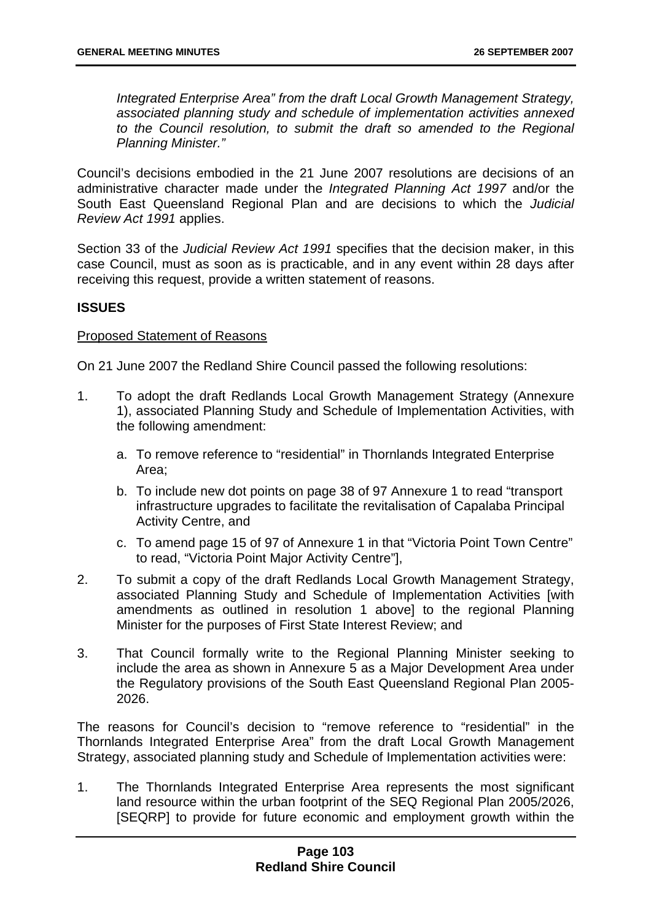*Integrated Enterprise Area" from the draft Local Growth Management Strategy, associated planning study and schedule of implementation activities annexed to the Council resolution, to submit the draft so amended to the Regional Planning Minister."*

Council's decisions embodied in the 21 June 2007 resolutions are decisions of an administrative character made under the *Integrated Planning Act 1997* and/or the South East Queensland Regional Plan and are decisions to which the *Judicial Review Act 1991* applies.

Section 33 of the *Judicial Review Act 1991* specifies that the decision maker, in this case Council, must as soon as is practicable, and in any event within 28 days after receiving this request, provide a written statement of reasons.

**ISSUES**

Proposed Statement of Reasons

On 21 June 2007 the Redland Shire Council passed the following resolutions:

1. To adopt the draft Redlands Local Growth Management Strategy (Annexure 1), associated Planning Study and Schedule of Implementation Activities, with the following amendment:

   a. To remove reference to "residential" in Thornlands Integrated Enterprise Area;

   b. To include new dot points on page 38 of 97 Annexure 1 to read "transport infrastructure upgrades to facilitate the revitalisation of Capalaba Principal Activity Centre, and

   c. To amend page 15 of 97 of Annexure 1 in that "Victoria Point Town Centre" to read, "Victoria Point Major Activity Centre"],

2. To submit a copy of the draft Redlands Local Growth Management Strategy, associated Planning Study and Schedule of Implementation Activities [with amendments as outlined in resolution 1 above] to the regional Planning Minister for the purposes of First State Interest Review; and

3. That Council formally write to the Regional Planning Minister seeking to include the area as shown in Annexure 5 as a Major Development Area under the Regulatory provisions of the South East Queensland Regional Plan 2005-2026.

The reasons for Council's decision to "remove reference to "residential" in the Thornlands Integrated Enterprise Area" from the draft Local Growth Management Strategy, associated planning study and Schedule of Implementation activities were:

1. The Thornlands Integrated Enterprise Area represents the most significant land resource within the urban footprint of the SEQ Regional Plan 2005/2026, [SEQRP] to provide for future economic and employment growth within the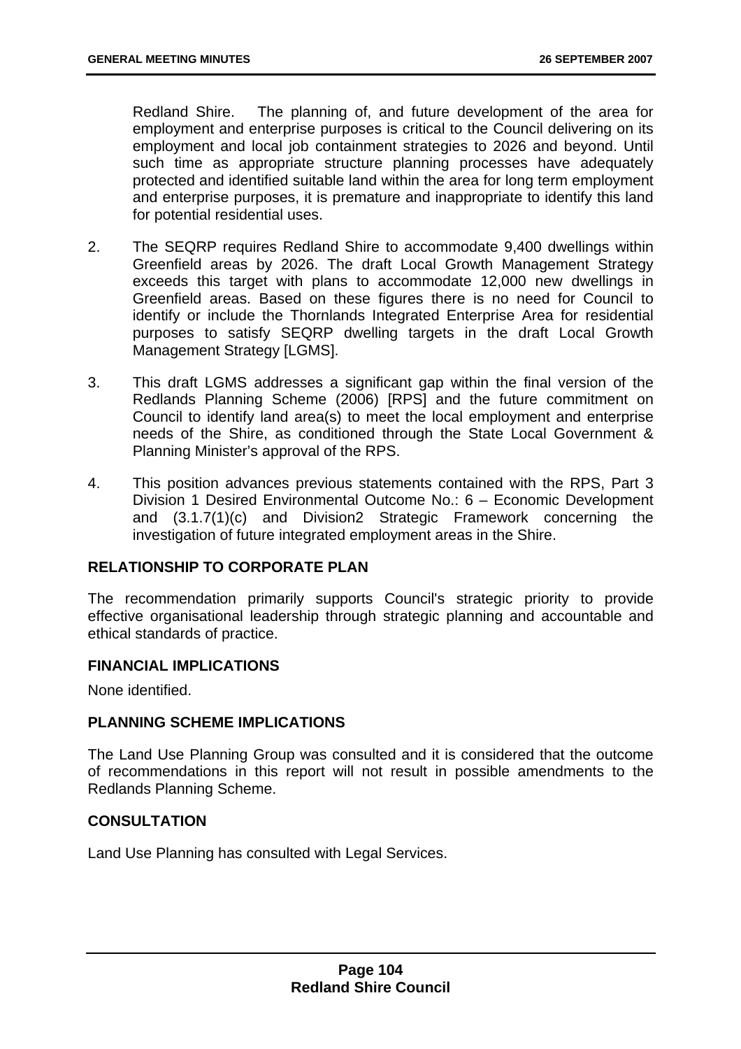Redland Shire. The planning of, and future development of the area for employment and enterprise purposes is critical to the Council delivering on its employment and local job containment strategies to 2026 and beyond. Until such time as appropriate structure planning processes have adequately protected and identified suitable land within the area for long term employment and enterprise purposes, it is premature and inappropriate to identify this land for potential residential uses.

2. The SEQRP requires Redland Shire to accommodate 9,400 dwellings within Greenfield areas by 2026. The draft Local Growth Management Strategy exceeds this target with plans to accommodate 12,000 new dwellings in Greenfield areas. Based on these figures there is no need for Council to identify or include the Thornlands Integrated Enterprise Area for residential purposes to satisfy SEQRP dwelling targets in the draft Local Growth Management Strategy [LGMS].

3. This draft LGMS addresses a significant gap within the final version of the Redlands Planning Scheme (2006) [RPS] and the future commitment on Council to identify land area(s) to meet the local employment and enterprise needs of the Shire, as conditioned through the State Local Government & Planning Minister's approval of the RPS.

4. This position advances previous statements contained with the RPS, Part 3 Division 1 Desired Environmental Outcome No.: 6 – Economic Development and (3.1.7(1)(c) and Division2 Strategic Framework concerning the investigation of future integrated employment areas in the Shire.

**RELATIONSHIP TO CORPORATE PLAN**

The recommendation primarily supports Council's strategic priority to provide effective organisational leadership through strategic planning and accountable and ethical standards of practice.

**FINANCIAL IMPLICATIONS**

None identified.

**PLANNING SCHEME IMPLICATIONS**

The Land Use Planning Group was consulted and it is considered that the outcome of recommendations in this report will not result in possible amendments to the Redlands Planning Scheme.

**CONSULTATION**

Land Use Planning has consulted with Legal Services.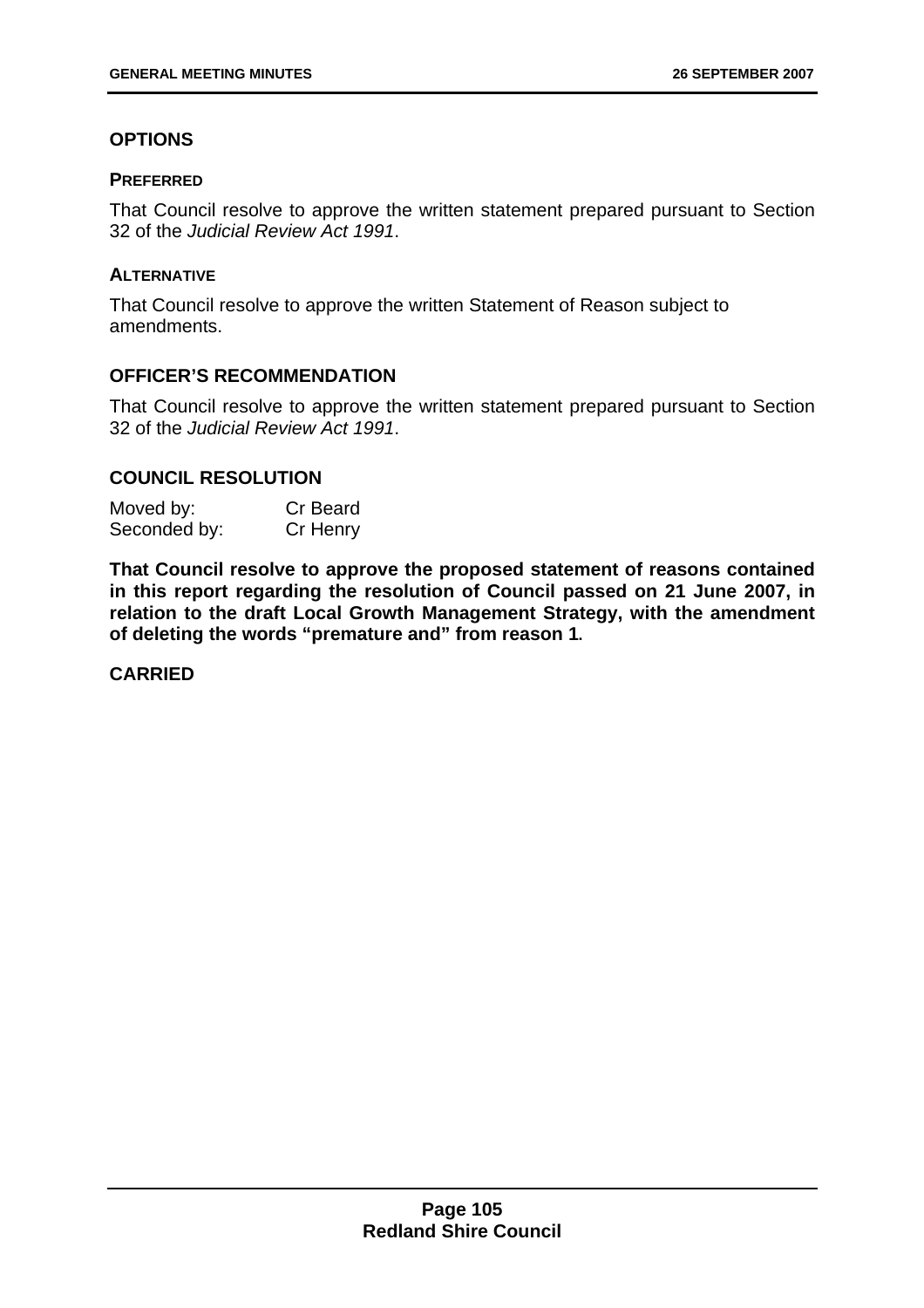## OPTIONS

### PREFERRED

That Council resolve to approve the written statement prepared pursuant to Section 32 of the *Judicial Review Act 1991*.

### ALTERNATIVE

That Council resolve to approve the written Statement of Reason subject to amendments.

## OFFICER'S RECOMMENDATION

That Council resolve to approve the written statement prepared pursuant to Section 32 of the *Judicial Review Act 1991*.

## COUNCIL RESOLUTION

| | |
|---|---|
| Moved by: | Cr Beard |
| Seconded by: | Cr Henry |

**That Council resolve to approve the proposed statement of reasons contained in this report regarding the resolution of Council passed on 21 June 2007, in relation to the draft Local Growth Management Strategy, with the amendment of deleting the words "premature and" from reason 1.**

**CARRIED**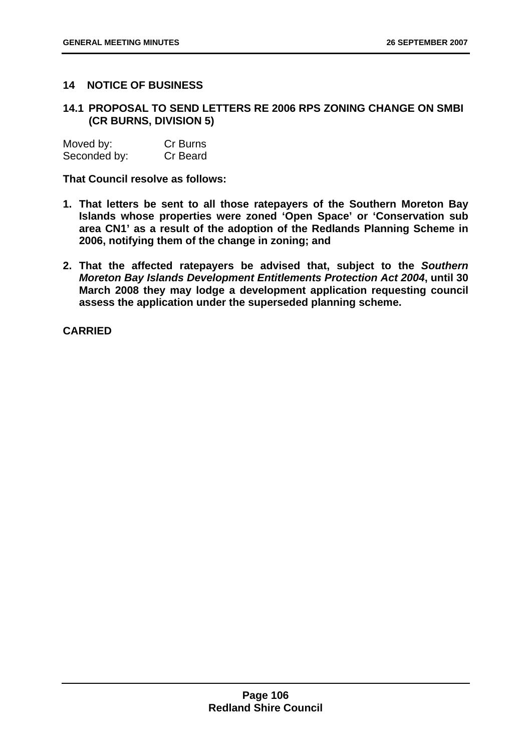## 14 NOTICE OF BUSINESS

### 14.1 PROPOSAL TO SEND LETTERS RE 2006 RPS ZONING CHANGE ON SMBI (CR BURNS, DIVISION 5)

| | |
|---|---|
| Moved by: | Cr Burns |
| Seconded by: | Cr Beard |

**That Council resolve as follows:**

1. **That letters be sent to all those ratepayers of the Southern Moreton Bay Islands whose properties were zoned 'Open Space' or 'Conservation sub area CN1' as a result of the adoption of the Redlands Planning Scheme in 2006, notifying them of the change in zoning; and**
2. **That the affected ratepayers be advised that, subject to the *Southern Moreton Bay Islands Development Entitlements Protection Act 2004*, until 30 March 2008 they may lodge a development application requesting council assess the application under the superseded planning scheme.**

**CARRIED**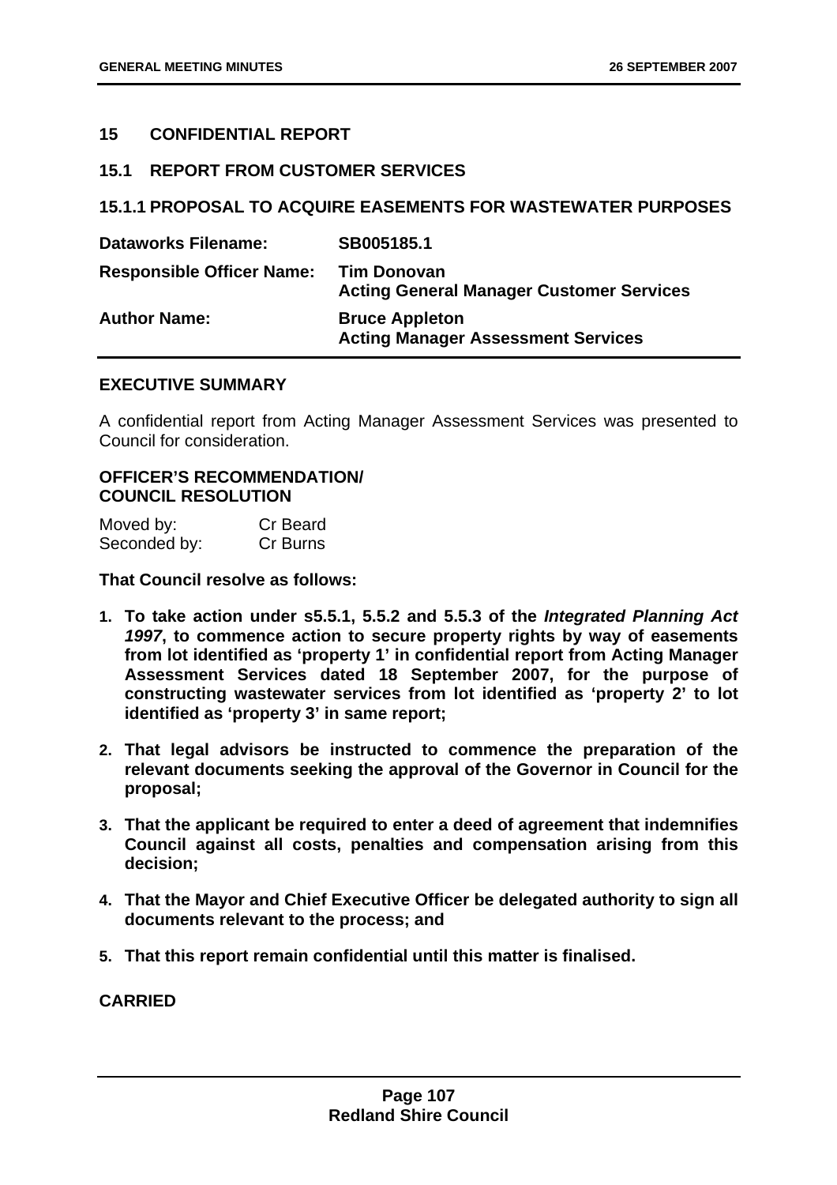## 15 CONFIDENTIAL REPORT

### 15.1 REPORT FROM CUSTOMER SERVICES

#### 15.1.1 PROPOSAL TO ACQUIRE EASEMENTS FOR WASTEWATER PURPOSES

| | |
|---|---|
| **Dataworks Filename:** | **SB005185.1** |
| **Responsible Officer Name:** | **Tim Donovan**<br>**Acting General Manager Customer Services** |
| **Author Name:** | **Bruce Appleton**<br>**Acting Manager Assessment Services** |

**EXECUTIVE SUMMARY**

A confidential report from Acting Manager Assessment Services was presented to Council for consideration.

**OFFICER'S RECOMMENDATION/ COUNCIL RESOLUTION**

Moved by: Cr Beard
Seconded by: Cr Burns

**That Council resolve as follows:**

1. **To take action under s5.5.1, 5.5.2 and 5.5.3 of the *Integrated Planning Act 1997*, to commence action to secure property rights by way of easements from lot identified as 'property 1' in confidential report from Acting Manager Assessment Services dated 18 September 2007, for the purpose of constructing wastewater services from lot identified as 'property 2' to lot identified as 'property 3' in same report;**

2. **That legal advisors be instructed to commence the preparation of the relevant documents seeking the approval of the Governor in Council for the proposal;**

3. **That the applicant be required to enter a deed of agreement that indemnifies Council against all costs, penalties and compensation arising from this decision;**

4. **That the Mayor and Chief Executive Officer be delegated authority to sign all documents relevant to the process; and**

5. **That this report remain confidential until this matter is finalised.**

**CARRIED**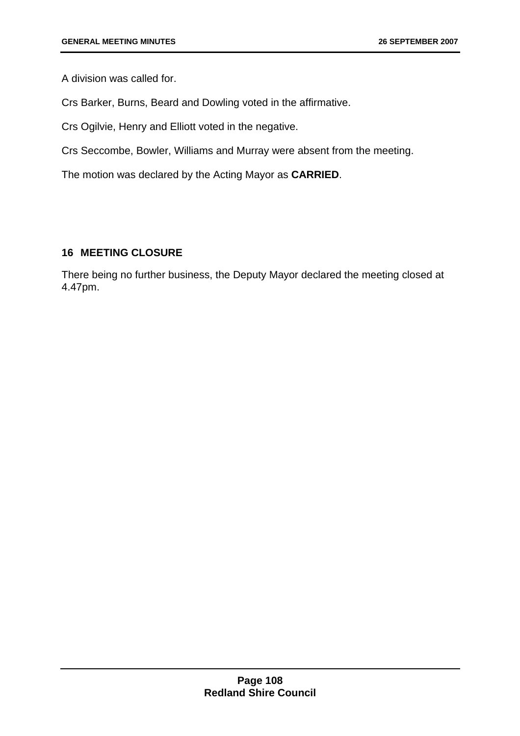A division was called for.

Crs Barker, Burns, Beard and Dowling voted in the affirmative.

Crs Ogilvie, Henry and Elliott voted in the negative.

Crs Seccombe, Bowler, Williams and Murray were absent from the meeting.

The motion was declared by the Acting Mayor as **CARRIED**.

## 16 MEETING CLOSURE

There being no further business, the Deputy Mayor declared the meeting closed at 4.47pm.